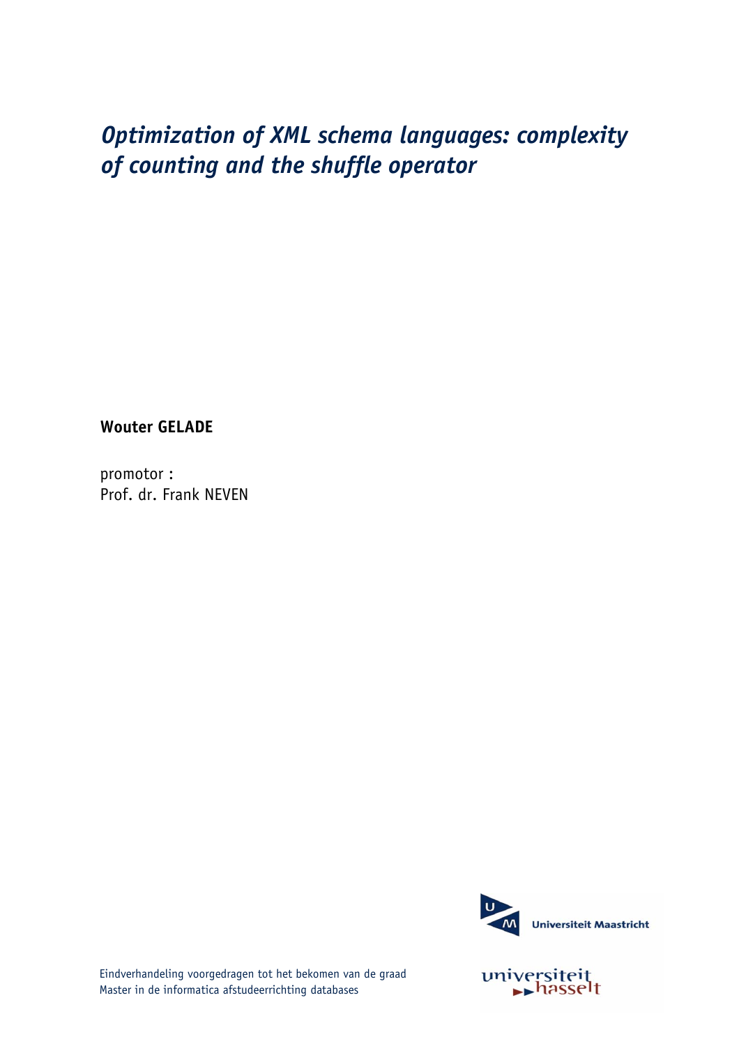# *Optimization of XML schema languages: complexity of counting and the shuffle operator*

**Wouter GELADE**

promotor :
Prof. dr. Frank NEVEN

Universiteit Maastricht

universiteit hasselt

Eindverhandeling voorgedragen tot het bekomen van de graad
Master in de informatica afstudeerrichting databases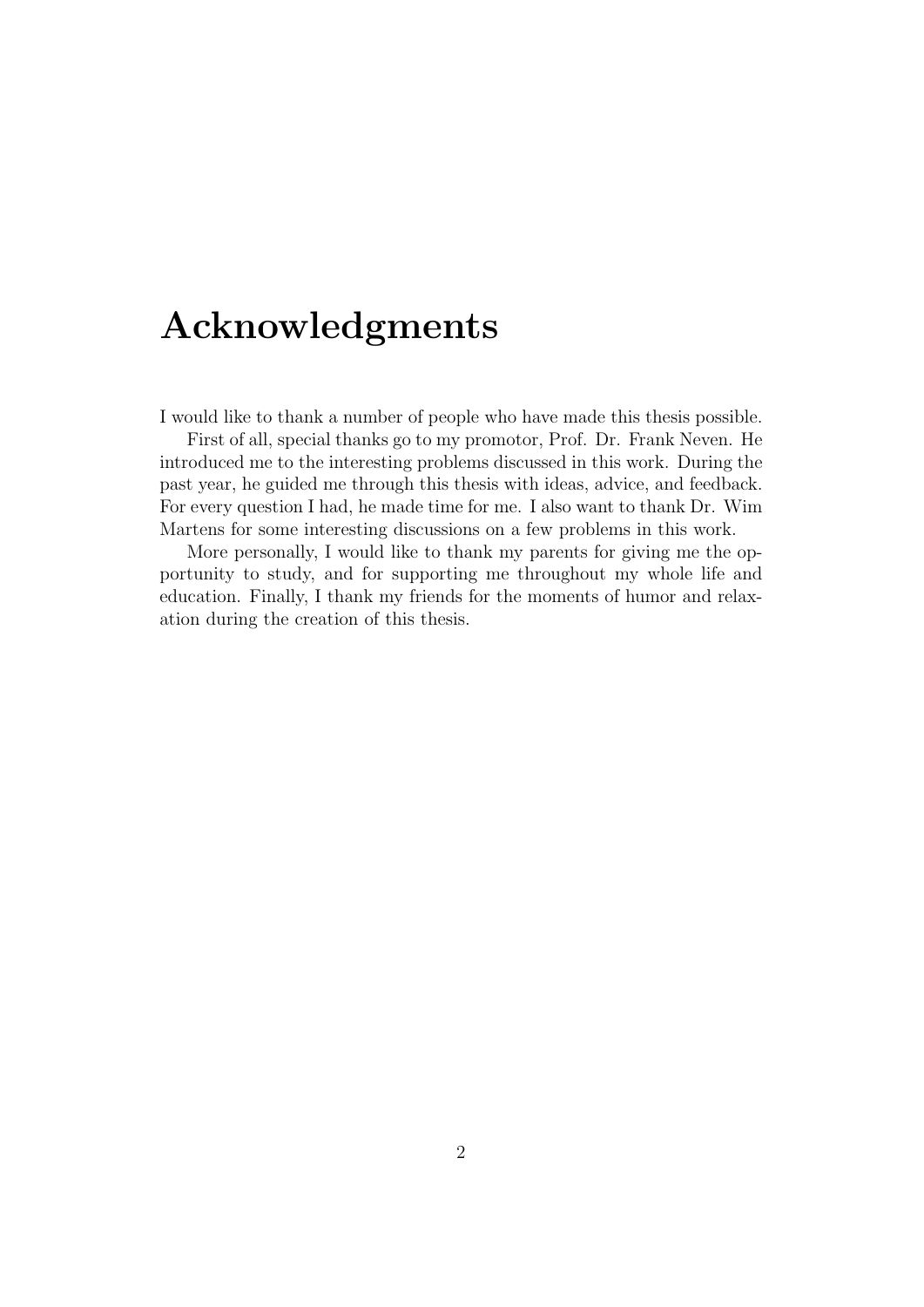# Acknowledgments

I would like to thank a number of people who have made this thesis possible.

First of all, special thanks go to my promotor, Prof. Dr. Frank Neven. He introduced me to the interesting problems discussed in this work. During the past year, he guided me through this thesis with ideas, advice, and feedback. For every question I had, he made time for me. I also want to thank Dr. Wim Martens for some interesting discussions on a few problems in this work.

More personally, I would like to thank my parents for giving me the opportunity to study, and for supporting me throughout my whole life and education. Finally, I thank my friends for the moments of humor and relaxation during the creation of this thesis.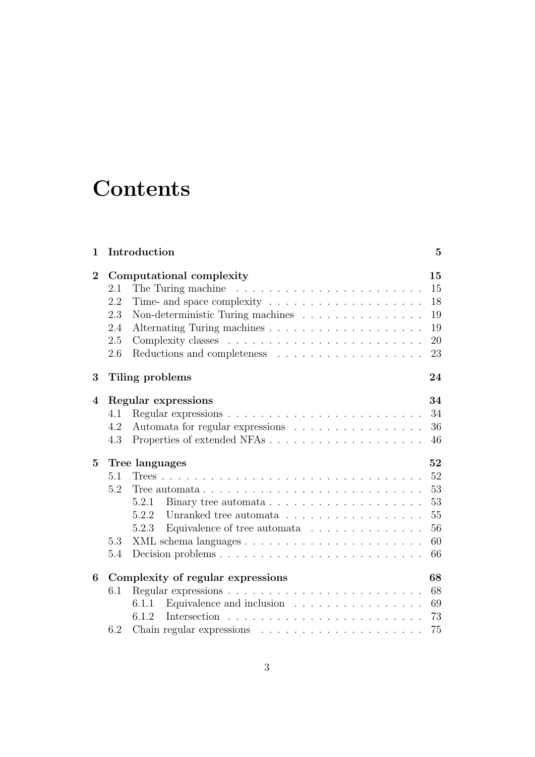# Contents

**1 Introduction** **5**

**2 Computational complexity** **15**

- 2.1 The Turing machine . . . . . . . . . . . . . . . . . . . . . . . 15
- 2.2 Time- and space complexity . . . . . . . . . . . . . . . . . . . 18
- 2.3 Non-deterministic Turing machines . . . . . . . . . . . . . . . 19
- 2.4 Alternating Turing machines . . . . . . . . . . . . . . . . . . . 19
- 2.5 Complexity classes . . . . . . . . . . . . . . . . . . . . . . . . 20
- 2.6 Reductions and completeness . . . . . . . . . . . . . . . . . . 23

**3 Tiling problems** **24**

**4 Regular expressions** **34**

- 4.1 Regular expressions . . . . . . . . . . . . . . . . . . . . . . . . 34
- 4.2 Automata for regular expressions . . . . . . . . . . . . . . . . 36
- 4.3 Properties of extended NFAs . . . . . . . . . . . . . . . . . . . 46

**5 Tree languages** **52**

- 5.1 Trees . . . . . . . . . . . . . . . . . . . . . . . . . . . . . . . . 52
- 5.2 Tree automata . . . . . . . . . . . . . . . . . . . . . . . . . . . 53
  - 5.2.1 Binary tree automata . . . . . . . . . . . . . . . . . . . 53
  - 5.2.2 Unranked tree automata . . . . . . . . . . . . . . . . . 55
  - 5.2.3 Equivalence of tree automata . . . . . . . . . . . . . . 56
- 5.3 XML schema languages . . . . . . . . . . . . . . . . . . . . . . 60
- 5.4 Decision problems . . . . . . . . . . . . . . . . . . . . . . . . . 66

**6 Complexity of regular expressions** **68**

- 6.1 Regular expressions . . . . . . . . . . . . . . . . . . . . . . . . 68
  - 6.1.1 Equivalence and inclusion . . . . . . . . . . . . . . . . 69
  - 6.1.2 Intersection . . . . . . . . . . . . . . . . . . . . . . . . 73
- 6.2 Chain regular expressions . . . . . . . . . . . . . . . . . . . . 75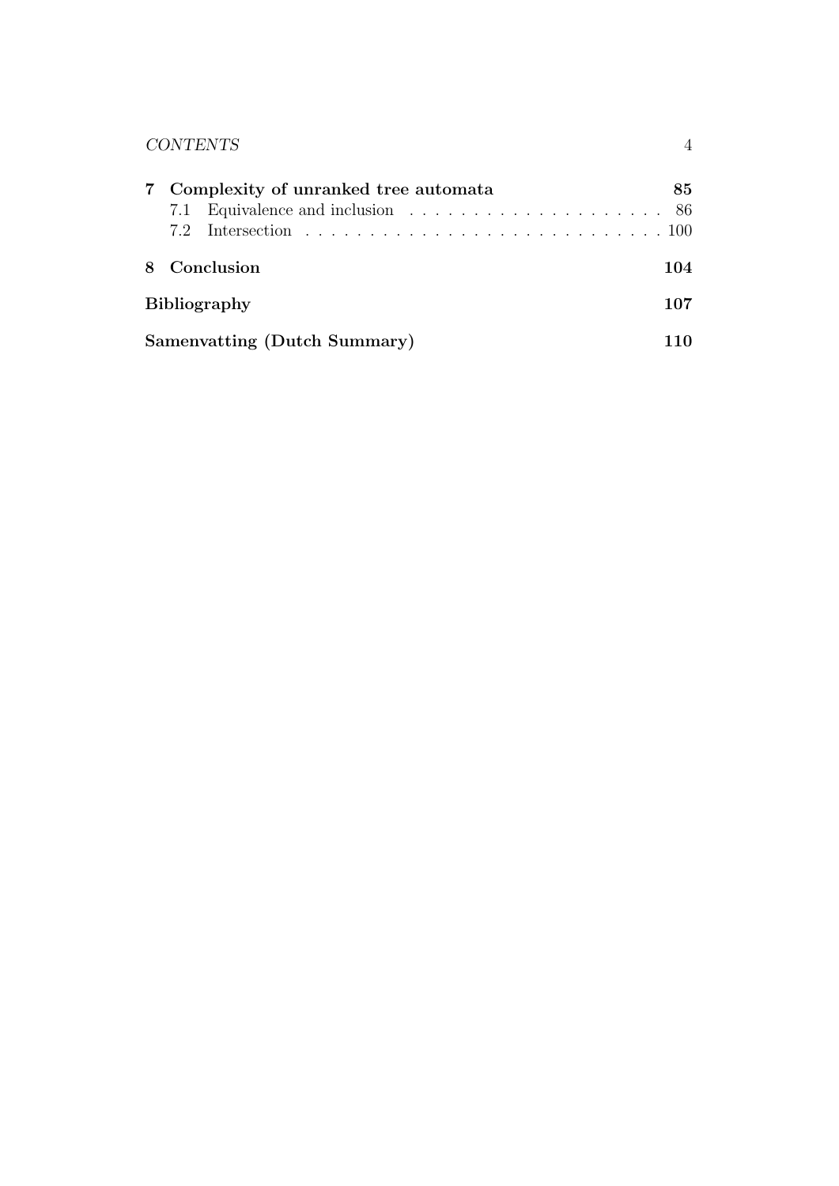**7 Complexity of unranked tree automata** — 85

- 7.1 Equivalence and inclusion — 86
- 7.2 Intersection — 100

**8 Conclusion** — 104

**Bibliography** — 107

**Samenvatting (Dutch Summary)** — 110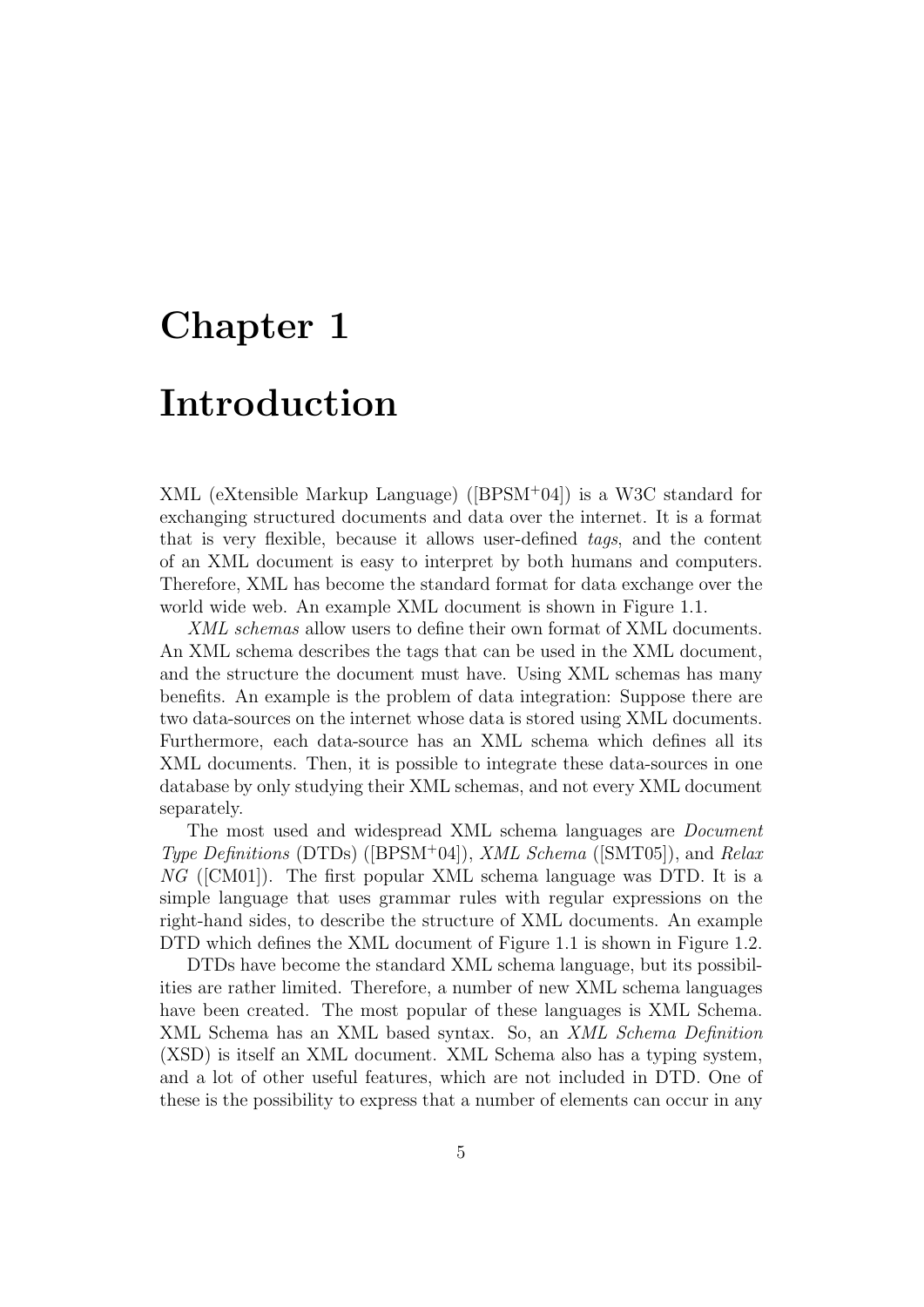# Chapter 1

# Introduction

XML (eXtensible Markup Language) ([BPSM$^+$04]) is a W3C standard for exchanging structured documents and data over the internet. It is a format that is very flexible, because it allows user-defined *tags*, and the content of an XML document is easy to interpret by both humans and computers. Therefore, XML has become the standard format for data exchange over the world wide web. An example XML document is shown in Figure 1.1.

*XML schemas* allow users to define their own format of XML documents. An XML schema describes the tags that can be used in the XML document, and the structure the document must have. Using XML schemas has many benefits. An example is the problem of data integration: Suppose there are two data-sources on the internet whose data is stored using XML documents. Furthermore, each data-source has an XML schema which defines all its XML documents. Then, it is possible to integrate these data-sources in one database by only studying their XML schemas, and not every XML document separately.

The most used and widespread XML schema languages are *Document Type Definitions* (DTDs) ([BPSM$^+$04]), *XML Schema* ([SMT05]), and *Relax NG* ([CM01]). The first popular XML schema language was DTD. It is a simple language that uses grammar rules with regular expressions on the right-hand sides, to describe the structure of XML documents. An example DTD which defines the XML document of Figure 1.1 is shown in Figure 1.2.

DTDs have become the standard XML schema language, but its possibilities are rather limited. Therefore, a number of new XML schema languages have been created. The most popular of these languages is XML Schema. XML Schema has an XML based syntax. So, an *XML Schema Definition* (XSD) is itself an XML document. XML Schema also has a typing system, and a lot of other useful features, which are not included in DTD. One of these is the possibility to express that a number of elements can occur in any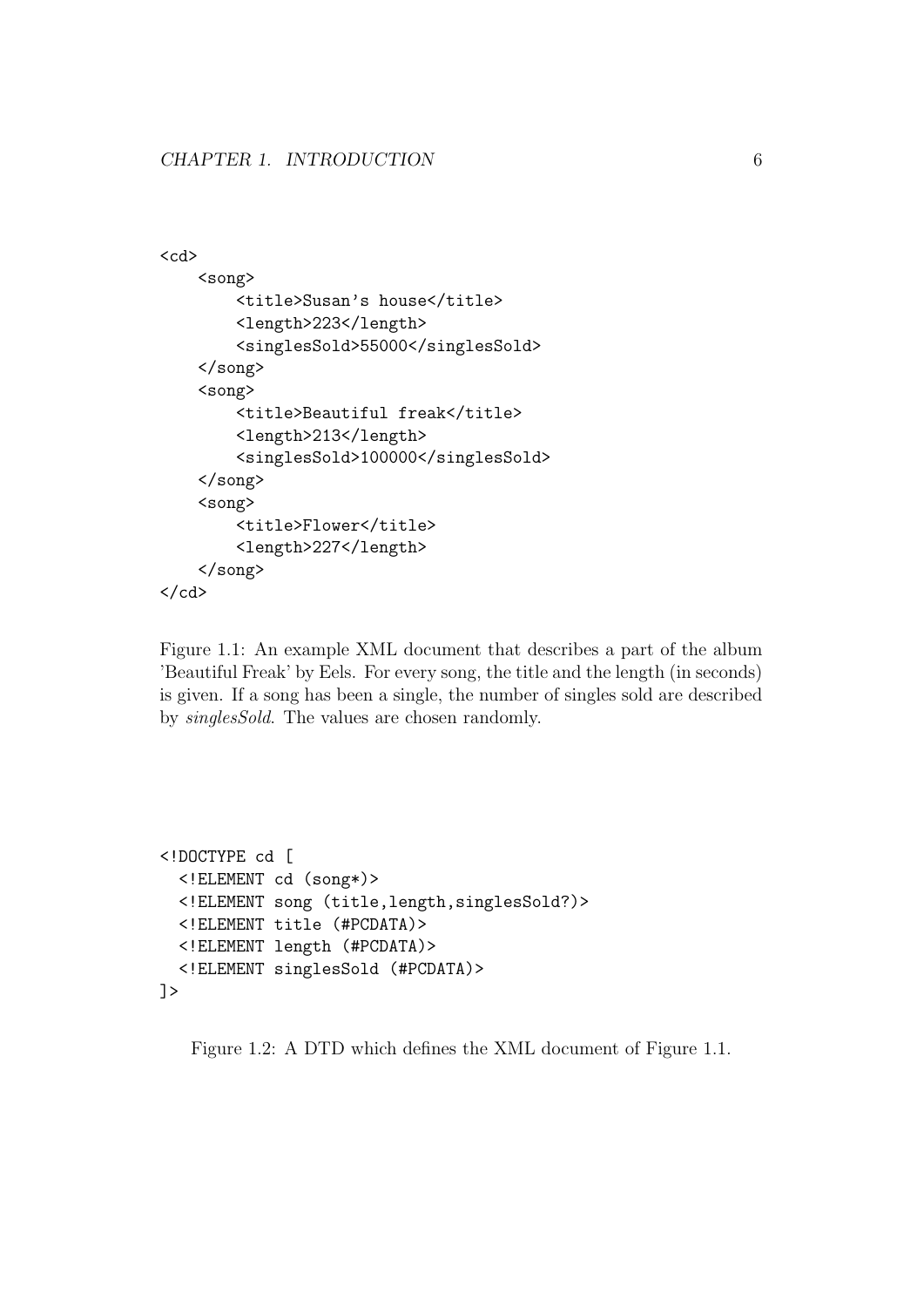```
<cd>
    <song>
        <title>Susan's house</title>
        <length>223</length>
        <singlesSold>55000</singlesSold>
    </song>
    <song>
        <title>Beautiful freak</title>
        <length>213</length>
        <singlesSold>100000</singlesSold>
    </song>
    <song>
        <title>Flower</title>
        <length>227</length>
    </song>
</cd>
```

Figure 1.1: An example XML document that describes a part of the album 'Beautiful Freak' by Eels. For every song, the title and the length (in seconds) is given. If a song has been a single, the number of singles sold are described by *singlesSold*. The values are chosen randomly.

```
<!DOCTYPE cd [
  <!ELEMENT cd (song*)>
  <!ELEMENT song (title,length,singlesSold?)>
  <!ELEMENT title (#PCDATA)>
  <!ELEMENT length (#PCDATA)>
  <!ELEMENT singlesSold (#PCDATA)>
]>
```

Figure 1.2: A DTD which defines the XML document of Figure 1.1.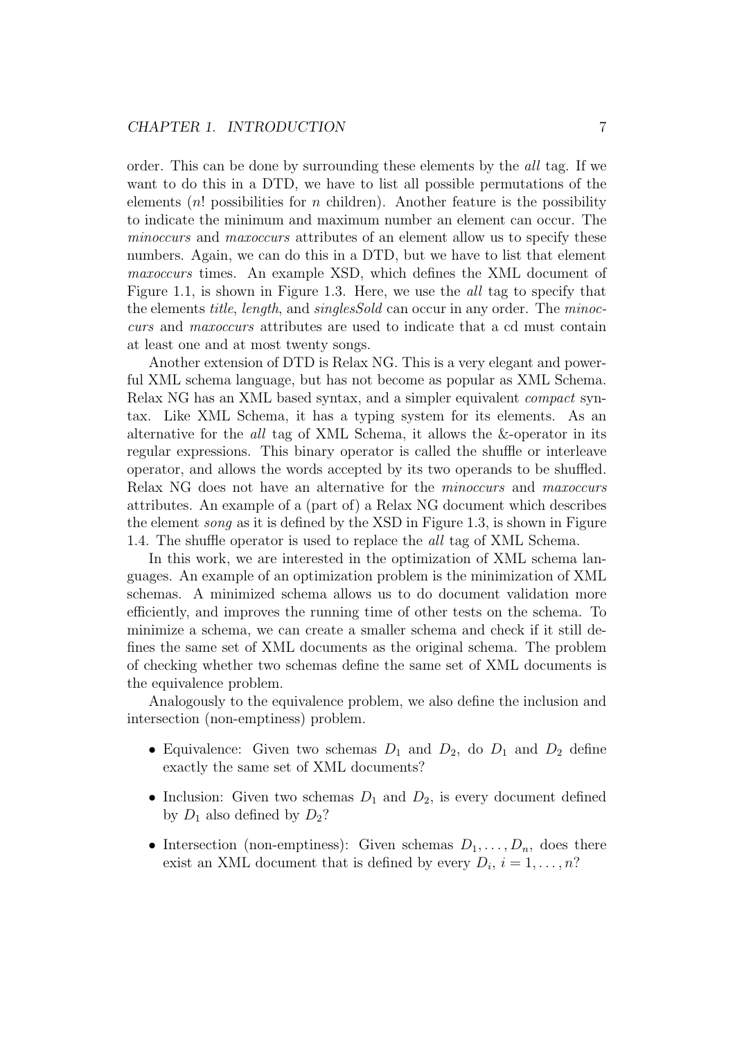order. This can be done by surrounding these elements by the *all* tag. If we want to do this in a DTD, we have to list all possible permutations of the elements ($n!$ possibilities for $n$ children). Another feature is the possibility to indicate the minimum and maximum number an element can occur. The *minoccurs* and *maxoccurs* attributes of an element allow us to specify these numbers. Again, we can do this in a DTD, but we have to list that element *maxoccurs* times. An example XSD, which defines the XML document of Figure 1.1, is shown in Figure 1.3. Here, we use the *all* tag to specify that the elements *title*, *length*, and *singlesSold* can occur in any order. The *minoccurs* and *maxoccurs* attributes are used to indicate that a cd must contain at least one and at most twenty songs.

Another extension of DTD is Relax NG. This is a very elegant and powerful XML schema language, but has not become as popular as XML Schema. Relax NG has an XML based syntax, and a simpler equivalent *compact* syntax. Like XML Schema, it has a typing system for its elements. As an alternative for the *all* tag of XML Schema, it allows the &-operator in its regular expressions. This binary operator is called the shuffle or interleave operator, and allows the words accepted by its two operands to be shuffled. Relax NG does not have an alternative for the *minoccurs* and *maxoccurs* attributes. An example of a (part of) a Relax NG document which describes the element *song* as it is defined by the XSD in Figure 1.3, is shown in Figure 1.4. The shuffle operator is used to replace the *all* tag of XML Schema.

In this work, we are interested in the optimization of XML schema languages. An example of an optimization problem is the minimization of XML schemas. A minimized schema allows us to do document validation more efficiently, and improves the running time of other tests on the schema. To minimize a schema, we can create a smaller schema and check if it still defines the same set of XML documents as the original schema. The problem of checking whether two schemas define the same set of XML documents is the equivalence problem.

Analogously to the equivalence problem, we also define the inclusion and intersection (non-emptiness) problem.

- Equivalence: Given two schemas $D_1$ and $D_2$, do $D_1$ and $D_2$ define exactly the same set of XML documents?
- Inclusion: Given two schemas $D_1$ and $D_2$, is every document defined by $D_1$ also defined by $D_2$?
- Intersection (non-emptiness): Given schemas $D_1, \ldots, D_n$, does there exist an XML document that is defined by every $D_i$, $i = 1, \ldots, n$?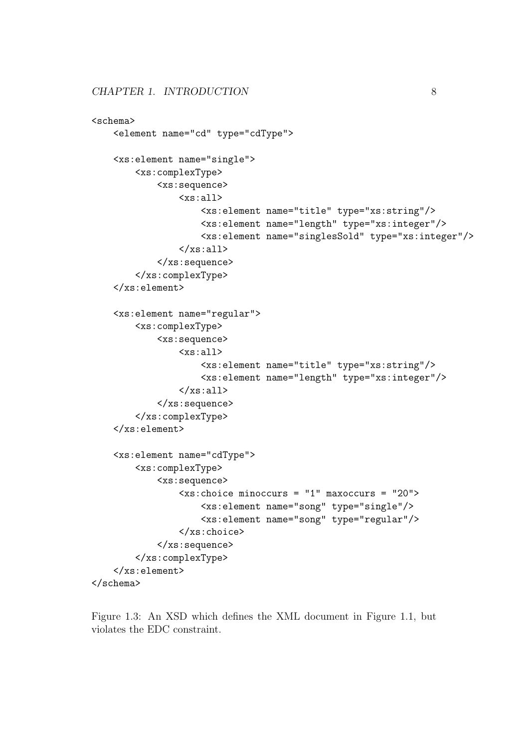```
<schema>
    <element name="cd" type="cdType">

    <xs:element name="single">
        <xs:complexType>
            <xs:sequence>
                <xs:all>
                    <xs:element name="title" type="xs:string"/>
                    <xs:element name="length" type="xs:integer"/>
                    <xs:element name="singlesSold" type="xs:integer"/>
                </xs:all>
            </xs:sequence>
        </xs:complexType>
    </xs:element>

    <xs:element name="regular">
        <xs:complexType>
            <xs:sequence>
                <xs:all>
                    <xs:element name="title" type="xs:string"/>
                    <xs:element name="length" type="xs:integer"/>
                </xs:all>
            </xs:sequence>
        </xs:complexType>
    </xs:element>

    <xs:element name="cdType">
        <xs:complexType>
            <xs:sequence>
                <xs:choice minoccurs = "1" maxoccurs = "20">
                    <xs:element name="song" type="single"/>
                    <xs:element name="song" type="regular"/>
                </xs:choice>
            </xs:sequence>
        </xs:complexType>
    </xs:element>
</schema>
```

Figure 1.3: An XSD which defines the XML document in Figure 1.1, but violates the EDC constraint.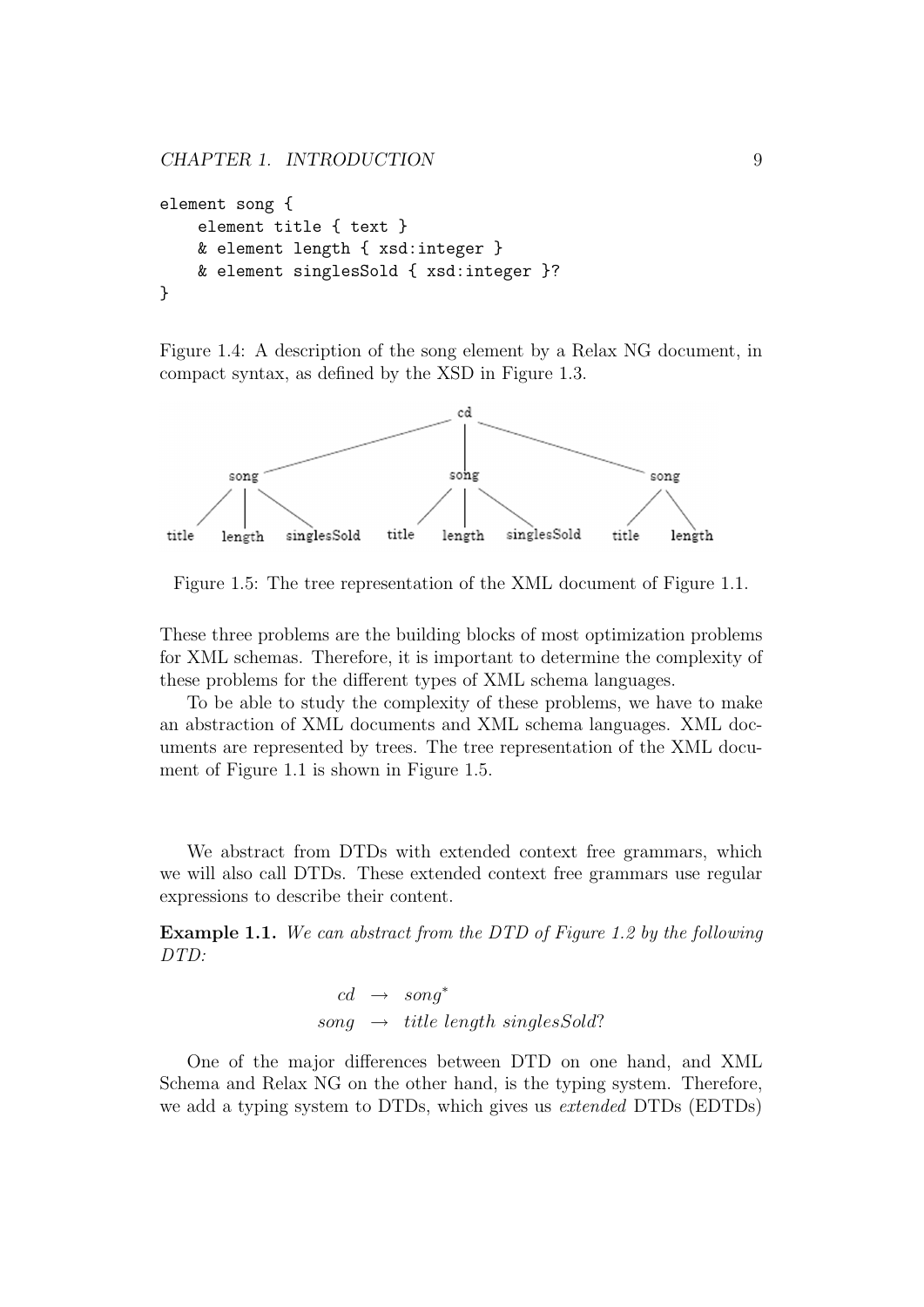```
element song {
    element title { text }
    & element length { xsd:integer }
    & element singlesSold { xsd:integer }?
}
```

Figure 1.4: A description of the song element by a Relax NG document, in compact syntax, as defined by the XSD in Figure 1.3.

Figure 1.5: The tree representation of the XML document of Figure 1.1.

These three problems are the building blocks of most optimization problems for XML schemas. Therefore, it is important to determine the complexity of these problems for the different types of XML schema languages.

To be able to study the complexity of these problems, we have to make an abstraction of XML documents and XML schema languages. XML documents are represented by trees. The tree representation of the XML document of Figure 1.1 is shown in Figure 1.5.

We abstract from DTDs with extended context free grammars, which we will also call DTDs. These extended context free grammars use regular expressions to describe their content.

**Example 1.1.** *We can abstract from the DTD of Figure 1.2 by the following DTD:*

$$\begin{aligned} cd &\rightarrow song^* \\ song &\rightarrow title\ length\ singlesSold? \end{aligned}$$

One of the major differences between DTD on one hand, and XML Schema and Relax NG on the other hand, is the typing system. Therefore, we add a typing system to DTDs, which gives us *extended* DTDs (EDTDs)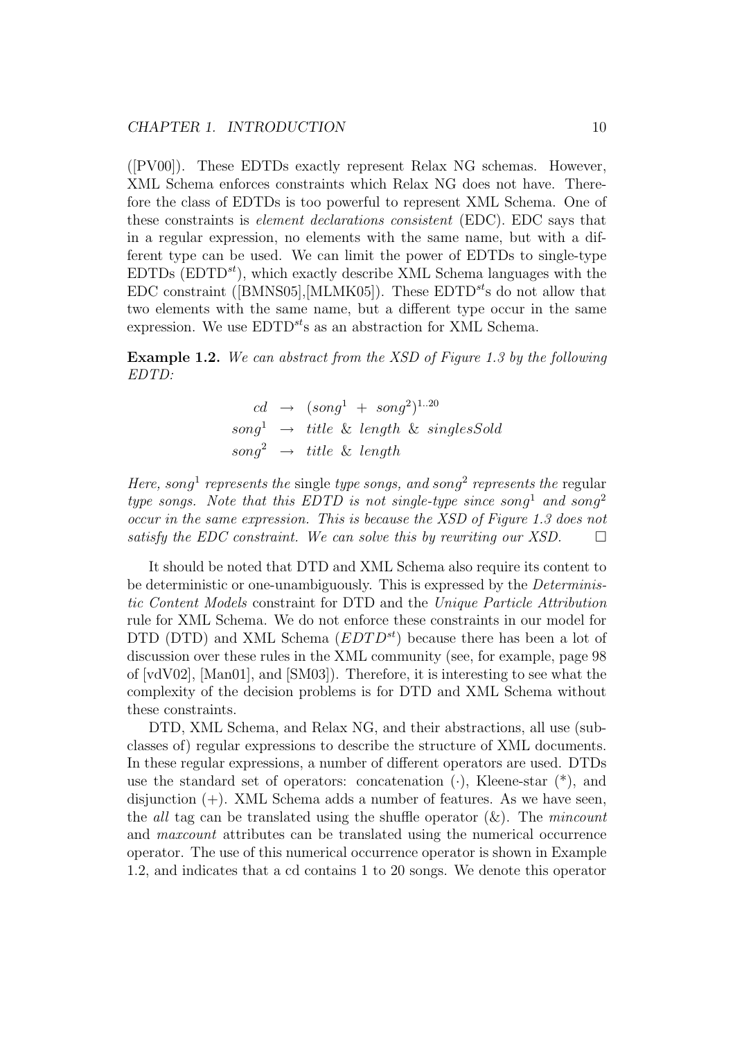([PV00]). These EDTDs exactly represent Relax NG schemas. However, XML Schema enforces constraints which Relax NG does not have. Therefore the class of EDTDs is too powerful to represent XML Schema. One of these constraints is *element declarations consistent* (EDC). EDC says that in a regular expression, no elements with the same name, but with a different type can be used. We can limit the power of EDTDs to single-type EDTDs ($\text{EDTD}^{st}$), which exactly describe XML Schema languages with the EDC constraint ([BMNS05],[MLMK05]). These $\text{EDTD}^{st}$s do not allow that two elements with the same name, but a different type occur in the same expression. We use $\text{EDTD}^{st}$s as an abstraction for XML Schema.

**Example 1.2.** *We can abstract from the XSD of Figure 1.3 by the following EDTD:*

$$
\begin{aligned}
cd &\rightarrow (song^1 \ + \ song^2)^{1..20} \\
song^1 &\rightarrow title \ \& \ length \ \& \ singlesSold \\
song^2 &\rightarrow title \ \& \ length
\end{aligned}
$$

*Here, $song^1$ represents the* single *type songs, and $song^2$ represents the* regular *type songs. Note that this EDTD is not single-type since $song^1$ and $song^2$ occur in the same expression. This is because the XSD of Figure 1.3 does not satisfy the EDC constraint. We can solve this by rewriting our XSD.* □

It should be noted that DTD and XML Schema also require its content to be deterministic or one-unambiguously. This is expressed by the *Deterministic Content Models* constraint for DTD and the *Unique Particle Attribution* rule for XML Schema. We do not enforce these constraints in our model for DTD (DTD) and XML Schema ($EDTD^{st}$) because there has been a lot of discussion over these rules in the XML community (see, for example, page 98 of [vdV02], [Man01], and [SM03]). Therefore, it is interesting to see what the complexity of the decision problems is for DTD and XML Schema without these constraints.

DTD, XML Schema, and Relax NG, and their abstractions, all use (subclasses of) regular expressions to describe the structure of XML documents. In these regular expressions, a number of different operators are used. DTDs use the standard set of operators: concatenation ($\cdot$), Kleene-star ($^*$), and disjunction ($+$). XML Schema adds a number of features. As we have seen, the *all* tag can be translated using the shuffle operator ($\&$). The *mincount* and *maxcount* attributes can be translated using the numerical occurrence operator. The use of this numerical occurrence operator is shown in Example 1.2, and indicates that a cd contains 1 to 20 songs. We denote this operator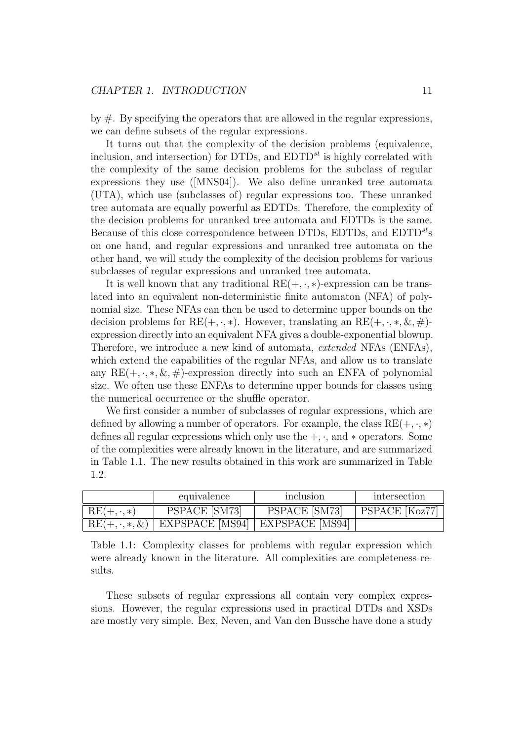by #. By specifying the operators that are allowed in the regular expressions, we can define subsets of the regular expressions.

It turns out that the complexity of the decision problems (equivalence, inclusion, and intersection) for DTDs, and EDTD$^{st}$ is highly correlated with the complexity of the same decision problems for the subclass of regular expressions they use ([MNS04]). We also define unranked tree automata (UTA), which use (subclasses of) regular expressions too. These unranked tree automata are equally powerful as EDTDs. Therefore, the complexity of the decision problems for unranked tree automata and EDTDs is the same. Because of this close correspondence between DTDs, EDTDs, and EDTD$^{st}$s on one hand, and regular expressions and unranked tree automata on the other hand, we will study the complexity of the decision problems for various subclasses of regular expressions and unranked tree automata.

It is well known that any traditional RE$(+, \cdot, *)$-expression can be translated into an equivalent non-deterministic finite automaton (NFA) of polynomial size. These NFAs can then be used to determine upper bounds on the decision problems for RE$(+, \cdot, *)$. However, translating an RE$(+, \cdot, *, \&, \#)$-expression directly into an equivalent NFA gives a double-exponential blowup. Therefore, we introduce a new kind of automata, *extended* NFAs (ENFAs), which extend the capabilities of the regular NFAs, and allow us to translate any RE$(+, \cdot, *, \&, \#)$-expression directly into such an ENFA of polynomial size. We often use these ENFAs to determine upper bounds for classes using the numerical occurrence or the shuffle operator.

We first consider a number of subclasses of regular expressions, which are defined by allowing a number of operators. For example, the class RE$(+, \cdot, *)$ defines all regular expressions which only use the $+, \cdot,$ and $*$ operators. Some of the complexities were already known in the literature, and are summarized in Table 1.1. The new results obtained in this work are summarized in Table 1.2.

| | equivalence | inclusion | intersection |
|---|---|---|---|
| RE$(+, \cdot, *)$ | PSPACE [SM73] | PSPACE [SM73] | PSPACE [Koz77] |
| RE$(+, \cdot, *, \&)$ | EXPSPACE [MS94] | EXPSPACE [MS94] | |

Table 1.1: Complexity classes for problems with regular expression which were already known in the literature. All complexities are completeness results.

These subsets of regular expressions all contain very complex expressions. However, the regular expressions used in practical DTDs and XSDs are mostly very simple. Bex, Neven, and Van den Bussche have done a study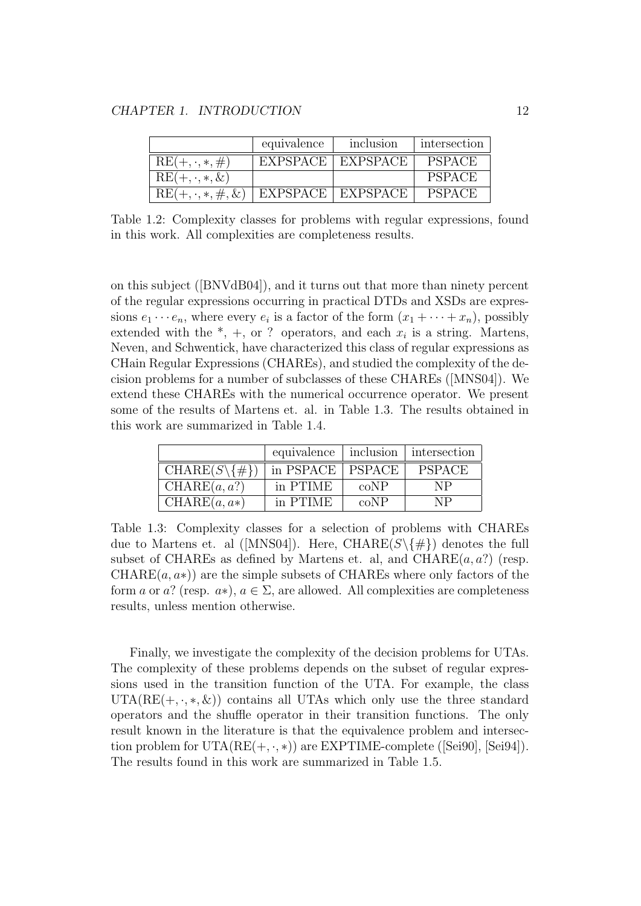|  | equivalence | inclusion | intersection |
| --- | --- | --- | --- |
| $\text{RE}(+, \cdot, *, \#)$ | EXPSPACE | EXPSPACE | PSPACE |
| $\text{RE}(+, \cdot, *, \&)$ |  |  | PSPACE |
| $\text{RE}(+, \cdot, *, \#, \&)$ | EXPSPACE | EXPSPACE | PSPACE |

Table 1.2: Complexity classes for problems with regular expressions, found in this work. All complexities are completeness results.

on this subject ([BNVdB04]), and it turns out that more than ninety percent of the regular expressions occurring in practical DTDs and XSDs are expressions $e_1 \cdots e_n$, where every $e_i$ is a factor of the form $(x_1 + \cdots + x_n)$, possibly extended with the $^*$, $+$, or ? operators, and each $x_i$ is a string. Martens, Neven, and Schwentick, have characterized this class of regular expressions as CHain Regular Expressions (CHAREs), and studied the complexity of the decision problems for a number of subclasses of these CHAREs ([MNS04]). We extend these CHAREs with the numerical occurrence operator. We present some of the results of Martens et. al. in Table 1.3. The results obtained in this work are summarized in Table 1.4.

|  | equivalence | inclusion | intersection |
| --- | --- | --- | --- |
| $\text{CHARE}(S\backslash\{\#\})$ | in PSPACE | PSPACE | PSPACE |
| $\text{CHARE}(a, a?)$ | in PTIME | coNP | NP |
| $\text{CHARE}(a, a*)$ | in PTIME | coNP | NP |

Table 1.3: Complexity classes for a selection of problems with CHAREs due to Martens et. al ([MNS04]). Here, $\text{CHARE}(S\backslash\{\#\})$ denotes the full subset of CHAREs as defined by Martens et. al, and $\text{CHARE}(a, a?)$ (resp. $\text{CHARE}(a, a*)$) are the simple subsets of CHAREs where only factors of the form $a$ or $a?$ (resp. $a*$), $a \in \Sigma$, are allowed. All complexities are completeness results, unless mention otherwise.

Finally, we investigate the complexity of the decision problems for UTAs. The complexity of these problems depends on the subset of regular expressions used in the transition function of the UTA. For example, the class $\text{UTA}(\text{RE}(+, \cdot, *, \&))$ contains all UTAs which only use the three standard operators and the shuffle operator in their transition functions. The only result known in the literature is that the equivalence problem and intersection problem for $\text{UTA}(\text{RE}(+, \cdot, *))$ are EXPTIME-complete ([Sei90], [Sei94]). The results found in this work are summarized in Table 1.5.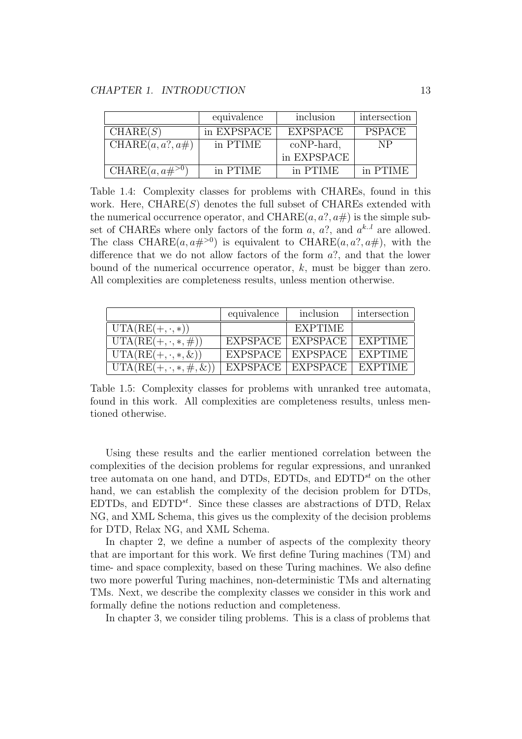| | equivalence | inclusion | intersection |
|---|---|---|---|
| CHARE($S$) | in EXPSPACE | EXPSPACE | PSPACE |
| CHARE($a, a?, a\#$) | in PTIME | coNP-hard, in EXPSPACE | NP |
| CHARE($a, a\#^{>0}$) | in PTIME | in PTIME | in PTIME |

Table 1.4: Complexity classes for problems with CHAREs, found in this work. Here, CHARE($S$) denotes the full subset of CHAREs extended with the numerical occurrence operator, and CHARE($a, a?, a\#$) is the simple subset of CHAREs where only factors of the form $a$, $a?$, and $a^{k..l}$ are allowed. The class CHARE($a, a\#^{>0}$) is equivalent to CHARE($a, a?, a\#$), with the difference that we do not allow factors of the form $a?$, and that the lower bound of the numerical occurrence operator, $k$, must be bigger than zero. All complexities are completeness results, unless mention otherwise.

| | equivalence | inclusion | intersection |
|---|---|---|---|
| UTA(RE($+, \cdot, *$)) | | EXPTIME | |
| UTA(RE($+, \cdot, *, \#$)) | EXPSPACE | EXPSPACE | EXPTIME |
| UTA(RE($+, \cdot, *, \&$)) | EXPSPACE | EXPSPACE | EXPTIME |
| UTA(RE($+, \cdot, *, \#, \&$)) | EXPSPACE | EXPSPACE | EXPTIME |

Table 1.5: Complexity classes for problems with unranked tree automata, found in this work. All complexities are completeness results, unless mentioned otherwise.

Using these results and the earlier mentioned correlation between the complexities of the decision problems for regular expressions, and unranked tree automata on one hand, and DTDs, EDTDs, and EDTD$^{st}$ on the other hand, we can establish the complexity of the decision problem for DTDs, EDTDs, and EDTD$^{st}$. Since these classes are abstractions of DTD, Relax NG, and XML Schema, this gives us the complexity of the decision problems for DTD, Relax NG, and XML Schema.

In chapter 2, we define a number of aspects of the complexity theory that are important for this work. We first define Turing machines (TM) and time- and space complexity, based on these Turing machines. We also define two more powerful Turing machines, non-deterministic TMs and alternating TMs. Next, we describe the complexity classes we consider in this work and formally define the notions reduction and completeness.

In chapter 3, we consider tiling problems. This is a class of problems that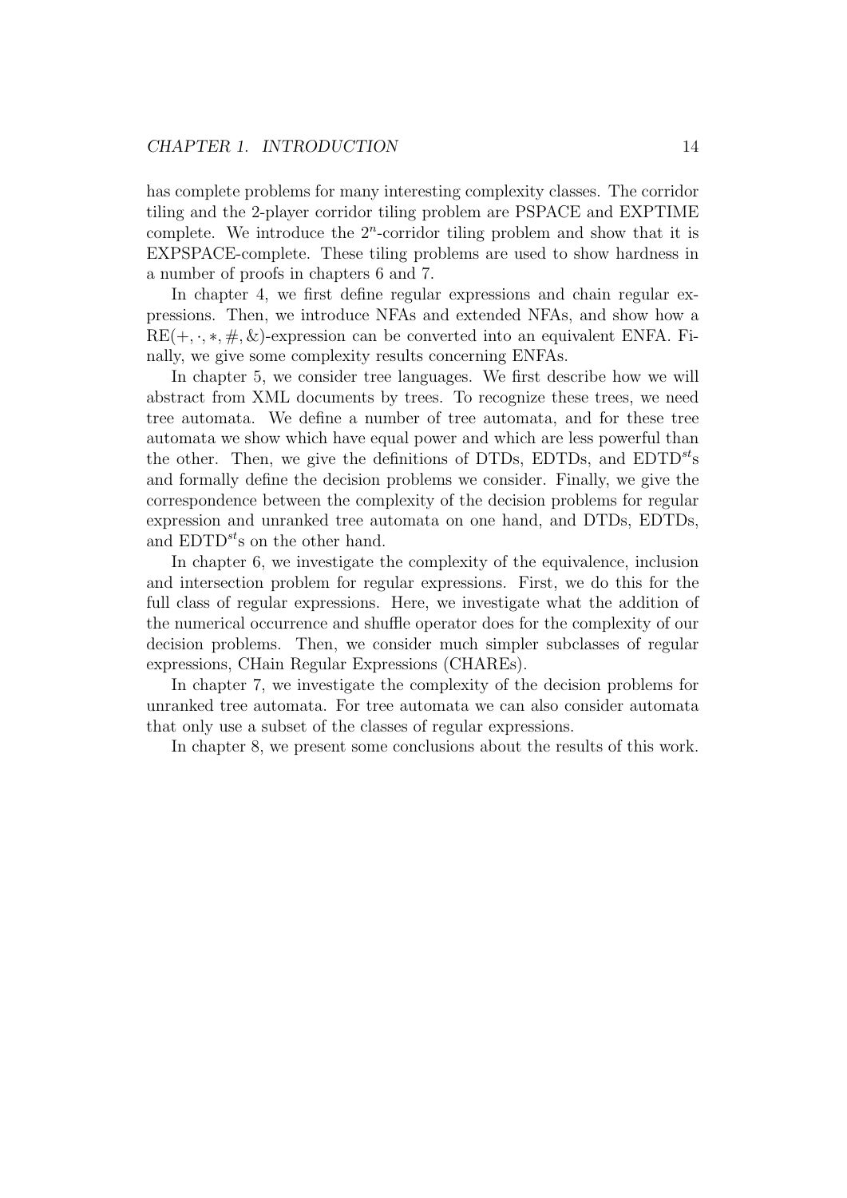has complete problems for many interesting complexity classes. The corridor tiling and the 2-player corridor tiling problem are PSPACE and EXPTIME complete. We introduce the $2^n$-corridor tiling problem and show that it is EXPSPACE-complete. These tiling problems are used to show hardness in a number of proofs in chapters 6 and 7.

In chapter 4, we first define regular expressions and chain regular expressions. Then, we introduce NFAs and extended NFAs, and show how a $\text{RE}(+, \cdot, *, \#, \&)$-expression can be converted into an equivalent ENFA. Finally, we give some complexity results concerning ENFAs.

In chapter 5, we consider tree languages. We first describe how we will abstract from XML documents by trees. To recognize these trees, we need tree automata. We define a number of tree automata, and for these tree automata we show which have equal power and which are less powerful than the other. Then, we give the definitions of DTDs, EDTDs, and $\text{EDTD}^{st}$s and formally define the decision problems we consider. Finally, we give the correspondence between the complexity of the decision problems for regular expression and unranked tree automata on one hand, and DTDs, EDTDs, and $\text{EDTD}^{st}$s on the other hand.

In chapter 6, we investigate the complexity of the equivalence, inclusion and intersection problem for regular expressions. First, we do this for the full class of regular expressions. Here, we investigate what the addition of the numerical occurrence and shuffle operator does for the complexity of our decision problems. Then, we consider much simpler subclasses of regular expressions, CHain Regular Expressions (CHAREs).

In chapter 7, we investigate the complexity of the decision problems for unranked tree automata. For tree automata we can also consider automata that only use a subset of the classes of regular expressions.

In chapter 8, we present some conclusions about the results of this work.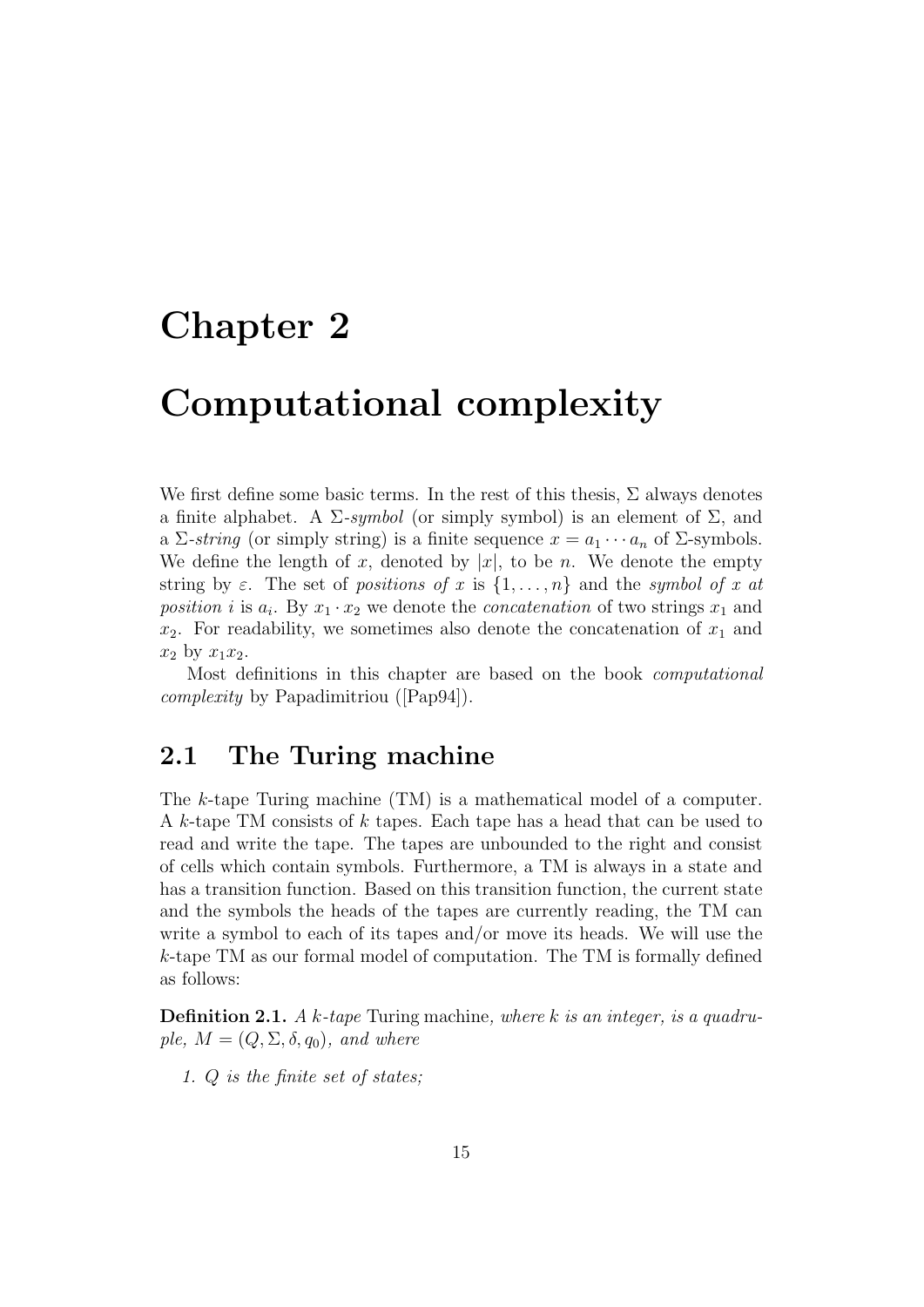# Chapter 2

# Computational complexity

We first define some basic terms. In the rest of this thesis, $\Sigma$ always denotes a finite alphabet. A $\Sigma$-*symbol* (or simply symbol) is an element of $\Sigma$, and a $\Sigma$-*string* (or simply string) is a finite sequence $x = a_1 \cdots a_n$ of $\Sigma$-symbols. We define the length of $x$, denoted by $|x|$, to be $n$. We denote the empty string by $\varepsilon$. The set of *positions of* $x$ is $\{1, \dots, n\}$ and the *symbol of* $x$ *at position* $i$ is $a_i$. By $x_1 \cdot x_2$ we denote the *concatenation* of two strings $x_1$ and $x_2$. For readability, we sometimes also denote the concatenation of $x_1$ and $x_2$ by $x_1 x_2$.

Most definitions in this chapter are based on the book *computational complexity* by Papadimitriou ([Pap94]).

## 2.1 The Turing machine

The $k$-tape Turing machine (TM) is a mathematical model of a computer. A $k$-tape TM consists of $k$ tapes. Each tape has a head that can be used to read and write the tape. The tapes are unbounded to the right and consist of cells which contain symbols. Furthermore, a TM is always in a state and has a transition function. Based on this transition function, the current state and the symbols the heads of the tapes are currently reading, the TM can write a symbol to each of its tapes and/or move its heads. We will use the $k$-tape TM as our formal model of computation. The TM is formally defined as follows:

**Definition 2.1.** *A $k$-tape* Turing machine*, where $k$ is an integer, is a quadruple, $M = (Q, \Sigma, \delta, q_0)$, and where*

1. *$Q$ is the finite set of states;*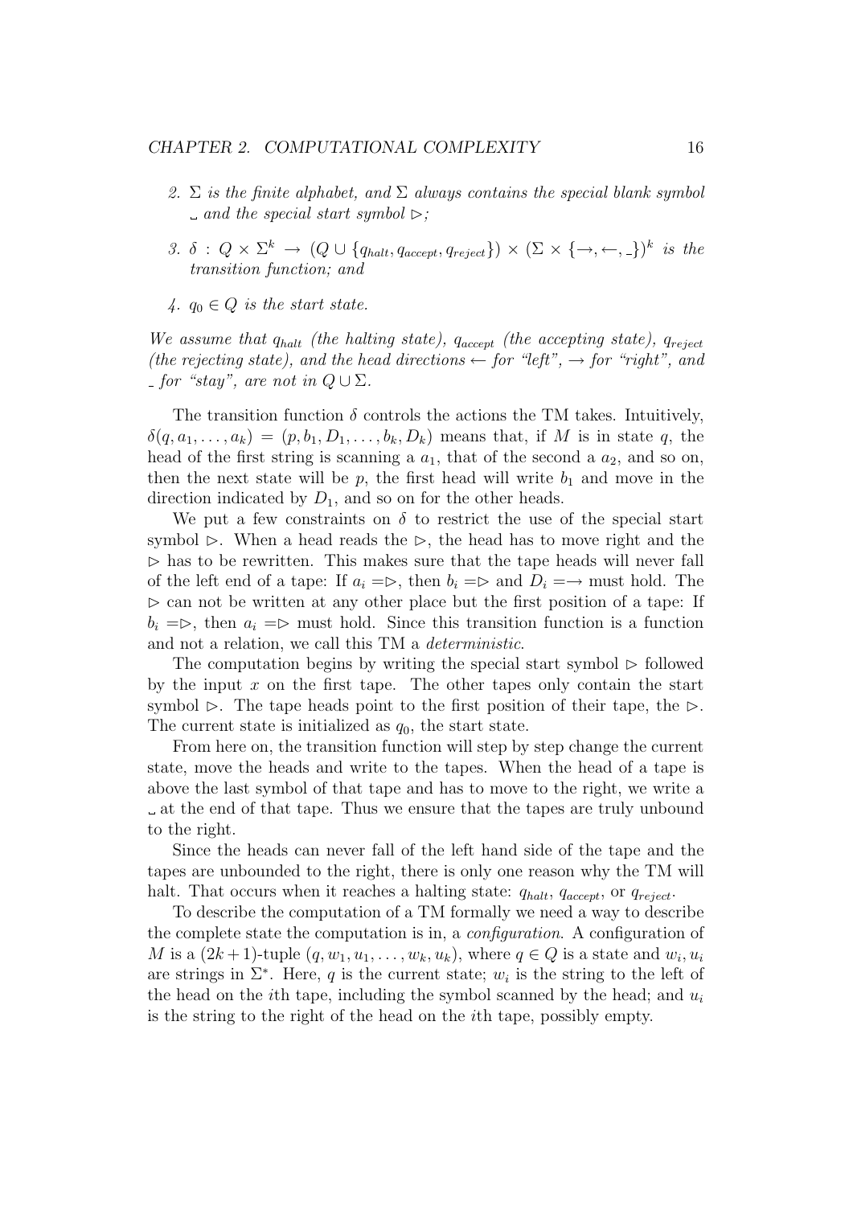2. *$\Sigma$ is the finite alphabet, and $\Sigma$ always contains the special blank symbol $\_$ and the special start symbol $\triangleright$;*

3. *$\delta : Q \times \Sigma^k \rightarrow (Q \cup \{q_{halt}, q_{accept}, q_{reject}\}) \times (\Sigma \times \{\rightarrow, \leftarrow, \_\})^k$ is the transition function; and*

4. *$q_0 \in Q$ is the start state.*

*We assume that $q_{halt}$ (the halting state), $q_{accept}$ (the accepting state), $q_{reject}$ (the rejecting state), and the head directions $\leftarrow$ for "left", $\rightarrow$ for "right", and $\_$ for "stay", are not in $Q \cup \Sigma$.*

The transition function $\delta$ controls the actions the TM takes. Intuitively, $\delta(q, a_1, \ldots, a_k) = (p, b_1, D_1, \ldots, b_k, D_k)$ means that, if $M$ is in state $q$, the head of the first string is scanning a $a_1$, that of the second a $a_2$, and so on, then the next state will be $p$, the first head will write $b_1$ and move in the direction indicated by $D_1$, and so on for the other heads.

We put a few constraints on $\delta$ to restrict the use of the special start symbol $\triangleright$. When a head reads the $\triangleright$, the head has to move right and the $\triangleright$ has to be rewritten. This makes sure that the tape heads will never fall of the left end of a tape: If $a_i = \triangleright$, then $b_i = \triangleright$ and $D_i = \rightarrow$ must hold. The $\triangleright$ can not be written at any other place but the first position of a tape: If $b_i = \triangleright$, then $a_i = \triangleright$ must hold. Since this transition function is a function and not a relation, we call this TM a *deterministic*.

The computation begins by writing the special start symbol $\triangleright$ followed by the input $x$ on the first tape. The other tapes only contain the start symbol $\triangleright$. The tape heads point to the first position of their tape, the $\triangleright$. The current state is initialized as $q_0$, the start state.

From here on, the transition function will step by step change the current state, move the heads and write to the tapes. When the head of a tape is above the last symbol of that tape and has to move to the right, we write a $\_$ at the end of that tape. Thus we ensure that the tapes are truly unbound to the right.

Since the heads can never fall of the left hand side of the tape and the tapes are unbounded to the right, there is only one reason why the TM will halt. That occurs when it reaches a halting state: $q_{halt}$, $q_{accept}$, or $q_{reject}$.

To describe the computation of a TM formally we need a way to describe the complete state the computation is in, a *configuration*. A configuration of $M$ is a $(2k+1)$-tuple $(q, w_1, u_1, \ldots, w_k, u_k)$, where $q \in Q$ is a state and $w_i, u_i$ are strings in $\Sigma^*$. Here, $q$ is the current state; $w_i$ is the string to the left of the head on the $i$th tape, including the symbol scanned by the head; and $u_i$ is the string to the right of the head on the $i$th tape, possibly empty.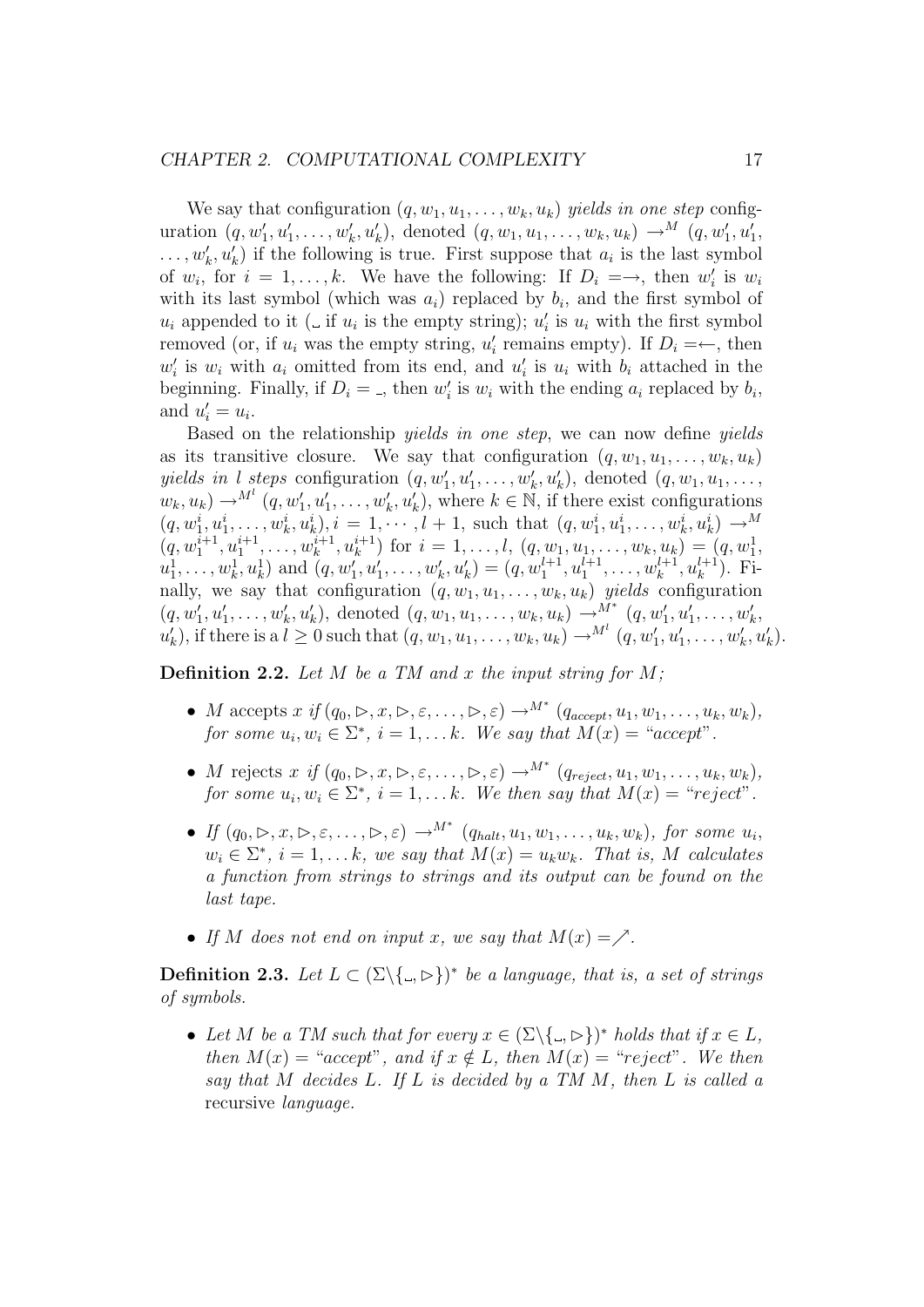We say that configuration $(q, w_1, u_1, \ldots, w_k, u_k)$ *yields in one step* configuration $(q, w_1', u_1', \ldots, w_k', u_k')$, denoted $(q, w_1, u_1, \ldots, w_k, u_k) \rightarrow^M (q, w_1', u_1', \ldots, w_k', u_k')$ if the following is true. First suppose that $a_i$ is the last symbol of $w_i$, for $i = 1, \ldots, k$. We have the following: If $D_i = \rightarrow$, then $w_i'$ is $w_i$ with its last symbol (which was $a_i$) replaced by $b_i$, and the first symbol of $u_i$ appended to it ($\sqcup$ if $u_i$ is the empty string); $u_i'$ is $u_i$ with the first symbol removed (or, if $u_i$ was the empty string, $u_i'$ remains empty). If $D_i = \leftarrow$, then $w_i'$ is $w_i$ with $a_i$ omitted from its end, and $u_i'$ is $u_i$ with $b_i$ attached in the beginning. Finally, if $D_i = \sqcup$, then $w_i'$ is $w_i$ with the ending $a_i$ replaced by $b_i$, and $u_i' = u_i$.

Based on the relationship *yields in one step*, we can now define *yields* as its transitive closure. We say that configuration $(q, w_1, u_1, \ldots, w_k, u_k)$ *yields in $l$ steps* configuration $(q, w_1', u_1', \ldots, w_k', u_k')$, denoted $(q, w_1, u_1, \ldots, w_k, u_k) \rightarrow^{M^l} (q, w_1', u_1', \ldots, w_k', u_k')$, where $k \in \mathbb{N}$, if there exist configurations $(q, w_1^i, u_1^i, \ldots, w_k^i, u_k^i), i = 1, \cdots, l+1$, such that $(q, w_1^i, u_1^i, \ldots, w_k^i, u_k^i) \rightarrow^M (q, w_1^{i+1}, u_1^{i+1}, \ldots, w_k^{i+1}, u_k^{i+1})$ for $i = 1, \ldots, l$, $(q, w_1, u_1, \ldots, w_k, u_k) = (q, w_1^1, u_1^1, \ldots, w_k^1, u_k^1)$ and $(q, w_1', u_1', \ldots, w_k', u_k') = (q, w_1^{l+1}, u_1^{l+1}, \ldots, w_k^{l+1}, u_k^{l+1})$. Finally, we say that configuration $(q, w_1, u_1, \ldots, w_k, u_k)$ *yields* configuration $(q, w_1', u_1', \ldots, w_k', u_k')$, denoted $(q, w_1, u_1, \ldots, w_k, u_k) \rightarrow^{M^*} (q, w_1', u_1', \ldots, w_k', u_k')$, if there is a $l \geq 0$ such that $(q, w_1, u_1, \ldots, w_k, u_k) \rightarrow^{M^l} (q, w_1', u_1', \ldots, w_k', u_k')$.

**Definition 2.2.** *Let $M$ be a TM and $x$ the input string for $M$;*

- *$M$* accepts *$x$ if $(q_0, \rhd, x, \rhd, \varepsilon, \ldots, \rhd, \varepsilon) \rightarrow^{M^*} (q_{accept}, u_1, w_1, \ldots, u_k, w_k)$, for some $u_i, w_i \in \Sigma^*$, $i = 1, \ldots k$. We say that $M(x) =$ "accept".*
- *$M$* rejects *$x$ if $(q_0, \rhd, x, \rhd, \varepsilon, \ldots, \rhd, \varepsilon) \rightarrow^{M^*} (q_{reject}, u_1, w_1, \ldots, u_k, w_k)$, for some $u_i, w_i \in \Sigma^*$, $i = 1, \ldots k$. We then say that $M(x) =$ "reject".*
- *If $(q_0, \rhd, x, \rhd, \varepsilon, \ldots, \rhd, \varepsilon) \rightarrow^{M^*} (q_{halt}, u_1, w_1, \ldots, u_k, w_k)$, for some $u_i$, $w_i \in \Sigma^*$, $i = 1, \ldots k$, we say that $M(x) = u_k w_k$. That is, $M$ calculates a function from strings to strings and its output can be found on the last tape.*
- *If $M$ does not end on input $x$, we say that $M(x) = \nearrow$.*

**Definition 2.3.** *Let $L \subset (\Sigma \backslash \{\sqcup, \rhd\})^*$ be a language, that is, a set of strings of symbols.*

- *Let $M$ be a TM such that for every $x \in (\Sigma \backslash \{\sqcup, \rhd\})^*$ holds that if $x \in L$, then $M(x) =$ "accept", and if $x \notin L$, then $M(x) =$ "reject". We then say that $M$ decides $L$. If $L$ is decided by a TM $M$, then $L$ is called a* recursive *language.*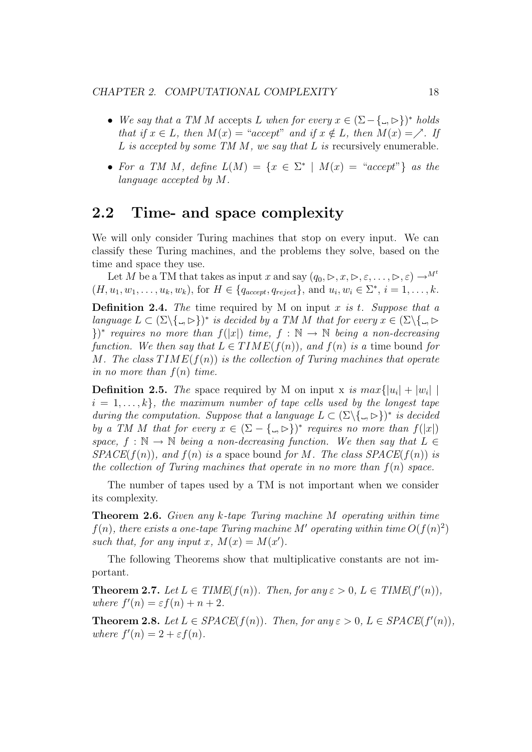- *We say that a TM M* accepts *L when for every $x \in (\Sigma - \{\llcorner, \triangleright\})^*$ holds that if $x \in L$, then $M(x) =$ "accept" and if $x \notin L$, then $M(x) = \nearrow$. If L is accepted by some TM M, we say that L is* recursively enumerable.
- *For a TM M, define $L(M) = \{x \in \Sigma^* \mid M(x) = \text{"accept"}\}$ as the language accepted by M.*

## 2.2 Time- and space complexity

We will only consider Turing machines that stop on every input. We can classify these Turing machines, and the problems they solve, based on the time and space they use.

Let $M$ be a TM that takes as input $x$ and say $(q_0, \triangleright, x, \triangleright, \varepsilon, \dots, \triangleright, \varepsilon) \rightarrow^{M^t} (H, u_1, w_1, \dots, u_k, w_k)$, for $H \in \{q_{accept}, q_{reject}\}$, and $u_i, w_i \in \Sigma^*$, $i = 1, \dots, k$.

**Definition 2.4.** *The* time required by M on input *x is t. Suppose that a language $L \subset (\Sigma \backslash \{\llcorner, \triangleright\})^*$ is decided by a TM M that for every $x \in (\Sigma \backslash \{\llcorner, \triangleright\})^*$ requires no more than $f(|x|)$ time, $f : \mathbb{N} \rightarrow \mathbb{N}$ being a non-decreasing function. We then say that $L \in TIME(f(n))$, and $f(n)$ is a* time bound *for M. The class $TIME(f(n))$ is the collection of Turing machines that operate in no more than $f(n)$ time.*

**Definition 2.5.** *The* space required by M on input x *is $max\{|u_i| + |w_i| \mid i = 1, \dots, k\}$, the maximum number of tape cells used by the longest tape during the computation. Suppose that a language $L \subset (\Sigma \backslash \{\llcorner, \triangleright\})^*$ is decided by a TM M that for every $x \in (\Sigma - \{\llcorner, \triangleright\})^*$ requires no more than $f(|x|)$ space, $f : \mathbb{N} \rightarrow \mathbb{N}$ being a non-decreasing function. We then say that $L \in SPACE(f(n))$, and $f(n)$ is a* space bound *for M. The class $SPACE(f(n))$ is the collection of Turing machines that operate in no more than $f(n)$ space.*

The number of tapes used by a TM is not important when we consider its complexity.

**Theorem 2.6.** *Given any k-tape Turing machine M operating within time $f(n)$, there exists a one-tape Turing machine $M'$ operating within time $O(f(n)^2)$ such that, for any input x, $M(x) = M(x')$.*

The following Theorems show that multiplicative constants are not important.

**Theorem 2.7.** *Let $L \in TIME(f(n))$. Then, for any $\varepsilon > 0$, $L \in TIME(f'(n))$, where $f'(n) = \varepsilon f(n) + n + 2$.*

**Theorem 2.8.** *Let $L \in SPACE(f(n))$. Then, for any $\varepsilon > 0$, $L \in SPACE(f'(n))$, where $f'(n) = 2 + \varepsilon f(n)$.*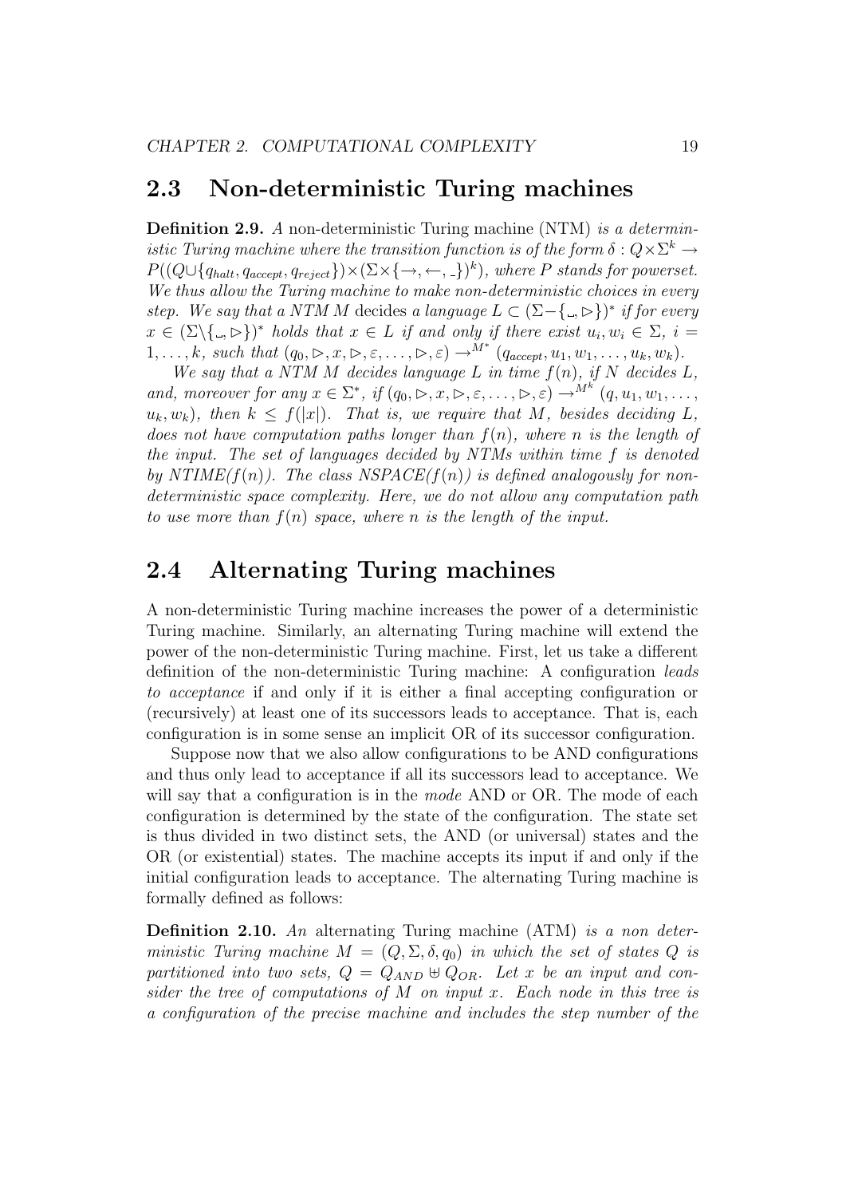## 2.3 Non-deterministic Turing machines

**Definition 2.9.** *A* non-deterministic Turing machine (NTM) *is a deterministic Turing machine where the transition function is of the form* $\delta : Q \times \Sigma^k \to P((Q \cup \{q_{halt}, q_{accept}, q_{reject}\}) \times (\Sigma \times \{\to, \leftarrow, \_\})^k)$*, where* $P$ *stands for powerset. We thus allow the Turing machine to make non-deterministic choices in every step. We say that a NTM* $M$ decides *a language* $L \subset (\Sigma - \{\textvisiblespace, \rhd\})^*$ *if for every* $x \in (\Sigma \backslash \{\textvisiblespace, \rhd\})^*$ *holds that* $x \in L$ *if and only if there exist* $u_i, w_i \in \Sigma$*,* $i = 1, \ldots, k$*, such that* $(q_0, \rhd, x, \rhd, \varepsilon, \ldots, \rhd, \varepsilon) \to^{M^*} (q_{accept}, u_1, w_1, \ldots, u_k, w_k)$*.*

*We say that a NTM* $M$ *decides language* $L$ *in time* $f(n)$*, if* $N$ *decides* $L$*, and, moreover for any* $x \in \Sigma^*$*, if* $(q_0, \rhd, x, \rhd, \varepsilon, \ldots, \rhd, \varepsilon) \to^{M^k} (q, u_1, w_1, \ldots, u_k, w_k)$*, then* $k \leq f(|x|)$*. That is, we require that* $M$*, besides deciding* $L$*, does not have computation paths longer than* $f(n)$*, where* $n$ *is the length of the input. The set of languages decided by NTMs within time* $f$ *is denoted by NTIME(*$f(n)$*). The class NSPACE(*$f(n)$*) is defined analogously for non-deterministic space complexity. Here, we do not allow any computation path to use more than* $f(n)$ *space, where* $n$ *is the length of the input.*

## 2.4 Alternating Turing machines

A non-deterministic Turing machine increases the power of a deterministic Turing machine. Similarly, an alternating Turing machine will extend the power of the non-deterministic Turing machine. First, let us take a different definition of the non-deterministic Turing machine: A configuration *leads to acceptance* if and only if it is either a final accepting configuration or (recursively) at least one of its successors leads to acceptance. That is, each configuration is in some sense an implicit OR of its successor configuration.

Suppose now that we also allow configurations to be AND configurations and thus only lead to acceptance if all its successors lead to acceptance. We will say that a configuration is in the *mode* AND or OR. The mode of each configuration is determined by the state of the configuration. The state set is thus divided in two distinct sets, the AND (or universal) states and the OR (or existential) states. The machine accepts its input if and only if the initial configuration leads to acceptance. The alternating Turing machine is formally defined as follows:

**Definition 2.10.** *An* alternating Turing machine (ATM) *is a non deterministic Turing machine* $M = (Q, \Sigma, \delta, q_0)$ *in which the set of states* $Q$ *is partitioned into two sets,* $Q = Q_{AND} \uplus Q_{OR}$*. Let* $x$ *be an input and consider the tree of computations of* $M$ *on input* $x$*. Each node in this tree is a configuration of the precise machine and includes the step number of the*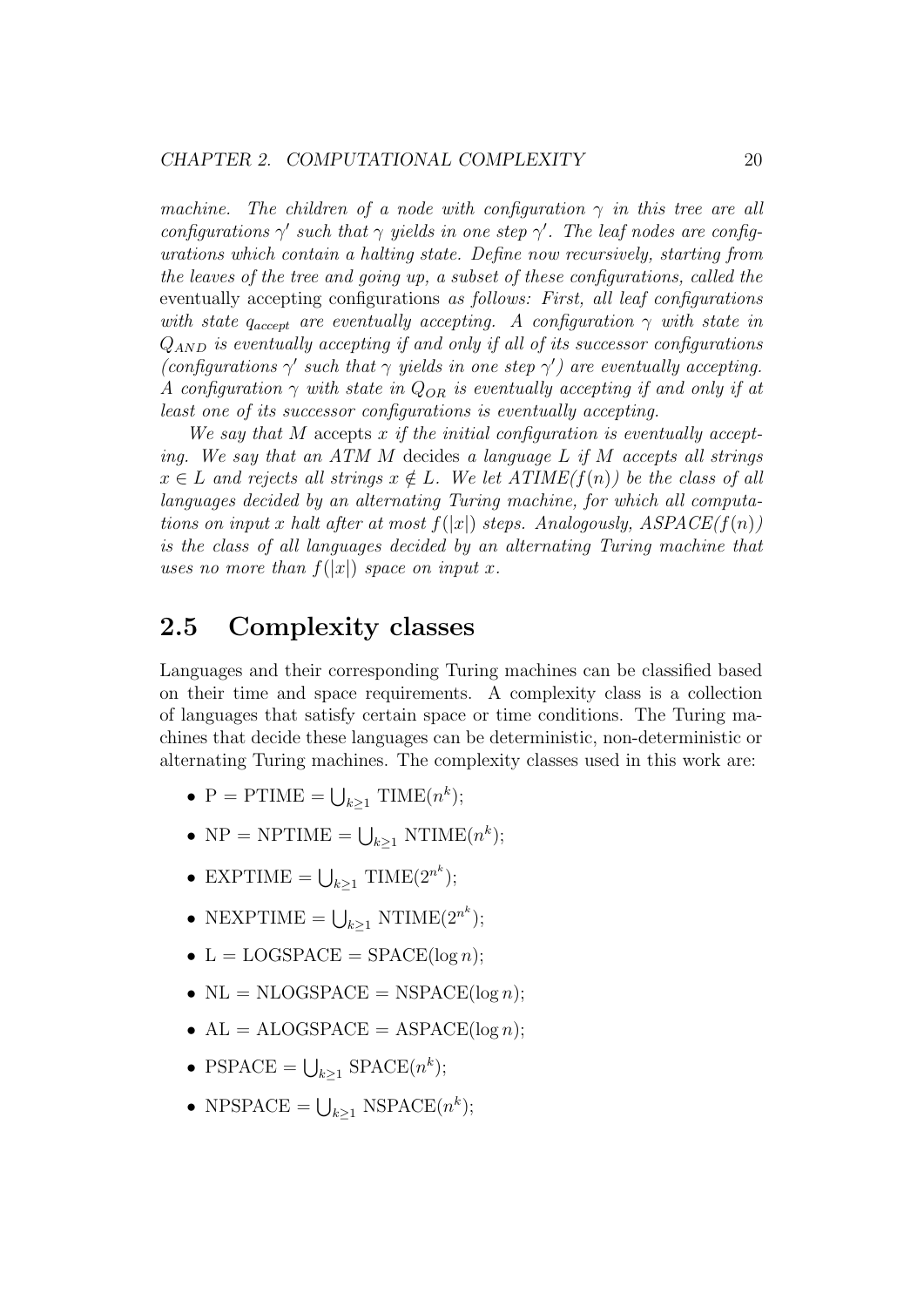*machine. The children of a node with configuration $\gamma$ in this tree are all configurations $\gamma'$ such that $\gamma$ yields in one step $\gamma'$. The leaf nodes are configurations which contain a halting state. Define now recursively, starting from the leaves of the tree and going up, a subset of these configurations, called the* eventually accepting configurations *as follows: First, all leaf configurations with state $q_{accept}$ are eventually accepting. A configuration $\gamma$ with state in $Q_{AND}$ is eventually accepting if and only if all of its successor configurations (configurations $\gamma'$ such that $\gamma$ yields in one step $\gamma'$) are eventually accepting. A configuration $\gamma$ with state in $Q_{OR}$ is eventually accepting if and only if at least one of its successor configurations is eventually accepting.*

*We say that $M$* accepts *$x$ if the initial configuration is eventually accepting. We say that an ATM $M$* decides *a language $L$ if $M$ accepts all strings $x \in L$ and rejects all strings $x \notin L$. We let ATIME($f(n)$) be the class of all languages decided by an alternating Turing machine, for which all computations on input $x$ halt after at most $f(|x|)$ steps. Analogously, ASPACE($f(n)$) is the class of all languages decided by an alternating Turing machine that uses no more than $f(|x|)$ space on input $x$.*

## 2.5 Complexity classes

Languages and their corresponding Turing machines can be classified based on their time and space requirements. A complexity class is a collection of languages that satisfy certain space or time conditions. The Turing machines that decide these languages can be deterministic, non-deterministic or alternating Turing machines. The complexity classes used in this work are:

- $\mathrm{P} = \mathrm{PTIME} = \bigcup_{k\geq 1} \mathrm{TIME}(n^k)$;
- $\mathrm{NP} = \mathrm{NPTIME} = \bigcup_{k\geq 1} \mathrm{NTIME}(n^k)$;
- $\mathrm{EXPTIME} = \bigcup_{k\geq 1} \mathrm{TIME}(2^{n^k})$;
- $\mathrm{NEXPTIME} = \bigcup_{k\geq 1} \mathrm{NTIME}(2^{n^k})$;
- $\mathrm{L} = \mathrm{LOGSPACE} = \mathrm{SPACE}(\log n)$;
- $\mathrm{NL} = \mathrm{NLOGSPACE} = \mathrm{NSPACE}(\log n)$;
- $\mathrm{AL} = \mathrm{ALOGSPACE} = \mathrm{ASPACE}(\log n)$;
- $\mathrm{PSPACE} = \bigcup_{k\geq 1} \mathrm{SPACE}(n^k)$;
- $\mathrm{NPSPACE} = \bigcup_{k\geq 1} \mathrm{NSPACE}(n^k)$;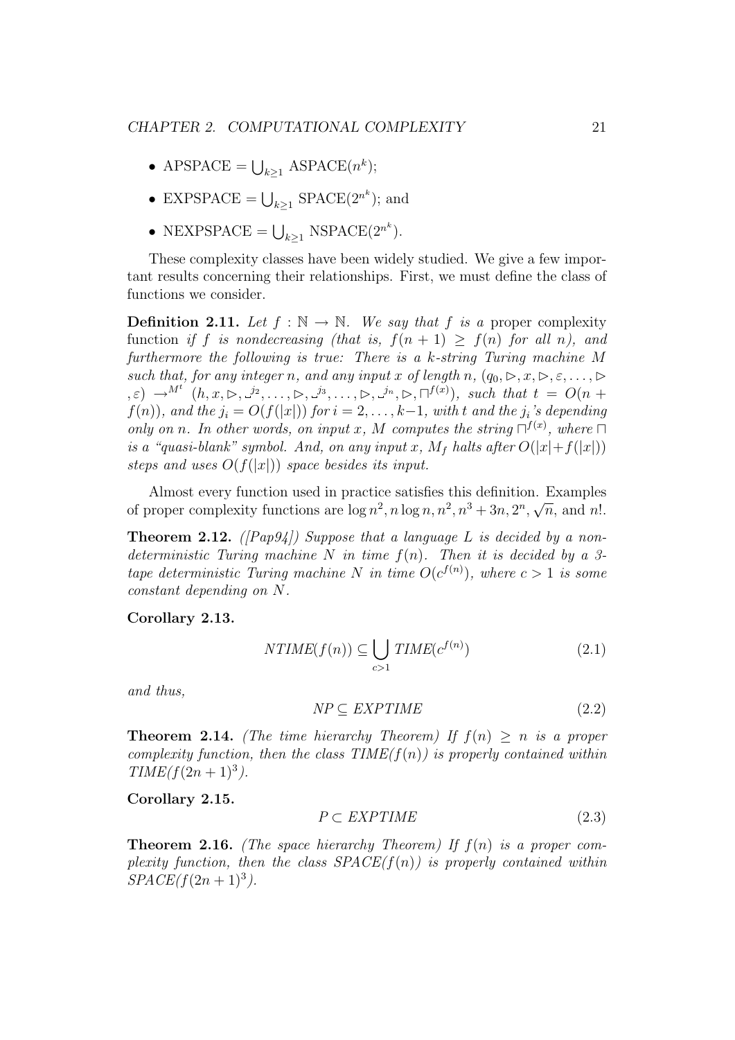- APSPACE $= \bigcup_{k \geq 1}$ ASPACE$(n^k)$;
- EXPSPACE $= \bigcup_{k \geq 1}$ SPACE$(2^{n^k})$; and
- NEXPSPACE $= \bigcup_{k \geq 1}$ NSPACE$(2^{n^k})$.

These complexity classes have been widely studied. We give a few important results concerning their relationships. First, we must define the class of functions we consider.

**Definition 2.11.** *Let $f : \mathbb{N} \to \mathbb{N}$. We say that $f$ is a* proper complexity function *if $f$ is nondecreasing (that is, $f(n+1) \geq f(n)$ for all $n$), and furthermore the following is true: There is a $k$-string Turing machine $M$ such that, for any integer $n$, and any input $x$ of length $n$, $(q_0, \rhd, x, \rhd, \varepsilon, \ldots, \rhd, \varepsilon) \to^{M^t} (h, x, \rhd, \sqcup^{j_2}, \ldots, \rhd, \sqcup^{j_3}, \ldots, \rhd, \sqcup^{j_n}, \rhd, \sqcap^{f(x)})$, such that $t = O(n + f(n))$, and the $j_i = O(f(|x|))$ for $i = 2, \ldots, k-1$, with $t$ and the $j_i$'s depending only on $n$. In other words, on input $x$, $M$ computes the string $\sqcap^{f(x)}$, where $\sqcap$ is a "quasi-blank" symbol. And, on any input $x$, $M_f$ halts after $O(|x| + f(|x|))$ steps and uses $O(f(|x|))$ space besides its input.*

Almost every function used in practice satisfies this definition. Examples of proper complexity functions are $\log n^2, n \log n, n^2, n^3 + 3n, 2^n, \sqrt{n}$, and $n!$.

**Theorem 2.12.** *([Pap94]) Suppose that a language $L$ is decided by a nondeterministic Turing machine $N$ in time $f(n)$. Then it is decided by a 3-tape deterministic Turing machine $N$ in time $O(c^{f(n)})$, where $c > 1$ is some constant depending on $N$.*

**Corollary 2.13.**

$$NTIME(f(n)) \subseteq \bigcup_{c>1} TIME(c^{f(n)}) \tag{2.1}$$

*and thus,*

$$NP \subseteq EXPTIME \tag{2.2}$$

**Theorem 2.14.** *(The time hierarchy Theorem) If $f(n) \geq n$ is a proper complexity function, then the class $TIME(f(n))$ is properly contained within $TIME(f(2n+1)^3)$.*

**Corollary 2.15.**

$$P \subset EXPTIME \tag{2.3}$$

**Theorem 2.16.** *(The space hierarchy Theorem) If $f(n)$ is a proper complexity function, then the class $SPACE(f(n))$ is properly contained within $SPACE(f(2n+1)^3)$.*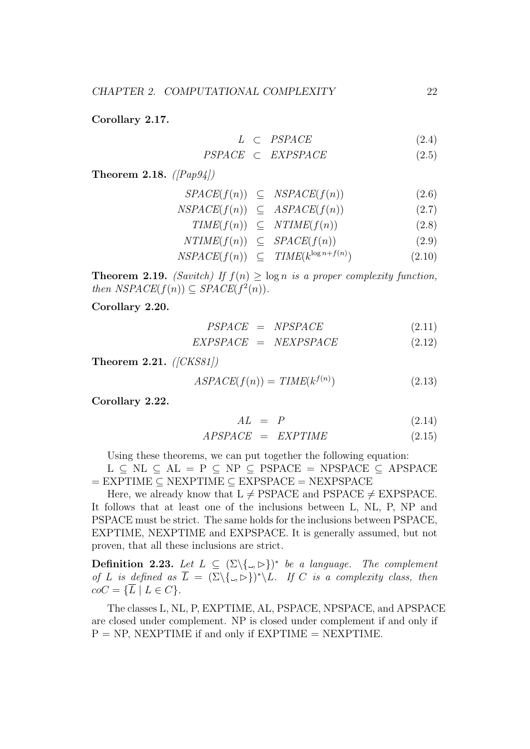**Corollary 2.17.**

$$L \subset PSPACE \tag{2.4}$$
$$PSPACE \subset EXPSPACE \tag{2.5}$$

**Theorem 2.18.** *([Pap94])*

$$SPACE(f(n)) \subseteq NSPACE(f(n)) \tag{2.6}$$
$$NSPACE(f(n)) \subseteq ASPACE(f(n)) \tag{2.7}$$
$$TIME(f(n)) \subseteq NTIME(f(n)) \tag{2.8}$$
$$NTIME(f(n)) \subseteq SPACE(f(n)) \tag{2.9}$$
$$NSPACE(f(n)) \subseteq TIME(k^{\log n + f(n)}) \tag{2.10}$$

**Theorem 2.19.** *(Savitch) If $f(n) \geq \log n$ is a proper complexity function, then $NSPACE(f(n)) \subseteq SPACE(f^2(n))$.*

**Corollary 2.20.**

$$PSPACE = NPSPACE \tag{2.11}$$
$$EXPSPACE = NEXPSPACE \tag{2.12}$$

**Theorem 2.21.** *([CKS81])*

$$ASPACE(f(n)) = TIME(k^{f(n)}) \tag{2.13}$$

**Corollary 2.22.**

$$AL = P \tag{2.14}$$
$$APSPACE = EXPTIME \tag{2.15}$$

Using these theorems, we can put together the following equation:
L ⊆ NL ⊆ AL = P ⊆ NP ⊆ PSPACE = NPSPACE ⊆ APSPACE = EXPTIME ⊆ NEXPTIME ⊆ EXPSPACE = NEXPSPACE

Here, we already know that L ≠ PSPACE and PSPACE ≠ EXPSPACE. It follows that at least one of the inclusions between L, NL, P, NP and PSPACE must be strict. The same holds for the inclusions between PSPACE, EXPTIME, NEXPTIME and EXPSPACE. It is generally assumed, but not proven, that all these inclusions are strict.

**Definition 2.23.** *Let $L \subseteq (\Sigma \backslash \{\llcorner, \triangleright\})^*$ be a language. The complement of $L$ is defined as $\overline{L} = (\Sigma \backslash \{\llcorner, \triangleright\})^* \backslash L$. If $C$ is a complexity class, then $coC = \{\overline{L} \mid L \in C\}$.*

The classes L, NL, P, EXPTIME, AL, PSPACE, NPSPACE, and APSPACE are closed under complement. NP is closed under complement if and only if P = NP, NEXPTIME if and only if EXPTIME = NEXPTIME.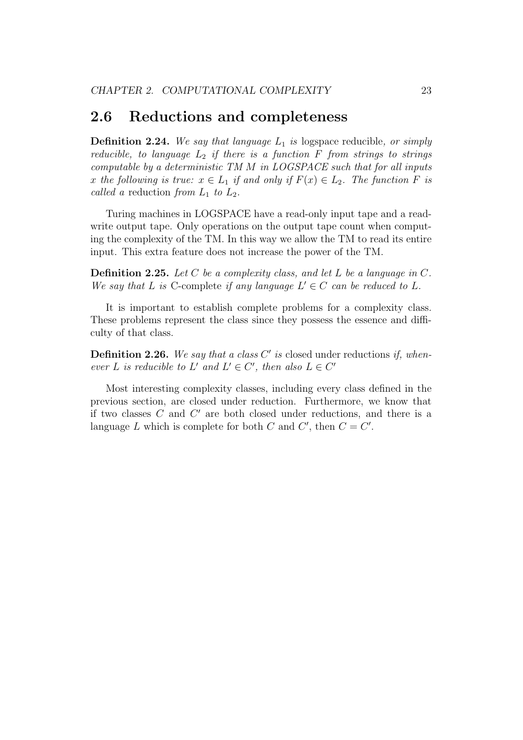## 2.6 Reductions and completeness

**Definition 2.24.** *We say that language $L_1$ is* logspace reducible*, or simply reducible, to language $L_2$ if there is a function $F$ from strings to strings computable by a deterministic TM $M$ in LOGSPACE such that for all inputs $x$ the following is true: $x \in L_1$ if and only if $F(x) \in L_2$. The function $F$ is called a* reduction *from $L_1$ to $L_2$.*

Turing machines in LOGSPACE have a read-only input tape and a read-write output tape. Only operations on the output tape count when computing the complexity of the TM. In this way we allow the TM to read its entire input. This extra feature does not increase the power of the TM.

**Definition 2.25.** *Let $C$ be a complexity class, and let $L$ be a language in $C$. We say that $L$ is* C-complete *if any language $L' \in C$ can be reduced to $L$.*

It is important to establish complete problems for a complexity class. These problems represent the class since they possess the essence and difficulty of that class.

**Definition 2.26.** *We say that a class $C'$ is* closed under reductions *if, whenever $L$ is reducible to $L'$ and $L' \in C'$, then also $L \in C'$*

Most interesting complexity classes, including every class defined in the previous section, are closed under reduction. Furthermore, we know that if two classes $C$ and $C'$ are both closed under reductions, and there is a language $L$ which is complete for both $C$ and $C'$, then $C = C'$.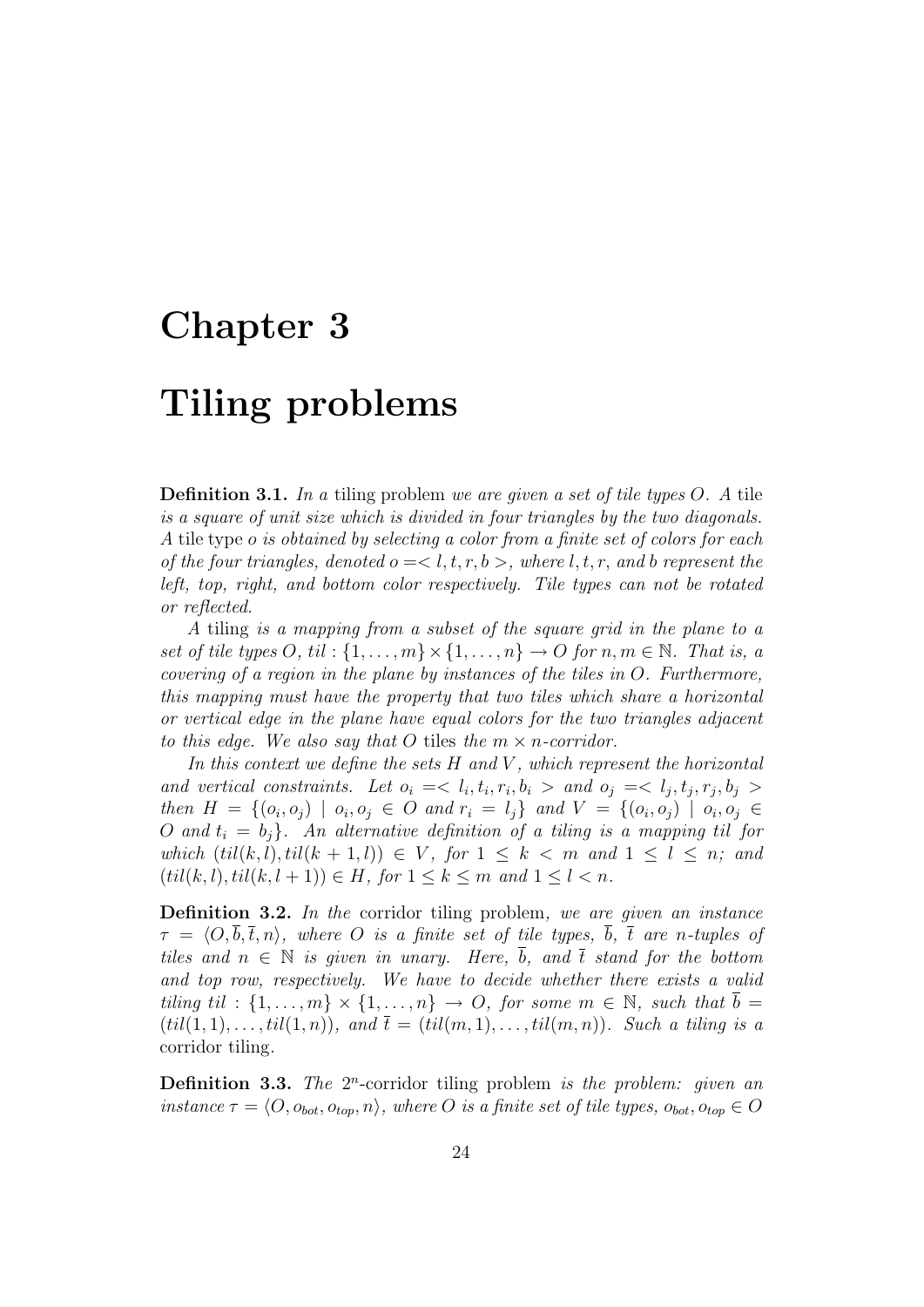# Chapter 3

# Tiling problems

**Definition 3.1.** *In a* tiling problem *we are given a set of tile types $O$. A* tile *is a square of unit size which is divided in four triangles by the two diagonals. A* tile type *$o$ is obtained by selecting a color from a finite set of colors for each of the four triangles, denoted $o =< l, t, r, b >$, where $l, t, r$, and $b$ represent the left, top, right, and bottom color respectively. Tile types can not be rotated or reflected.*

*A* tiling *is a mapping from a subset of the square grid in the plane to a set of tile types $O$, $til : \{1, \ldots, m\} \times \{1, \ldots, n\} \rightarrow O$ for $n, m \in \mathbb{N}$. That is, a covering of a region in the plane by instances of the tiles in $O$. Furthermore, this mapping must have the property that two tiles which share a horizontal or vertical edge in the plane have equal colors for the two triangles adjacent to this edge. We also say that $O$* tiles *the $m \times n$-corridor.*

*In this context we define the sets $H$ and $V$, which represent the horizontal and vertical constraints. Let $o_i =< l_i, t_i, r_i, b_i >$ and $o_j =< l_j, t_j, r_j, b_j >$ then $H = \{(o_i, o_j) \mid o_i, o_j \in O \text{ and } r_i = l_j\}$ and $V = \{(o_i, o_j) \mid o_i, o_j \in O \text{ and } t_i = b_j\}$. An alternative definition of a tiling is a mapping $til$ for which $(til(k, l), til(k + 1, l)) \in V$, for $1 \leq k < m$ and $1 \leq l \leq n$; and $(til(k, l), til(k, l + 1)) \in H$, for $1 \leq k \leq m$ and $1 \leq l < n$.*

**Definition 3.2.** *In the* corridor tiling problem*, we are given an instance $\tau = \langle O, \overline{b}, \overline{t}, n \rangle$, where $O$ is a finite set of tile types, $\overline{b}$, $\overline{t}$ are $n$-tuples of tiles and $n \in \mathbb{N}$ is given in unary. Here, $\overline{b}$, and $\overline{t}$ stand for the bottom and top row, respectively. We have to decide whether there exists a valid tiling $til : \{1, \ldots, m\} \times \{1, \ldots, n\} \rightarrow O$, for some $m \in \mathbb{N}$, such that $\overline{b} = (til(1, 1), \ldots, til(1, n))$, and $\overline{t} = (til(m, 1), \ldots, til(m, n))$. Such a tiling is a* corridor tiling.

**Definition 3.3.** *The $2^n$-corridor tiling problem is the problem: given an instance $\tau = \langle O, o_{bot}, o_{top}, n \rangle$, where $O$ is a finite set of tile types, $o_{bot}, o_{top} \in O$*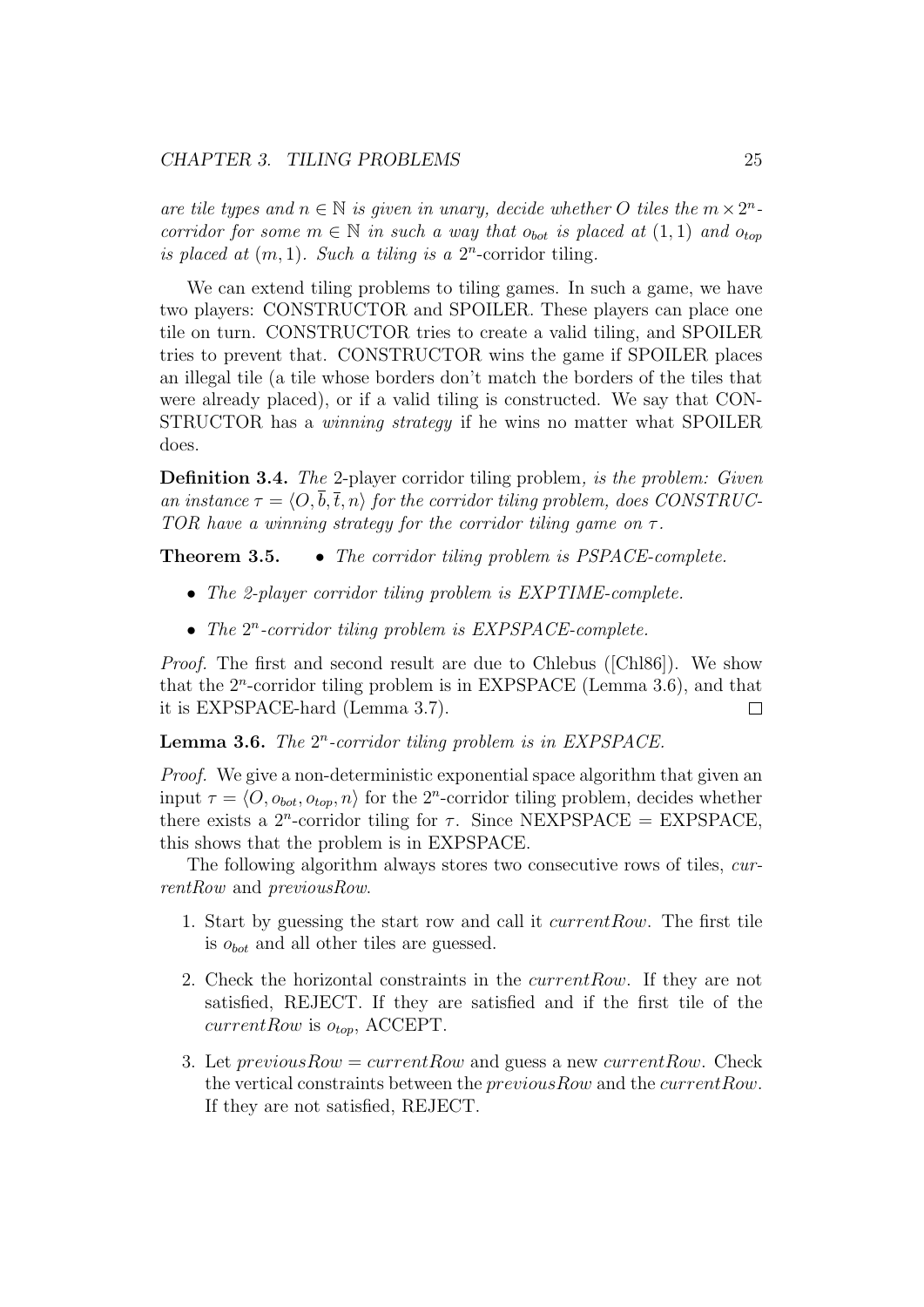*are tile types and $n \in \mathbb{N}$ is given in unary, decide whether $O$ tiles the $m \times 2^n$-corridor for some $m \in \mathbb{N}$ in such a way that $o_{bot}$ is placed at $(1,1)$ and $o_{top}$ is placed at $(m,1)$. Such a tiling is a* $2^n$-corridor tiling.

We can extend tiling problems to tiling games. In such a game, we have two players: CONSTRUCTOR and SPOILER. These players can place one tile on turn. CONSTRUCTOR tries to create a valid tiling, and SPOILER tries to prevent that. CONSTRUCTOR wins the game if SPOILER places an illegal tile (a tile whose borders don't match the borders of the tiles that were already placed), or if a valid tiling is constructed. We say that CONSTRUCTOR has a *winning strategy* if he wins no matter what SPOILER does.

**Definition 3.4.** *The* 2-player corridor tiling problem*, is the problem: Given an instance $\tau = \langle O, \overline{b}, \overline{t}, n\rangle$ for the corridor tiling problem, does CONSTRUCTOR have a winning strategy for the corridor tiling game on $\tau$.*

**Theorem 3.5.**

- *The corridor tiling problem is PSPACE-complete.*
- *The 2-player corridor tiling problem is EXPTIME-complete.*
- *The $2^n$-corridor tiling problem is EXPSPACE-complete.*

*Proof.* The first and second result are due to Chlebus ([Chl86]). We show that the $2^n$-corridor tiling problem is in EXPSPACE (Lemma 3.6), and that it is EXPSPACE-hard (Lemma 3.7). ∎

**Lemma 3.6.** *The $2^n$-corridor tiling problem is in EXPSPACE.*

*Proof.* We give a non-deterministic exponential space algorithm that given an input $\tau = \langle O, o_{bot}, o_{top}, n\rangle$ for the $2^n$-corridor tiling problem, decides whether there exists a $2^n$-corridor tiling for $\tau$. Since NEXPSPACE = EXPSPACE, this shows that the problem is in EXPSPACE.

The following algorithm always stores two consecutive rows of tiles, *currentRow* and *previousRow*.

1. Start by guessing the start row and call it *currentRow*. The first tile is $o_{bot}$ and all other tiles are guessed.
2. Check the horizontal constraints in the *currentRow*. If they are not satisfied, REJECT. If they are satisfied and if the first tile of the *currentRow* is $o_{top}$, ACCEPT.
3. Let *previousRow* = *currentRow* and guess a new *currentRow*. Check the vertical constraints between the *previousRow* and the *currentRow*. If they are not satisfied, REJECT.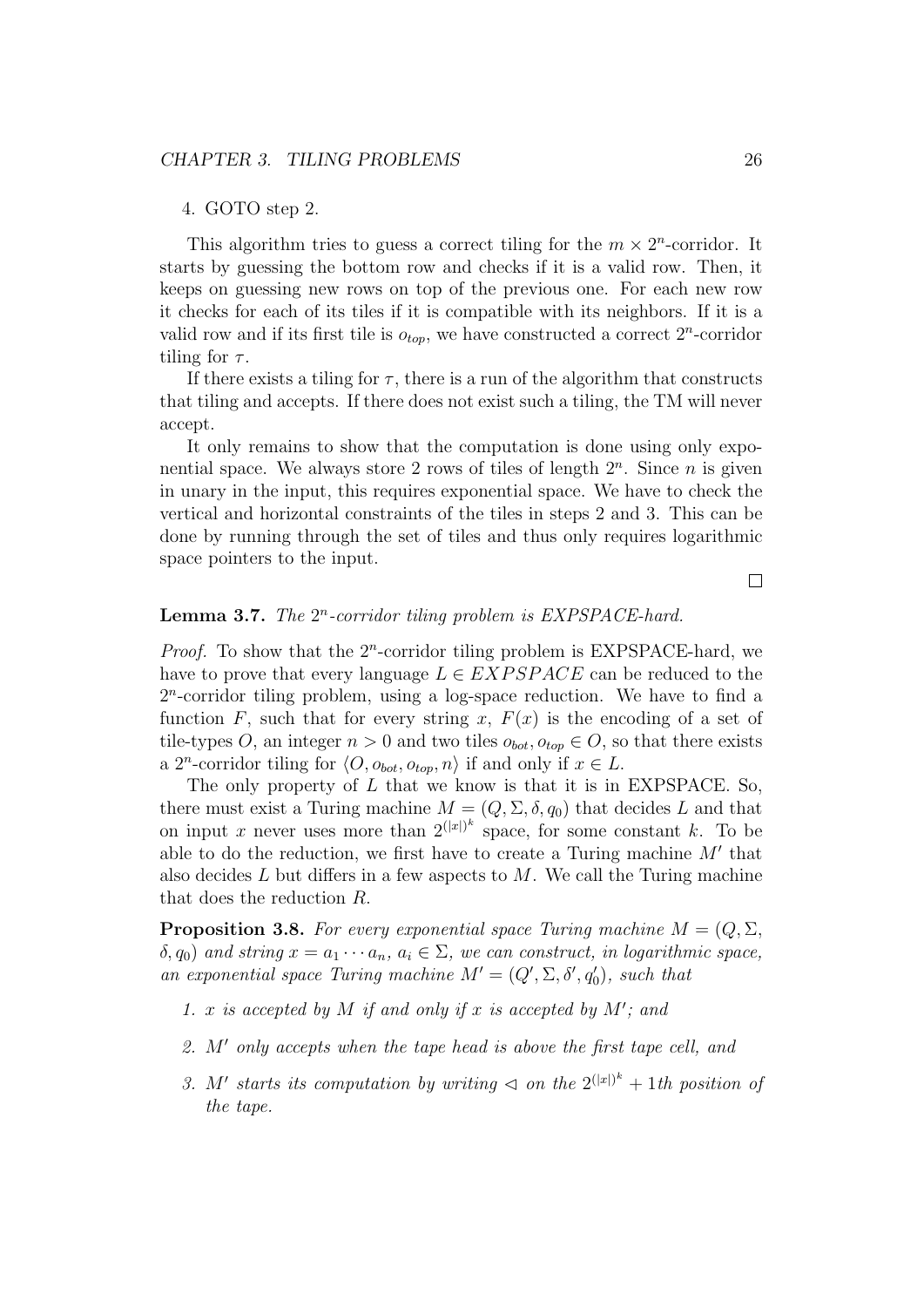4. GOTO step 2.

This algorithm tries to guess a correct tiling for the $m \times 2^n$-corridor. It starts by guessing the bottom row and checks if it is a valid row. Then, it keeps on guessing new rows on top of the previous one. For each new row it checks for each of its tiles if it is compatible with its neighbors. If it is a valid row and if its first tile is $o_{top}$, we have constructed a correct $2^n$-corridor tiling for $\tau$.

If there exists a tiling for $\tau$, there is a run of the algorithm that constructs that tiling and accepts. If there does not exist such a tiling, the TM will never accept.

It only remains to show that the computation is done using only exponential space. We always store 2 rows of tiles of length $2^n$. Since $n$ is given in unary in the input, this requires exponential space. We have to check the vertical and horizontal constraints of the tiles in steps 2 and 3. This can be done by running through the set of tiles and thus only requires logarithmic space pointers to the input.

□

**Lemma 3.7.** *The $2^n$-corridor tiling problem is EXPSPACE-hard.*

*Proof.* To show that the $2^n$-corridor tiling problem is EXPSPACE-hard, we have to prove that every language $L \in EXPSPACE$ can be reduced to the $2^n$-corridor tiling problem, using a log-space reduction. We have to find a function $F$, such that for every string $x$, $F(x)$ is the encoding of a set of tile-types $O$, an integer $n > 0$ and two tiles $o_{bot}, o_{top} \in O$, so that there exists a $2^n$-corridor tiling for $\langle O, o_{bot}, o_{top}, n\rangle$ if and only if $x \in L$.

The only property of $L$ that we know is that it is in EXPSPACE. So, there must exist a Turing machine $M = (Q, \Sigma, \delta, q_0)$ that decides $L$ and that on input $x$ never uses more than $2^{(|x|)^k}$ space, for some constant $k$. To be able to do the reduction, we first have to create a Turing machine $M'$ that also decides $L$ but differs in a few aspects to $M$. We call the Turing machine that does the reduction $R$.

**Proposition 3.8.** *For every exponential space Turing machine $M = (Q, \Sigma, \delta, q_0)$ and string $x = a_1 \cdots a_n$, $a_i \in \Sigma$, we can construct, in logarithmic space, an exponential space Turing machine $M' = (Q', \Sigma, \delta', q_0')$, such that*

1. *$x$ is accepted by $M$ if and only if $x$ is accepted by $M'$; and*
2. *$M'$ only accepts when the tape head is above the first tape cell, and*
3. *$M'$ starts its computation by writing $\lhd$ on the $2^{(|x|)^k} + 1$th position of the tape.*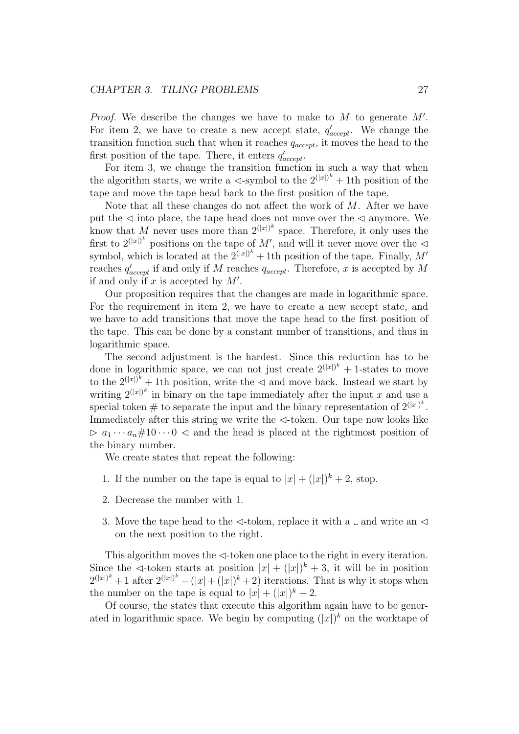*Proof.* We describe the changes we have to make to $M$ to generate $M'$. For item 2, we have to create a new accept state, $q'_{accept}$. We change the transition function such that when it reaches $q_{accept}$, it moves the head to the first position of the tape. There, it enters $q'_{accept}$.

For item 3, we change the transition function in such a way that when the algorithm starts, we write a $\lhd$-symbol to the $2^{(|x|)^k}+1$th position of the tape and move the tape head back to the first position of the tape.

Note that all these changes do not affect the work of $M$. After we have put the $\lhd$ into place, the tape head does not move over the $\lhd$ anymore. We know that $M$ never uses more than $2^{(|x|)^k}$ space. Therefore, it only uses the first to $2^{(|x|)^k}$ positions on the tape of $M'$, and will it never move over the $\lhd$ symbol, which is located at the $2^{(|x|)^k}+1$th position of the tape. Finally, $M'$ reaches $q'_{accept}$ if and only if $M$ reaches $q_{accept}$. Therefore, $x$ is accepted by $M$ if and only if $x$ is accepted by $M'$.

Our proposition requires that the changes are made in logarithmic space. For the requirement in item 2, we have to create a new accept state, and we have to add transitions that move the tape head to the first position of the tape. This can be done by a constant number of transitions, and thus in logarithmic space.

The second adjustment is the hardest. Since this reduction has to be done in logarithmic space, we can not just create $2^{(|x|)^k}+1$-states to move to the $2^{(|x|)^k}+1$th position, write the $\lhd$ and move back. Instead we start by writing $2^{(|x|)^k}$ in binary on the tape immediately after the input $x$ and use a special token # to separate the input and the binary representation of $2^{(|x|)^k}$. Immediately after this string we write the $\lhd$-token. Our tape now looks like $\rhd\ a_1 \cdots a_n \# 10 \cdots 0\ \lhd$ and the head is placed at the rightmost position of the binary number.

We create states that repeat the following:

1. If the number on the tape is equal to $|x| + (|x|)^k + 2$, stop.
2. Decrease the number with 1.
3. Move the tape head to the $\lhd$-token, replace it with a $\sqcup$ and write an $\lhd$ on the next position to the right.

This algorithm moves the $\lhd$-token one place to the right in every iteration. Since the $\lhd$-token starts at position $|x| + (|x|)^k + 3$, it will be in position $2^{(|x|)^k}+1$ after $2^{(|x|)^k} - (|x| + (|x|)^k + 2)$ iterations. That is why it stops when the number on the tape is equal to $|x| + (|x|)^k + 2$.

Of course, the states that execute this algorithm again have to be generated in logarithmic space. We begin by computing $(|x|)^k$ on the worktape of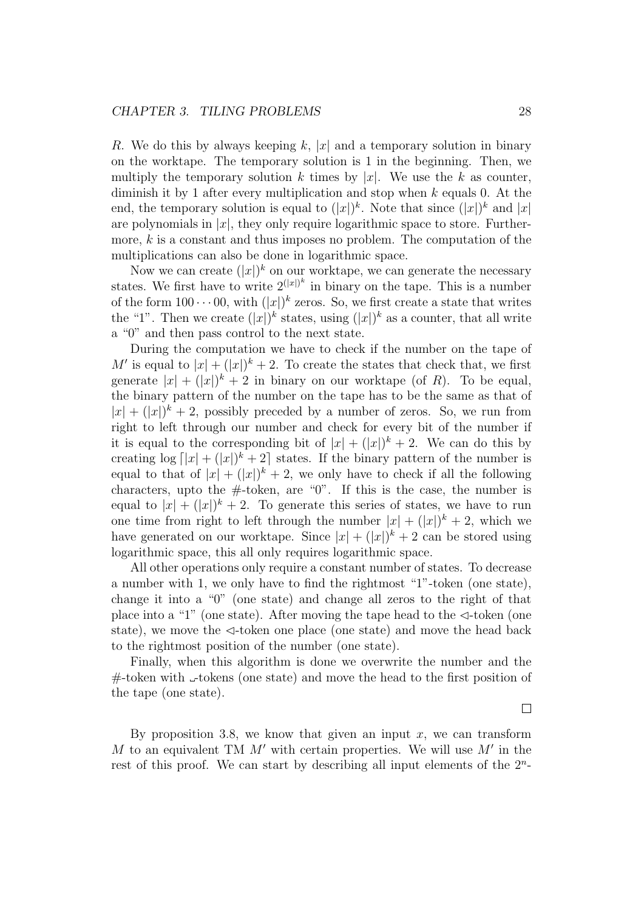$R$. We do this by always keeping $k$, $|x|$ and a temporary solution in binary on the worktape. The temporary solution is 1 in the beginning. Then, we multiply the temporary solution $k$ times by $|x|$. We use the $k$ as counter, diminish it by 1 after every multiplication and stop when $k$ equals 0. At the end, the temporary solution is equal to $(|x|)^k$. Note that since $(|x|)^k$ and $|x|$ are polynomials in $|x|$, they only require logarithmic space to store. Furthermore, $k$ is a constant and thus imposes no problem. The computation of the multiplications can also be done in logarithmic space.

Now we can create $(|x|)^k$ on our worktape, we can generate the necessary states. We first have to write $2^{(|x|)^k}$ in binary on the tape. This is a number of the form $100\cdots00$, with $(|x|)^k$ zeros. So, we first create a state that writes the "1". Then we create $(|x|)^k$ states, using $(|x|)^k$ as a counter, that all write a "0" and then pass control to the next state.

During the computation we have to check if the number on the tape of $M'$ is equal to $|x| + (|x|)^k + 2$. To create the states that check that, we first generate $|x| + (|x|)^k + 2$ in binary on our worktape (of $R$). To be equal, the binary pattern of the number on the tape has to be the same as that of $|x| + (|x|)^k + 2$, possibly preceded by a number of zeros. So, we run from right to left through our number and check for every bit of the number if it is equal to the corresponding bit of $|x| + (|x|)^k + 2$. We can do this by creating $\log \lceil |x| + (|x|)^k + 2 \rceil$ states. If the binary pattern of the number is equal to that of $|x| + (|x|)^k + 2$, we only have to check if all the following characters, upto the #-token, are "0". If this is the case, the number is equal to $|x| + (|x|)^k + 2$. To generate this series of states, we have to run one time from right to left through the number $|x| + (|x|)^k + 2$, which we have generated on our worktape. Since $|x| + (|x|)^k + 2$ can be stored using logarithmic space, this all only requires logarithmic space.

All other operations only require a constant number of states. To decrease a number with 1, we only have to find the rightmost "1"-token (one state), change it into a "0" (one state) and change all zeros to the right of that place into a "1" (one state). After moving the tape head to the $\lhd$-token (one state), we move the $\lhd$-token one place (one state) and move the head back to the rightmost position of the number (one state).

Finally, when this algorithm is done we overwrite the number and the #-token with ␣-tokens (one state) and move the head to the first position of the tape (one state).

□

By proposition 3.8, we know that given an input $x$, we can transform $M$ to an equivalent TM $M'$ with certain properties. We will use $M'$ in the rest of this proof. We can start by describing all input elements of the $2^n$-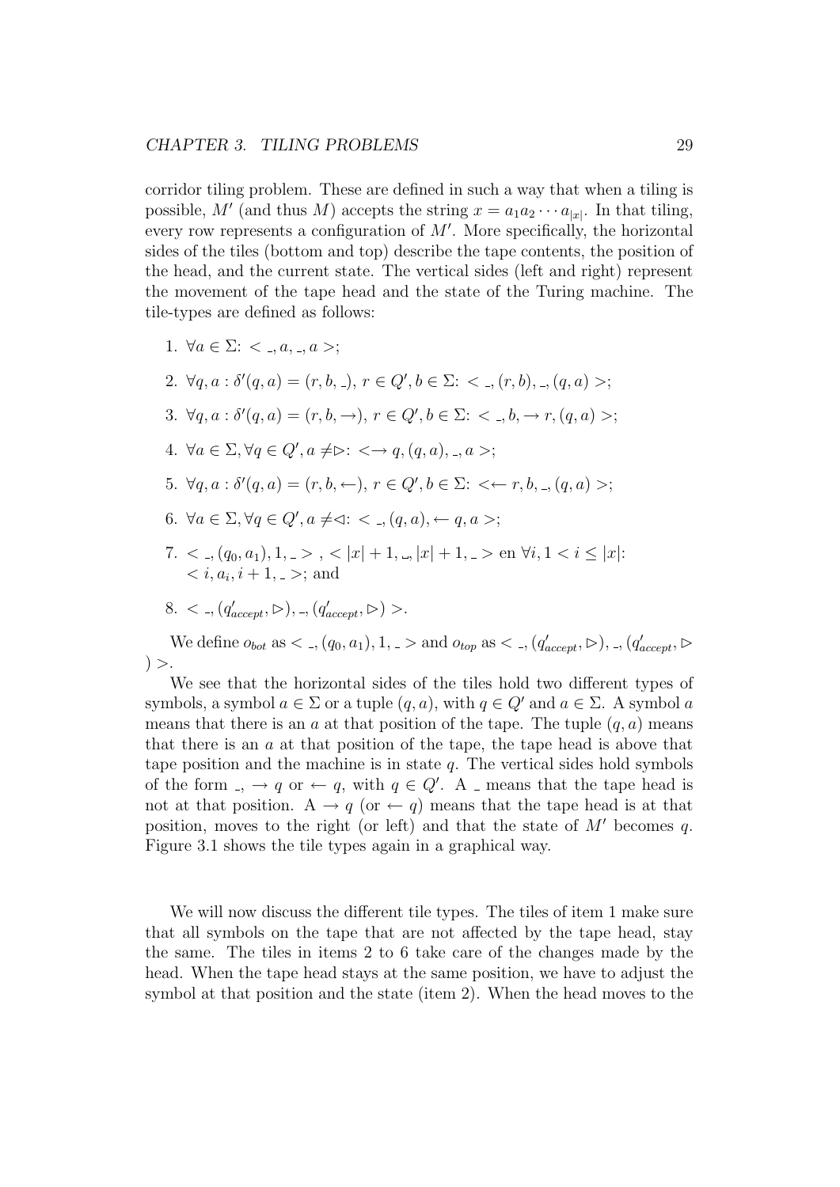corridor tiling problem. These are defined in such a way that when a tiling is possible, $M'$ (and thus $M$) accepts the string $x = a_1 a_2 \cdots a_{|x|}$. In that tiling, every row represents a configuration of $M'$. More specifically, the horizontal sides of the tiles (bottom and top) describe the tape contents, the position of the head, and the current state. The vertical sides (left and right) represent the movement of the tape head and the state of the Turing machine. The tile-types are defined as follows:

1. $\forall a \in \Sigma$: $< \_, a, \_, a >$;
2. $\forall q, a : \delta'(q, a) = (r, b, \_)$, $r \in Q', b \in \Sigma$: $< \_, (r, b), \_, (q, a) >$;
3. $\forall q, a : \delta'(q, a) = (r, b, \rightarrow)$, $r \in Q', b \in \Sigma$: $< \_, b, \rightarrow r, (q, a) >$;
4. $\forall a \in \Sigma, \forall q \in Q', a \neq \rhd$: $< \rightarrow q, (q, a), \_, a >$;
5. $\forall q, a : \delta'(q, a) = (r, b, \leftarrow)$, $r \in Q', b \in \Sigma$: $< \leftarrow r, b, \_, (q, a) >$;
6. $\forall a \in \Sigma, \forall q \in Q', a \neq \lhd$: $< \_, (q, a), \leftarrow q, a >$;
7. $< \_, (q_0, a_1), 1, \_ >$ , $< |x| + 1, \sqcup, |x| + 1, \_ >$ en $\forall i, 1 < i \leq |x|$: $< i, a_i, i + 1, \_ >$; and
8. $< \_, (q'_{accept}, \rhd), \_, (q'_{accept}, \rhd) >$.

We define $o_{bot}$ as $< \_, (q_0, a_1), 1, \_ >$ and $o_{top}$ as $< \_, (q'_{accept}, \rhd), \_, (q'_{accept}, \rhd) >$.

We see that the horizontal sides of the tiles hold two different types of symbols, a symbol $a \in \Sigma$ or a tuple $(q, a)$, with $q \in Q'$ and $a \in \Sigma$. A symbol $a$ means that there is an $a$ at that position of the tape. The tuple $(q, a)$ means that there is an $a$ at that position of the tape, the tape head is above that tape position and the machine is in state $q$. The vertical sides hold symbols of the form $\_$, $\rightarrow q$ or $\leftarrow q$, with $q \in Q'$. A $\_$ means that the tape head is not at that position. A $\rightarrow q$ (or $\leftarrow q$) means that the tape head is at that position, moves to the right (or left) and that the state of $M'$ becomes $q$. Figure 3.1 shows the tile types again in a graphical way.

We will now discuss the different tile types. The tiles of item 1 make sure that all symbols on the tape that are not affected by the tape head, stay the same. The tiles in items 2 to 6 take care of the changes made by the head. When the tape head stays at the same position, we have to adjust the symbol at that position and the state (item 2). When the head moves to the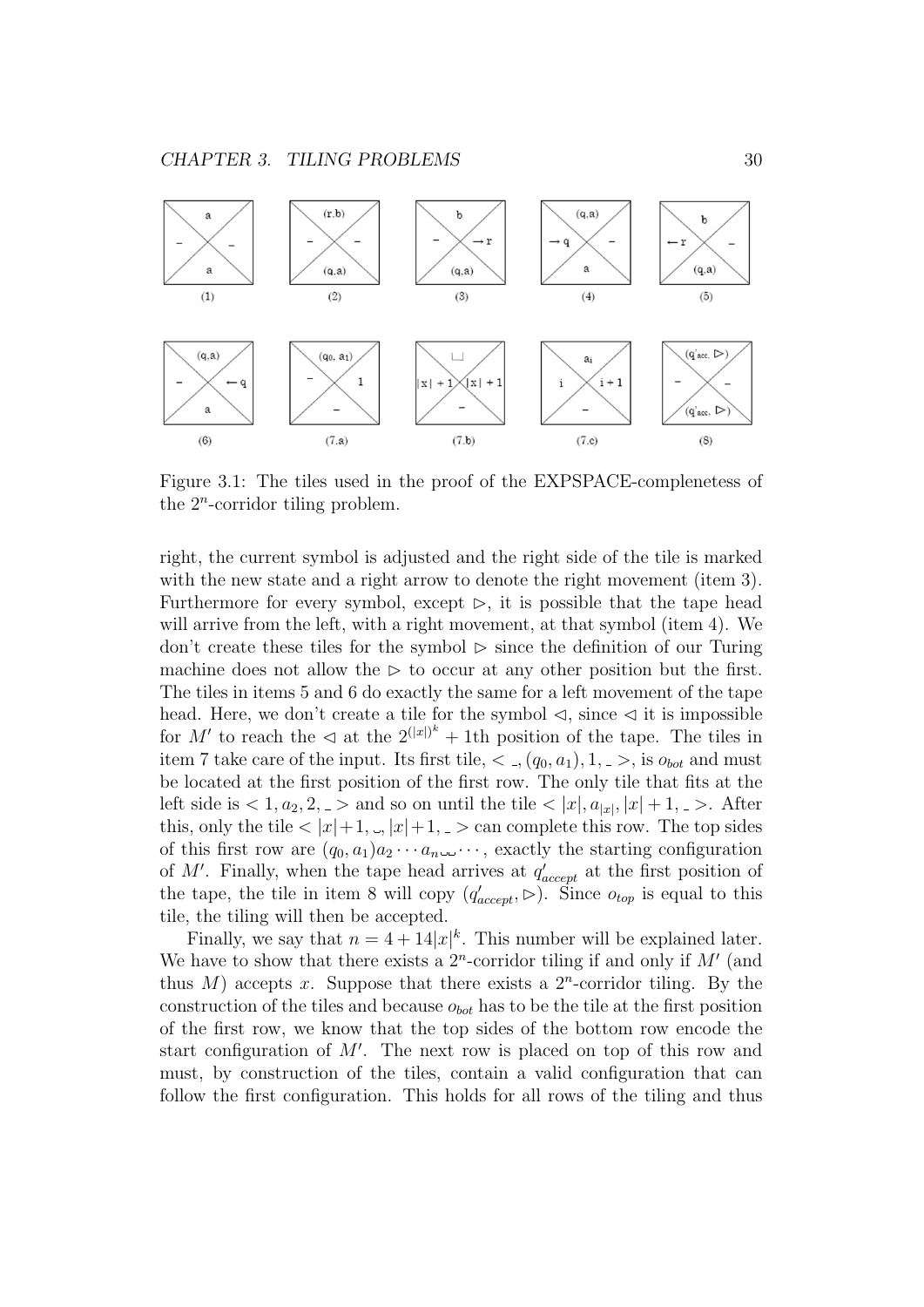Figure 3.1: The tiles used in the proof of the EXPSPACE-complenetess of the $2^n$-corridor tiling problem.

right, the current symbol is adjusted and the right side of the tile is marked with the new state and a right arrow to denote the right movement (item 3). Furthermore for every symbol, except $\triangleright$, it is possible that the tape head will arrive from the left, with a right movement, at that symbol (item 4). We don't create these tiles for the symbol $\triangleright$ since the definition of our Turing machine does not allow the $\triangleright$ to occur at any other position but the first. The tiles in items 5 and 6 do exactly the same for a left movement of the tape head. Here, we don't create a tile for the symbol $\triangleleft$, since $\triangleleft$ it is impossible for $M'$ to reach the $\triangleleft$ at the $2^{(|x|)^k} + 1$th position of the tape. The tiles in item 7 take care of the input. Its first tile, $< \_, (q_0, a_1), 1, \_ >$, is $o_{bot}$ and must be located at the first position of the first row. The only tile that fits at the left side is $< 1, a_2, 2, \_ >$ and so on until the tile $< |x|, a_{|x|}, |x| + 1, \_ >$. After this, only the tile $< |x|+1, \sqcup, |x|+1, \_ >$ can complete this row. The top sides of this first row are $(q_0, a_1)a_2 \cdots a_n \sqcup\sqcup \cdots$, exactly the starting configuration of $M'$. Finally, when the tape head arrives at $q'_{accept}$ at the first position of the tape, the tile in item 8 will copy $(q'_{accept}, \triangleright)$. Since $o_{top}$ is equal to this tile, the tiling will then be accepted.

Finally, we say that $n = 4 + 14|x|^k$. This number will be explained later. We have to show that there exists a $2^n$-corridor tiling if and only if $M'$ (and thus $M$) accepts $x$. Suppose that there exists a $2^n$-corridor tiling. By the construction of the tiles and because $o_{bot}$ has to be the tile at the first position of the first row, we know that the top sides of the bottom row encode the start configuration of $M'$. The next row is placed on top of this row and must, by construction of the tiles, contain a valid configuration that can follow the first configuration. This holds for all rows of the tiling and thus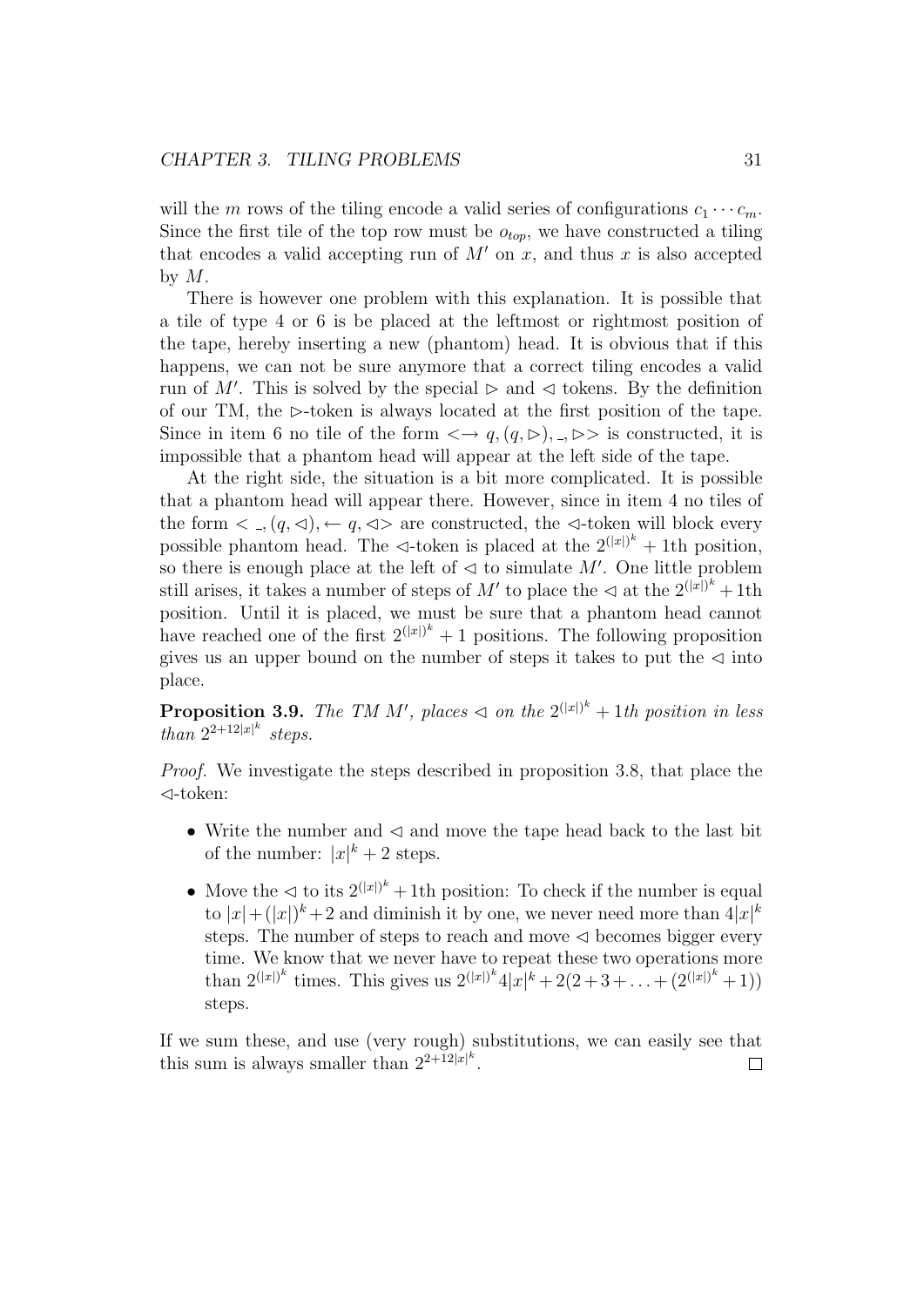will the $m$ rows of the tiling encode a valid series of configurations $c_1 \cdots c_m$. Since the first tile of the top row must be $o_{top}$, we have constructed a tiling that encodes a valid accepting run of $M'$ on $x$, and thus $x$ is also accepted by $M$.

There is however one problem with this explanation. It is possible that a tile of type 4 or 6 is be placed at the leftmost or rightmost position of the tape, hereby inserting a new (phantom) head. It is obvious that if this happens, we can not be sure anymore that a correct tiling encodes a valid run of $M'$. This is solved by the special $\rhd$ and $\lhd$ tokens. By the definition of our TM, the $\rhd$-token is always located at the first position of the tape. Since in item 6 no tile of the form $< \rightarrow q, (q, \rhd), \_, \rhd >$ is constructed, it is impossible that a phantom head will appear at the left side of the tape.

At the right side, the situation is a bit more complicated. It is possible that a phantom head will appear there. However, since in item 4 no tiles of the form $< \_, (q, \lhd), \leftarrow q, \lhd >$ are constructed, the $\lhd$-token will block every possible phantom head. The $\lhd$-token is placed at the $2^{(|x|)^k} + 1$th position, so there is enough place at the left of $\lhd$ to simulate $M'$. One little problem still arises, it takes a number of steps of $M'$ to place the $\lhd$ at the $2^{(|x|)^k} + 1$th position. Until it is placed, we must be sure that a phantom head cannot have reached one of the first $2^{(|x|)^k} + 1$ positions. The following proposition gives us an upper bound on the number of steps it takes to put the $\lhd$ into place.

**Proposition 3.9.** *The TM $M'$, places $\lhd$ on the $2^{(|x|)^k} + 1$th position in less than $2^{2+12|x|^k}$ steps.*

*Proof.* We investigate the steps described in proposition 3.8, that place the $\lhd$-token:

- Write the number and $\lhd$ and move the tape head back to the last bit of the number: $|x|^k + 2$ steps.
- Move the $\lhd$ to its $2^{(|x|)^k} + 1$th position: To check if the number is equal to $|x| + (|x|)^k + 2$ and diminish it by one, we never need more than $4|x|^k$ steps. The number of steps to reach and move $\lhd$ becomes bigger every time. We know that we never have to repeat these two operations more than $2^{(|x|)^k}$ times. This gives us $2^{(|x|)^k} 4|x|^k + 2(2 + 3 + \ldots + (2^{(|x|)^k} + 1))$ steps.

If we sum these, and use (very rough) substitutions, we can easily see that this sum is always smaller than $2^{2+12|x|^k}$. $\square$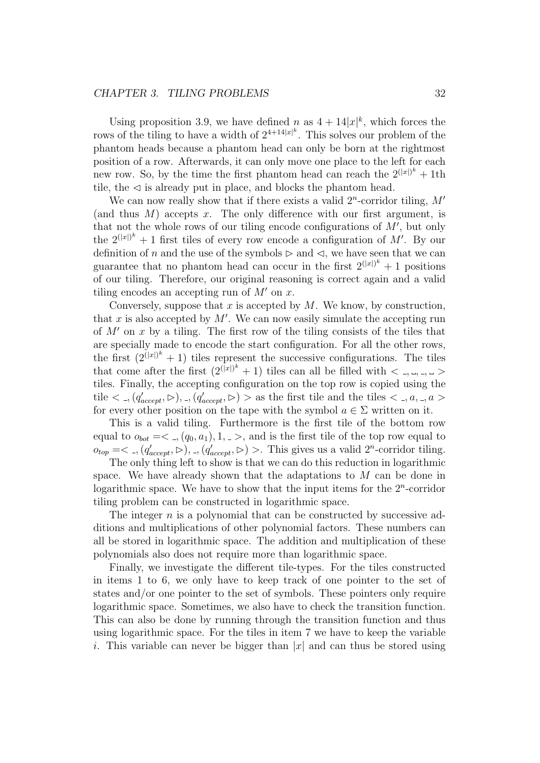Using proposition 3.9, we have defined $n$ as $4 + 14|x|^k$, which forces the rows of the tiling to have a width of $2^{4+14|x|^k}$. This solves our problem of the phantom heads because a phantom head can only be born at the rightmost position of a row. Afterwards, it can only move one place to the left for each new row. So, by the time the first phantom head can reach the $2^{(|x|)^k} + 1$th tile, the $\lhd$ is already put in place, and blocks the phantom head.

We can now really show that if there exists a valid $2^n$-corridor tiling, $M'$ (and thus $M$) accepts $x$. The only difference with our first argument, is that not the whole rows of our tiling encode configurations of $M'$, but only the $2^{(|x|)^k} + 1$ first tiles of every row encode a configuration of $M'$. By our definition of $n$ and the use of the symbols $\rhd$ and $\lhd$, we have seen that we can guarantee that no phantom head can occur in the first $2^{(|x|)^k} + 1$ positions of our tiling. Therefore, our original reasoning is correct again and a valid tiling encodes an accepting run of $M'$ on $x$.

Conversely, suppose that $x$ is accepted by $M$. We know, by construction, that $x$ is also accepted by $M'$. We can now easily simulate the accepting run of $M'$ on $x$ by a tiling. The first row of the tiling consists of the tiles that are specially made to encode the start configuration. For all the other rows, the first $(2^{(|x|)^k} + 1)$ tiles represent the successive configurations. The tiles that come after the first $(2^{(|x|)^k} + 1)$ tiles can all be filled with $< \_, \sqcup, \_, \sqcup >$ tiles. Finally, the accepting configuration on the top row is copied using the tile $< \_, (q'_{accept}, \rhd), \_, (q'_{accept}, \rhd) >$ as the first tile and the tiles $< \_, a, \_, a >$ for every other position on the tape with the symbol $a \in \Sigma$ written on it.

This is a valid tiling. Furthermore is the first tile of the bottom row equal to $o_{bot} =< \_, (q_0, a_1), 1, \_ >$, and is the first tile of the top row equal to $o_{top} =< \_, (q'_{accept}, \rhd), \_, (q'_{accept}, \rhd) >$. This gives us a valid $2^n$-corridor tiling.

The only thing left to show is that we can do this reduction in logarithmic space. We have already shown that the adaptations to $M$ can be done in logarithmic space. We have to show that the input items for the $2^n$-corridor tiling problem can be constructed in logarithmic space.

The integer $n$ is a polynomial that can be constructed by successive additions and multiplications of other polynomial factors. These numbers can all be stored in logarithmic space. The addition and multiplication of these polynomials also does not require more than logarithmic space.

Finally, we investigate the different tile-types. For the tiles constructed in items 1 to 6, we only have to keep track of one pointer to the set of states and/or one pointer to the set of symbols. These pointers only require logarithmic space. Sometimes, we also have to check the transition function. This can also be done by running through the transition function and thus using logarithmic space. For the tiles in item 7 we have to keep the variable $i$. This variable can never be bigger than $|x|$ and can thus be stored using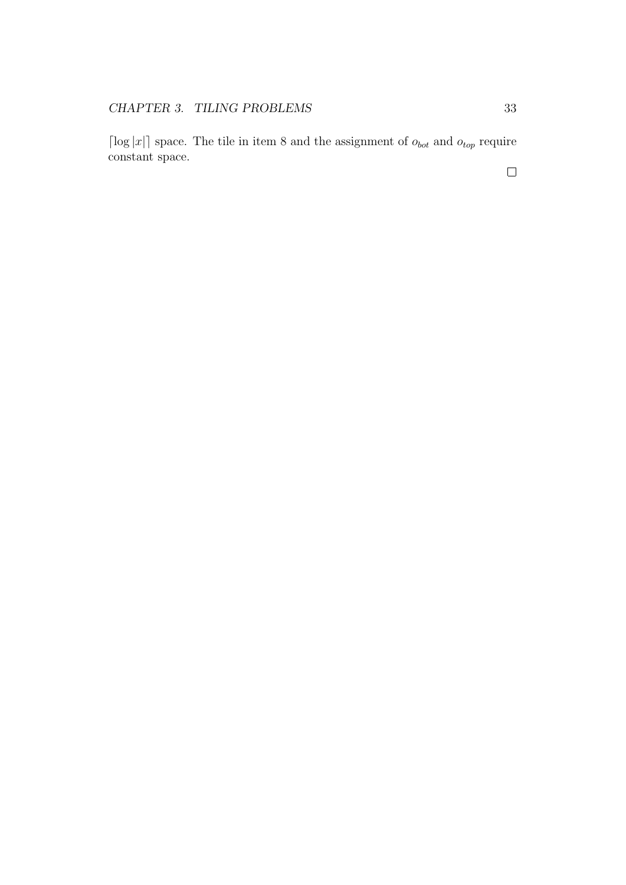$\lceil \log |x| \rceil$ space. The tile in item 8 and the assignment of $o_{bot}$ and $o_{top}$ require constant space.

$\square$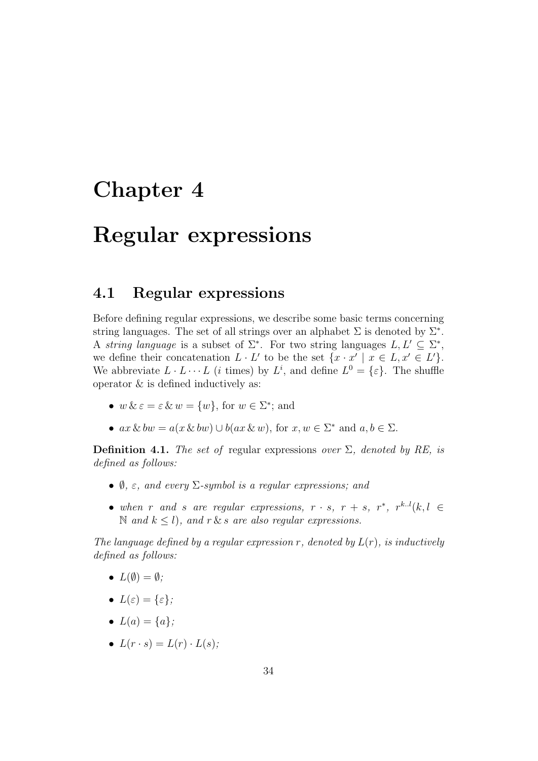# Chapter 4

# Regular expressions

## 4.1 Regular expressions

Before defining regular expressions, we describe some basic terms concerning string languages. The set of all strings over an alphabet $\Sigma$ is denoted by $\Sigma^*$. A *string language* is a subset of $\Sigma^*$. For two string languages $L, L' \subseteq \Sigma^*$, we define their concatenation $L \cdot L'$ to be the set $\{x \cdot x' \mid x \in L, x' \in L'\}$. We abbreviate $L \cdot L \cdots L$ ($i$ times) by $L^i$, and define $L^0 = \{\varepsilon\}$. The shuffle operator & is defined inductively as:

- $w \,\&\, \varepsilon = \varepsilon \,\&\, w = \{w\}$, for $w \in \Sigma^*$; and
- $ax \,\&\, bw = a(x \,\&\, bw) \cup b(ax \,\&\, w)$, for $x, w \in \Sigma^*$ and $a, b \in \Sigma$.

**Definition 4.1.** *The set of* regular expressions *over* $\Sigma$*, denoted by RE, is defined as follows:*

- $\emptyset$*,* $\varepsilon$*, and every* $\Sigma$*-symbol is a regular expressions; and*
- *when* $r$ *and* $s$ *are regular expressions,* $r \cdot s$*,* $r + s$*,* $r^*$*,* $r^{k..l}(k, l \in \mathbb{N}$ *and* $k \leq l)$*, and* $r \,\&\, s$ *are also regular expressions.*

*The language defined by a regular expression* $r$*, denoted by* $L(r)$*, is inductively defined as follows:*

- $L(\emptyset) = \emptyset$*;*
- $L(\varepsilon) = \{\varepsilon\}$*;*
- $L(a) = \{a\}$*;*
- $L(r \cdot s) = L(r) \cdot L(s)$*;*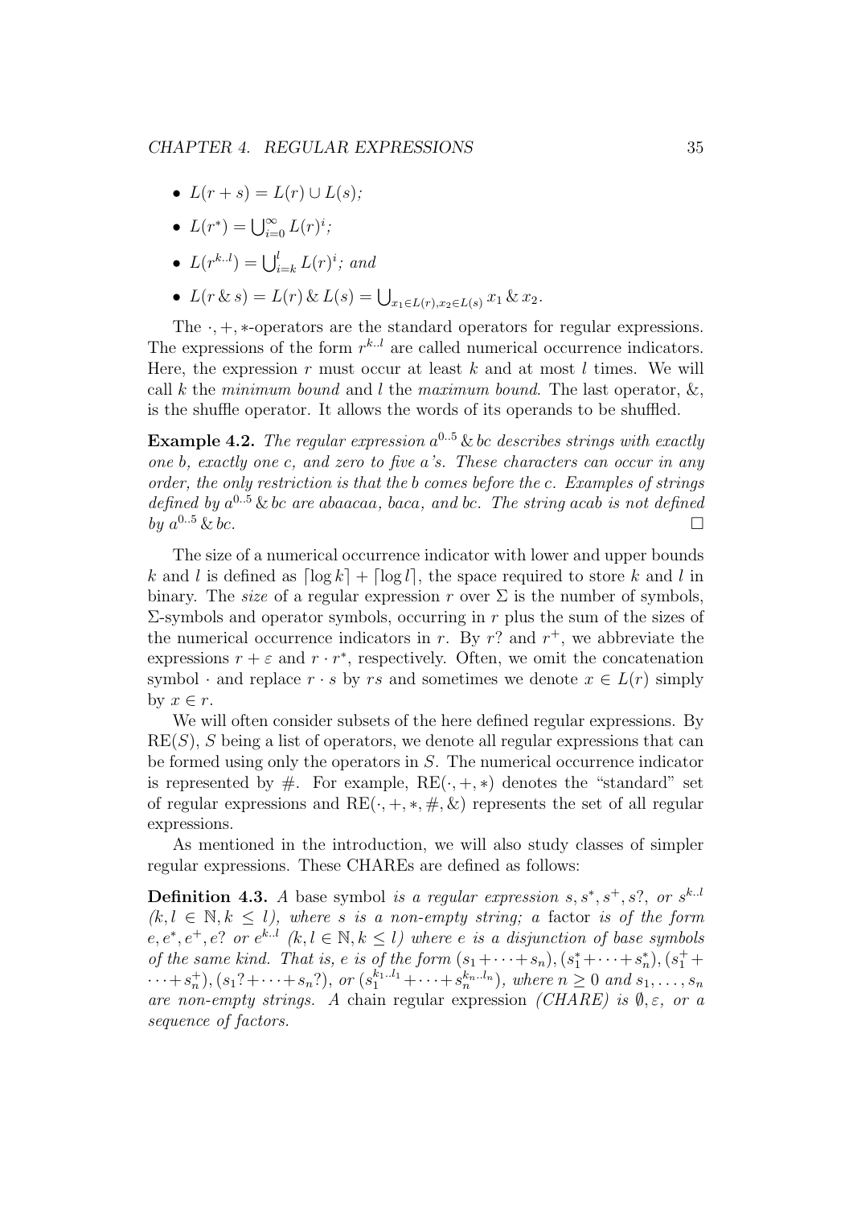- $L(r + s) = L(r) \cup L(s)$;
- $L(r^*) = \bigcup_{i=0}^{\infty} L(r)^i$;
- $L(r^{k..l}) = \bigcup_{i=k}^{l} L(r)^i$; and
- $L(r \,\&\, s) = L(r) \,\&\, L(s) = \bigcup_{x_1 \in L(r), x_2 \in L(s)} x_1 \,\&\, x_2$.

The $\cdot, +, *$-operators are the standard operators for regular expressions. The expressions of the form $r^{k..l}$ are called numerical occurrence indicators. Here, the expression $r$ must occur at least $k$ and at most $l$ times. We will call $k$ the *minimum bound* and $l$ the *maximum bound*. The last operator, &, is the shuffle operator. It allows the words of its operands to be shuffled.

**Example 4.2.** *The regular expression $a^{0..5} \,\&\, bc$ describes strings with exactly one b, exactly one c, and zero to five a's. These characters can occur in any order, the only restriction is that the b comes before the c. Examples of strings defined by $a^{0..5} \,\&\, bc$ are abaacaa, baca, and bc. The string acab is not defined by $a^{0..5} \,\&\, bc$.* □

The size of a numerical occurrence indicator with lower and upper bounds $k$ and $l$ is defined as $\lceil \log k \rceil + \lceil \log l \rceil$, the space required to store $k$ and $l$ in binary. The *size* of a regular expression $r$ over $\Sigma$ is the number of symbols, $\Sigma$-symbols and operator symbols, occurring in $r$ plus the sum of the sizes of the numerical occurrence indicators in $r$. By $r?$ and $r^+$, we abbreviate the expressions $r + \varepsilon$ and $r \cdot r^*$, respectively. Often, we omit the concatenation symbol $\cdot$ and replace $r \cdot s$ by $rs$ and sometimes we denote $x \in L(r)$ simply by $x \in r$.

We will often consider subsets of the here defined regular expressions. By $\mathrm{RE}(S)$, $S$ being a list of operators, we denote all regular expressions that can be formed using only the operators in $S$. The numerical occurrence indicator is represented by #. For example, $\mathrm{RE}(\cdot, +, *)$ denotes the "standard" set of regular expressions and $\mathrm{RE}(\cdot, +, *, \#, \&)$ represents the set of all regular expressions.

As mentioned in the introduction, we will also study classes of simpler regular expressions. These CHAREs are defined as follows:

**Definition 4.3.** *A* base symbol *is a regular expression $s, s^*, s^+, s?$, or $s^{k..l}$ ($k, l \in \mathbb{N}, k \leq l$), where $s$ is a non-empty string; a* factor *is of the form $e, e^*, e^+, e?$ or $e^{k..l}$ ($k, l \in \mathbb{N}, k \leq l$) where $e$ is a disjunction of base symbols of the same kind. That is, $e$ is of the form $(s_1 + \cdots + s_n), (s_1^* + \cdots + s_n^*), (s_1^+ + \cdots + s_n^+), (s_1? + \cdots + s_n?)$, or $(s_1^{k_1..l_1} + \cdots + s_n^{k_n..l_n})$, where $n \geq 0$ and $s_1, \ldots, s_n$ are non-empty strings. A* chain regular expression *(CHARE) is $\emptyset, \varepsilon$, or a sequence of factors.*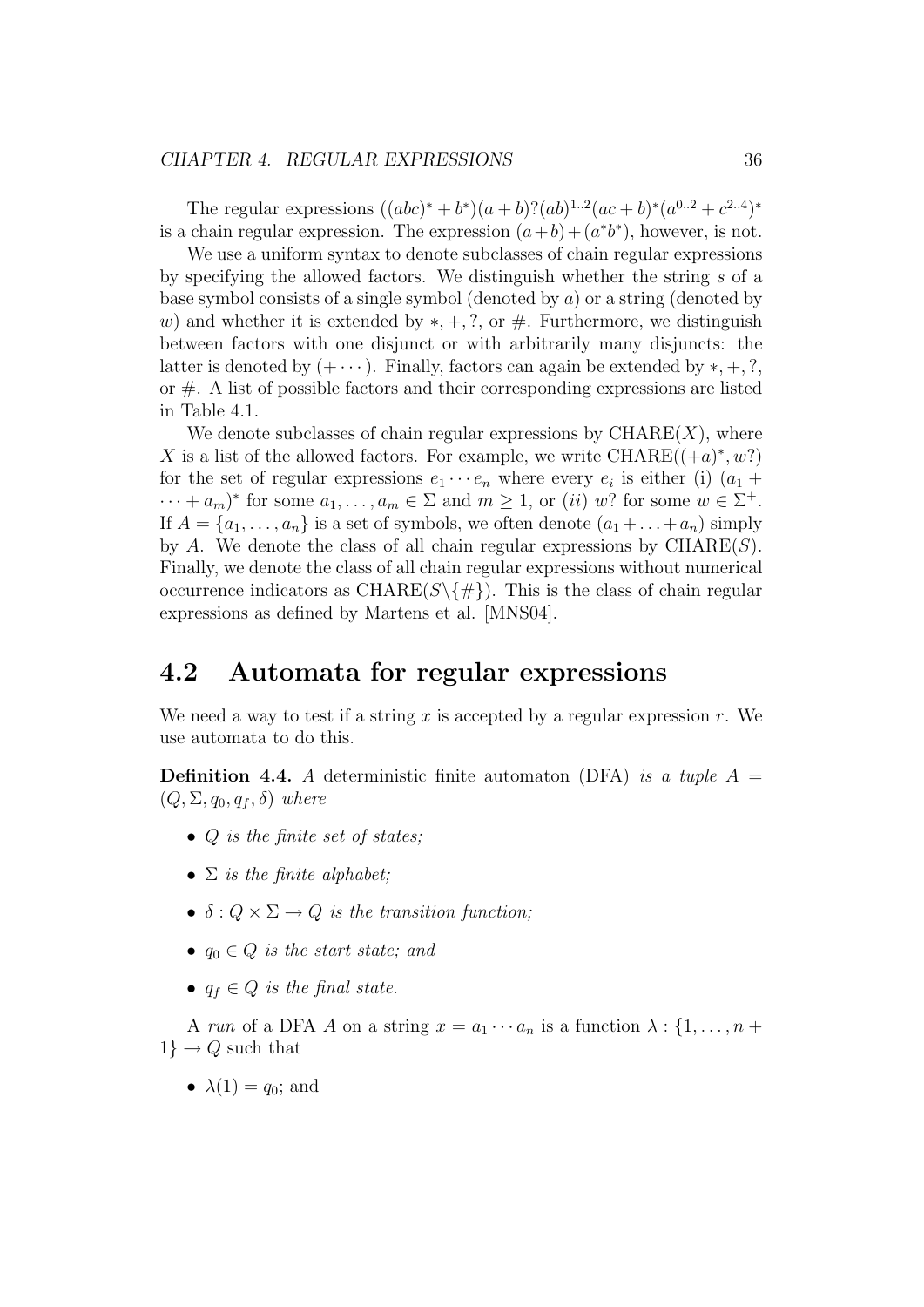The regular expressions $((abc)^* + b^*)(a + b)?(ab)^{1..2}(ac + b)^*(a^{0..2} + c^{2..4})^*$ is a chain regular expression. The expression $(a+b)+(a^*b^*)$, however, is not.

We use a uniform syntax to denote subclasses of chain regular expressions by specifying the allowed factors. We distinguish whether the string $s$ of a base symbol consists of a single symbol (denoted by $a$) or a string (denoted by $w$) and whether it is extended by $*, +, ?$, or $\#$. Furthermore, we distinguish between factors with one disjunct or with arbitrarily many disjuncts: the latter is denoted by $(+\cdots)$. Finally, factors can again be extended by $*, +, ?$, or $\#$. A list of possible factors and their corresponding expressions are listed in Table 4.1.

We denote subclasses of chain regular expressions by CHARE($X$), where $X$ is a list of the allowed factors. For example, we write CHARE($(+a)^*, w?$) for the set of regular expressions $e_1 \cdots e_n$ where every $e_i$ is either (i) $(a_1 + \cdots + a_m)^*$ for some $a_1, \ldots, a_m \in \Sigma$ and $m \geq 1$, or (*ii*) $w?$ for some $w \in \Sigma^+$. If $A = \{a_1, \ldots, a_n\}$ is a set of symbols, we often denote $(a_1 + \ldots + a_n)$ simply by $A$. We denote the class of all chain regular expressions by CHARE($S$). Finally, we denote the class of all chain regular expressions without numerical occurrence indicators as CHARE($S\backslash\{\#\}$). This is the class of chain regular expressions as defined by Martens et al. [MNS04].

## 4.2 Automata for regular expressions

We need a way to test if a string $x$ is accepted by a regular expression $r$. We use automata to do this.

**Definition 4.4.** *A* deterministic finite automaton (DFA) *is a tuple* $A = (Q, \Sigma, q_0, q_f, \delta)$ *where*

- $Q$ *is the finite set of states;*
- $\Sigma$ *is the finite alphabet;*
- $\delta : Q \times \Sigma \to Q$ *is the transition function;*
- $q_0 \in Q$ *is the start state; and*
- $q_f \in Q$ *is the final state.*

A *run* of a DFA $A$ on a string $x = a_1 \cdots a_n$ is a function $\lambda : \{1, \ldots, n + 1\} \to Q$ such that

- $\lambda(1) = q_0$; and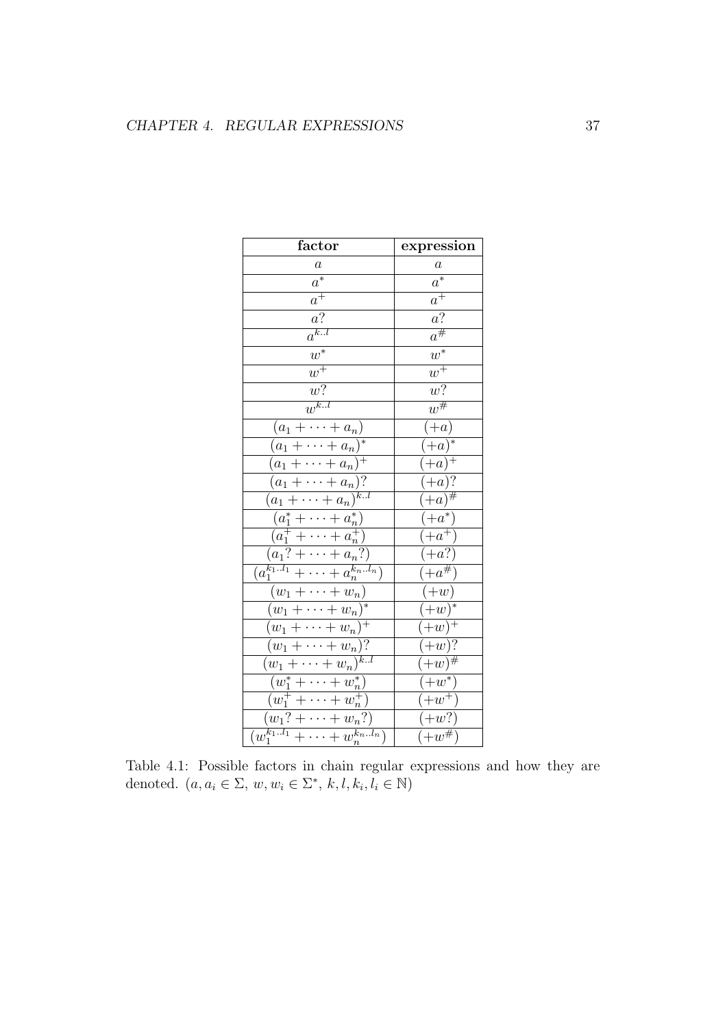| **factor** | **expression** |
| --- | --- |
| $a$ | $a$ |
| $a^*$ | $a^*$ |
| $a^+$ | $a^+$ |
| $a?$ | $a?$ |
| $a^{k..l}$ | $a^\#$ |
| $w^*$ | $w^*$ |
| $w^+$ | $w^+$ |
| $w?$ | $w?$ |
| $w^{k..l}$ | $w^\#$ |
| $(a_1 + \cdots + a_n)$ | $(+a)$ |
| $(a_1 + \cdots + a_n)^*$ | $(+a)^*$ |
| $(a_1 + \cdots + a_n)^+$ | $(+a)^+$ |
| $(a_1 + \cdots + a_n)?$ | $(+a)?$ |
| $(a_1 + \cdots + a_n)^{k..l}$ | $(+a)^\#$ |
| $(a_1^* + \cdots + a_n^*)$ | $(+a^*)$ |
| $(a_1^+ + \cdots + a_n^+)$ | $(+a^+)$ |
| $(a_1? + \cdots + a_n?)$ | $(+a?)$ |
| $(a_1^{k_1..l_1} + \cdots + a_n^{k_n..l_n})$ | $(+a^\#)$ |
| $(w_1 + \cdots + w_n)$ | $(+w)$ |
| $(w_1 + \cdots + w_n)^*$ | $(+w)^*$ |
| $(w_1 + \cdots + w_n)^+$ | $(+w)^+$ |
| $(w_1 + \cdots + w_n)?$ | $(+w)?$ |
| $(w_1 + \cdots + w_n)^{k..l}$ | $(+w)^\#$ |
| $(w_1^* + \cdots + w_n^*)$ | $(+w^*)$ |
| $(w_1^+ + \cdots + w_n^+)$ | $(+w^+)$ |
| $(w_1? + \cdots + w_n?)$ | $(+w?)$ |
| $(w_1^{k_1..l_1} + \cdots + w_n^{k_n..l_n})$ | $(+w^\#)$ |

Table 4.1: Possible factors in chain regular expressions and how they are denoted. ($a, a_i \in \Sigma$, $w, w_i \in \Sigma^*$, $k, l, k_i, l_i \in \mathbb{N}$)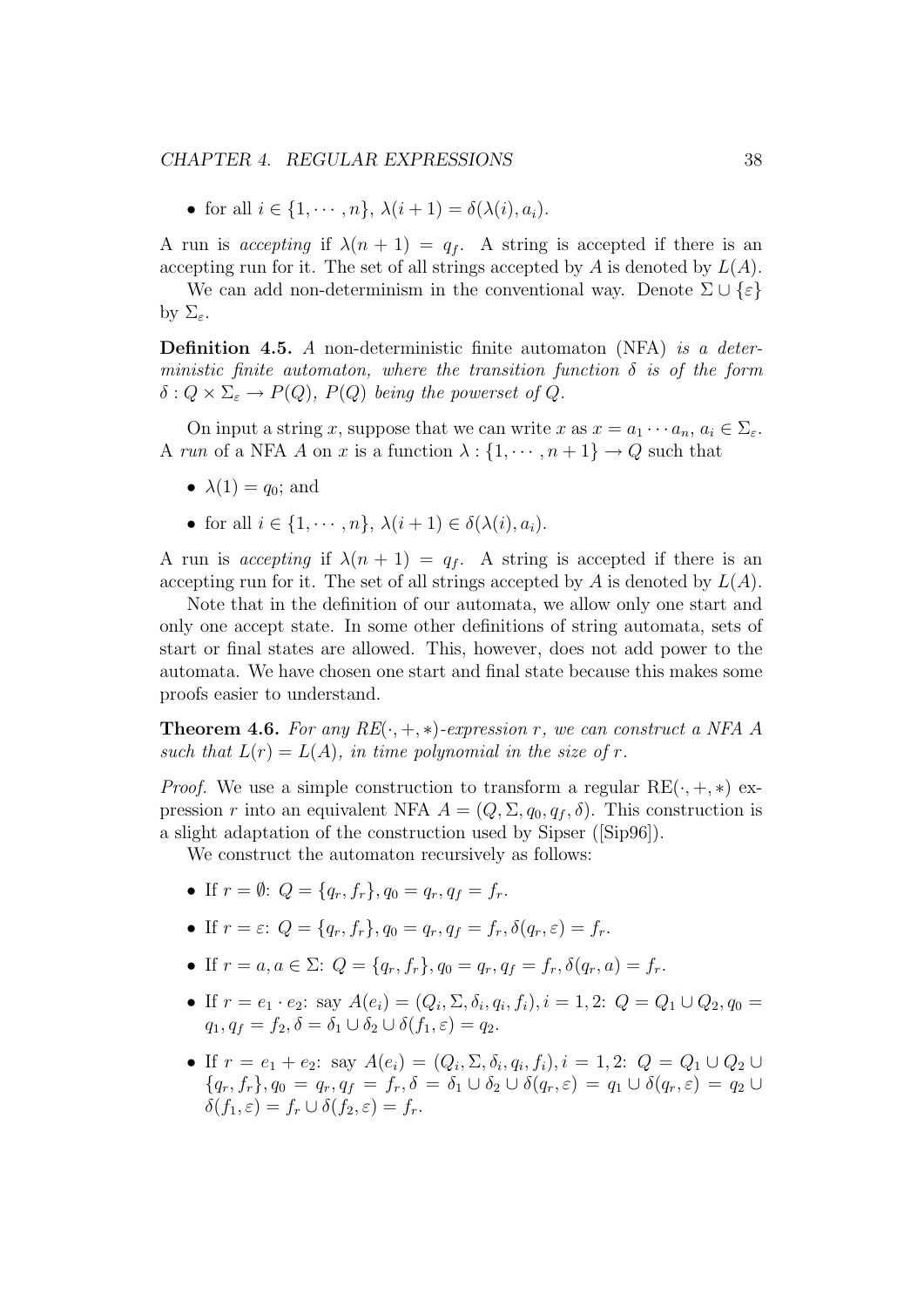- for all $i \in \{1, \cdots, n\}$, $\lambda(i+1) = \delta(\lambda(i), a_i)$.

A run is *accepting* if $\lambda(n+1) = q_f$. A string is accepted if there is an accepting run for it. The set of all strings accepted by $A$ is denoted by $L(A)$.

We can add non-determinism in the conventional way. Denote $\Sigma \cup \{\varepsilon\}$ by $\Sigma_\varepsilon$.

**Definition 4.5.** *A* non-deterministic finite automaton (NFA) *is a deterministic finite automaton, where the transition function $\delta$ is of the form $\delta : Q \times \Sigma_\varepsilon \to P(Q)$, $P(Q)$ being the powerset of $Q$.*

On input a string $x$, suppose that we can write $x$ as $x = a_1 \cdots a_n$, $a_i \in \Sigma_\varepsilon$. A *run* of a NFA $A$ on $x$ is a function $\lambda : \{1, \cdots, n+1\} \to Q$ such that

- $\lambda(1) = q_0$; and
- for all $i \in \{1, \cdots, n\}$, $\lambda(i+1) \in \delta(\lambda(i), a_i)$.

A run is *accepting* if $\lambda(n+1) = q_f$. A string is accepted if there is an accepting run for it. The set of all strings accepted by $A$ is denoted by $L(A)$.

Note that in the definition of our automata, we allow only one start and only one accept state. In some other definitions of string automata, sets of start or final states are allowed. This, however, does not add power to the automata. We have chosen one start and final state because this makes some proofs easier to understand.

**Theorem 4.6.** *For any RE$(\cdot, +, *)$-expression $r$, we can construct a NFA $A$ such that $L(r) = L(A)$, in time polynomial in the size of $r$.*

*Proof.* We use a simple construction to transform a regular RE$(\cdot, +, *)$ expression $r$ into an equivalent NFA $A = (Q, \Sigma, q_0, q_f, \delta)$. This construction is a slight adaptation of the construction used by Sipser ([Sip96]).

We construct the automaton recursively as follows:

- If $r = \emptyset$: $Q = \{q_r, f_r\}, q_0 = q_r, q_f = f_r$.
- If $r = \varepsilon$: $Q = \{q_r, f_r\}, q_0 = q_r, q_f = f_r, \delta(q_r, \varepsilon) = f_r$.
- If $r = a, a \in \Sigma$: $Q = \{q_r, f_r\}, q_0 = q_r, q_f = f_r, \delta(q_r, a) = f_r$.
- If $r = e_1 \cdot e_2$: say $A(e_i) = (Q_i, \Sigma, \delta_i, q_i, f_i), i = 1, 2$: $Q = Q_1 \cup Q_2, q_0 = q_1, q_f = f_2, \delta = \delta_1 \cup \delta_2 \cup \delta(f_1, \varepsilon) = q_2$.
- If $r = e_1 + e_2$: say $A(e_i) = (Q_i, \Sigma, \delta_i, q_i, f_i), i = 1, 2$: $Q = Q_1 \cup Q_2 \cup \{q_r, f_r\}, q_0 = q_r, q_f = f_r, \delta = \delta_1 \cup \delta_2 \cup \delta(q_r, \varepsilon) = q_1 \cup \delta(q_r, \varepsilon) = q_2 \cup \delta(f_1, \varepsilon) = f_r \cup \delta(f_2, \varepsilon) = f_r$.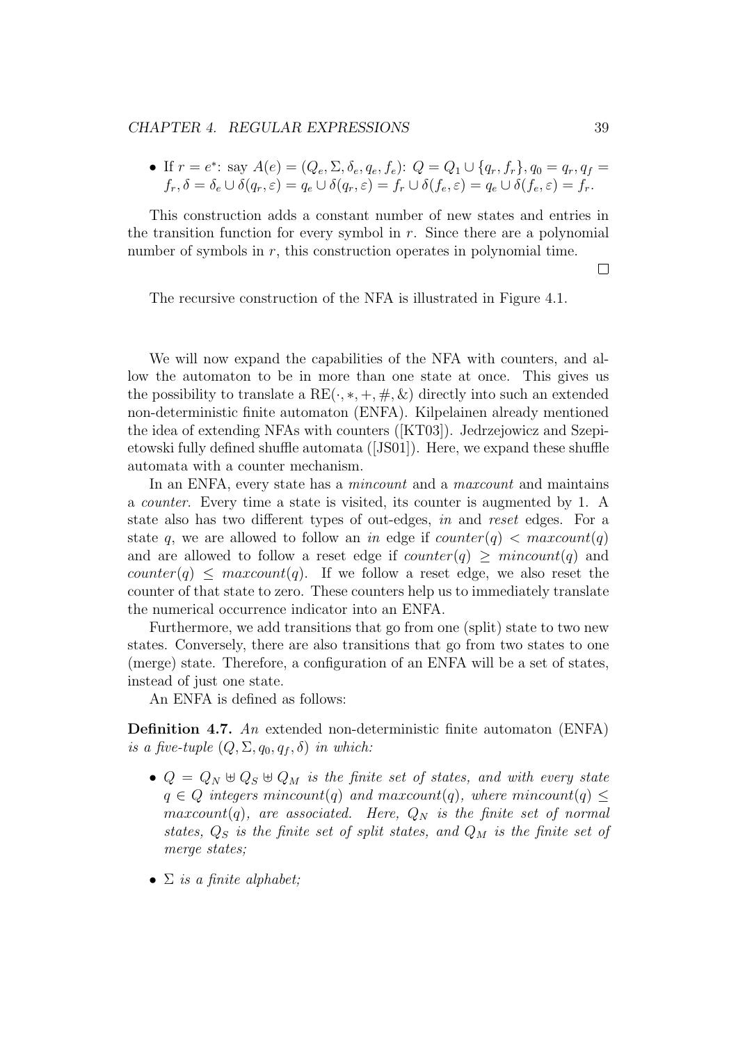- If $r = e^*$: say $A(e) = (Q_e, \Sigma, \delta_e, q_e, f_e)$: $Q = Q_1 \cup \{q_r, f_r\}, q_0 = q_r, q_f = f_r, \delta = \delta_e \cup \delta(q_r, \varepsilon) = q_e \cup \delta(q_r, \varepsilon) = f_r \cup \delta(f_e, \varepsilon) = q_e \cup \delta(f_e, \varepsilon) = f_r$.

This construction adds a constant number of new states and entries in the transition function for every symbol in $r$. Since there are a polynomial number of symbols in $r$, this construction operates in polynomial time.

□

The recursive construction of the NFA is illustrated in Figure 4.1.

We will now expand the capabilities of the NFA with counters, and allow the automaton to be in more than one state at once. This gives us the possibility to translate a $\text{RE}(\cdot, *, +, \#, \&)$ directly into such an extended non-deterministic finite automaton (ENFA). Kilpelainen already mentioned the idea of extending NFAs with counters ([KT03]). Jedrzejowicz and Szepietowski fully defined shuffle automata ([JS01]). Here, we expand these shuffle automata with a counter mechanism.

In an ENFA, every state has a *mincount* and a *maxcount* and maintains a *counter*. Every time a state is visited, its counter is augmented by 1. A state also has two different types of out-edges, *in* and *reset* edges. For a state $q$, we are allowed to follow an *in* edge if $counter(q) < maxcount(q)$ and are allowed to follow a reset edge if $counter(q) \geq mincount(q)$ and $counter(q) \leq maxcount(q)$. If we follow a reset edge, we also reset the counter of that state to zero. These counters help us to immediately translate the numerical occurrence indicator into an ENFA.

Furthermore, we add transitions that go from one (split) state to two new states. Conversely, there are also transitions that go from two states to one (merge) state. Therefore, a configuration of an ENFA will be a set of states, instead of just one state.

An ENFA is defined as follows:

**Definition 4.7.** *An* extended non-deterministic finite automaton (ENFA) *is a five-tuple* $(Q, \Sigma, q_0, q_f, \delta)$ *in which:*

- $Q = Q_N \uplus Q_S \uplus Q_M$ *is the finite set of states, and with every state* $q \in Q$ *integers* $mincount(q)$ *and* $maxcount(q)$*, where* $mincount(q) \leq maxcount(q)$*, are associated. Here,* $Q_N$ *is the finite set of normal states,* $Q_S$ *is the finite set of split states, and* $Q_M$ *is the finite set of merge states;*
- $\Sigma$ *is a finite alphabet;*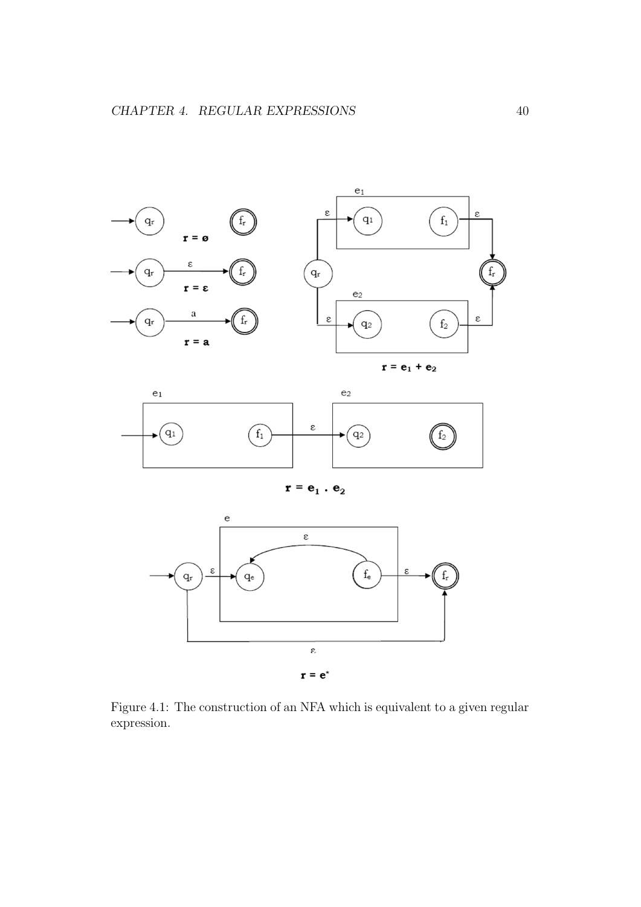Figure 4.1: The construction of an NFA which is equivalent to a given regular expression.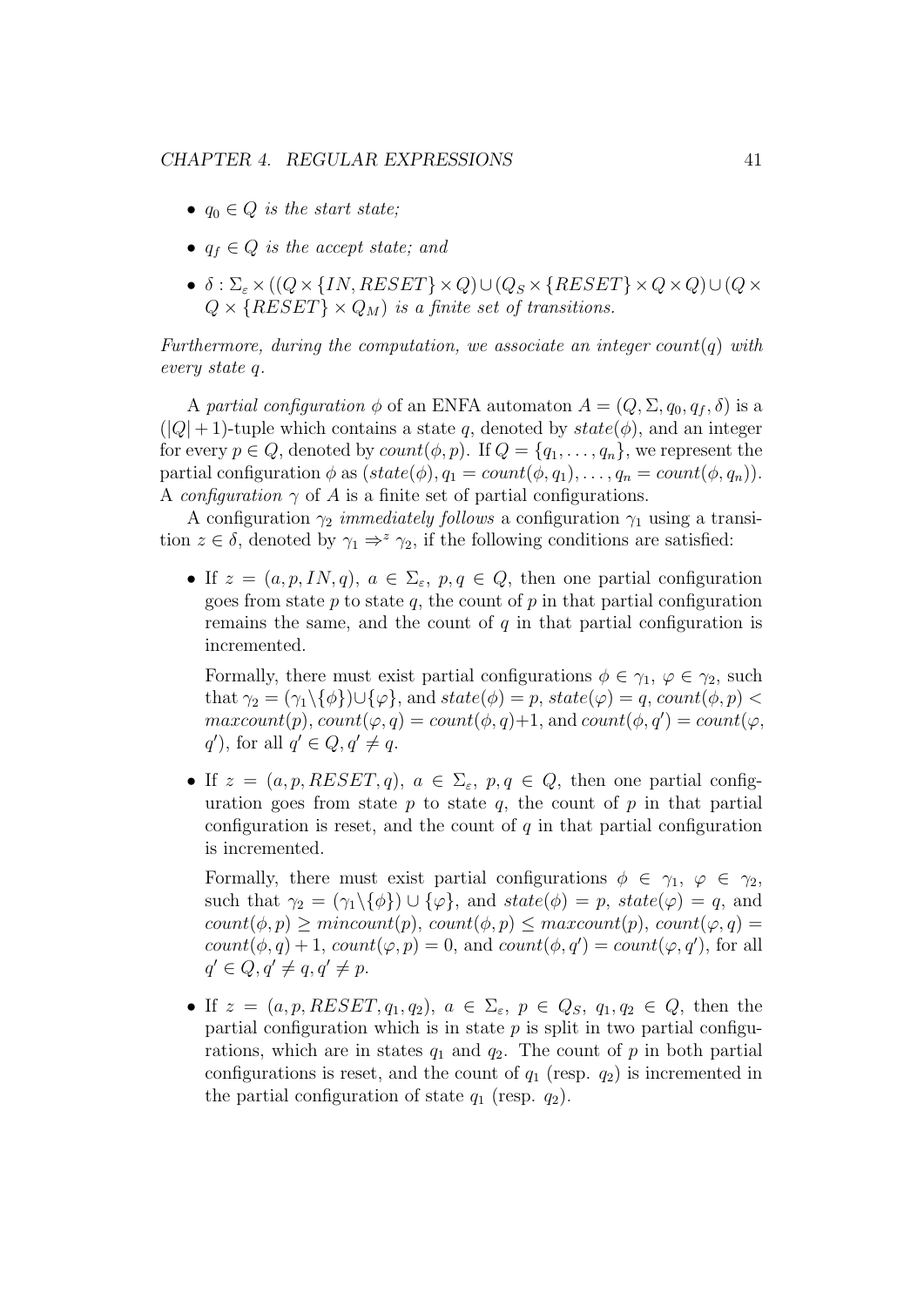- *$q_0 \in Q$ is the start state;*

- *$q_f \in Q$ is the accept state; and*

- *$\delta : \Sigma_\varepsilon \times ((Q \times \{IN, RESET\} \times Q) \cup (Q_S \times \{RESET\} \times Q \times Q) \cup (Q \times Q \times \{RESET\} \times Q_M)$ is a finite set of transitions.*

*Furthermore, during the computation, we associate an integer $count(q)$ with every state $q$.*

A *partial configuration* $\phi$ of an ENFA automaton $A = (Q, \Sigma, q_0, q_f, \delta)$ is a $(|Q| + 1)$-tuple which contains a state $q$, denoted by $state(\phi)$, and an integer for every $p \in Q$, denoted by $count(\phi, p)$. If $Q = \{q_1, \ldots, q_n\}$, we represent the partial configuration $\phi$ as $(state(\phi), q_1 = count(\phi, q_1), \ldots, q_n = count(\phi, q_n))$. A *configuration* $\gamma$ of $A$ is a finite set of partial configurations.

A configuration $\gamma_2$ *immediately follows* a configuration $\gamma_1$ using a transition $z \in \delta$, denoted by $\gamma_1 \Rightarrow^z \gamma_2$, if the following conditions are satisfied:

- If $z = (a, p, IN, q)$, $a \in \Sigma_\varepsilon$, $p, q \in Q$, then one partial configuration goes from state $p$ to state $q$, the count of $p$ in that partial configuration remains the same, and the count of $q$ in that partial configuration is incremented.

  Formally, there must exist partial configurations $\phi \in \gamma_1$, $\varphi \in \gamma_2$, such that $\gamma_2 = (\gamma_1 \backslash \{\phi\}) \cup \{\varphi\}$, and $state(\phi) = p$, $state(\varphi) = q$, $count(\phi, p) < maxcount(p)$, $count(\varphi, q) = count(\phi, q) + 1$, and $count(\phi, q') = count(\varphi, q')$, for all $q' \in Q, q' \neq q$.

- If $z = (a, p, RESET, q)$, $a \in \Sigma_\varepsilon$, $p, q \in Q_S$, then one partial configuration goes from state $p$ to state $q$, the count of $p$ in that partial configuration is reset, and the count of $q$ in that partial configuration is incremented.

  Formally, there must exist partial configurations $\phi \in \gamma_1$, $\varphi \in \gamma_2$, such that $\gamma_2 = (\gamma_1 \backslash \{\phi\}) \cup \{\varphi\}$, and $state(\phi) = p$, $state(\varphi) = q$, and $count(\phi, p) \geq mincount(p)$, $count(\phi, p) \leq maxcount(p)$, $count(\varphi, q) = count(\phi, q) + 1$, $count(\varphi, p) = 0$, and $count(\phi, q') = count(\varphi, q')$, for all $q' \in Q, q' \neq q, q' \neq p$.

- If $z = (a, p, RESET, q_1, q_2)$, $a \in \Sigma_\varepsilon$, $p \in Q_S$, $q_1, q_2 \in Q$, then the partial configuration which is in state $p$ is split in two partial configurations, which are in states $q_1$ and $q_2$. The count of $p$ in both partial configurations is reset, and the count of $q_1$ (resp. $q_2$) is incremented in the partial configuration of state $q_1$ (resp. $q_2$).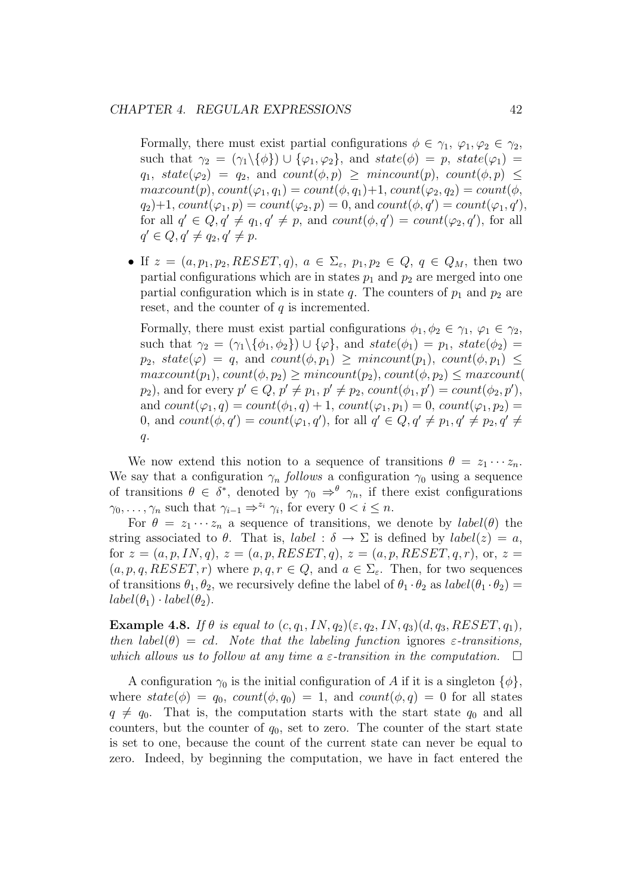Formally, there must exist partial configurations $\phi \in \gamma_1$, $\varphi_1, \varphi_2 \in \gamma_2$, such that $\gamma_2 = (\gamma_1 \backslash \{\phi\}) \cup \{\varphi_1, \varphi_2\}$, and $state(\phi) = p$, $state(\varphi_1) = q_1$, $state(\varphi_2) = q_2$, and $count(\phi, p) \geq mincount(p)$, $count(\phi, p) \leq maxcount(p)$, $count(\varphi_1, q_1) = count(\phi, q_1)+1$, $count(\varphi_2, q_2) = count(\phi, q_2)+1$, $count(\varphi_1, p) = count(\varphi_2, p) = 0$, and $count(\phi, q') = count(\varphi_1, q')$, for all $q' \in Q, q' \neq q_1, q' \neq p$, and $count(\phi, q') = count(\varphi_2, q')$, for all $q' \in Q, q' \neq q_2, q' \neq p$.

- If $z = (a, p_1, p_2, RESET, q)$, $a \in \Sigma_\varepsilon$, $p_1, p_2 \in Q$, $q \in Q_M$, then two partial configurations which are in states $p_1$ and $p_2$ are merged into one partial configuration which is in state $q$. The counters of $p_1$ and $p_2$ are reset, and the counter of $q$ is incremented.

  Formally, there must exist partial configurations $\phi_1, \phi_2 \in \gamma_1$, $\varphi_1 \in \gamma_2$, such that $\gamma_2 = (\gamma_1 \backslash \{\phi_1, \phi_2\}) \cup \{\varphi\}$, and $state(\phi_1) = p_1$, $state(\phi_2) = p_2$, $state(\varphi) = q$, and $count(\phi, p_1) \geq mincount(p_1)$, $count(\phi, p_1) \leq maxcount(p_1)$, $count(\phi, p_2) \geq mincount(p_2)$, $count(\phi, p_2) \leq maxcount(p_2)$, and for every $p' \in Q$, $p' \neq p_1$, $p' \neq p_2$, $count(\phi_1, p') = count(\phi_2, p')$, and $count(\varphi_1, q) = count(\phi_1, q) + 1$, $count(\varphi_1, p_1) = 0$, $count(\varphi_1, p_2) = 0$, and $count(\phi, q') = count(\varphi_1, q')$, for all $q' \in Q, q' \neq p_1, q' \neq p_2, q' \neq q$.

We now extend this notion to a sequence of transitions $\theta = z_1 \cdots z_n$. We say that a configuration $\gamma_n$ *follows* a configuration $\gamma_0$ using a sequence of transitions $\theta \in \delta^*$, denoted by $\gamma_0 \Rightarrow^\theta \gamma_n$, if there exist configurations $\gamma_0, \ldots, \gamma_n$ such that $\gamma_{i-1} \Rightarrow^{z_i} \gamma_i$, for every $0 < i \leq n$.

For $\theta = z_1 \cdots z_n$ a sequence of transitions, we denote by $label(\theta)$ the string associated to $\theta$. That is, $label : \delta \rightarrow \Sigma$ is defined by $label(z) = a$, for $z = (a, p, IN, q)$, $z = (a, p, RESET, q)$, $z = (a, p, RESET, q, r)$, or, $z = (a, p, q, RESET, r)$ where $p, q, r \in Q$, and $a \in \Sigma_\varepsilon$. Then, for two sequences of transitions $\theta_1, \theta_2$, we recursively define the label of $\theta_1 \cdot \theta_2$ as $label(\theta_1 \cdot \theta_2) = label(\theta_1) \cdot label(\theta_2)$.

**Example 4.8.** *If $\theta$ is equal to $(c, q_1, IN, q_2)(\varepsilon, q_2, IN, q_3)(d, q_3, RESET, q_1)$, then $label(\theta) = cd$. Note that the labeling function* ignores *$\varepsilon$-transitions, which allows us to follow at any time a $\varepsilon$-transition in the computation.* $\square$

A configuration $\gamma_0$ is the initial configuration of $A$ if it is a singleton $\{\phi\}$, where $state(\phi) = q_0$, $count(\phi, q_0) = 1$, and $count(\phi, q) = 0$ for all states $q \neq q_0$. That is, the computation starts with the start state $q_0$ and all counters, but the counter of $q_0$, set to zero. The counter of the start state is set to one, because the count of the current state can never be equal to zero. Indeed, by beginning the computation, we have in fact entered the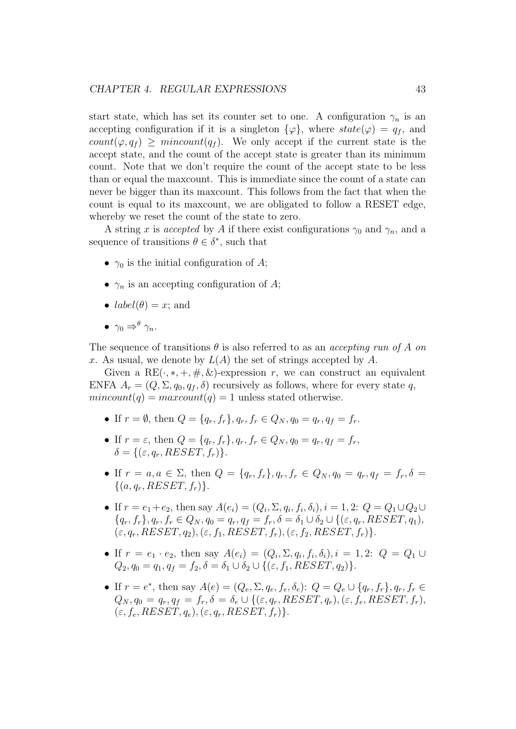start state, which has set its counter set to one. A configuration $\gamma_n$ is an accepting configuration if it is a singleton $\{\varphi\}$, where $state(\varphi) = q_f$, and $count(\varphi, q_f) \geq mincount(q_f)$. We only accept if the current state is the accept state, and the count of the accept state is greater than its minimum count. Note that we don't require the count of the accept state to be less than or equal the maxcount. This is immediate since the count of a state can never be bigger than its maxcount. This follows from the fact that when the count is equal to its maxcount, we are obligated to follow a RESET edge, whereby we reset the count of the state to zero.

A string $x$ is *accepted* by $A$ if there exist configurations $\gamma_0$ and $\gamma_n$, and a sequence of transitions $\theta \in \delta^*$, such that

- $\gamma_0$ is the initial configuration of $A$;
- $\gamma_n$ is an accepting configuration of $A$;
- $label(\theta) = x$; and
- $\gamma_0 \Rightarrow^\theta \gamma_n$.

The sequence of transitions $\theta$ is also referred to as an *accepting run of A on x*. As usual, we denote by $L(A)$ the set of strings accepted by $A$.

Given a RE$(\cdot, *, +, \#, \&)$-expression $r$, we can construct an equivalent ENFA $A_r = (Q, \Sigma, q_0, q_f, \delta)$ recursively as follows, where for every state $q$, $mincount(q) = maxcount(q) = 1$ unless stated otherwise.

- If $r = \emptyset$, then $Q = \{q_r, f_r\}, q_r, f_r \in Q_N, q_0 = q_r, q_f = f_r$.
- If $r = \varepsilon$, then $Q = \{q_r, f_r\}, q_r, f_r \in Q_N, q_0 = q_r, q_f = f_r$, $\delta = \{(\varepsilon, q_r, RESET, f_r)\}$.
- If $r = a, a \in \Sigma$, then $Q = \{q_r, f_r\}, q_r, f_r \in Q_N, q_0 = q_r, q_f = f_r, \delta = \{(a, q_r, RESET, f_r)\}$.
- If $r = e_1 + e_2$, then say $A(e_i) = (Q_i, \Sigma, q_i, f_i, \delta_i), i = 1, 2$: $Q = Q_1 \cup Q_2 \cup \{q_r, f_r\}, q_r, f_r \in Q_N, q_0 = q_r, q_f = f_r, \delta = \delta_1 \cup \delta_2 \cup \{(\varepsilon, q_r, RESET, q_1), (\varepsilon, q_r, RESET, q_2), (\varepsilon, f_1, RESET, f_r), (\varepsilon, f_2, RESET, f_r)\}$.
- If $r = e_1 \cdot e_2$, then say $A(e_i) = (Q_i, \Sigma, q_i, f_i, \delta_i), i = 1, 2$: $Q = Q_1 \cup Q_2, q_0 = q_1, q_f = f_2, \delta = \delta_1 \cup \delta_2 \cup \{(\varepsilon, f_1, RESET, q_2)\}$.
- If $r = e^*$, then say $A(e) = (Q_e, \Sigma, q_e, f_e, \delta_e)$: $Q = Q_e \cup \{q_r, f_r\}, q_r, f_r \in Q_N, q_0 = q_r, q_f = f_r, \delta = \delta_e \cup \{(\varepsilon, q_r, RESET, q_e), (\varepsilon, f_e, RESET, f_r), (\varepsilon, f_e, RESET, q_e), (\varepsilon, q_r, RESET, f_r)\}$.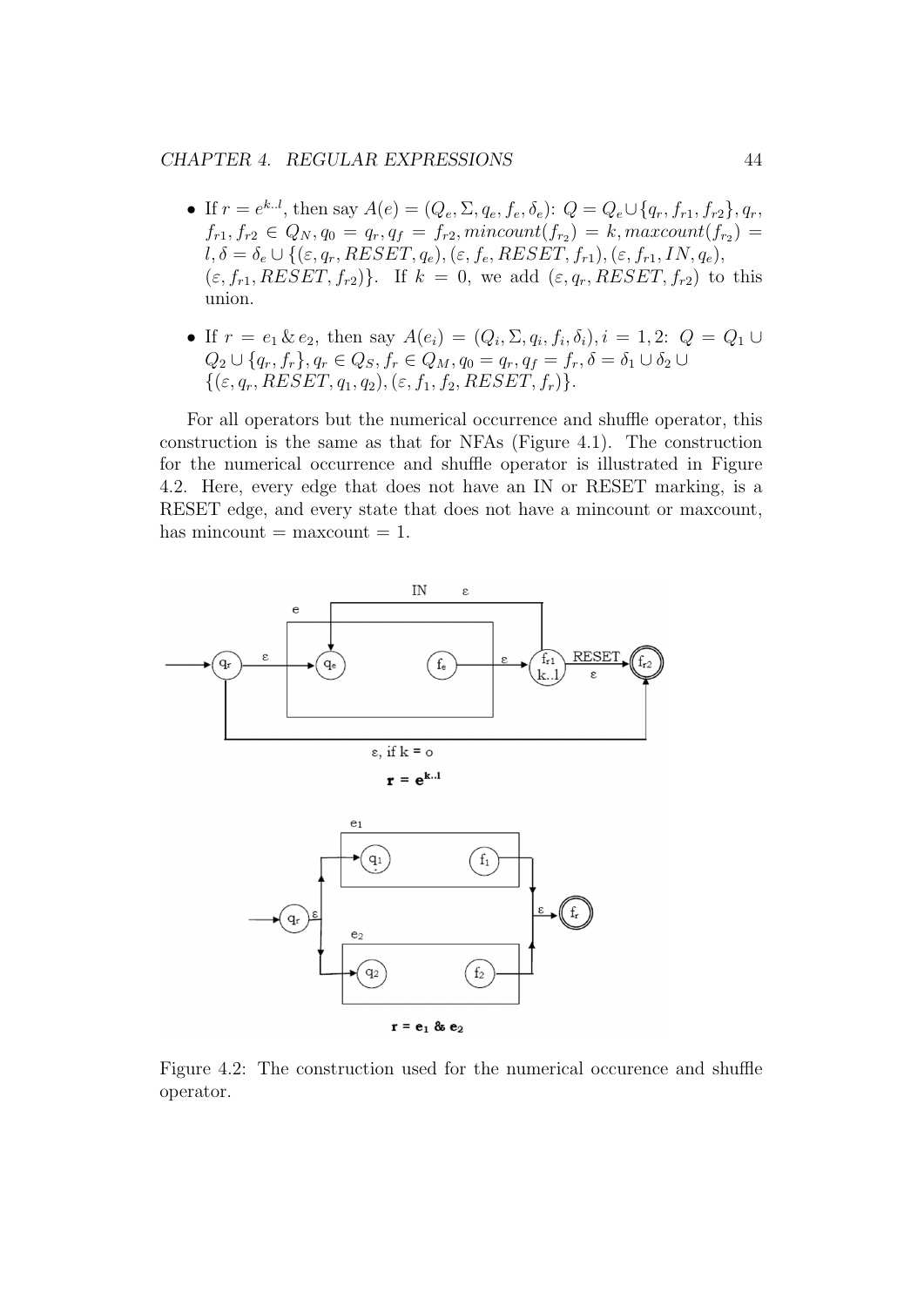- If $r = e^{k..l}$, then say $A(e) = (Q_e, \Sigma, q_e, f_e, \delta_e)$: $Q = Q_e \cup \{q_r, f_{r1}, f_{r2}\}, q_r, f_{r1}, f_{r2} \in Q_N, q_0 = q_r, q_f = f_{r2}, mincount(f_{r_2}) = k, maxcount(f_{r_2}) = l, \delta = \delta_e \cup \{(\varepsilon, q_r, RESET, q_e), (\varepsilon, f_e, RESET, f_{r1}), (\varepsilon, f_{r1}, IN, q_e), (\varepsilon, f_{r1}, RESET, f_{r2})\}$. If $k = 0$, we add $(\varepsilon, q_r, RESET, f_{r2})$ to this union.

- If $r = e_1 \,\&\, e_2$, then say $A(e_i) = (Q_i, \Sigma, q_i, f_i, \delta_i), i = 1, 2$: $Q = Q_1 \cup Q_2 \cup \{q_r, f_r\}, q_r \in Q_S, f_r \in Q_M, q_0 = q_r, q_f = f_r, \delta = \delta_1 \cup \delta_2 \cup \{(\varepsilon, q_r, RESET, q_1, q_2), (\varepsilon, f_1, f_2, RESET, f_r)\}$.

For all operators but the numerical occurrence and shuffle operator, this construction is the same as that for NFAs (Figure 4.1). The construction for the numerical occurrence and shuffle operator is illustrated in Figure 4.2. Here, every edge that does not have an IN or RESET marking, is a RESET edge, and every state that does not have a mincount or maxcount, has mincount = maxcount = 1.

Figure 4.2: The construction used for the numerical occurence and shuffle operator.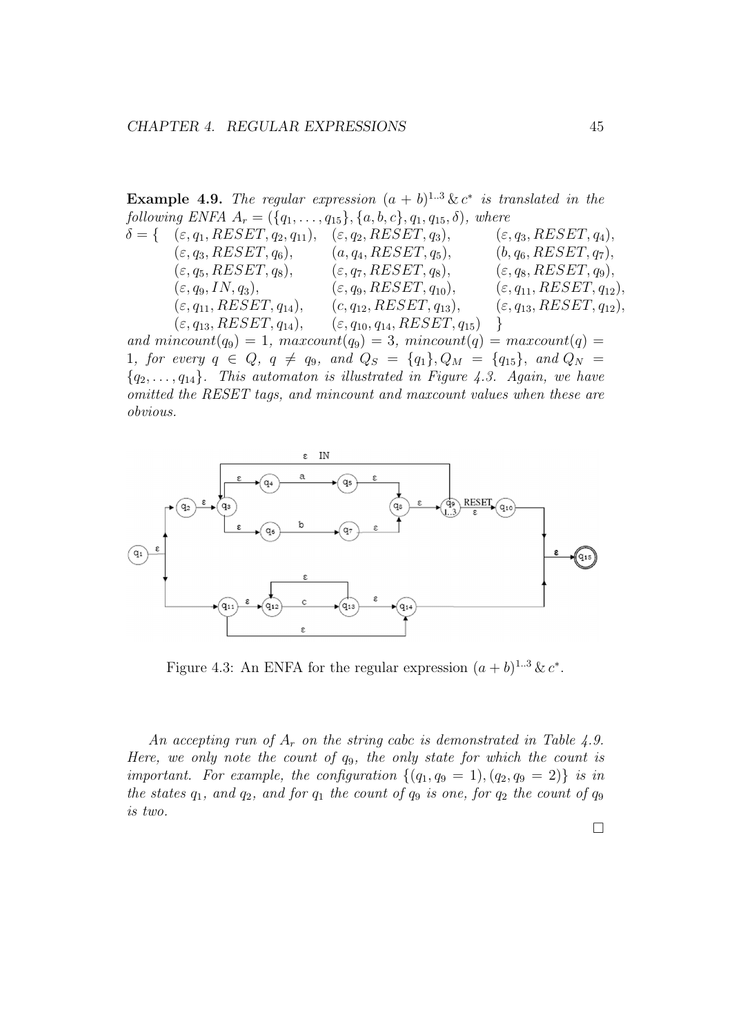**Example 4.9.** *The regular expression* $(a + b)^{1..3} \,\&\, c^*$ *is translated in the following ENFA* $A_r = (\{q_1, \ldots, q_{15}\}, \{a, b, c\}, q_1, q_{15}, \delta)$*, where*

$$
\begin{aligned}
\delta = \{ \quad & (\varepsilon, q_1, RESET, q_2, q_{11}), && (\varepsilon, q_2, RESET, q_3), && (\varepsilon, q_3, RESET, q_4),\\
& (\varepsilon, q_3, RESET, q_6), && (a, q_4, RESET, q_5), && (b, q_6, RESET, q_7),\\
& (\varepsilon, q_5, RESET, q_8), && (\varepsilon, q_7, RESET, q_8), && (\varepsilon, q_8, RESET, q_9),\\
& (\varepsilon, q_9, IN, q_3), && (\varepsilon, q_9, RESET, q_{10}), && (\varepsilon, q_{11}, RESET, q_{12}),\\
& (\varepsilon, q_{11}, RESET, q_{14}), && (c, q_{12}, RESET, q_{13}), && (\varepsilon, q_{13}, RESET, q_{12}),\\
& (\varepsilon, q_{13}, RESET, q_{14}), && (\varepsilon, q_{10}, q_{14}, RESET, q_{15}) \quad \}
\end{aligned}
$$

*and* $mincount(q_9) = 1$*,* $maxcount(q_9) = 3$*,* $mincount(q) = maxcount(q) = 1$*, for every* $q \in Q$*,* $q \neq q_9$*, and* $Q_S = \{q_1\}, Q_M = \{q_{15}\}$*, and* $Q_N = \{q_2, \ldots, q_{14}\}$*. This automaton is illustrated in Figure 4.3. Again, we have omitted the RESET tags, and mincount and maxcount values when these are obvious.*

Figure 4.3: An ENFA for the regular expression $(a + b)^{1..3} \,\&\, c^*$.

*An accepting run of* $A_r$ *on the string cabc is demonstrated in Table 4.9. Here, we only note the count of* $q_9$*, the only state for which the count is important. For example, the configuration* $\{(q_1, q_9 = 1), (q_2, q_9 = 2)\}$ *is in the states* $q_1$*, and* $q_2$*, and for* $q_1$ *the count of* $q_9$ *is one, for* $q_2$ *the count of* $q_9$ *is two.*

□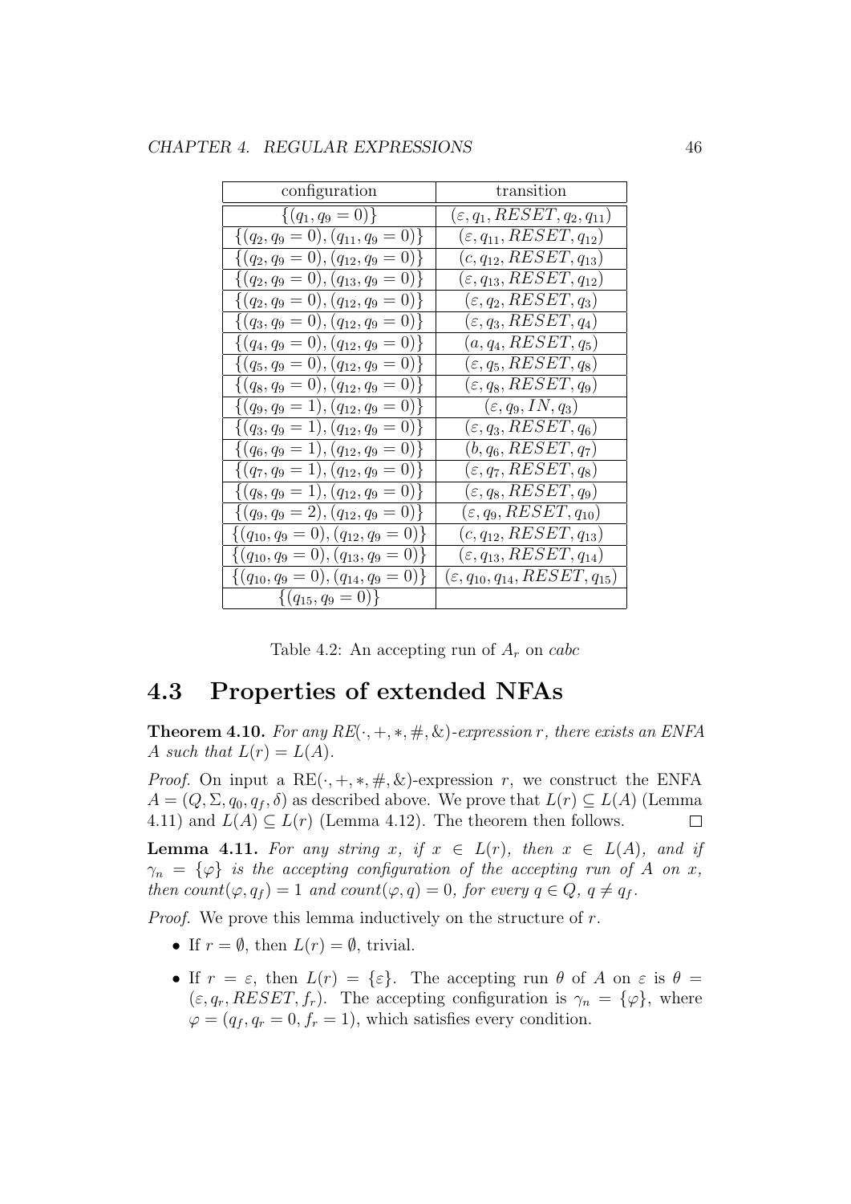| configuration | transition |
| --- | --- |
| $\{(q_1, q_9 = 0)\}$ | $(\varepsilon, q_1, RESET, q_2, q_{11})$ |
| $\{(q_2, q_9 = 0), (q_{11}, q_9 = 0)\}$ | $(\varepsilon, q_{11}, RESET, q_{12})$ |
| $\{(q_2, q_9 = 0), (q_{12}, q_9 = 0)\}$ | $(c, q_{12}, RESET, q_{13})$ |
| $\{(q_2, q_9 = 0), (q_{13}, q_9 = 0)\}$ | $(\varepsilon, q_{13}, RESET, q_{12})$ |
| $\{(q_2, q_9 = 0), (q_{12}, q_9 = 0)\}$ | $(\varepsilon, q_2, RESET, q_3)$ |
| $\{(q_3, q_9 = 0), (q_{12}, q_9 = 0)\}$ | $(\varepsilon, q_3, RESET, q_4)$ |
| $\{(q_4, q_9 = 0), (q_{12}, q_9 = 0)\}$ | $(a, q_4, RESET, q_5)$ |
| $\{(q_5, q_9 = 0), (q_{12}, q_9 = 0)\}$ | $(\varepsilon, q_5, RESET, q_8)$ |
| $\{(q_8, q_9 = 0), (q_{12}, q_9 = 0)\}$ | $(\varepsilon, q_8, RESET, q_9)$ |
| $\{(q_9, q_9 = 1), (q_{12}, q_9 = 0)\}$ | $(\varepsilon, q_9, IN, q_3)$ |
| $\{(q_3, q_9 = 1), (q_{12}, q_9 = 0)\}$ | $(\varepsilon, q_3, RESET, q_6)$ |
| $\{(q_6, q_9 = 1), (q_{12}, q_9 = 0)\}$ | $(b, q_6, RESET, q_7)$ |
| $\{(q_7, q_9 = 1), (q_{12}, q_9 = 0)\}$ | $(\varepsilon, q_7, RESET, q_8)$ |
| $\{(q_8, q_9 = 1), (q_{12}, q_9 = 0)\}$ | $(\varepsilon, q_8, RESET, q_9)$ |
| $\{(q_9, q_9 = 2), (q_{12}, q_9 = 0)\}$ | $(\varepsilon, q_9, RESET, q_{10})$ |
| $\{(q_{10}, q_9 = 0), (q_{12}, q_9 = 0)\}$ | $(c, q_{12}, RESET, q_{13})$ |
| $\{(q_{10}, q_9 = 0), (q_{13}, q_9 = 0)\}$ | $(\varepsilon, q_{13}, RESET, q_{14})$ |
| $\{(q_{10}, q_9 = 0), (q_{14}, q_9 = 0)\}$ | $(\varepsilon, q_{10}, q_{14}, RESET, q_{15})$ |
| $\{(q_{15}, q_9 = 0)\}$ | |

Table 4.2: An accepting run of $A_r$ on *cabc*

## 4.3 Properties of extended NFAs

**Theorem 4.10.** *For any $RE(\cdot, +, *, \#, \&)$-expression $r$, there exists an ENFA $A$ such that $L(r) = L(A)$.*

*Proof.* On input a $\mathrm{RE}(\cdot, +, *, \#, \&)$-expression $r$, we construct the ENFA $A = (Q, \Sigma, q_0, q_f, \delta)$ as described above. We prove that $L(r) \subseteq L(A)$ (Lemma 4.11) and $L(A) \subseteq L(r)$ (Lemma 4.12). The theorem then follows. $\square$

**Lemma 4.11.** *For any string $x$, if $x \in L(r)$, then $x \in L(A)$, and if $\gamma_n = \{\varphi\}$ is the accepting configuration of the accepting run of $A$ on $x$, then $count(\varphi, q_f) = 1$ and $count(\varphi, q) = 0$, for every $q \in Q$, $q \neq q_f$.*

*Proof.* We prove this lemma inductively on the structure of $r$.

- If $r = \emptyset$, then $L(r) = \emptyset$, trivial.
- If $r = \varepsilon$, then $L(r) = \{\varepsilon\}$. The accepting run $\theta$ of $A$ on $\varepsilon$ is $\theta = (\varepsilon, q_r, RESET, f_r)$. The accepting configuration is $\gamma_n = \{\varphi\}$, where $\varphi = (q_f, q_r = 0, f_r = 1)$, which satisfies every condition.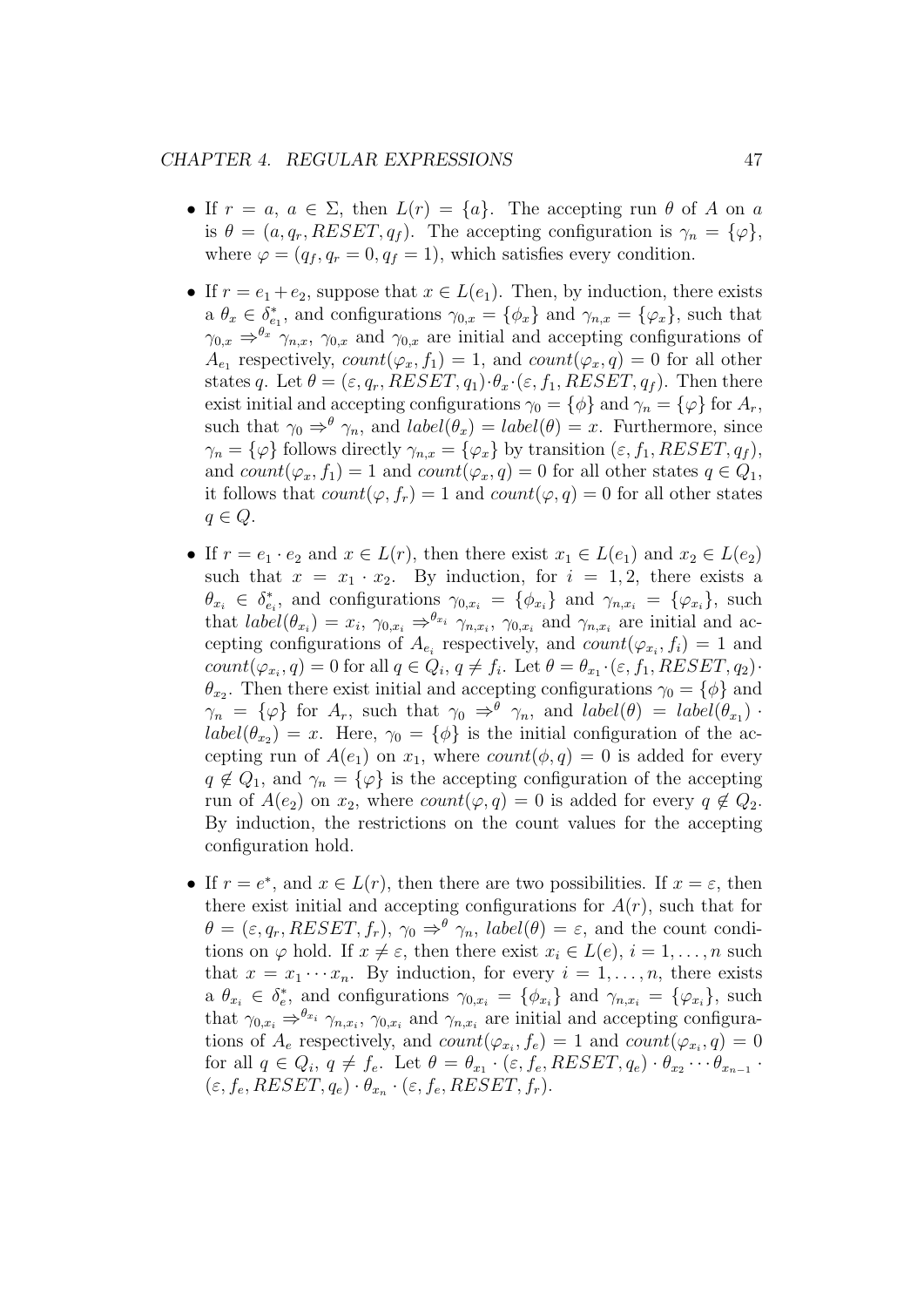- If $r = a$, $a \in \Sigma$, then $L(r) = \{a\}$. The accepting run $\theta$ of $A$ on $a$ is $\theta = (a, q_r, RESET, q_f)$. The accepting configuration is $\gamma_n = \{\varphi\}$, where $\varphi = (q_f, q_r = 0, q_f = 1)$, which satisfies every condition.

- If $r = e_1 + e_2$, suppose that $x \in L(e_1)$. Then, by induction, there exists a $\theta_x \in \delta^*_{e_1}$, and configurations $\gamma_{0,x} = \{\phi_x\}$ and $\gamma_{n,x} = \{\varphi_x\}$, such that $\gamma_{0,x} \Rightarrow^{\theta_x} \gamma_{n,x}$, $\gamma_{0,x}$ and $\gamma_{0,x}$ are initial and accepting configurations of $A_{e_1}$ respectively, $count(\varphi_x, f_1) = 1$, and $count(\varphi_x, q) = 0$ for all other states $q$. Let $\theta = (\varepsilon, q_r, RESET, q_1) \cdot \theta_x \cdot (\varepsilon, f_1, RESET, q_f)$. Then there exist initial and accepting configurations $\gamma_0 = \{\phi\}$ and $\gamma_n = \{\varphi\}$ for $A_r$, such that $\gamma_0 \Rightarrow^{\theta} \gamma_n$, and $label(\theta_x) = label(\theta) = x$. Furthermore, since $\gamma_n = \{\varphi\}$ follows directly $\gamma_{n,x} = \{\varphi_x\}$ by transition $(\varepsilon, f_1, RESET, q_f)$, and $count(\varphi_x, f_1) = 1$ and $count(\varphi_x, q) = 0$ for all other states $q \in Q_1$, it follows that $count(\varphi, f_r) = 1$ and $count(\varphi, q) = 0$ for all other states $q \in Q$.

- If $r = e_1 \cdot e_2$ and $x \in L(r)$, then there exist $x_1 \in L(e_1)$ and $x_2 \in L(e_2)$ such that $x = x_1 \cdot x_2$. By induction, for $i = 1, 2$, there exists a $\theta_{x_i} \in \delta^*_{e_i}$, and configurations $\gamma_{0,x_i} = \{\phi_{x_i}\}$ and $\gamma_{n,x_i} = \{\varphi_{x_i}\}$, such that $label(\theta_{x_i}) = x_i$, $\gamma_{0,x_i} \Rightarrow^{\theta_{x_i}} \gamma_{n,x_i}$, $\gamma_{0,x_i}$ and $\gamma_{n,x_i}$ are initial and accepting configurations of $A_{e_i}$ respectively, and $count(\varphi_{x_i}, f_i) = 1$ and $count(\varphi_{x_i}, q) = 0$ for all $q \in Q_i$, $q \neq f_i$. Let $\theta = \theta_{x_1} \cdot (\varepsilon, f_1, RESET, q_2) \cdot \theta_{x_2}$. Then there exist initial and accepting configurations $\gamma_0 = \{\phi\}$ and $\gamma_n = \{\varphi\}$ for $A_r$, such that $\gamma_0 \Rightarrow^{\theta} \gamma_n$, and $label(\theta) = label(\theta_{x_1}) \cdot label(\theta_{x_2}) = x$. Here, $\gamma_0 = \{\phi\}$ is the initial configuration of the accepting run of $A(e_1)$ on $x_1$, where $count(\phi, q) = 0$ is added for every $q \notin Q_1$, and $\gamma_n = \{\varphi\}$ is the accepting configuration of the accepting run of $A(e_2)$ on $x_2$, where $count(\varphi, q) = 0$ is added for every $q \notin Q_2$. By induction, the restrictions on the count values for the accepting configuration hold.

- If $r = e^*$, and $x \in L(r)$, then there are two possibilities. If $x = \varepsilon$, then there exist initial and accepting configurations for $A(r)$, such that for $\theta = (\varepsilon, q_r, RESET, f_r)$, $\gamma_0 \Rightarrow^{\theta} \gamma_n$, $label(\theta) = \varepsilon$, and the count conditions on $\varphi$ hold. If $x \neq \varepsilon$, then there exist $x_i \in L(e)$, $i = 1, \ldots, n$ such that $x = x_1 \cdots x_n$. By induction, for every $i = 1, \ldots, n$, there exists a $\theta_{x_i} \in \delta^*_e$, and configurations $\gamma_{0,x_i} = \{\phi_{x_i}\}$ and $\gamma_{n,x_i} = \{\varphi_{x_i}\}$, such that $\gamma_{0,x_i} \Rightarrow^{\theta_{x_i}} \gamma_{n,x_i}$, $\gamma_{0,x_i}$ and $\gamma_{n,x_i}$ are initial and accepting configurations of $A_e$ respectively, and $count(\varphi_{x_i}, f_e) = 1$ and $count(\varphi_{x_i}, q) = 0$ for all $q \in Q_i$, $q \neq f_e$. Let $\theta = \theta_{x_1} \cdot (\varepsilon, f_e, RESET, q_e) \cdot \theta_{x_2} \cdots \theta_{x_{n-1}} \cdot (\varepsilon, f_e, RESET, q_e) \cdot \theta_{x_n} \cdot (\varepsilon, f_e, RESET, f_r)$.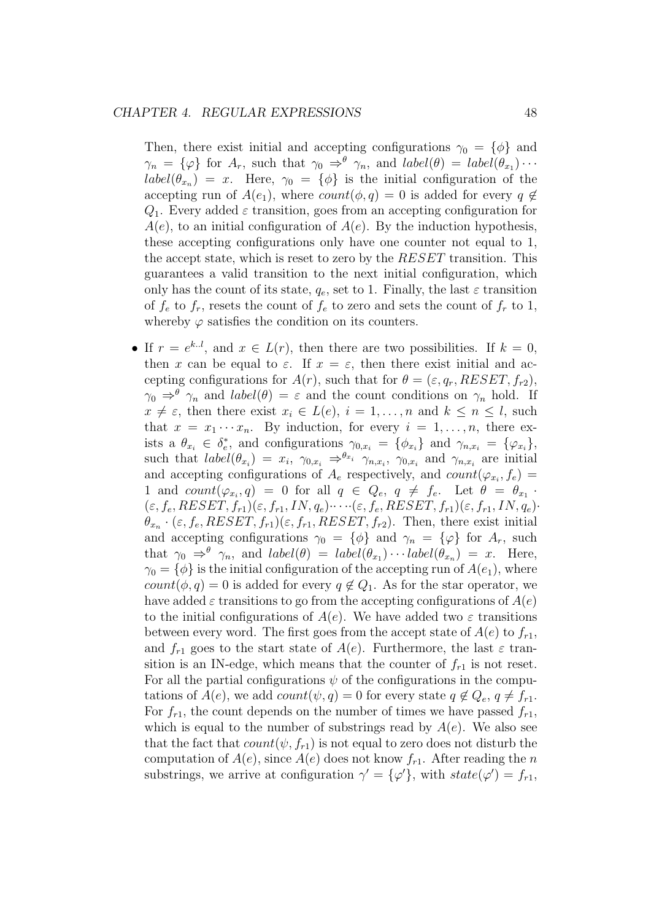Then, there exist initial and accepting configurations $\gamma_0 = \{\phi\}$ and $\gamma_n = \{\varphi\}$ for $A_r$, such that $\gamma_0 \Rightarrow^{\theta} \gamma_n$, and $label(\theta) = label(\theta_{x_1}) \cdots label(\theta_{x_n}) = x$. Here, $\gamma_0 = \{\phi\}$ is the initial configuration of the accepting run of $A(e_1)$, where $count(\phi, q) = 0$ is added for every $q \notin Q_1$. Every added $\varepsilon$ transition, goes from an accepting configuration for $A(e)$, to an initial configuration of $A(e)$. By the induction hypothesis, these accepting configurations only have one counter not equal to 1, the accept state, which is reset to zero by the $RESET$ transition. This guarantees a valid transition to the next initial configuration, which only has the count of its state, $q_e$, set to 1. Finally, the last $\varepsilon$ transition of $f_e$ to $f_r$, resets the count of $f_e$ to zero and sets the count of $f_r$ to 1, whereby $\varphi$ satisfies the condition on its counters.

- If $r = e^{k..l}$, and $x \in L(r)$, then there are two possibilities. If $k = 0$, then $x$ can be equal to $\varepsilon$. If $x = \varepsilon$, then there exist initial and accepting configurations for $A(r)$, such that for $\theta = (\varepsilon, q_r, RESET, f_{r2})$, $\gamma_0 \Rightarrow^{\theta} \gamma_n$ and $label(\theta) = \varepsilon$ and the count conditions on $\gamma_n$ hold. If $x \neq \varepsilon$, then there exist $x_i \in L(e)$, $i = 1, \ldots, n$ and $k \leq n \leq l$, such that $x = x_1 \cdots x_n$. By induction, for every $i = 1, \ldots, n$, there exists a $\theta_{x_i} \in \delta_e^*$, and configurations $\gamma_{0,x_i} = \{\phi_{x_i}\}$ and $\gamma_{n,x_i} = \{\varphi_{x_i}\}$, such that $label(\theta_{x_i}) = x_i$, $\gamma_{0,x_i} \Rightarrow^{\theta_{x_i}} \gamma_{n,x_i}$, $\gamma_{0,x_i}$ and $\gamma_{n,x_i}$ are initial and accepting configurations of $A_e$ respectively, and $count(\varphi_{x_i}, f_e) = 1$ and $count(\varphi_{x_i}, q) = 0$ for all $q \in Q_e$, $q \neq f_e$. Let $\theta = \theta_{x_1} \cdot (\varepsilon, f_e, RESET, f_{r1})(\varepsilon, f_{r1}, IN, q_e) \cdot \cdots \cdot (\varepsilon, f_e, RESET, f_{r1})(\varepsilon, f_{r1}, IN, q_e) \cdot \theta_{x_n} \cdot (\varepsilon, f_e, RESET, f_{r1})(\varepsilon, f_{r1}, RESET, f_{r2})$. Then, there exist initial and accepting configurations $\gamma_0 = \{\phi\}$ and $\gamma_n = \{\varphi\}$ for $A_r$, such that $\gamma_0 \Rightarrow^{\theta} \gamma_n$, and $label(\theta) = label(\theta_{x_1}) \cdots label(\theta_{x_n}) = x$. Here, $\gamma_0 = \{\phi\}$ is the initial configuration of the accepting run of $A(e_1)$, where $count(\phi, q) = 0$ is added for every $q \notin Q_1$. As for the star operator, we have added $\varepsilon$ transitions to go from the accepting configurations of $A(e)$ to the initial configurations of $A(e)$. We have added two $\varepsilon$ transitions between every word. The first goes from the accept state of $A(e)$ to $f_{r1}$, and $f_{r1}$ goes to the start state of $A(e)$. Furthermore, the last $\varepsilon$ transition is an IN-edge, which means that the counter of $f_{r1}$ is not reset. For all the partial configurations $\psi$ of the configurations in the computations of $A(e)$, we add $count(\psi, q) = 0$ for every state $q \notin Q_e$, $q \neq f_{r1}$. For $f_{r1}$, the count depends on the number of times we have passed $f_{r1}$, which is equal to the number of substrings read by $A(e)$. We also see that the fact that $count(\psi, f_{r1})$ is not equal to zero does not disturb the computation of $A(e)$, since $A(e)$ does not know $f_{r1}$. After reading the $n$ substrings, we arrive at configuration $\gamma' = \{\varphi'\}$, with $state(\varphi') = f_{r1}$,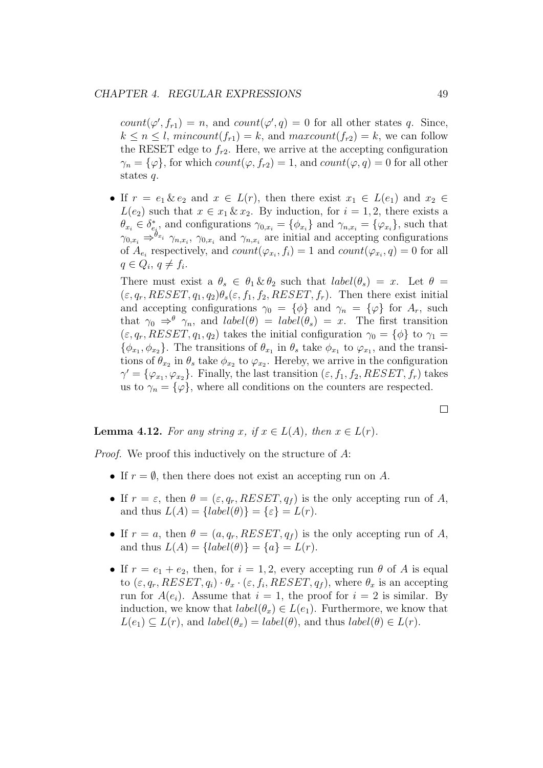$count(\varphi', f_{r1}) = n$, and $count(\varphi', q) = 0$ for all other states $q$. Since, $k \leq n \leq l$, $mincount(f_{r1}) = k$, and $maxcount(f_{r2}) = k$, we can follow the RESET edge to $f_{r2}$. Here, we arrive at the accepting configuration $\gamma_n = \{\varphi\}$, for which $count(\varphi, f_{r2}) = 1$, and $count(\varphi, q) = 0$ for all other states $q$.

- If $r = e_1 \,\&\, e_2$ and $x \in L(r)$, then there exist $x_1 \in L(e_1)$ and $x_2 \in L(e_2)$ such that $x \in x_1 \,\&\, x_2$. By induction, for $i = 1, 2$, there exists a $\theta_{x_i} \in \delta^*_{e_i}$, and configurations $\gamma_{0,x_i} = \{\phi_{x_i}\}$ and $\gamma_{n,x_i} = \{\varphi_{x_i}\}$, such that $\gamma_{0,x_i} \Rightarrow^{\theta_{x_i}} \gamma_{n,x_i}$, $\gamma_{0,x_i}$ and $\gamma_{n,x_i}$ are initial and accepting configurations of $A_{e_i}$ respectively, and $count(\varphi_{x_i}, f_i) = 1$ and $count(\varphi_{x_i}, q) = 0$ for all $q \in Q_i$, $q \neq f_i$.

  There must exist a $\theta_s \in \theta_1 \,\&\, \theta_2$ such that $label(\theta_s) = x$. Let $\theta = (\varepsilon, q_r, RESET, q_1, q_2)\theta_s(\varepsilon, f_1, f_2, RESET, f_r)$. Then there exist initial and accepting configurations $\gamma_0 = \{\phi\}$ and $\gamma_n = \{\varphi\}$ for $A_r$, such that $\gamma_0 \Rightarrow^{\theta} \gamma_n$, and $label(\theta) = label(\theta_s) = x$. The first transition $(\varepsilon, q_r, RESET, q_1, q_2)$ takes the initial configuration $\gamma_0 = \{\phi\}$ to $\gamma_1 = \{\phi_{x_1}, \phi_{x_2}\}$. The transitions of $\theta_{x_1}$ in $\theta_s$ take $\phi_{x_1}$ to $\varphi_{x_1}$, and the transitions of $\theta_{x_2}$ in $\theta_s$ take $\phi_{x_2}$ to $\varphi_{x_2}$. Hereby, we arrive in the configuration $\gamma' = \{\varphi_{x_1}, \varphi_{x_2}\}$. Finally, the last transition $(\varepsilon, f_1, f_2, RESET, f_r)$ takes us to $\gamma_n = \{\varphi\}$, where all conditions on the counters are respected.

□

**Lemma 4.12.** *For any string $x$, if $x \in L(A)$, then $x \in L(r)$.*

*Proof.* We proof this inductively on the structure of $A$:

- If $r = \emptyset$, then there does not exist an accepting run on $A$.
- If $r = \varepsilon$, then $\theta = (\varepsilon, q_r, RESET, q_f)$ is the only accepting run of $A$, and thus $L(A) = \{label(\theta)\} = \{\varepsilon\} = L(r)$.
- If $r = a$, then $\theta = (a, q_r, RESET, q_f)$ is the only accepting run of $A$, and thus $L(A) = \{label(\theta)\} = \{a\} = L(r)$.
- If $r = e_1 + e_2$, then, for $i = 1, 2$, every accepting run $\theta$ of $A$ is equal to $(\varepsilon, q_r, RESET, q_i) \cdot \theta_x \cdot (\varepsilon, f_i, RESET, q_f)$, where $\theta_x$ is an accepting run for $A(e_i)$. Assume that $i = 1$, the proof for $i = 2$ is similar. By induction, we know that $label(\theta_x) \in L(e_1)$. Furthermore, we know that $L(e_1) \subseteq L(r)$, and $label(\theta_x) = label(\theta)$, and thus $label(\theta) \in L(r)$.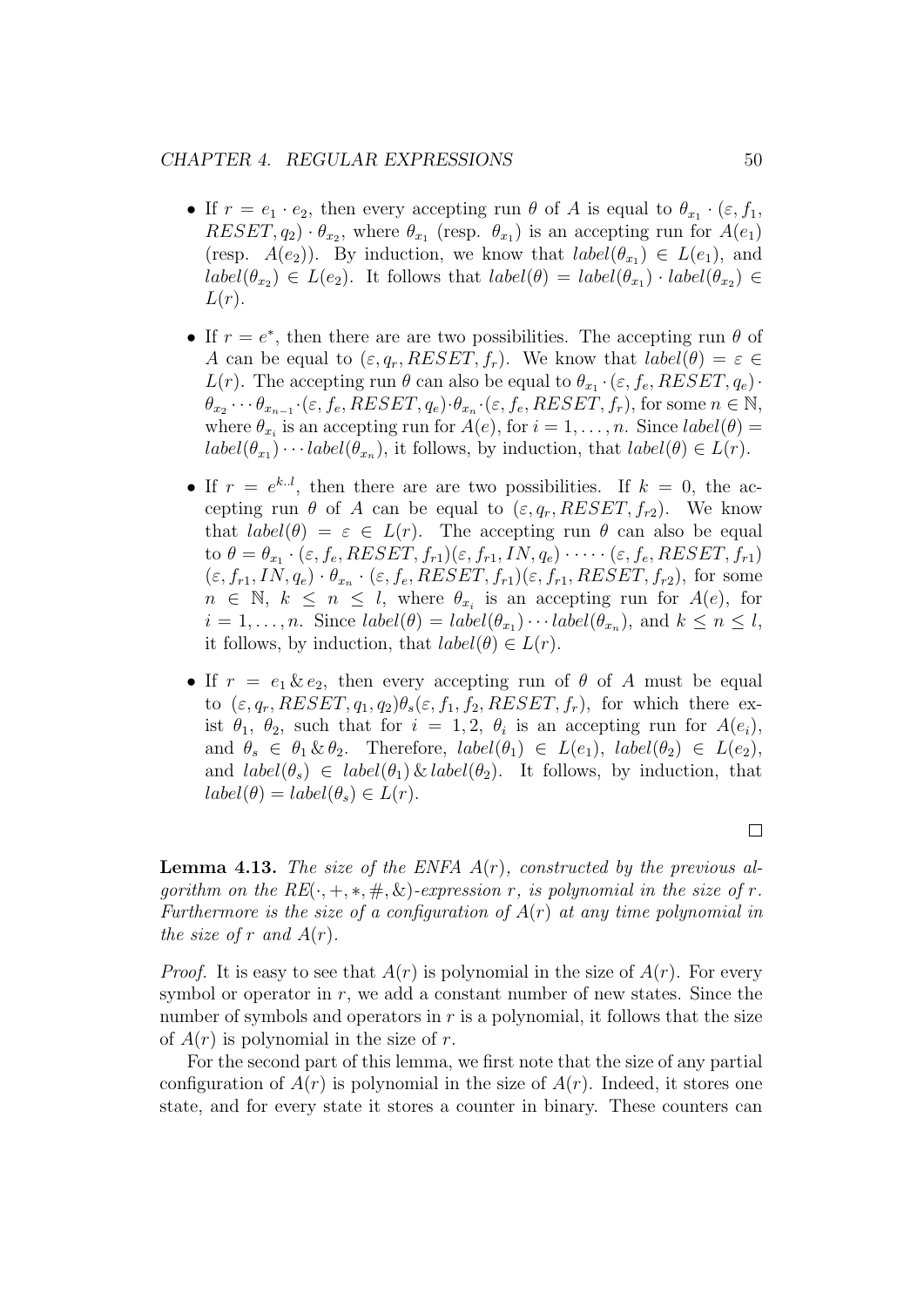- If $r = e_1 \cdot e_2$, then every accepting run $\theta$ of $A$ is equal to $\theta_{x_1} \cdot (\varepsilon, f_1, RESET, q_2) \cdot \theta_{x_2}$, where $\theta_{x_1}$ (resp. $\theta_{x_1}$) is an accepting run for $A(e_1)$ (resp. $A(e_2)$). By induction, we know that $label(\theta_{x_1}) \in L(e_1)$, and $label(\theta_{x_2}) \in L(e_2)$. It follows that $label(\theta) = label(\theta_{x_1}) \cdot label(\theta_{x_2}) \in L(r)$.

- If $r = e^*$, then there are are two possibilities. The accepting run $\theta$ of $A$ can be equal to $(\varepsilon, q_r, RESET, f_r)$. We know that $label(\theta) = \varepsilon \in L(r)$. The accepting run $\theta$ can also be equal to $\theta_{x_1} \cdot (\varepsilon, f_e, RESET, q_e) \cdot \theta_{x_2} \cdots \theta_{x_{n-1}} \cdot (\varepsilon, f_e, RESET, q_e) \cdot \theta_{x_n} \cdot (\varepsilon, f_e, RESET, f_r)$, for some $n \in \mathbb{N}$, where $\theta_{x_i}$ is an accepting run for $A(e)$, for $i = 1, \ldots, n$. Since $label(\theta) = label(\theta_{x_1}) \cdots label(\theta_{x_n})$, it follows, by induction, that $label(\theta) \in L(r)$.

- If $r = e^{k..l}$, then there are are two possibilities. If $k = 0$, the accepting run $\theta$ of $A$ can be equal to $(\varepsilon, q_r, RESET, f_{r2})$. We know that $label(\theta) = \varepsilon \in L(r)$. The accepting run $\theta$ can also be equal to $\theta = \theta_{x_1} \cdot (\varepsilon, f_e, RESET, f_{r1})(\varepsilon, f_{r1}, IN, q_e) \cdot \cdots \cdot (\varepsilon, f_e, RESET, f_{r1}) (\varepsilon, f_{r1}, IN, q_e) \cdot \theta_{x_n} \cdot (\varepsilon, f_e, RESET, f_{r1})(\varepsilon, f_{r1}, RESET, f_{r2})$, for some $n \in \mathbb{N}$, $k \leq n \leq l$, where $\theta_{x_i}$ is an accepting run for $A(e)$, for $i = 1, \ldots, n$. Since $label(\theta) = label(\theta_{x_1}) \cdots label(\theta_{x_n})$, and $k \leq n \leq l$, it follows, by induction, that $label(\theta) \in L(r)$.

- If $r = e_1 \,\&\, e_2$, then every accepting run of $\theta$ of $A$ must be equal to $(\varepsilon, q_r, RESET, q_1, q_2)\theta_s(\varepsilon, f_1, f_2, RESET, f_r)$, for which there exist $\theta_1$, $\theta_2$, such that for $i = 1, 2$, $\theta_i$ is an accepting run for $A(e_i)$, and $\theta_s \in \theta_1 \,\&\, \theta_2$. Therefore, $label(\theta_1) \in L(e_1)$, $label(\theta_2) \in L(e_2)$, and $label(\theta_s) \in label(\theta_1) \,\&\, label(\theta_2)$. It follows, by induction, that $label(\theta) = label(\theta_s) \in L(r)$.

□

**Lemma 4.13.** *The size of the ENFA $A(r)$, constructed by the previous algorithm on the $RE(\cdot, +, *, \#, \&)$-expression $r$, is polynomial in the size of $r$. Furthermore is the size of a configuration of $A(r)$ at any time polynomial in the size of $r$ and $A(r)$.*

*Proof.* It is easy to see that $A(r)$ is polynomial in the size of $A(r)$. For every symbol or operator in $r$, we add a constant number of new states. Since the number of symbols and operators in $r$ is a polynomial, it follows that the size of $A(r)$ is polynomial in the size of $r$.

For the second part of this lemma, we first note that the size of any partial configuration of $A(r)$ is polynomial in the size of $A(r)$. Indeed, it stores one state, and for every state it stores a counter in binary. These counters can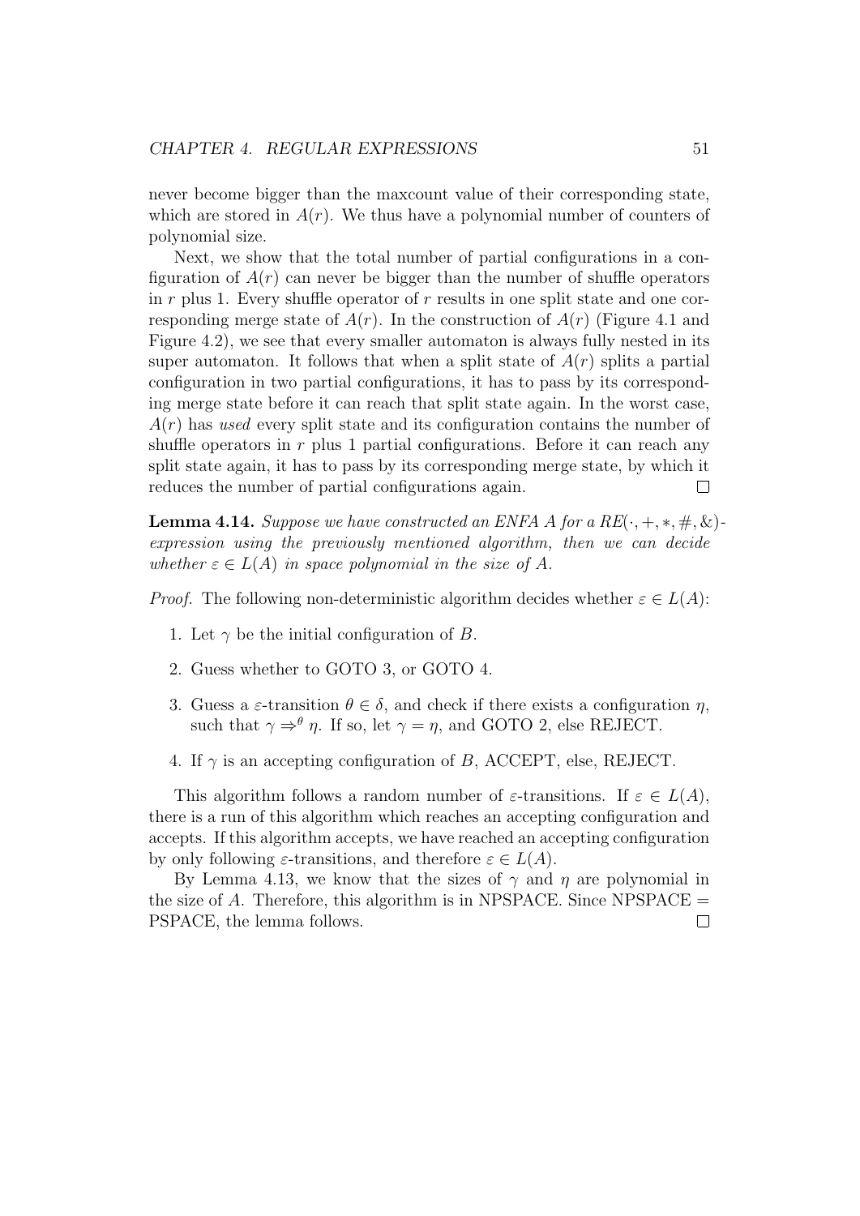never become bigger than the maxcount value of their corresponding state, which are stored in $A(r)$. We thus have a polynomial number of counters of polynomial size.

Next, we show that the total number of partial configurations in a configuration of $A(r)$ can never be bigger than the number of shuffle operators in $r$ plus 1. Every shuffle operator of $r$ results in one split state and one corresponding merge state of $A(r)$. In the construction of $A(r)$ (Figure 4.1 and Figure 4.2), we see that every smaller automaton is always fully nested in its super automaton. It follows that when a split state of $A(r)$ splits a partial configuration in two partial configurations, it has to pass by its corresponding merge state before it can reach that split state again. In the worst case, $A(r)$ has *used* every split state and its configuration contains the number of shuffle operators in $r$ plus 1 partial configurations. Before it can reach any split state again, it has to pass by its corresponding merge state, by which it reduces the number of partial configurations again. □

**Lemma 4.14.** *Suppose we have constructed an ENFA $A$ for a $RE(\cdot, +, *, \#, \&)$-expression using the previously mentioned algorithm, then we can decide whether $\varepsilon \in L(A)$ in space polynomial in the size of $A$.*

*Proof.* The following non-deterministic algorithm decides whether $\varepsilon \in L(A)$:

1. Let $\gamma$ be the initial configuration of $B$.

2. Guess whether to GOTO 3, or GOTO 4.

3. Guess a $\varepsilon$-transition $\theta \in \delta$, and check if there exists a configuration $\eta$, such that $\gamma \Rightarrow^{\theta} \eta$. If so, let $\gamma = \eta$, and GOTO 2, else REJECT.

4. If $\gamma$ is an accepting configuration of $B$, ACCEPT, else, REJECT.

This algorithm follows a random number of $\varepsilon$-transitions. If $\varepsilon \in L(A)$, there is a run of this algorithm which reaches an accepting configuration and accepts. If this algorithm accepts, we have reached an accepting configuration by only following $\varepsilon$-transitions, and therefore $\varepsilon \in L(A)$.

By Lemma 4.13, we know that the sizes of $\gamma$ and $\eta$ are polynomial in the size of $A$. Therefore, this algorithm is in NPSPACE. Since NPSPACE = PSPACE, the lemma follows. □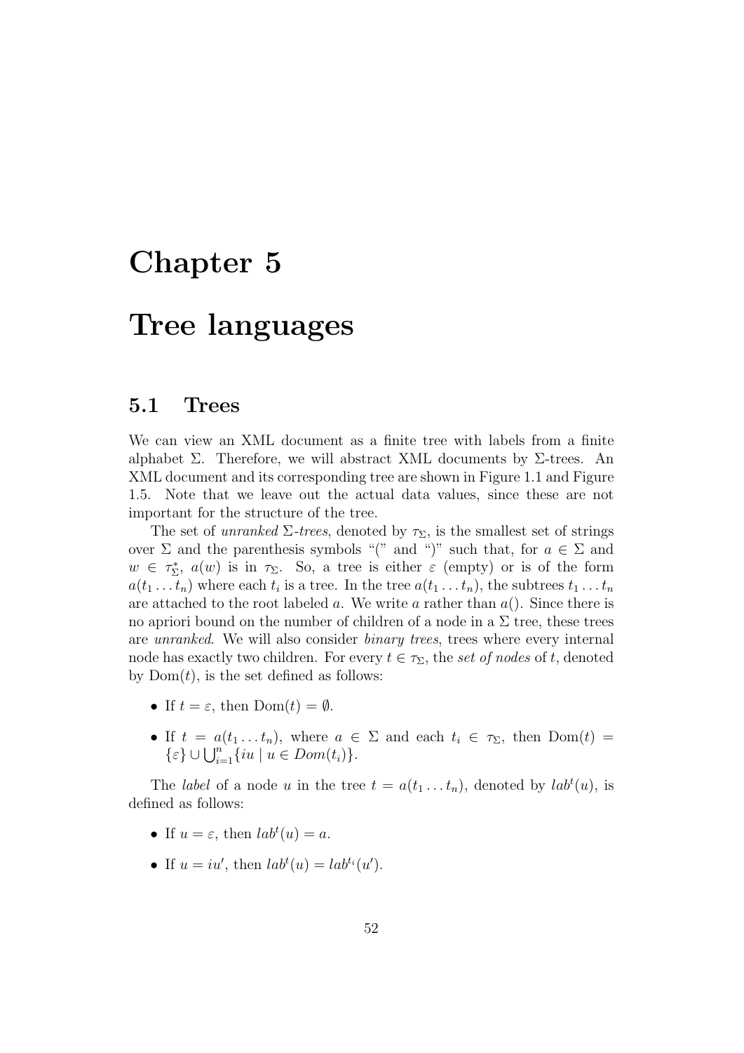# Chapter 5

# Tree languages

## 5.1 Trees

We can view an XML document as a finite tree with labels from a finite alphabet $\Sigma$. Therefore, we will abstract XML documents by $\Sigma$-trees. An XML document and its corresponding tree are shown in Figure 1.1 and Figure 1.5. Note that we leave out the actual data values, since these are not important for the structure of the tree.

The set of *unranked $\Sigma$-trees*, denoted by $\tau_\Sigma$, is the smallest set of strings over $\Sigma$ and the parenthesis symbols "(" and ")" such that, for $a \in \Sigma$ and $w \in \tau_\Sigma^*$, $a(w)$ is in $\tau_\Sigma$. So, a tree is either $\varepsilon$ (empty) or is of the form $a(t_1 \dots t_n)$ where each $t_i$ is a tree. In the tree $a(t_1 \dots t_n)$, the subtrees $t_1 \dots t_n$ are attached to the root labeled $a$. We write $a$ rather than $a()$. Since there is no apriori bound on the number of children of a node in a $\Sigma$ tree, these trees are *unranked*. We will also consider *binary trees*, trees where every internal node has exactly two children. For every $t \in \tau_\Sigma$, the *set of nodes* of $t$, denoted by $\text{Dom}(t)$, is the set defined as follows:

- If $t = \varepsilon$, then $\text{Dom}(t) = \emptyset$.
- If $t = a(t_1 \dots t_n)$, where $a \in \Sigma$ and each $t_i \in \tau_\Sigma$, then $\text{Dom}(t) = \{\varepsilon\} \cup \bigcup_{i=1}^{n} \{iu \mid u \in Dom(t_i)\}$.

The *label* of a node $u$ in the tree $t = a(t_1 \dots t_n)$, denoted by $lab^t(u)$, is defined as follows:

- If $u = \varepsilon$, then $lab^t(u) = a$.
- If $u = iu'$, then $lab^t(u) = lab^{t_i}(u')$.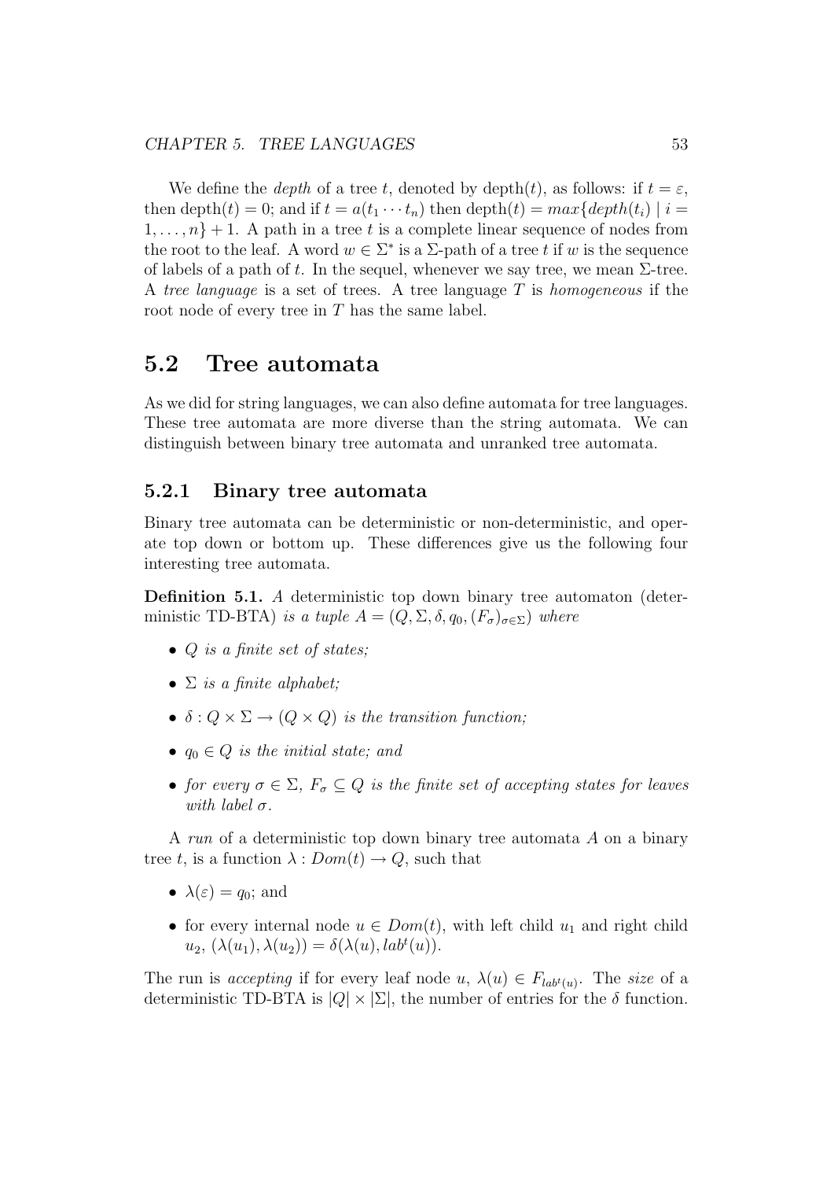We define the *depth* of a tree $t$, denoted by depth($t$), as follows: if $t = \varepsilon$, then depth($t$) = 0; and if $t = a(t_1 \cdots t_n)$ then depth($t$) $= max\{depth(t_i) \mid i = 1, \ldots, n\} + 1$. A path in a tree $t$ is a complete linear sequence of nodes from the root to the leaf. A word $w \in \Sigma^*$ is a $\Sigma$-path of a tree $t$ if $w$ is the sequence of labels of a path of $t$. In the sequel, whenever we say tree, we mean $\Sigma$-tree. A *tree language* is a set of trees. A tree language $T$ is *homogeneous* if the root node of every tree in $T$ has the same label.

## 5.2 Tree automata

As we did for string languages, we can also define automata for tree languages. These tree automata are more diverse than the string automata. We can distinguish between binary tree automata and unranked tree automata.

### 5.2.1 Binary tree automata

Binary tree automata can be deterministic or non-deterministic, and operate top down or bottom up. These differences give us the following four interesting tree automata.

**Definition 5.1.** *A* deterministic top down binary tree automaton (deterministic TD-BTA) *is a tuple* $A = (Q, \Sigma, \delta, q_0, (F_\sigma)_{\sigma \in \Sigma})$ *where*

- *$Q$ is a finite set of states;*
- *$\Sigma$ is a finite alphabet;*
- *$\delta : Q \times \Sigma \to (Q \times Q)$ is the transition function;*
- *$q_0 \in Q$ is the initial state; and*
- *for every $\sigma \in \Sigma$, $F_\sigma \subseteq Q$ is the finite set of accepting states for leaves with label $\sigma$.*

A *run* of a deterministic top down binary tree automata $A$ on a binary tree $t$, is a function $\lambda : Dom(t) \to Q$, such that

- $\lambda(\varepsilon) = q_0$; and
- for every internal node $u \in Dom(t)$, with left child $u_1$ and right child $u_2$, $(\lambda(u_1), \lambda(u_2)) = \delta(\lambda(u), lab^t(u))$.

The run is *accepting* if for every leaf node $u$, $\lambda(u) \in F_{lab^t(u)}$. The *size* of a deterministic TD-BTA is $|Q| \times |\Sigma|$, the number of entries for the $\delta$ function.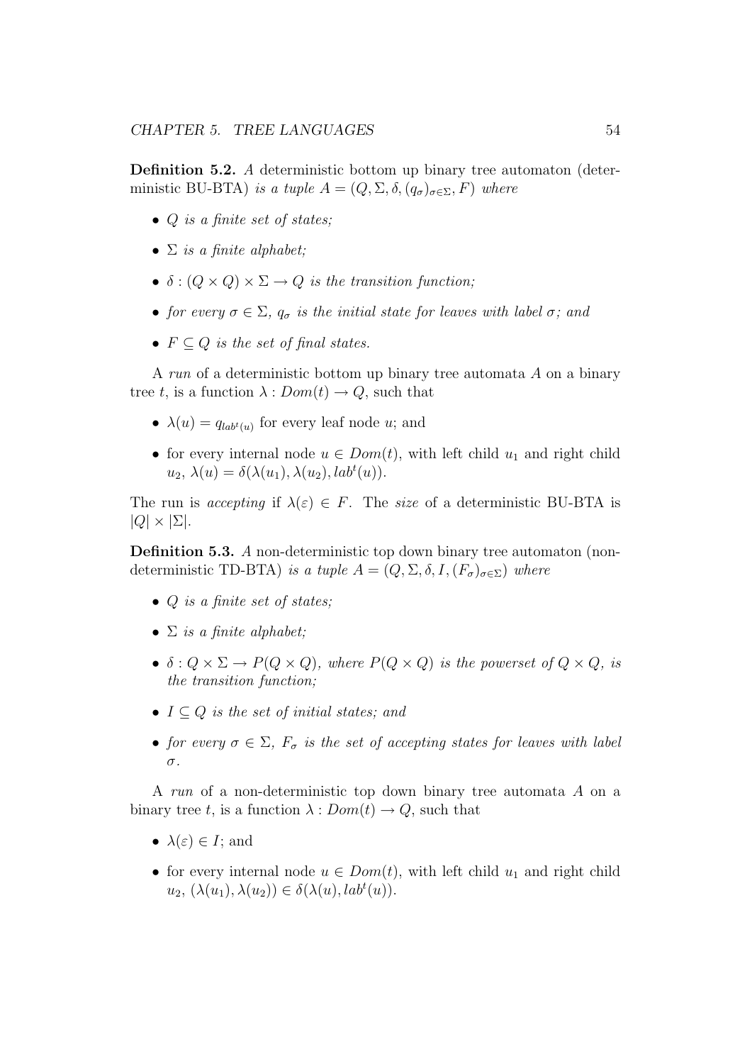**Definition 5.2.** *A* deterministic bottom up binary tree automaton (deterministic BU-BTA) *is a tuple* $A = (Q, \Sigma, \delta, (q_\sigma)_{\sigma \in \Sigma}, F)$ *where*

- $Q$ *is a finite set of states;*
- $\Sigma$ *is a finite alphabet;*
- $\delta : (Q \times Q) \times \Sigma \to Q$ *is the transition function;*
- *for every* $\sigma \in \Sigma$*,* $q_\sigma$ *is the initial state for leaves with label* $\sigma$*; and*
- $F \subseteq Q$ *is the set of final states.*

A *run* of a deterministic bottom up binary tree automata $A$ on a binary tree $t$, is a function $\lambda : Dom(t) \to Q$, such that

- $\lambda(u) = q_{lab^t(u)}$ for every leaf node $u$; and
- for every internal node $u \in Dom(t)$, with left child $u_1$ and right child $u_2$, $\lambda(u) = \delta(\lambda(u_1), \lambda(u_2), lab^t(u))$.

The run is *accepting* if $\lambda(\varepsilon) \in F$. The *size* of a deterministic BU-BTA is $|Q| \times |\Sigma|$.

**Definition 5.3.** *A* non-deterministic top down binary tree automaton (non-deterministic TD-BTA) *is a tuple* $A = (Q, \Sigma, \delta, I, (F_\sigma)_{\sigma \in \Sigma})$ *where*

- $Q$ *is a finite set of states;*
- $\Sigma$ *is a finite alphabet;*
- $\delta : Q \times \Sigma \to P(Q \times Q)$*, where* $P(Q \times Q)$ *is the powerset of* $Q \times Q$*, is the transition function;*
- $I \subseteq Q$ *is the set of initial states; and*
- *for every* $\sigma \in \Sigma$*,* $F_\sigma$ *is the set of accepting states for leaves with label* $\sigma$*.*

A *run* of a non-deterministic top down binary tree automata $A$ on a binary tree $t$, is a function $\lambda : Dom(t) \to Q$, such that

- $\lambda(\varepsilon) \in I$; and
- for every internal node $u \in Dom(t)$, with left child $u_1$ and right child $u_2$, $(\lambda(u_1), \lambda(u_2)) \in \delta(\lambda(u), lab^t(u))$.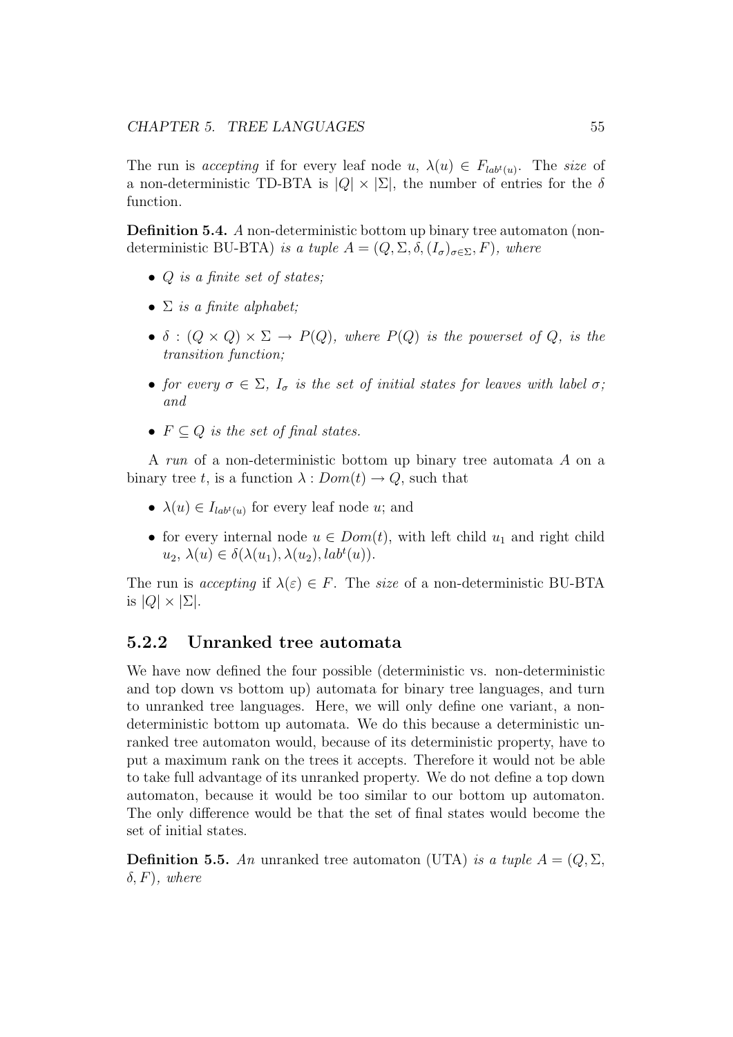The run is *accepting* if for every leaf node $u$, $\lambda(u) \in F_{lab^t(u)}$. The *size* of a non-deterministic TD-BTA is $|Q| \times |\Sigma|$, the number of entries for the $\delta$ function.

**Definition 5.4.** *A* non-deterministic bottom up binary tree automaton (non-deterministic BU-BTA) *is a tuple* $A = (Q, \Sigma, \delta, (I_\sigma)_{\sigma \in \Sigma}, F)$*, where*

- $Q$ *is a finite set of states;*
- $\Sigma$ *is a finite alphabet;*
- $\delta : (Q \times Q) \times \Sigma \rightarrow P(Q)$*, where* $P(Q)$ *is the powerset of* $Q$*, is the transition function;*
- *for every* $\sigma \in \Sigma$*,* $I_\sigma$ *is the set of initial states for leaves with label* $\sigma$*; and*
- $F \subseteq Q$ *is the set of final states.*

A *run* of a non-deterministic bottom up binary tree automata $A$ on a binary tree $t$, is a function $\lambda : Dom(t) \rightarrow Q$, such that

- $\lambda(u) \in I_{lab^t(u)}$ for every leaf node $u$; and
- for every internal node $u \in Dom(t)$, with left child $u_1$ and right child $u_2$, $\lambda(u) \in \delta(\lambda(u_1), \lambda(u_2), lab^t(u))$.

The run is *accepting* if $\lambda(\varepsilon) \in F$. The *size* of a non-deterministic BU-BTA is $|Q| \times |\Sigma|$.

### 5.2.2 Unranked tree automata

We have now defined the four possible (deterministic vs. non-deterministic and top down vs bottom up) automata for binary tree languages, and turn to unranked tree languages. Here, we will only define one variant, a non-deterministic bottom up automata. We do this because a deterministic unranked tree automaton would, because of its deterministic property, have to put a maximum rank on the trees it accepts. Therefore it would not be able to take full advantage of its unranked property. We do not define a top down automaton, because it would be too similar to our bottom up automaton. The only difference would be that the set of final states would become the set of initial states.

**Definition 5.5.** *An* unranked tree automaton (UTA) *is a tuple* $A = (Q, \Sigma, \delta, F)$*, where*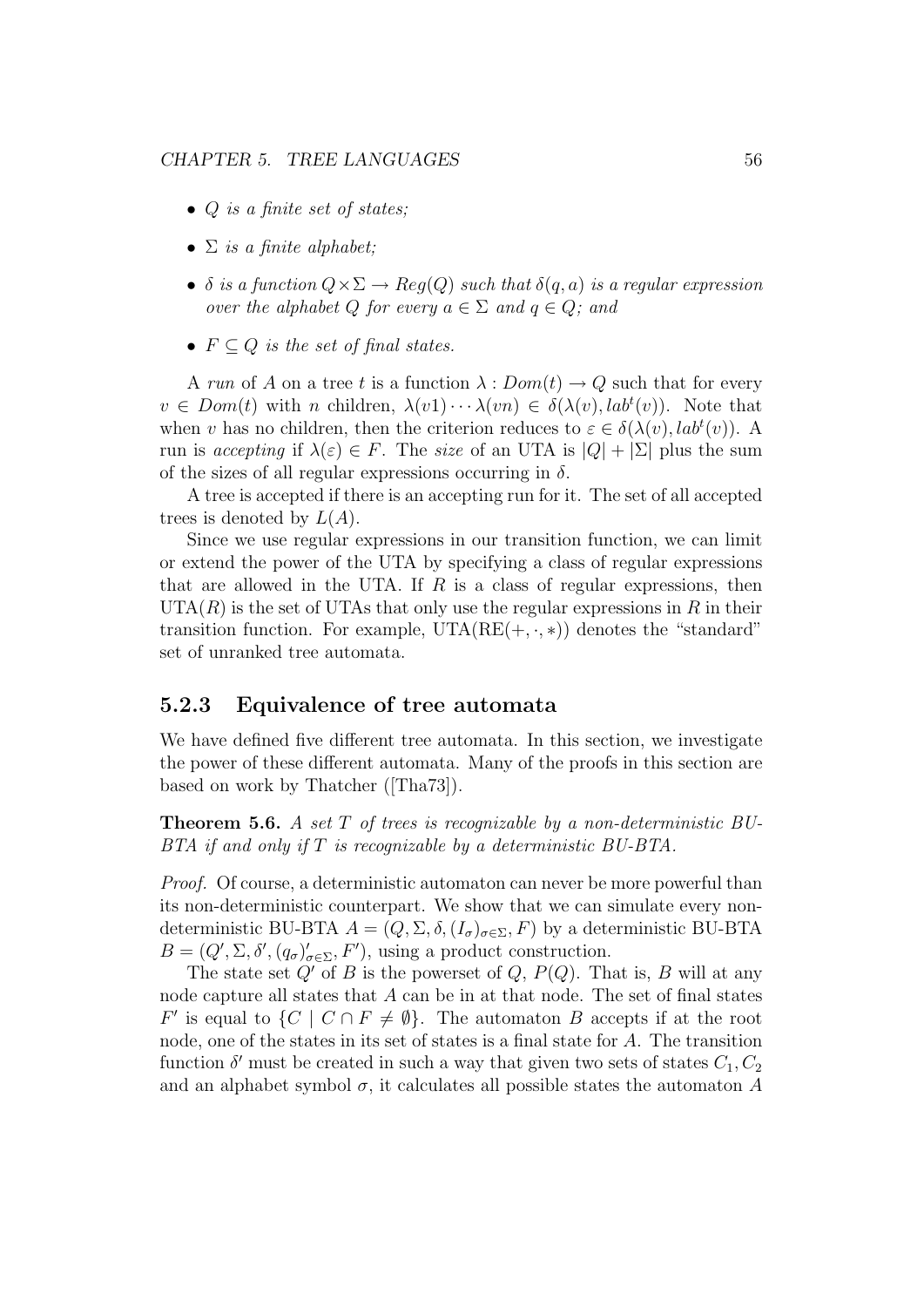- *$Q$ is a finite set of states;*
- *$\Sigma$ is a finite alphabet;*
- *$\delta$ is a function $Q \times \Sigma \rightarrow Reg(Q)$ such that $\delta(q, a)$ is a regular expression over the alphabet $Q$ for every $a \in \Sigma$ and $q \in Q$; and*
- *$F \subseteq Q$ is the set of final states.*

A *run* of $A$ on a tree $t$ is a function $\lambda : Dom(t) \rightarrow Q$ such that for every $v \in Dom(t)$ with $n$ children, $\lambda(v1) \cdots \lambda(vn) \in \delta(\lambda(v), lab^t(v))$. Note that when $v$ has no children, then the criterion reduces to $\varepsilon \in \delta(\lambda(v), lab^t(v))$. A run is *accepting* if $\lambda(\varepsilon) \in F$. The *size* of an UTA is $|Q| + |\Sigma|$ plus the sum of the sizes of all regular expressions occurring in $\delta$.

A tree is accepted if there is an accepting run for it. The set of all accepted trees is denoted by $L(A)$.

Since we use regular expressions in our transition function, we can limit or extend the power of the UTA by specifying a class of regular expressions that are allowed in the UTA. If $R$ is a class of regular expressions, then UTA($R$) is the set of UTAs that only use the regular expressions in $R$ in their transition function. For example, UTA(RE($+, \cdot, *$)) denotes the "standard" set of unranked tree automata.

### 5.2.3 Equivalence of tree automata

We have defined five different tree automata. In this section, we investigate the power of these different automata. Many of the proofs in this section are based on work by Thatcher ([Tha73]).

**Theorem 5.6.** *A set $T$ of trees is recognizable by a non-deterministic BU-BTA if and only if $T$ is recognizable by a deterministic BU-BTA.*

*Proof.* Of course, a deterministic automaton can never be more powerful than its non-deterministic counterpart. We show that we can simulate every non-deterministic BU-BTA $A = (Q, \Sigma, \delta, (I_\sigma)_{\sigma \in \Sigma}, F)$ by a deterministic BU-BTA $B = (Q', \Sigma, \delta', (q_\sigma)'_{\sigma \in \Sigma}, F')$, using a product construction.

The state set $Q'$ of $B$ is the powerset of $Q$, $P(Q)$. That is, $B$ will at any node capture all states that $A$ can be in at that node. The set of final states $F'$ is equal to $\{C \mid C \cap F \neq \emptyset\}$. The automaton $B$ accepts if at the root node, one of the states in its set of states is a final state for $A$. The transition function $\delta'$ must be created in such a way that given two sets of states $C_1, C_2$ and an alphabet symbol $\sigma$, it calculates all possible states the automaton $A$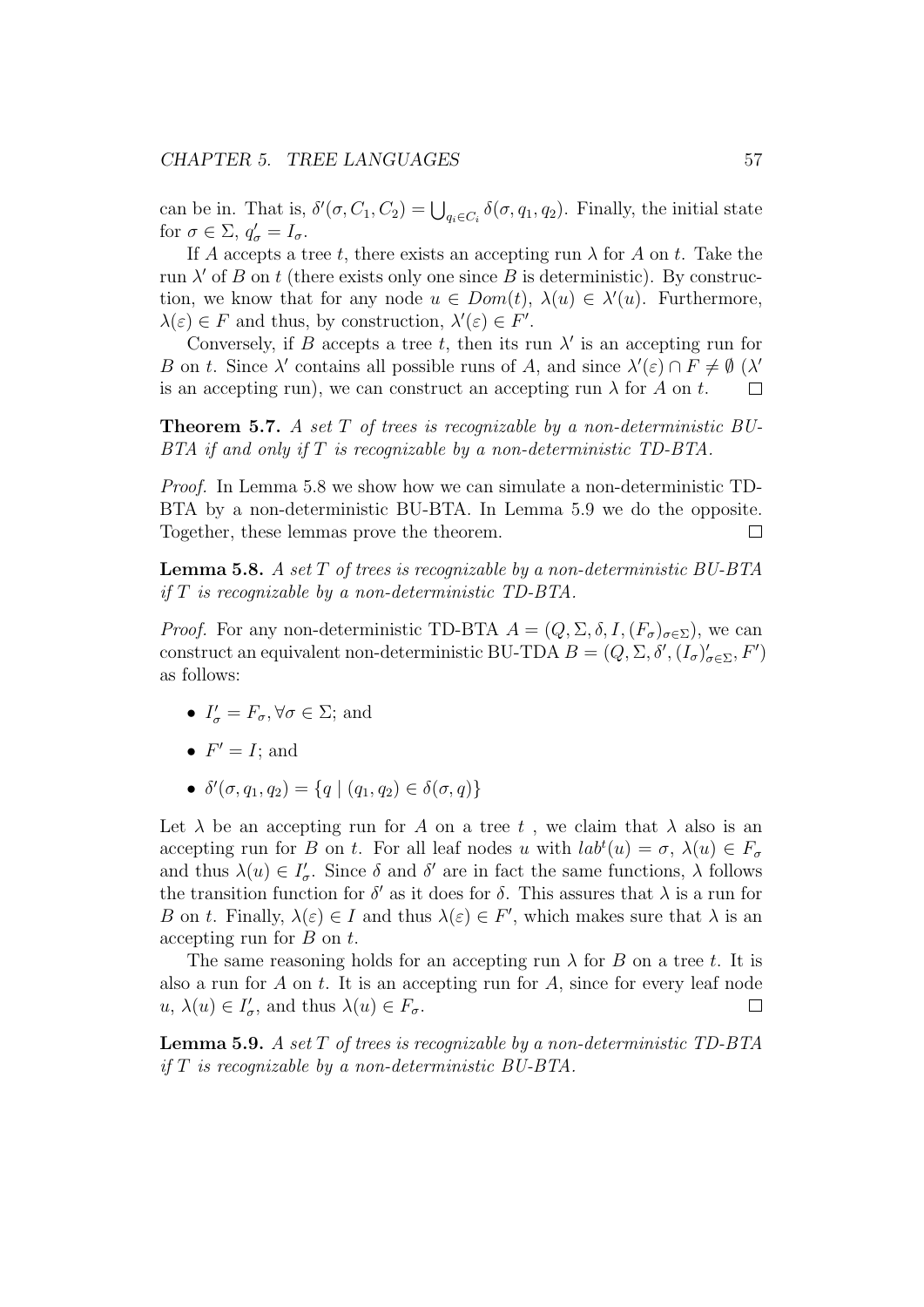can be in. That is, $\delta'(\sigma, C_1, C_2) = \bigcup_{q_i \in C_i} \delta(\sigma, q_1, q_2)$. Finally, the initial state for $\sigma \in \Sigma$, $q'_\sigma = I_\sigma$.

If $A$ accepts a tree $t$, there exists an accepting run $\lambda$ for $A$ on $t$. Take the run $\lambda'$ of $B$ on $t$ (there exists only one since $B$ is deterministic). By construction, we know that for any node $u \in Dom(t)$, $\lambda(u) \in \lambda'(u)$. Furthermore, $\lambda(\varepsilon) \in F$ and thus, by construction, $\lambda'(\varepsilon) \in F'$.

Conversely, if $B$ accepts a tree $t$, then its run $\lambda'$ is an accepting run for $B$ on $t$. Since $\lambda'$ contains all possible runs of $A$, and since $\lambda'(\varepsilon) \cap F \neq \emptyset$ ($\lambda'$ is an accepting run), we can construct an accepting run $\lambda$ for $A$ on $t$. □

**Theorem 5.7.** *A set $T$ of trees is recognizable by a non-deterministic BU-BTA if and only if $T$ is recognizable by a non-deterministic TD-BTA.*

*Proof.* In Lemma 5.8 we show how we can simulate a non-deterministic TD-BTA by a non-deterministic BU-BTA. In Lemma 5.9 we do the opposite. Together, these lemmas prove the theorem. □

**Lemma 5.8.** *A set $T$ of trees is recognizable by a non-deterministic BU-BTA if $T$ is recognizable by a non-deterministic TD-BTA.*

*Proof.* For any non-deterministic TD-BTA $A = (Q, \Sigma, \delta, I, (F_\sigma)_{\sigma \in \Sigma})$, we can construct an equivalent non-deterministic BU-TDA $B = (Q, \Sigma, \delta', (I_\sigma)'_{\sigma \in \Sigma}, F')$ as follows:

- $I'_\sigma = F_\sigma, \forall \sigma \in \Sigma$; and
- $F' = I$; and
- $\delta'(\sigma, q_1, q_2) = \{q \mid (q_1, q_2) \in \delta(\sigma, q)\}$

Let $\lambda$ be an accepting run for $A$ on a tree $t$ , we claim that $\lambda$ also is an accepting run for $B$ on $t$. For all leaf nodes $u$ with $lab^t(u) = \sigma$, $\lambda(u) \in F_\sigma$ and thus $\lambda(u) \in I'_\sigma$. Since $\delta$ and $\delta'$ are in fact the same functions, $\lambda$ follows the transition function for $\delta'$ as it does for $\delta$. This assures that $\lambda$ is a run for $B$ on $t$. Finally, $\lambda(\varepsilon) \in I$ and thus $\lambda(\varepsilon) \in F'$, which makes sure that $\lambda$ is an accepting run for $B$ on $t$.

The same reasoning holds for an accepting run $\lambda$ for $B$ on a tree $t$. It is also a run for $A$ on $t$. It is an accepting run for $A$, since for every leaf node $u$, $\lambda(u) \in I'_\sigma$, and thus $\lambda(u) \in F_\sigma$. □

**Lemma 5.9.** *A set $T$ of trees is recognizable by a non-deterministic TD-BTA if $T$ is recognizable by a non-deterministic BU-BTA.*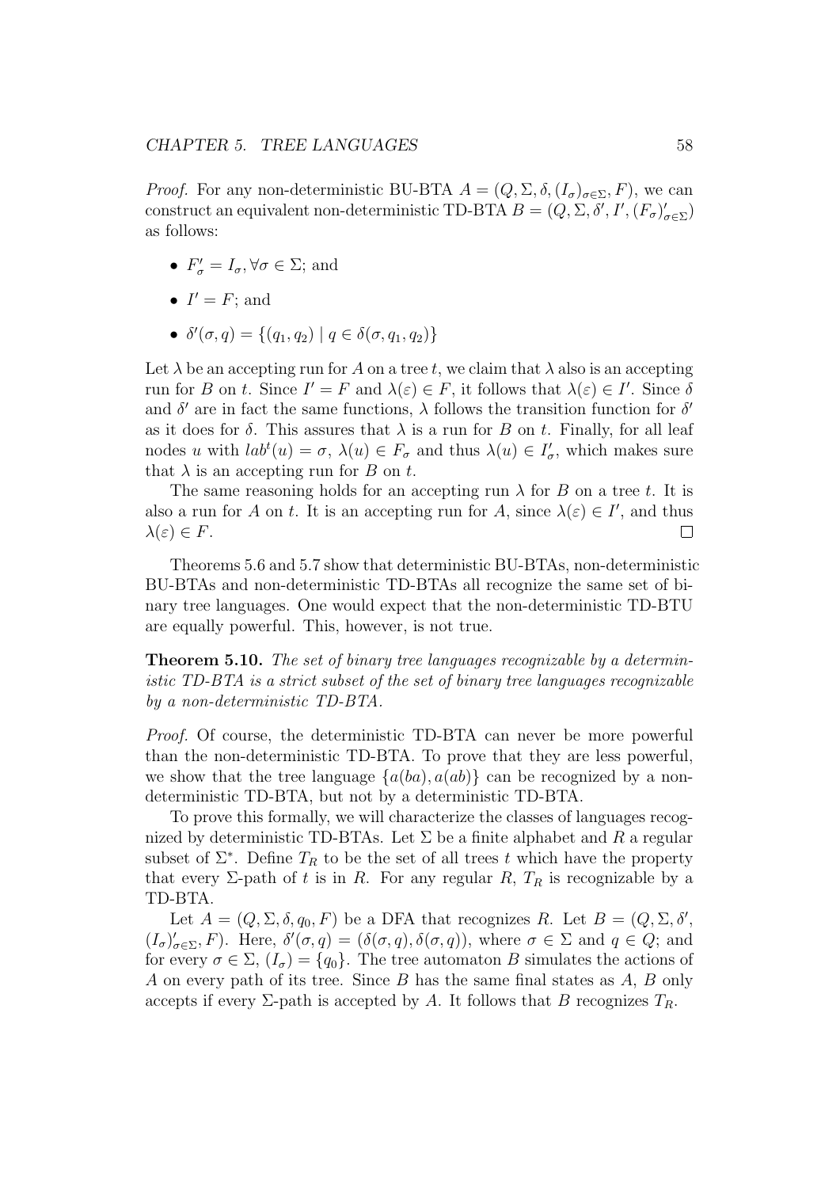*Proof.* For any non-deterministic BU-BTA $A = (Q, \Sigma, \delta, (I_\sigma)_{\sigma\in\Sigma}, F)$, we can construct an equivalent non-deterministic TD-BTA $B = (Q, \Sigma, \delta', I', (F_\sigma)'_{\sigma\in\Sigma})$ as follows:

- $F'_\sigma = I_\sigma, \forall \sigma \in \Sigma$; and
- $I' = F$; and
- $\delta'(\sigma, q) = \{(q_1, q_2) \mid q \in \delta(\sigma, q_1, q_2)\}$

Let $\lambda$ be an accepting run for $A$ on a tree $t$, we claim that $\lambda$ also is an accepting run for $B$ on $t$. Since $I' = F$ and $\lambda(\varepsilon) \in F$, it follows that $\lambda(\varepsilon) \in I'$. Since $\delta$ and $\delta'$ are in fact the same functions, $\lambda$ follows the transition function for $\delta'$ as it does for $\delta$. This assures that $\lambda$ is a run for $B$ on $t$. Finally, for all leaf nodes $u$ with $lab^t(u) = \sigma$, $\lambda(u) \in F_\sigma$ and thus $\lambda(u) \in I'_\sigma$, which makes sure that $\lambda$ is an accepting run for $B$ on $t$.

The same reasoning holds for an accepting run $\lambda$ for $B$ on a tree $t$. It is also a run for $A$ on $t$. It is an accepting run for $A$, since $\lambda(\varepsilon) \in I'$, and thus $\lambda(\varepsilon) \in F$. □

Theorems 5.6 and 5.7 show that deterministic BU-BTAs, non-deterministic BU-BTAs and non-deterministic TD-BTAs all recognize the same set of binary tree languages. One would expect that the non-deterministic TD-BTU are equally powerful. This, however, is not true.

**Theorem 5.10.** *The set of binary tree languages recognizable by a deterministic TD-BTA is a strict subset of the set of binary tree languages recognizable by a non-deterministic TD-BTA.*

*Proof.* Of course, the deterministic TD-BTA can never be more powerful than the non-deterministic TD-BTA. To prove that they are less powerful, we show that the tree language $\{a(ba), a(ab)\}$ can be recognized by a non-deterministic TD-BTA, but not by a deterministic TD-BTA.

To prove this formally, we will characterize the classes of languages recognized by deterministic TD-BTAs. Let $\Sigma$ be a finite alphabet and $R$ a regular subset of $\Sigma^*$. Define $T_R$ to be the set of all trees $t$ which have the property that every $\Sigma$-path of $t$ is in $R$. For any regular $R$, $T_R$ is recognizable by a TD-BTA.

Let $A = (Q, \Sigma, \delta, q_0, F)$ be a DFA that recognizes $R$. Let $B = (Q, \Sigma, \delta', (I_\sigma)'_{\sigma\in\Sigma}, F)$. Here, $\delta'(\sigma, q) = (\delta(\sigma, q), \delta(\sigma, q))$, where $\sigma \in \Sigma$ and $q \in Q$; and for every $\sigma \in \Sigma$, $(I_\sigma) = \{q_0\}$. The tree automaton $B$ simulates the actions of $A$ on every path of its tree. Since $B$ has the same final states as $A$, $B$ only accepts if every $\Sigma$-path is accepted by $A$. It follows that $B$ recognizes $T_R$.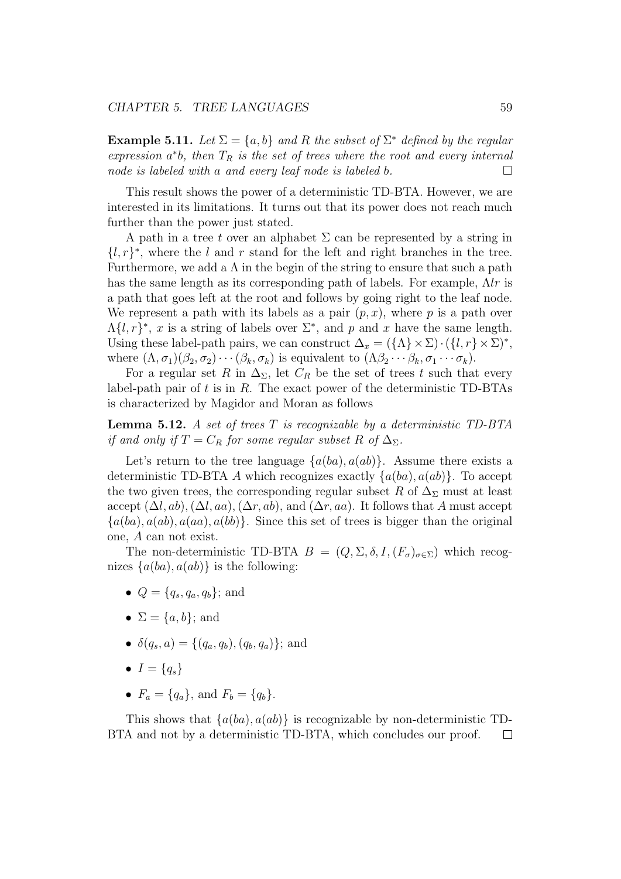**Example 5.11.** *Let $\Sigma = \{a, b\}$ and $R$ the subset of $\Sigma^*$ defined by the regular expression $a^*b$, then $T_R$ is the set of trees where the root and every internal node is labeled with $a$ and every leaf node is labeled $b$.* □

This result shows the power of a deterministic TD-BTA. However, we are interested in its limitations. It turns out that its power does not reach much further than the power just stated.

A path in a tree $t$ over an alphabet $\Sigma$ can be represented by a string in $\{l, r\}^*$, where the $l$ and $r$ stand for the left and right branches in the tree. Furthermore, we add a $\Lambda$ in the begin of the string to ensure that such a path has the same length as its corresponding path of labels. For example, $\Lambda lr$ is a path that goes left at the root and follows by going right to the leaf node. We represent a path with its labels as a pair $(p, x)$, where $p$ is a path over $\Lambda\{l, r\}^*$, $x$ is a string of labels over $\Sigma^*$, and $p$ and $x$ have the same length. Using these label-path pairs, we can construct $\Delta_x = (\{\Lambda\} \times \Sigma) \cdot (\{l, r\} \times \Sigma)^*$, where $(\Lambda, \sigma_1)(\beta_2, \sigma_2) \cdots (\beta_k, \sigma_k)$ is equivalent to $(\Lambda\beta_2 \cdots \beta_k, \sigma_1 \cdots \sigma_k)$.

For a regular set $R$ in $\Delta_\Sigma$, let $C_R$ be the set of trees $t$ such that every label-path pair of $t$ is in $R$. The exact power of the deterministic TD-BTAs is characterized by Magidor and Moran as follows

**Lemma 5.12.** *A set of trees $T$ is recognizable by a deterministic TD-BTA if and only if $T = C_R$ for some regular subset $R$ of $\Delta_\Sigma$.*

Let's return to the tree language $\{a(ba), a(ab)\}$. Assume there exists a deterministic TD-BTA $A$ which recognizes exactly $\{a(ba), a(ab)\}$. To accept the two given trees, the corresponding regular subset $R$ of $\Delta_\Sigma$ must at least accept $(\Delta l, ab), (\Delta l, aa), (\Delta r, ab)$, and $(\Delta r, aa)$. It follows that $A$ must accept $\{a(ba), a(ab), a(aa), a(bb)\}$. Since this set of trees is bigger than the original one, $A$ can not exist.

The non-deterministic TD-BTA $B = (Q, \Sigma, \delta, I, (F_\sigma)_{\sigma \in \Sigma})$ which recognizes $\{a(ba), a(ab)\}$ is the following:

- $Q = \{q_s, q_a, q_b\}$; and
- $\Sigma = \{a, b\}$; and
- $\delta(q_s, a) = \{(q_a, q_b), (q_b, q_a)\}$; and
- $I = \{q_s\}$
- $F_a = \{q_a\}$, and $F_b = \{q_b\}$.

This shows that $\{a(ba), a(ab)\}$ is recognizable by non-deterministic TD-BTA and not by a deterministic TD-BTA, which concludes our proof. □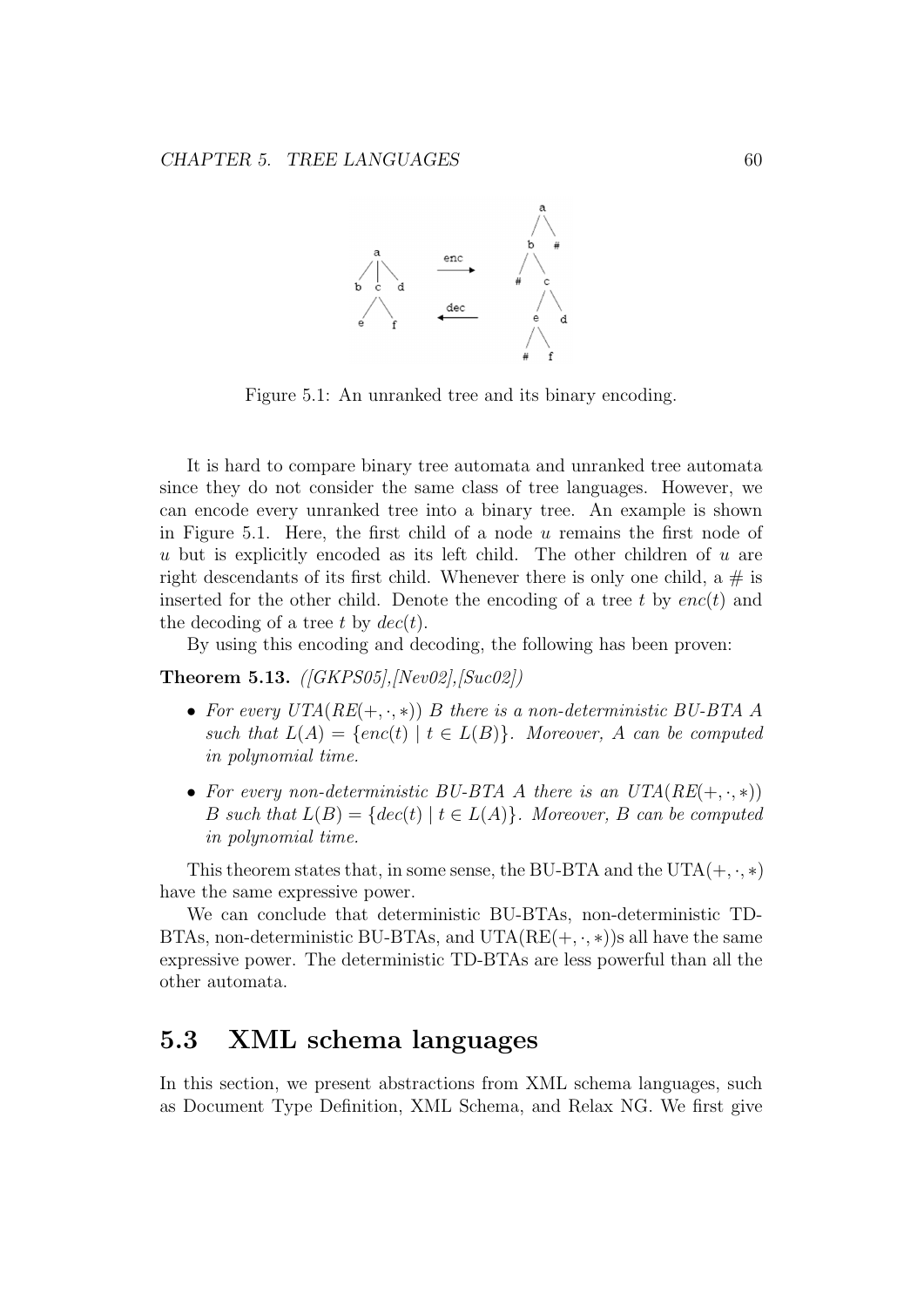Figure 5.1: An unranked tree and its binary encoding.

It is hard to compare binary tree automata and unranked tree automata since they do not consider the same class of tree languages. However, we can encode every unranked tree into a binary tree. An example is shown in Figure 5.1. Here, the first child of a node $u$ remains the first node of $u$ but is explicitly encoded as its left child. The other children of $u$ are right descendants of its first child. Whenever there is only one child, a # is inserted for the other child. Denote the encoding of a tree $t$ by $enc(t)$ and the decoding of a tree $t$ by $dec(t)$.

By using this encoding and decoding, the following has been proven:

**Theorem 5.13.** *([GKPS05],[Nev02],[Suc02])*

- *For every $UTA(RE(+,\cdot,*))$ $B$ there is a non-deterministic BU-BTA $A$ such that $L(A) = \{enc(t) \mid t \in L(B)\}$. Moreover, $A$ can be computed in polynomial time.*
- *For every non-deterministic BU-BTA $A$ there is an $UTA(RE(+,\cdot,*))$ $B$ such that $L(B) = \{dec(t) \mid t \in L(A)\}$. Moreover, $B$ can be computed in polynomial time.*

This theorem states that, in some sense, the BU-BTA and the UTA$(+,\cdot,*)$ have the same expressive power.

We can conclude that deterministic BU-BTAs, non-deterministic TD-BTAs, non-deterministic BU-BTAs, and UTA(RE$(+,\cdot,*)$)s all have the same expressive power. The deterministic TD-BTAs are less powerful than all the other automata.

## 5.3 XML schema languages

In this section, we present abstractions from XML schema languages, such as Document Type Definition, XML Schema, and Relax NG. We first give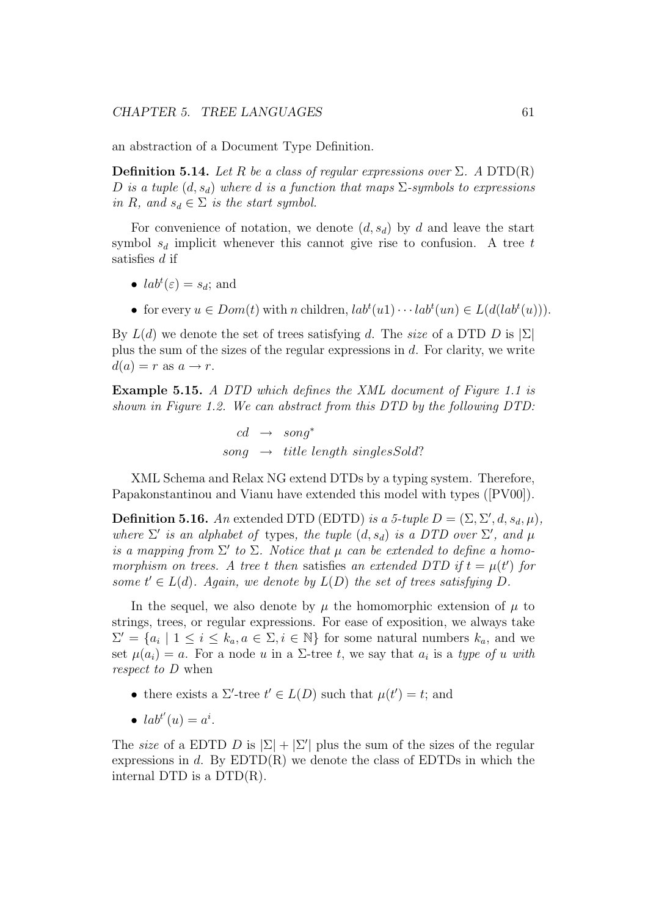an abstraction of a Document Type Definition.

**Definition 5.14.** *Let $R$ be a class of regular expressions over $\Sigma$. A* DTD(R) *$D$ is a tuple $(d, s_d)$ where $d$ is a function that maps $\Sigma$-symbols to expressions in $R$, and $s_d \in \Sigma$ is the start symbol.*

For convenience of notation, we denote $(d, s_d)$ by $d$ and leave the start symbol $s_d$ implicit whenever this cannot give rise to confusion. A tree $t$ satisfies $d$ if

- $lab^t(\varepsilon) = s_d$; and
- for every $u \in Dom(t)$ with $n$ children, $lab^t(u1) \cdots lab^t(un) \in L(d(lab^t(u)))$.

By $L(d)$ we denote the set of trees satisfying $d$. The *size* of a DTD $D$ is $|\Sigma|$ plus the sum of the sizes of the regular expressions in $d$. For clarity, we write $d(a) = r$ as $a \to r$.

**Example 5.15.** *A DTD which defines the XML document of Figure 1.1 is shown in Figure 1.2. We can abstract from this DTD by the following DTD:*

$$\begin{array}{rcl} cd & \to & song^* \\ song & \to & title\ length\ singlesSold? \end{array}$$

XML Schema and Relax NG extend DTDs by a typing system. Therefore, Papakonstantinou and Vianu have extended this model with types ([PV00]).

**Definition 5.16.** *An* extended DTD (EDTD) *is a 5-tuple $D = (\Sigma, \Sigma', d, s_d, \mu)$, where $\Sigma'$ is an alphabet of* types*, the tuple $(d, s_d)$ is a DTD over $\Sigma'$, and $\mu$ is a mapping from $\Sigma'$ to $\Sigma$. Notice that $\mu$ can be extended to define a homomorphism on trees. A tree $t$ then* satisfies *an extended DTD if $t = \mu(t')$ for some $t' \in L(d)$. Again, we denote by $L(D)$ the set of trees satisfying $D$.*

In the sequel, we also denote by $\mu$ the homomorphic extension of $\mu$ to strings, trees, or regular expressions. For ease of exposition, we always take $\Sigma' = \{a_i \mid 1 \leq i \leq k_a, a \in \Sigma, i \in \mathbb{N}\}$ for some natural numbers $k_a$, and we set $\mu(a_i) = a$. For a node $u$ in a $\Sigma$-tree $t$, we say that $a_i$ is a *type of $u$ with respect to $D$* when

- there exists a $\Sigma'$-tree $t' \in L(D)$ such that $\mu(t') = t$; and
- $lab^{t'}(u) = a^i$.

The *size* of a EDTD $D$ is $|\Sigma| + |\Sigma'|$ plus the sum of the sizes of the regular expressions in $d$. By EDTD(R) we denote the class of EDTDs in which the internal DTD is a DTD(R).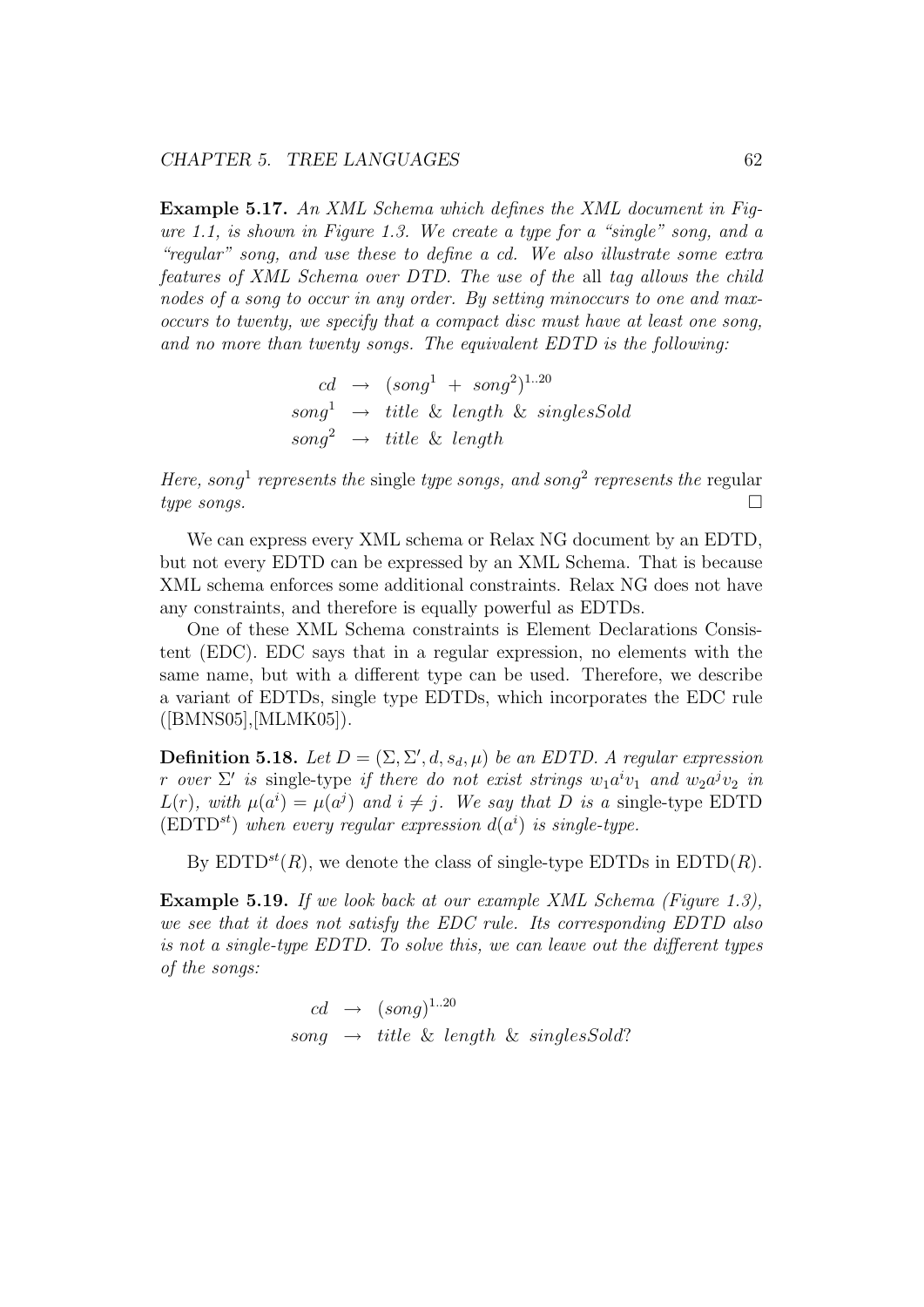**Example 5.17.** *An XML Schema which defines the XML document in Figure 1.1, is shown in Figure 1.3. We create a type for a "single" song, and a "regular" song, and use these to define a cd. We also illustrate some extra features of XML Schema over DTD. The use of the* all *tag allows the child nodes of a song to occur in any order. By setting minoccurs to one and maxoccurs to twenty, we specify that a compact disc must have at least one song, and no more than twenty songs. The equivalent EDTD is the following:*

$$
\begin{aligned}
cd &\rightarrow (song^1 + song^2)^{1..20} \\
song^1 &\rightarrow title \ \& \ length \ \& \ singlesSold \\
song^2 &\rightarrow title \ \& \ length
\end{aligned}
$$

*Here, $song^1$ represents the* single *type songs, and $song^2$ represents the* regular *type songs.* □

We can express every XML schema or Relax NG document by an EDTD, but not every EDTD can be expressed by an XML Schema. That is because XML schema enforces some additional constraints. Relax NG does not have any constraints, and therefore is equally powerful as EDTDs.

One of these XML Schema constraints is Element Declarations Consistent (EDC). EDC says that in a regular expression, no elements with the same name, but with a different type can be used. Therefore, we describe a variant of EDTDs, single type EDTDs, which incorporates the EDC rule ([BMNS05],[MLMK05]).

**Definition 5.18.** *Let $D = (\Sigma, \Sigma', d, s_d, \mu)$ be an EDTD. A regular expression $r$ over $\Sigma'$ is* single-type *if there do not exist strings $w_1 a^i v_1$ and $w_2 a^j v_2$ in $L(r)$, with $\mu(a^i) = \mu(a^j)$ and $i \neq j$. We say that $D$ is a* single-type EDTD *($\text{EDTD}^{st}$) when every regular expression $d(a^i)$ is single-type.*

By $\text{EDTD}^{st}(R)$, we denote the class of single-type EDTDs in $\text{EDTD}(R)$.

**Example 5.19.** *If we look back at our example XML Schema (Figure 1.3), we see that it does not satisfy the EDC rule. Its corresponding EDTD also is not a single-type EDTD. To solve this, we can leave out the different types of the songs:*

$$
\begin{aligned}
cd &\rightarrow (song)^{1..20} \\
song &\rightarrow title \ \& \ length \ \& \ singlesSold?
\end{aligned}
$$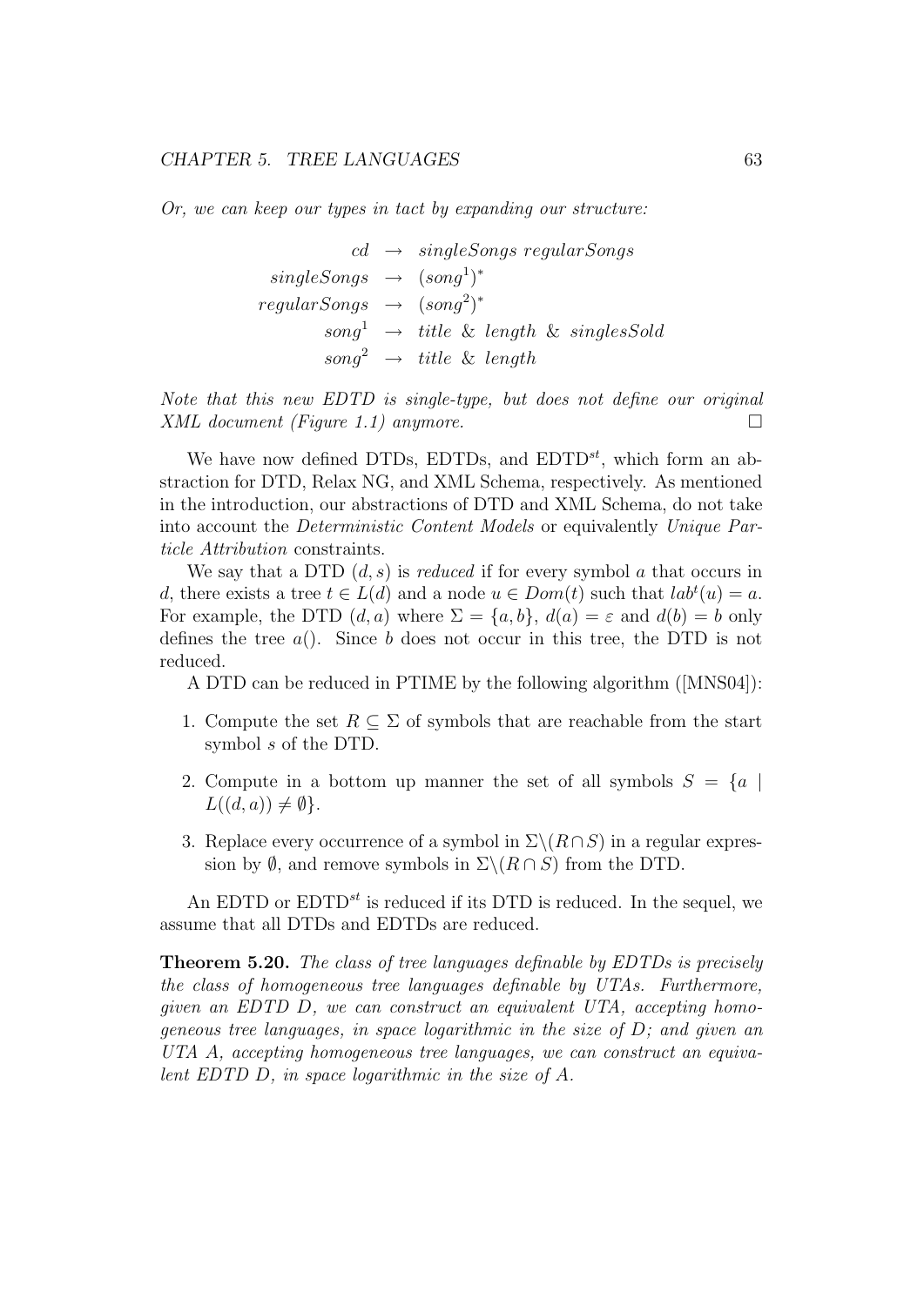*Or, we can keep our types in tact by expanding our structure:*

$$
\begin{array}{rcl}
cd & \rightarrow & singleSongs\ regularSongs \\
singleSongs & \rightarrow & (song^1)^* \\
regularSongs & \rightarrow & (song^2)^* \\
song^1 & \rightarrow & title\ \&\ length\ \&\ singlesSold \\
song^2 & \rightarrow & title\ \&\ length
\end{array}
$$

*Note that this new EDTD is single-type, but does not define our original XML document (Figure 1.1) anymore.* □

We have now defined DTDs, EDTDs, and EDTD$^{st}$, which form an abstraction for DTD, Relax NG, and XML Schema, respectively. As mentioned in the introduction, our abstractions of DTD and XML Schema, do not take into account the *Deterministic Content Models* or equivalently *Unique Particle Attribution* constraints.

We say that a DTD $(d, s)$ is *reduced* if for every symbol $a$ that occurs in $d$, there exists a tree $t \in L(d)$ and a node $u \in Dom(t)$ such that $lab^t(u) = a$. For example, the DTD $(d, a)$ where $\Sigma = \{a, b\}$, $d(a) = \varepsilon$ and $d(b) = b$ only defines the tree $a()$. Since $b$ does not occur in this tree, the DTD is not reduced.

A DTD can be reduced in PTIME by the following algorithm ([MNS04]):

1. Compute the set $R \subseteq \Sigma$ of symbols that are reachable from the start symbol $s$ of the DTD.
2. Compute in a bottom up manner the set of all symbols $S = \{a \mid L((d, a)) \neq \emptyset\}$.
3. Replace every occurrence of a symbol in $\Sigma \backslash (R \cap S)$ in a regular expression by $\emptyset$, and remove symbols in $\Sigma \backslash (R \cap S)$ from the DTD.

An EDTD or EDTD$^{st}$ is reduced if its DTD is reduced. In the sequel, we assume that all DTDs and EDTDs are reduced.

**Theorem 5.20.** *The class of tree languages definable by EDTDs is precisely the class of homogeneous tree languages definable by UTAs. Furthermore, given an EDTD $D$, we can construct an equivalent UTA, accepting homogeneous tree languages, in space logarithmic in the size of $D$; and given an UTA $A$, accepting homogeneous tree languages, we can construct an equivalent EDTD $D$, in space logarithmic in the size of $A$.*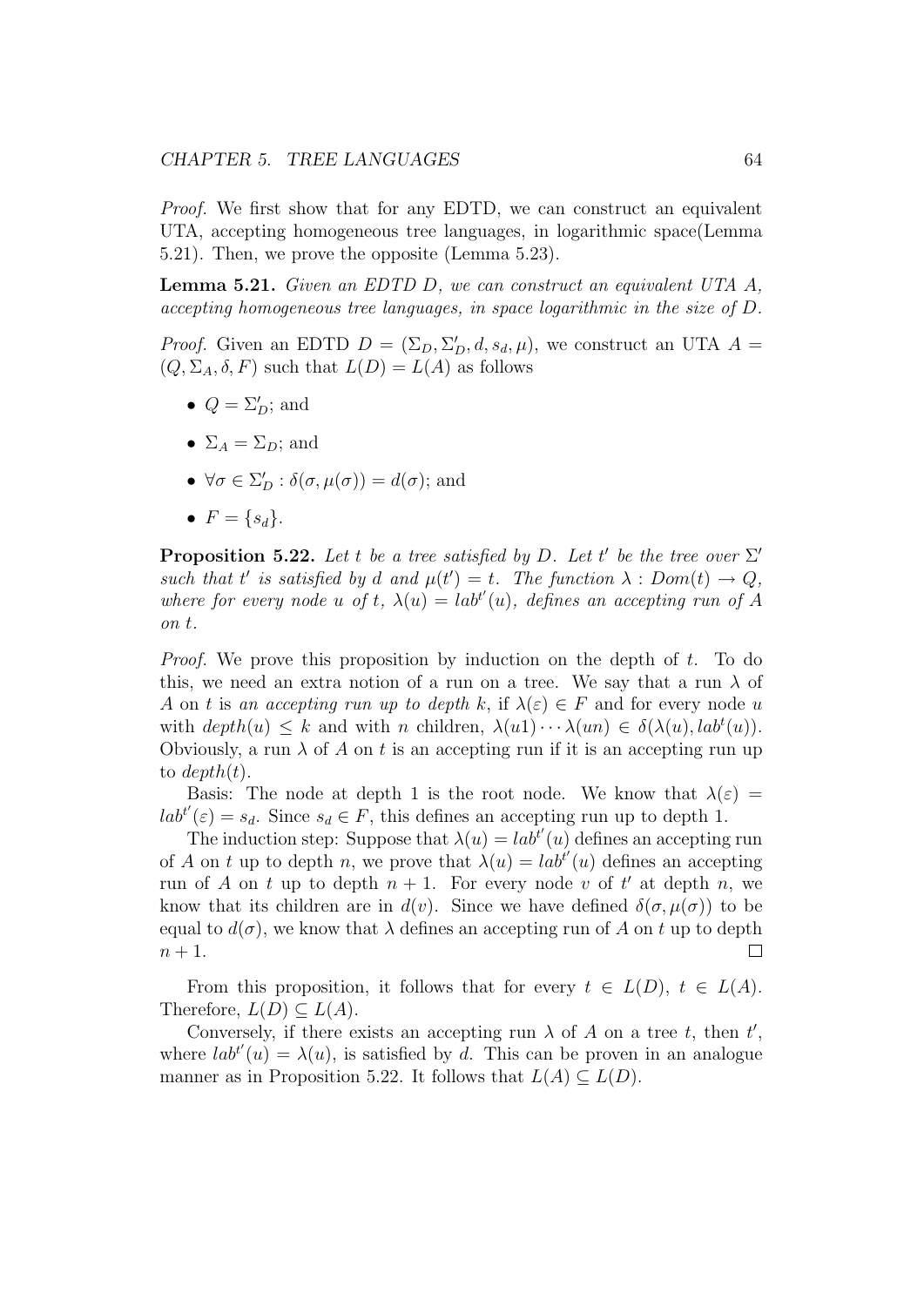*Proof.* We first show that for any EDTD, we can construct an equivalent UTA, accepting homogeneous tree languages, in logarithmic space(Lemma 5.21). Then, we prove the opposite (Lemma 5.23).

**Lemma 5.21.** *Given an EDTD $D$, we can construct an equivalent UTA $A$, accepting homogeneous tree languages, in space logarithmic in the size of $D$.*

*Proof.* Given an EDTD $D = (\Sigma_D, \Sigma'_D, d, s_d, \mu)$, we construct an UTA $A = (Q, \Sigma_A, \delta, F)$ such that $L(D) = L(A)$ as follows

- $Q = \Sigma'_D$; and
- $\Sigma_A = \Sigma_D$; and
- $\forall \sigma \in \Sigma'_D : \delta(\sigma, \mu(\sigma)) = d(\sigma)$; and
- $F = \{s_d\}$.

**Proposition 5.22.** *Let $t$ be a tree satisfied by $D$. Let $t'$ be the tree over $\Sigma'$ such that $t'$ is satisfied by $d$ and $\mu(t') = t$. The function $\lambda : Dom(t) \to Q$, where for every node $u$ of $t$, $\lambda(u) = lab^{t'}(u)$, defines an accepting run of $A$ on $t$.*

*Proof.* We prove this proposition by induction on the depth of $t$. To do this, we need an extra notion of a run on a tree. We say that a run $\lambda$ of $A$ on $t$ is *an accepting run up to depth $k$*, if $\lambda(\varepsilon) \in F$ and for every node $u$ with $depth(u) \leq k$ and with $n$ children, $\lambda(u1) \cdots \lambda(un) \in \delta(\lambda(u), lab^t(u))$. Obviously, a run $\lambda$ of $A$ on $t$ is an accepting run if it is an accepting run up to $depth(t)$.

Basis: The node at depth 1 is the root node. We know that $\lambda(\varepsilon) = lab^{t'}(\varepsilon) = s_d$. Since $s_d \in F$, this defines an accepting run up to depth 1.

The induction step: Suppose that $\lambda(u) = lab^{t'}(u)$ defines an accepting run of $A$ on $t$ up to depth $n$, we prove that $\lambda(u) = lab^{t'}(u)$ defines an accepting run of $A$ on $t$ up to depth $n+1$. For every node $v$ of $t'$ at depth $n$, we know that its children are in $d(v)$. Since we have defined $\delta(\sigma, \mu(\sigma))$ to be equal to $d(\sigma)$, we know that $\lambda$ defines an accepting run of $A$ on $t$ up to depth $n+1$. $\square$

From this proposition, it follows that for every $t \in L(D)$, $t \in L(A)$. Therefore, $L(D) \subseteq L(A)$.

Conversely, if there exists an accepting run $\lambda$ of $A$ on a tree $t$, then $t'$, where $lab^{t'}(u) = \lambda(u)$, is satisfied by $d$. This can be proven in an analogue manner as in Proposition 5.22. It follows that $L(A) \subseteq L(D)$.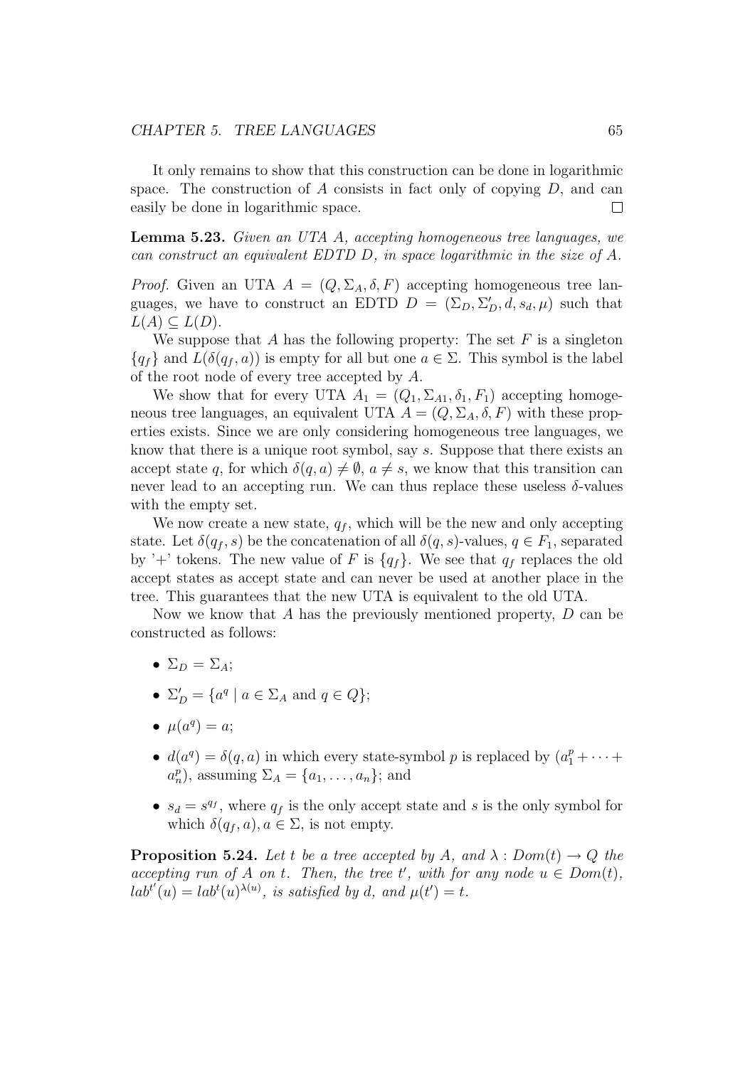It only remains to show that this construction can be done in logarithmic space. The construction of $A$ consists in fact only of copying $D$, and can easily be done in logarithmic space. $\square$

**Lemma 5.23.** *Given an UTA $A$, accepting homogeneous tree languages, we can construct an equivalent EDTD $D$, in space logarithmic in the size of $A$.*

*Proof.* Given an UTA $A = (Q, \Sigma_A, \delta, F)$ accepting homogeneous tree languages, we have to construct an EDTD $D = (\Sigma_D, \Sigma'_D, d, s_d, \mu)$ such that $L(A) \subseteq L(D)$.

We suppose that $A$ has the following property: The set $F$ is a singleton $\{q_f\}$ and $L(\delta(q_f, a))$ is empty for all but one $a \in \Sigma$. This symbol is the label of the root node of every tree accepted by $A$.

We show that for every UTA $A_1 = (Q_1, \Sigma_{A1}, \delta_1, F_1)$ accepting homogeneous tree languages, an equivalent UTA $A = (Q, \Sigma_A, \delta, F)$ with these properties exists. Since we are only considering homogeneous tree languages, we know that there is a unique root symbol, say $s$. Suppose that there exists an accept state $q$, for which $\delta(q, a) \neq \emptyset$, $a \neq s$, we know that this transition can never lead to an accepting run. We can thus replace these useless $\delta$-values with the empty set.

We now create a new state, $q_f$, which will be the new and only accepting state. Let $\delta(q_f, s)$ be the concatenation of all $\delta(q, s)$-values, $q \in F_1$, separated by '+' tokens. The new value of $F$ is $\{q_f\}$. We see that $q_f$ replaces the old accept states as accept state and can never be used at another place in the tree. This guarantees that the new UTA is equivalent to the old UTA.

Now we know that $A$ has the previously mentioned property, $D$ can be constructed as follows:

- $\Sigma_D = \Sigma_A$;
- $\Sigma'_D = \{a^q \mid a \in \Sigma_A \text{ and } q \in Q\}$;
- $\mu(a^q) = a$;
- $d(a^q) = \delta(q, a)$ in which every state-symbol $p$ is replaced by $(a_1^p + \cdots + a_n^p)$, assuming $\Sigma_A = \{a_1, \ldots, a_n\}$; and
- $s_d = s^{q_f}$, where $q_f$ is the only accept state and $s$ is the only symbol for which $\delta(q_f, a), a \in \Sigma$, is not empty.

**Proposition 5.24.** *Let $t$ be a tree accepted by $A$, and $\lambda : Dom(t) \to Q$ the accepting run of $A$ on $t$. Then, the tree $t'$, with for any node $u \in Dom(t)$, $lab^{t'}(u) = lab^t(u)^{\lambda(u)}$, is satisfied by $d$, and $\mu(t') = t$.*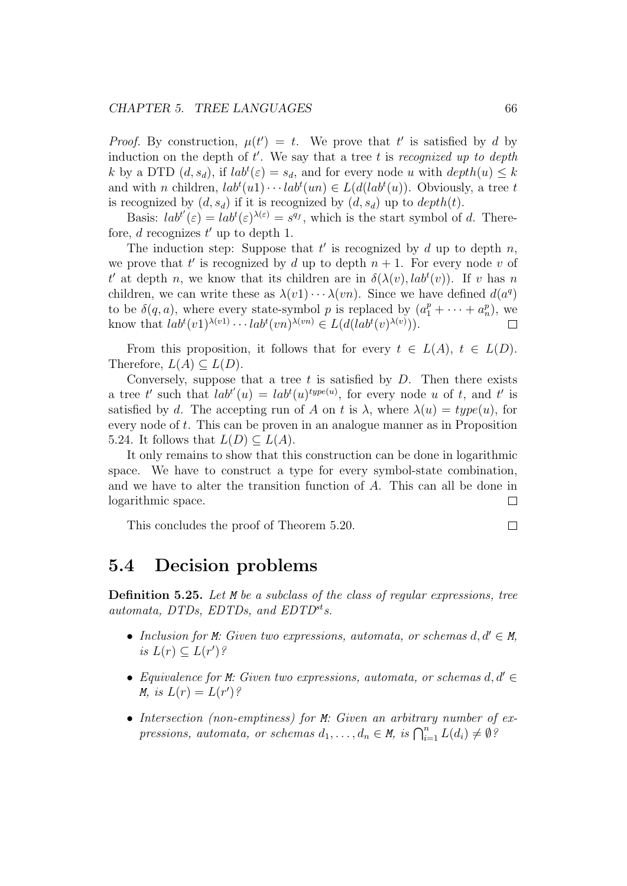*Proof.* By construction, $\mu(t') = t$. We prove that $t'$ is satisfied by $d$ by induction on the depth of $t'$. We say that a tree $t$ is *recognized up to depth* $k$ by a DTD $(d, s_d)$, if $lab^t(\varepsilon) = s_d$, and for every node $u$ with $depth(u) \leq k$ and with $n$ children, $lab^t(u1) \cdots lab^t(un) \in L(d(lab^t(u))$. Obviously, a tree $t$ is recognized by $(d, s_d)$ if it is recognized by $(d, s_d)$ up to $depth(t)$.

Basis: $lab^{t'}(\varepsilon) = lab^t(\varepsilon)^{\lambda(\varepsilon)} = s^{q_f}$, which is the start symbol of $d$. Therefore, $d$ recognizes $t'$ up to depth 1.

The induction step: Suppose that $t'$ is recognized by $d$ up to depth $n$, we prove that $t'$ is recognized by $d$ up to depth $n + 1$. For every node $v$ of $t'$ at depth $n$, we know that its children are in $\delta(\lambda(v), lab^t(v))$. If $v$ has $n$ children, we can write these as $\lambda(v1) \cdots \lambda(vn)$. Since we have defined $d(a^q)$ to be $\delta(q, a)$, where every state-symbol $p$ is replaced by $(a_1^p + \cdots + a_n^p)$, we know that $lab^t(v1)^{\lambda(v1)} \cdots lab^t(vn)^{\lambda(vn)} \in L(d(lab^t(v)^{\lambda(v)}))$. □

From this proposition, it follows that for every $t \in L(A)$, $t \in L(D)$. Therefore, $L(A) \subseteq L(D)$.

Conversely, suppose that a tree $t$ is satisfied by $D$. Then there exists a tree $t'$ such that $lab^{t'}(u) = lab^t(u)^{type(u)}$, for every node $u$ of $t$, and $t'$ is satisfied by $d$. The accepting run of $A$ on $t$ is $\lambda$, where $\lambda(u) = type(u)$, for every node of $t$. This can be proven in an analogue manner as in Proposition 5.24. It follows that $L(D) \subseteq L(A)$.

It only remains to show that this construction can be done in logarithmic space. We have to construct a type for every symbol-state combination, and we have to alter the transition function of $A$. This can all be done in logarithmic space. □

This concludes the proof of Theorem 5.20. □

## 5.4 Decision problems

**Definition 5.25.** *Let* M *be a subclass of the class of regular expressions, tree automata, DTDs, EDTDs, and EDTD$^{st}$s.*

- *Inclusion for* M*: Given two expressions, automata, or schemas $d, d' \in$ M, is $L(r) \subseteq L(r')$?*
- *Equivalence for* M*: Given two expressions, automata, or schemas $d, d' \in$ M, is $L(r) = L(r')$?*
- *Intersection (non-emptiness) for* M*: Given an arbitrary number of expressions, automata, or schemas $d_1, \ldots, d_n \in$ M, is $\bigcap_{i=1}^{n} L(d_i) \neq \emptyset$?*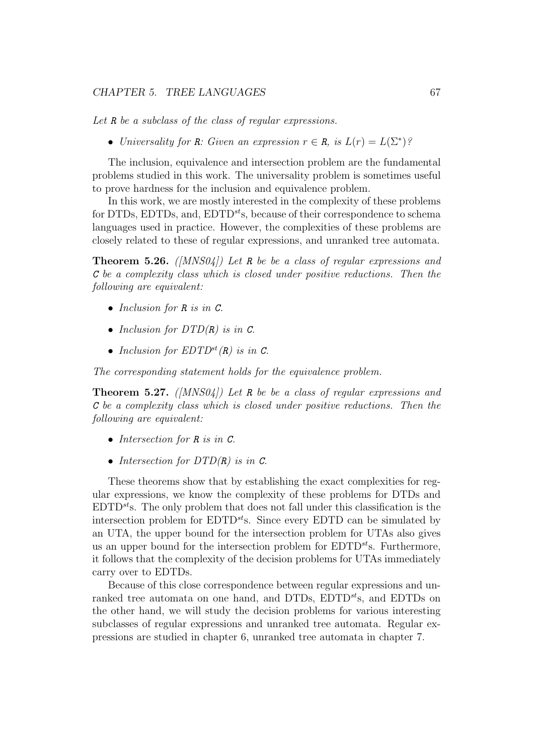*Let* R *be a subclass of the class of regular expressions.*

- *Universality for* R*: Given an expression* $r \in R$*, is* $L(r) = L(\Sigma^*)$*?*

The inclusion, equivalence and intersection problem are the fundamental problems studied in this work. The universality problem is sometimes useful to prove hardness for the inclusion and equivalence problem.

In this work, we are mostly interested in the complexity of these problems for DTDs, EDTDs, and, EDTD$^{st}$s, because of their correspondence to schema languages used in practice. However, the complexities of these problems are closely related to these of regular expressions, and unranked tree automata.

**Theorem 5.26.** *([MNS04]) Let* R *be be a class of regular expressions and* C *be a complexity class which is closed under positive reductions. Then the following are equivalent:*

- *Inclusion for* R *is in* C*.*
- *Inclusion for DTD(*R*) is in* C*.*
- *Inclusion for EDTD$^{st}$(*R*) is in* C*.*

*The corresponding statement holds for the equivalence problem.*

**Theorem 5.27.** *([MNS04]) Let* R *be be a class of regular expressions and* C *be a complexity class which is closed under positive reductions. Then the following are equivalent:*

- *Intersection for* R *is in* C*.*
- *Intersection for DTD(*R*) is in* C*.*

These theorems show that by establishing the exact complexities for regular expressions, we know the complexity of these problems for DTDs and EDTD$^{st}$s. The only problem that does not fall under this classification is the intersection problem for EDTD$^{st}$s. Since every EDTD can be simulated by an UTA, the upper bound for the intersection problem for UTAs also gives us an upper bound for the intersection problem for EDTD$^{st}$s. Furthermore, it follows that the complexity of the decision problems for UTAs immediately carry over to EDTDs.

Because of this close correspondence between regular expressions and unranked tree automata on one hand, and DTDs, EDTD$^{st}$s, and EDTDs on the other hand, we will study the decision problems for various interesting subclasses of regular expressions and unranked tree automata. Regular expressions are studied in chapter 6, unranked tree automata in chapter 7.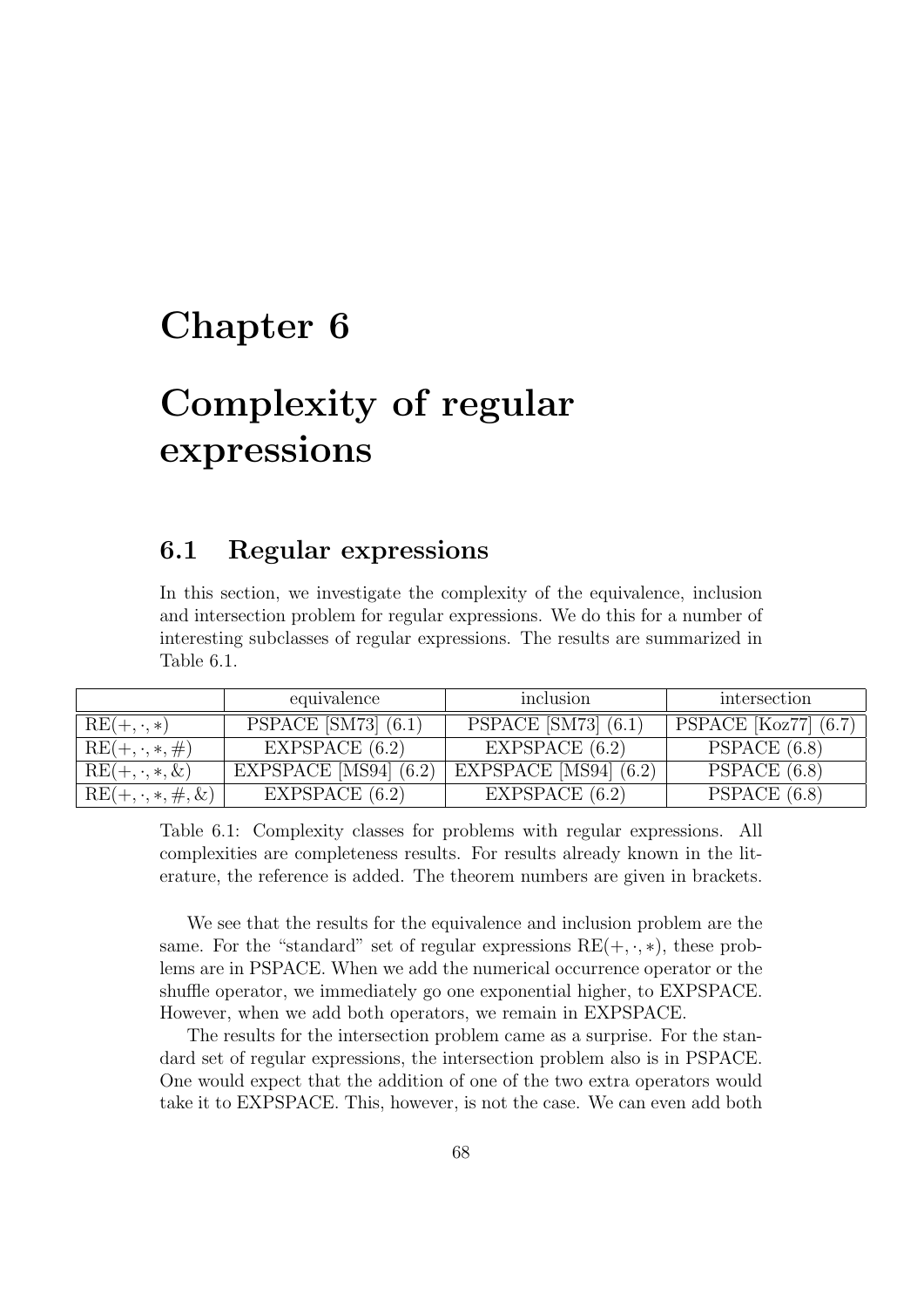# Chapter 6

# Complexity of regular expressions

## 6.1 Regular expressions

In this section, we investigate the complexity of the equivalence, inclusion and intersection problem for regular expressions. We do this for a number of interesting subclasses of regular expressions. The results are summarized in Table 6.1.

| | equivalence | inclusion | intersection |
|---|---|---|---|
| $\mathrm{RE}(+,\cdot,*)$ | PSPACE [SM73] (6.1) | PSPACE [SM73] (6.1) | PSPACE [Koz77] (6.7) |
| $\mathrm{RE}(+,\cdot,*,\#)$ | EXPSPACE (6.2) | EXPSPACE (6.2) | PSPACE (6.8) |
| $\mathrm{RE}(+,\cdot,*,\&)$ | EXPSPACE [MS94] (6.2) | EXPSPACE [MS94] (6.2) | PSPACE (6.8) |
| $\mathrm{RE}(+,\cdot,*,\#,\&)$ | EXPSPACE (6.2) | EXPSPACE (6.2) | PSPACE (6.8) |

Table 6.1: Complexity classes for problems with regular expressions. All complexities are completeness results. For results already known in the literature, the reference is added. The theorem numbers are given in brackets.

We see that the results for the equivalence and inclusion problem are the same. For the "standard" set of regular expressions $\mathrm{RE}(+,\cdot,*)$, these problems are in PSPACE. When we add the numerical occurrence operator or the shuffle operator, we immediately go one exponential higher, to EXPSPACE. However, when we add both operators, we remain in EXPSPACE.

The results for the intersection problem came as a surprise. For the standard set of regular expressions, the intersection problem also is in PSPACE. One would expect that the addition of one of the two extra operators would take it to EXPSPACE. This, however, is not the case. We can even add both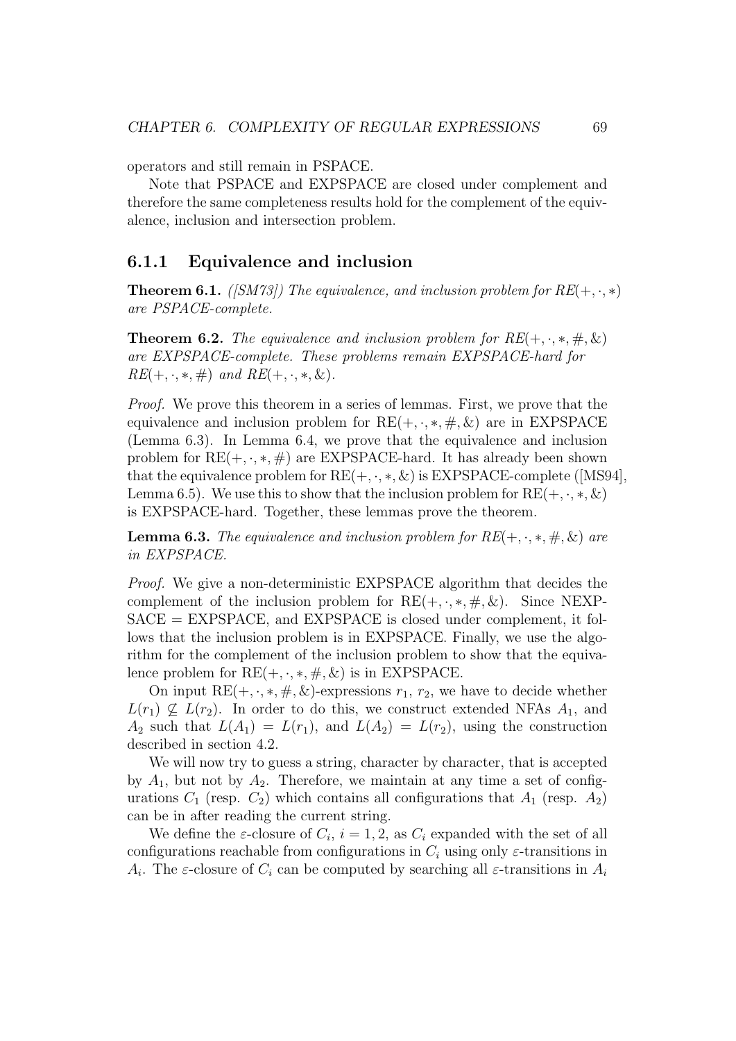operators and still remain in PSPACE.

Note that PSPACE and EXPSPACE are closed under complement and therefore the same completeness results hold for the complement of the equivalence, inclusion and intersection problem.

### 6.1.1 Equivalence and inclusion

**Theorem 6.1.** *([SM73]) The equivalence, and inclusion problem for RE$(+, \cdot, *)$ are PSPACE-complete.*

**Theorem 6.2.** *The equivalence and inclusion problem for RE$(+, \cdot, *, \#, \&)$ are EXPSPACE-complete. These problems remain EXPSPACE-hard for RE$(+, \cdot, *, \#)$ and RE$(+, \cdot, *, \&)$.*

*Proof.* We prove this theorem in a series of lemmas. First, we prove that the equivalence and inclusion problem for RE$(+, \cdot, *, \#, \&)$ are in EXPSPACE (Lemma 6.3). In Lemma 6.4, we prove that the equivalence and inclusion problem for RE$(+, \cdot, *, \#)$ are EXPSPACE-hard. It has already been shown that the equivalence problem for RE$(+, \cdot, *, \&)$ is EXPSPACE-complete ([MS94], Lemma 6.5). We use this to show that the inclusion problem for RE$(+, \cdot, *, \&)$ is EXPSPACE-hard. Together, these lemmas prove the theorem.

**Lemma 6.3.** *The equivalence and inclusion problem for RE$(+, \cdot, *, \#, \&)$ are in EXPSPACE.*

*Proof.* We give a non-deterministic EXPSPACE algorithm that decides the complement of the inclusion problem for RE$(+, \cdot, *, \#, \&)$. Since NEXPSACE = EXPSPACE, and EXPSPACE is closed under complement, it follows that the inclusion problem is in EXPSPACE. Finally, we use the algorithm for the complement of the inclusion problem to show that the equivalence problem for RE$(+, \cdot, *, \#, \&)$ is in EXPSPACE.

On input RE$(+, \cdot, *, \#, \&)$-expressions $r_1$, $r_2$, we have to decide whether $L(r_1) \not\subseteq L(r_2)$. In order to do this, we construct extended NFAs $A_1$, and $A_2$ such that $L(A_1) = L(r_1)$, and $L(A_2) = L(r_2)$, using the construction described in section 4.2.

We will now try to guess a string, character by character, that is accepted by $A_1$, but not by $A_2$. Therefore, we maintain at any time a set of configurations $C_1$ (resp. $C_2$) which contains all configurations that $A_1$ (resp. $A_2$) can be in after reading the current string.

We define the $\varepsilon$-closure of $C_i$, $i = 1, 2$, as $C_i$ expanded with the set of all configurations reachable from configurations in $C_i$ using only $\varepsilon$-transitions in $A_i$. The $\varepsilon$-closure of $C_i$ can be computed by searching all $\varepsilon$-transitions in $A_i$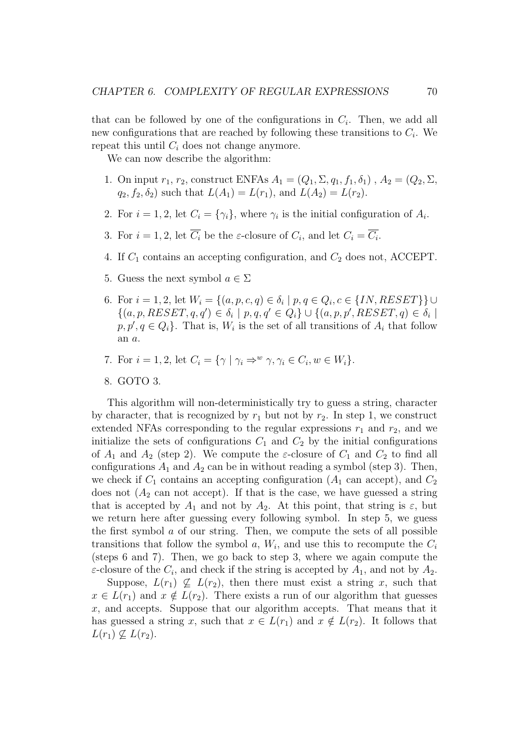that can be followed by one of the configurations in $C_i$. Then, we add all new configurations that are reached by following these transitions to $C_i$. We repeat this until $C_i$ does not change anymore.

We can now describe the algorithm:

1. On input $r_1$, $r_2$, construct ENFAs $A_1 = (Q_1, \Sigma, q_1, f_1, \delta_1)$ , $A_2 = (Q_2, \Sigma, q_2, f_2, \delta_2)$ such that $L(A_1) = L(r_1)$, and $L(A_2) = L(r_2)$.
2. For $i = 1, 2$, let $C_i = \{\gamma_i\}$, where $\gamma_i$ is the initial configuration of $A_i$.
3. For $i = 1, 2$, let $\overline{C_i}$ be the $\varepsilon$-closure of $C_i$, and let $C_i = \overline{C_i}$.
4. If $C_1$ contains an accepting configuration, and $C_2$ does not, ACCEPT.
5. Guess the next symbol $a \in \Sigma$
6. For $i = 1, 2$, let $W_i = \{(a, p, c, q) \in \delta_i \mid p, q \in Q_i, c \in \{IN, RESET\}\} \cup \{(a, p, RESET, q, q') \in \delta_i \mid p, q, q' \in Q_i\} \cup \{(a, p, p', RESET, q) \in \delta_i \mid p, p', q \in Q_i\}$. That is, $W_i$ is the set of all transitions of $A_i$ that follow an $a$.
7. For $i = 1, 2$, let $C_i = \{\gamma \mid \gamma_i \Rightarrow^w \gamma, \gamma_i \in C_i, w \in W_i\}$.
8. GOTO 3.

This algorithm will non-deterministically try to guess a string, character by character, that is recognized by $r_1$ but not by $r_2$. In step 1, we construct extended NFAs corresponding to the regular expressions $r_1$ and $r_2$, and we initialize the sets of configurations $C_1$ and $C_2$ by the initial configurations of $A_1$ and $A_2$ (step 2). We compute the $\varepsilon$-closure of $C_1$ and $C_2$ to find all configurations $A_1$ and $A_2$ can be in without reading a symbol (step 3). Then, we check if $C_1$ contains an accepting configuration ($A_1$ can accept), and $C_2$ does not ($A_2$ can not accept). If that is the case, we have guessed a string that is accepted by $A_1$ and not by $A_2$. At this point, that string is $\varepsilon$, but we return here after guessing every following symbol. In step 5, we guess the first symbol $a$ of our string. Then, we compute the sets of all possible transitions that follow the symbol $a$, $W_i$, and use this to recompute the $C_i$ (steps 6 and 7). Then, we go back to step 3, where we again compute the $\varepsilon$-closure of the $C_i$, and check if the string is accepted by $A_1$, and not by $A_2$.

Suppose, $L(r_1) \not\subseteq L(r_2)$, then there must exist a string $x$, such that $x \in L(r_1)$ and $x \notin L(r_2)$. There exists a run of our algorithm that guesses $x$, and accepts. Suppose that our algorithm accepts. That means that it has guessed a string $x$, such that $x \in L(r_1)$ and $x \notin L(r_2)$. It follows that $L(r_1) \not\subseteq L(r_2)$.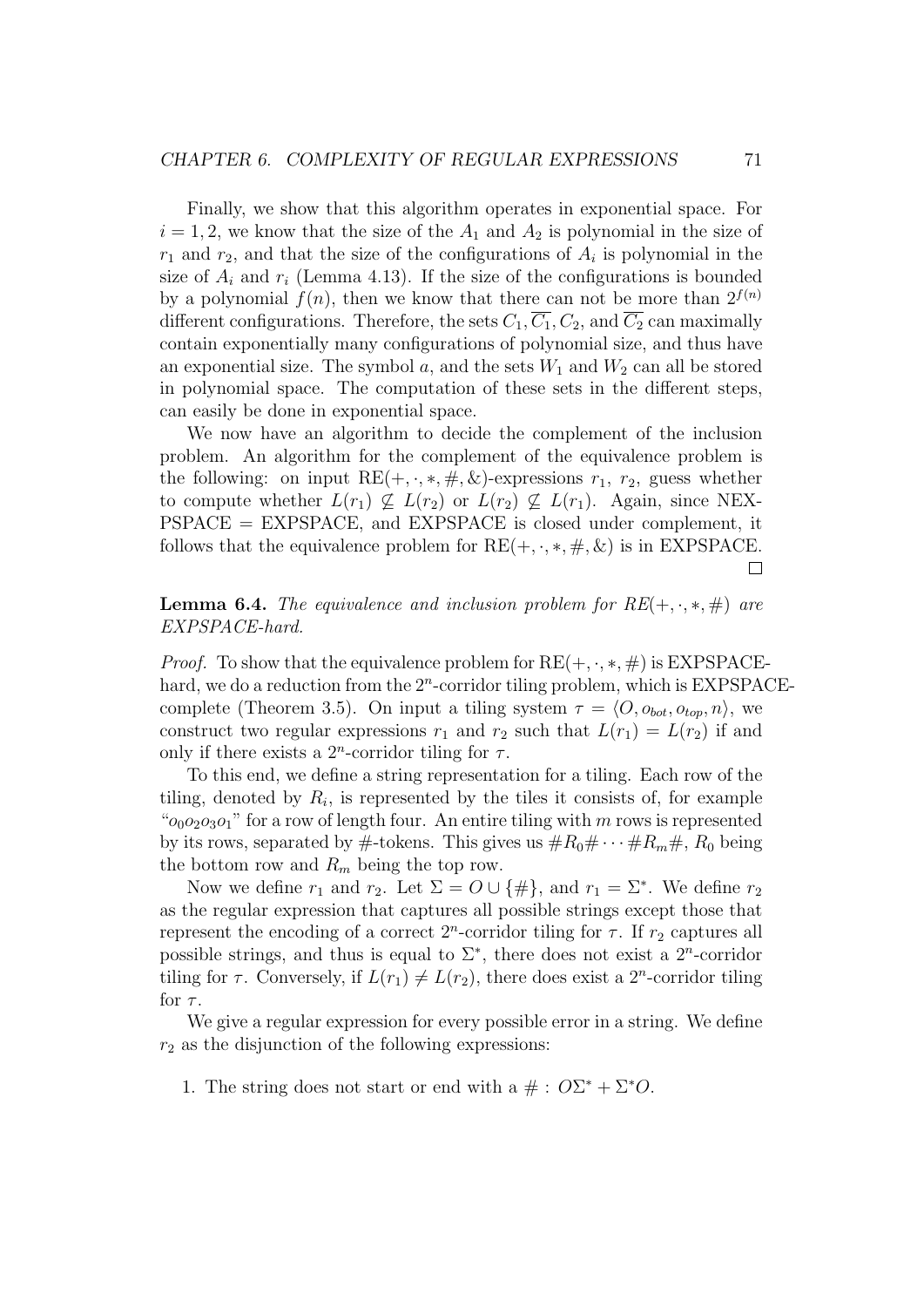Finally, we show that this algorithm operates in exponential space. For $i = 1, 2$, we know that the size of the $A_1$ and $A_2$ is polynomial in the size of $r_1$ and $r_2$, and that the size of the configurations of $A_i$ is polynomial in the size of $A_i$ and $r_i$ (Lemma 4.13). If the size of the configurations is bounded by a polynomial $f(n)$, then we know that there can not be more than $2^{f(n)}$ different configurations. Therefore, the sets $C_1, \overline{C_1}, C_2$, and $\overline{C_2}$ can maximally contain exponentially many configurations of polynomial size, and thus have an exponential size. The symbol $a$, and the sets $W_1$ and $W_2$ can all be stored in polynomial space. The computation of these sets in the different steps, can easily be done in exponential space.

We now have an algorithm to decide the complement of the inclusion problem. An algorithm for the complement of the equivalence problem is the following: on input $\text{RE}(+, \cdot, *, \#, \&)$-expressions $r_1$, $r_2$, guess whether to compute whether $L(r_1) \not\subseteq L(r_2)$ or $L(r_2) \not\subseteq L(r_1)$. Again, since NEXPSPACE = EXPSPACE, and EXPSPACE is closed under complement, it follows that the equivalence problem for $\text{RE}(+, \cdot, *, \#, \&)$ is in EXPSPACE. ∎

**Lemma 6.4.** *The equivalence and inclusion problem for $RE(+, \cdot, *, \#)$ are EXPSPACE-hard.*

*Proof.* To show that the equivalence problem for $\text{RE}(+, \cdot, *, \#)$ is EXPSPACE-hard, we do a reduction from the $2^n$-corridor tiling problem, which is EXPSPACE-complete (Theorem 3.5). On input a tiling system $\tau = \langle O, o_{bot}, o_{top}, n \rangle$, we construct two regular expressions $r_1$ and $r_2$ such that $L(r_1) = L(r_2)$ if and only if there exists a $2^n$-corridor tiling for $\tau$.

To this end, we define a string representation for a tiling. Each row of the tiling, denoted by $R_i$, is represented by the tiles it consists of, for example "$o_0 o_2 o_3 o_1$" for a row of length four. An entire tiling with $m$ rows is represented by its rows, separated by #-tokens. This gives us $\#R_0\# \cdots \#R_m\#$, $R_0$ being the bottom row and $R_m$ being the top row.

Now we define $r_1$ and $r_2$. Let $\Sigma = O \cup \{\#\}$, and $r_1 = \Sigma^*$. We define $r_2$ as the regular expression that captures all possible strings except those that represent the encoding of a correct $2^n$-corridor tiling for $\tau$. If $r_2$ captures all possible strings, and thus is equal to $\Sigma^*$, there does not exist a $2^n$-corridor tiling for $\tau$. Conversely, if $L(r_1) \neq L(r_2)$, there does exist a $2^n$-corridor tiling for $\tau$.

We give a regular expression for every possible error in a string. We define $r_2$ as the disjunction of the following expressions:

1. The string does not start or end with a # : $O\Sigma^* + \Sigma^* O$.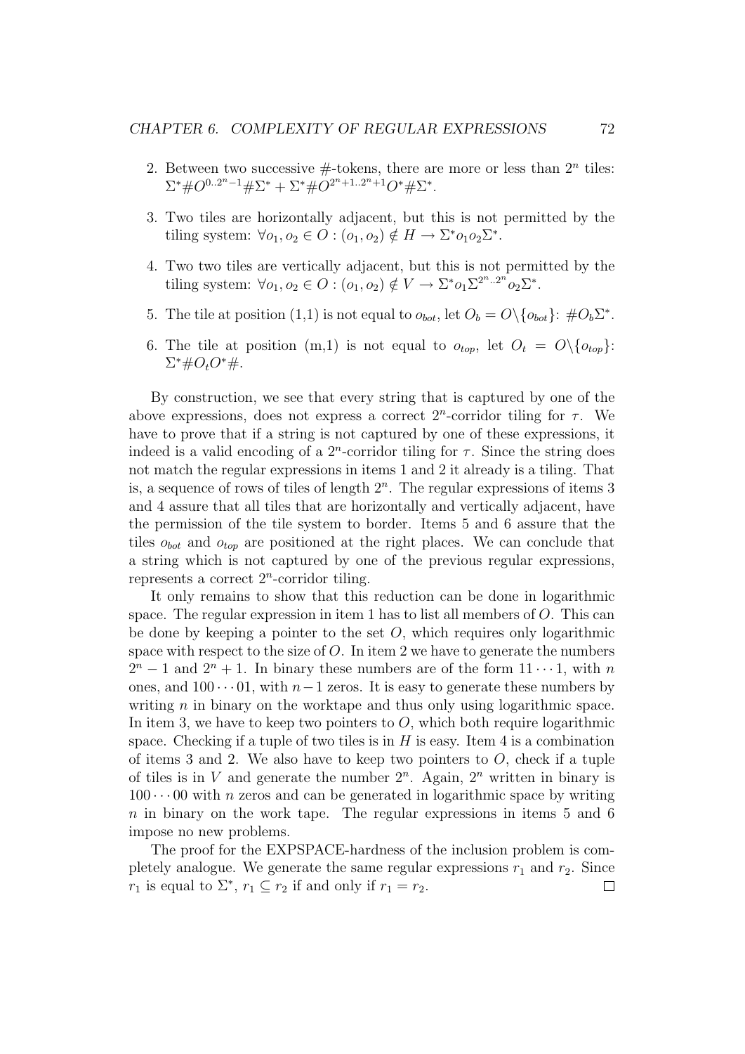2. Between two successive #-tokens, there are more or less than $2^n$ tiles: $\Sigma^* \# O^{0..2^n-1} \# \Sigma^* + \Sigma^* \# O^{2^n+1..2^n+1} O^* \# \Sigma^*$.

3. Two tiles are horizontally adjacent, but this is not permitted by the tiling system: $\forall o_1, o_2 \in O : (o_1, o_2) \notin H \rightarrow \Sigma^* o_1 o_2 \Sigma^*$.

4. Two two tiles are vertically adjacent, but this is not permitted by the tiling system: $\forall o_1, o_2 \in O : (o_1, o_2) \notin V \rightarrow \Sigma^* o_1 \Sigma^{2^n..2^n} o_2 \Sigma^*$.

5. The tile at position (1,1) is not equal to $o_{bot}$, let $O_b = O \backslash \{o_{bot}\}$: $\# O_b \Sigma^*$.

6. The tile at position (m,1) is not equal to $o_{top}$, let $O_t = O \backslash \{o_{top}\}$: $\Sigma^* \# O_t O^* \#$.

By construction, we see that every string that is captured by one of the above expressions, does not express a correct $2^n$-corridor tiling for $\tau$. We have to prove that if a string is not captured by one of these expressions, it indeed is a valid encoding of a $2^n$-corridor tiling for $\tau$. Since the string does not match the regular expressions in items 1 and 2 it already is a tiling. That is, a sequence of rows of tiles of length $2^n$. The regular expressions of items 3 and 4 assure that all tiles that are horizontally and vertically adjacent, have the permission of the tile system to border. Items 5 and 6 assure that the tiles $o_{bot}$ and $o_{top}$ are positioned at the right places. We can conclude that a string which is not captured by one of the previous regular expressions, represents a correct $2^n$-corridor tiling.

It only remains to show that this reduction can be done in logarithmic space. The regular expression in item 1 has to list all members of $O$. This can be done by keeping a pointer to the set $O$, which requires only logarithmic space with respect to the size of $O$. In item 2 we have to generate the numbers $2^n - 1$ and $2^n + 1$. In binary these numbers are of the form $11 \cdots 1$, with $n$ ones, and $100 \cdots 01$, with $n-1$ zeros. It is easy to generate these numbers by writing $n$ in binary on the worktape and thus only using logarithmic space. In item 3, we have to keep two pointers to $O$, which both require logarithmic space. Checking if a tuple of two tiles is in $H$ is easy. Item 4 is a combination of items 3 and 2. We also have to keep two pointers to $O$, check if a tuple of tiles is in $V$ and generate the number $2^n$. Again, $2^n$ written in binary is $100 \cdots 00$ with $n$ zeros and can be generated in logarithmic space by writing $n$ in binary on the work tape. The regular expressions in items 5 and 6 impose no new problems.

The proof for the EXPSPACE-hardness of the inclusion problem is completely analogue. We generate the same regular expressions $r_1$ and $r_2$. Since $r_1$ is equal to $\Sigma^*$, $r_1 \subseteq r_2$ if and only if $r_1 = r_2$. □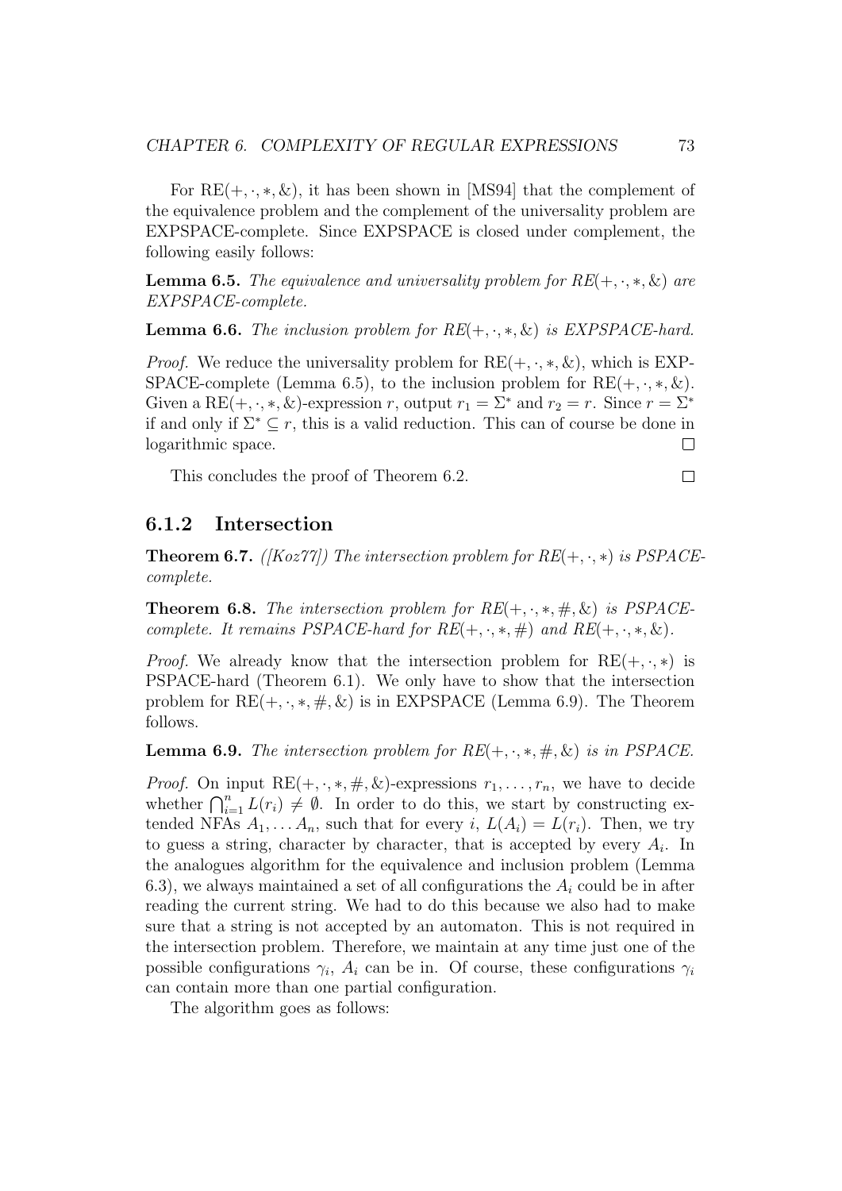For $\mathrm{RE}(+,\cdot,*,\&)$, it has been shown in [MS94] that the complement of the equivalence problem and the complement of the universality problem are EXPSPACE-complete. Since EXPSPACE is closed under complement, the following easily follows:

**Lemma 6.5.** *The equivalence and universality problem for $RE(+,\cdot,*,\&)$ are EXPSPACE-complete.*

**Lemma 6.6.** *The inclusion problem for $RE(+,\cdot,*,\&)$ is EXPSPACE-hard.*

*Proof.* We reduce the universality problem for $\mathrm{RE}(+,\cdot,*,\&)$, which is EXPSPACE-complete (Lemma 6.5), to the inclusion problem for $\mathrm{RE}(+,\cdot,*,\&)$. Given a $\mathrm{RE}(+,\cdot,*,\&)$-expression $r$, output $r_1 = \Sigma^*$ and $r_2 = r$. Since $r = \Sigma^*$ if and only if $\Sigma^* \subseteq r$, this is a valid reduction. This can of course be done in logarithmic space. □

This concludes the proof of Theorem 6.2. □

### 6.1.2 Intersection

**Theorem 6.7.** *([Koz77]) The intersection problem for $RE(+,\cdot,*)$ is PSPACE-complete.*

**Theorem 6.8.** *The intersection problem for $RE(+,\cdot,*,\#,\&)$ is PSPACE-complete. It remains PSPACE-hard for $RE(+,\cdot,*,\#)$ and $RE(+,\cdot,*,\&)$.*

*Proof.* We already know that the intersection problem for $\mathrm{RE}(+,\cdot,*)$ is PSPACE-hard (Theorem 6.1). We only have to show that the intersection problem for $\mathrm{RE}(+,\cdot,*,\#,\&)$ is in EXPSPACE (Lemma 6.9). The Theorem follows.

**Lemma 6.9.** *The intersection problem for $RE(+,\cdot,*,\#,\&)$ is in PSPACE.*

*Proof.* On input $\mathrm{RE}(+,\cdot,*,\#,\&)$-expressions $r_1,\ldots,r_n$, we have to decide whether $\bigcap_{i=1}^{n} L(r_i) \neq \emptyset$. In order to do this, we start by constructing extended NFAs $A_1,\ldots A_n$, such that for every $i$, $L(A_i) = L(r_i)$. Then, we try to guess a string, character by character, that is accepted by every $A_i$. In the analogues algorithm for the equivalence and inclusion problem (Lemma 6.3), we always maintained a set of all configurations the $A_i$ could be in after reading the current string. We had to do this because we also had to make sure that a string is not accepted by an automaton. This is not required in the intersection problem. Therefore, we maintain at any time just one of the possible configurations $\gamma_i$, $A_i$ can be in. Of course, these configurations $\gamma_i$ can contain more than one partial configuration.

The algorithm goes as follows: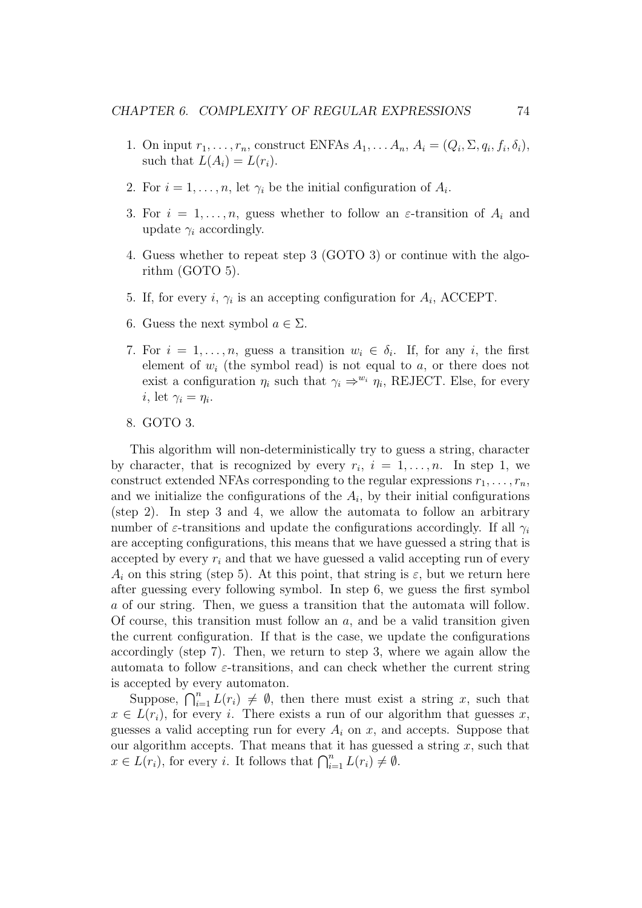1. On input $r_1, \ldots, r_n$, construct ENFAs $A_1, \ldots A_n$, $A_i = (Q_i, \Sigma, q_i, f_i, \delta_i)$, such that $L(A_i) = L(r_i)$.
2. For $i = 1, \ldots, n$, let $\gamma_i$ be the initial configuration of $A_i$.
3. For $i = 1, \ldots, n$, guess whether to follow an $\varepsilon$-transition of $A_i$ and update $\gamma_i$ accordingly.
4. Guess whether to repeat step 3 (GOTO 3) or continue with the algorithm (GOTO 5).
5. If, for every $i$, $\gamma_i$ is an accepting configuration for $A_i$, ACCEPT.
6. Guess the next symbol $a \in \Sigma$.
7. For $i = 1, \ldots, n$, guess a transition $w_i \in \delta_i$. If, for any $i$, the first element of $w_i$ (the symbol read) is not equal to $a$, or there does not exist a configuration $\eta_i$ such that $\gamma_i \Rightarrow^{w_i} \eta_i$, REJECT. Else, for every $i$, let $\gamma_i = \eta_i$.
8. GOTO 3.

This algorithm will non-deterministically try to guess a string, character by character, that is recognized by every $r_i$, $i = 1, \ldots, n$. In step 1, we construct extended NFAs corresponding to the regular expressions $r_1, \ldots, r_n$, and we initialize the configurations of the $A_i$, by their initial configurations (step 2). In step 3 and 4, we allow the automata to follow an arbitrary number of $\varepsilon$-transitions and update the configurations accordingly. If all $\gamma_i$ are accepting configurations, this means that we have guessed a string that is accepted by every $r_i$ and that we have guessed a valid accepting run of every $A_i$ on this string (step 5). At this point, that string is $\varepsilon$, but we return here after guessing every following symbol. In step 6, we guess the first symbol $a$ of our string. Then, we guess a transition that the automata will follow. Of course, this transition must follow an $a$, and be a valid transition given the current configuration. If that is the case, we update the configurations accordingly (step 7). Then, we return to step 3, where we again allow the automata to follow $\varepsilon$-transitions, and can check whether the current string is accepted by every automaton.

Suppose, $\bigcap_{i=1}^{n} L(r_i) \neq \emptyset$, then there must exist a string $x$, such that $x \in L(r_i)$, for every $i$. There exists a run of our algorithm that guesses $x$, guesses a valid accepting run for every $A_i$ on $x$, and accepts. Suppose that our algorithm accepts. That means that it has guessed a string $x$, such that $x \in L(r_i)$, for every $i$. It follows that $\bigcap_{i=1}^{n} L(r_i) \neq \emptyset$.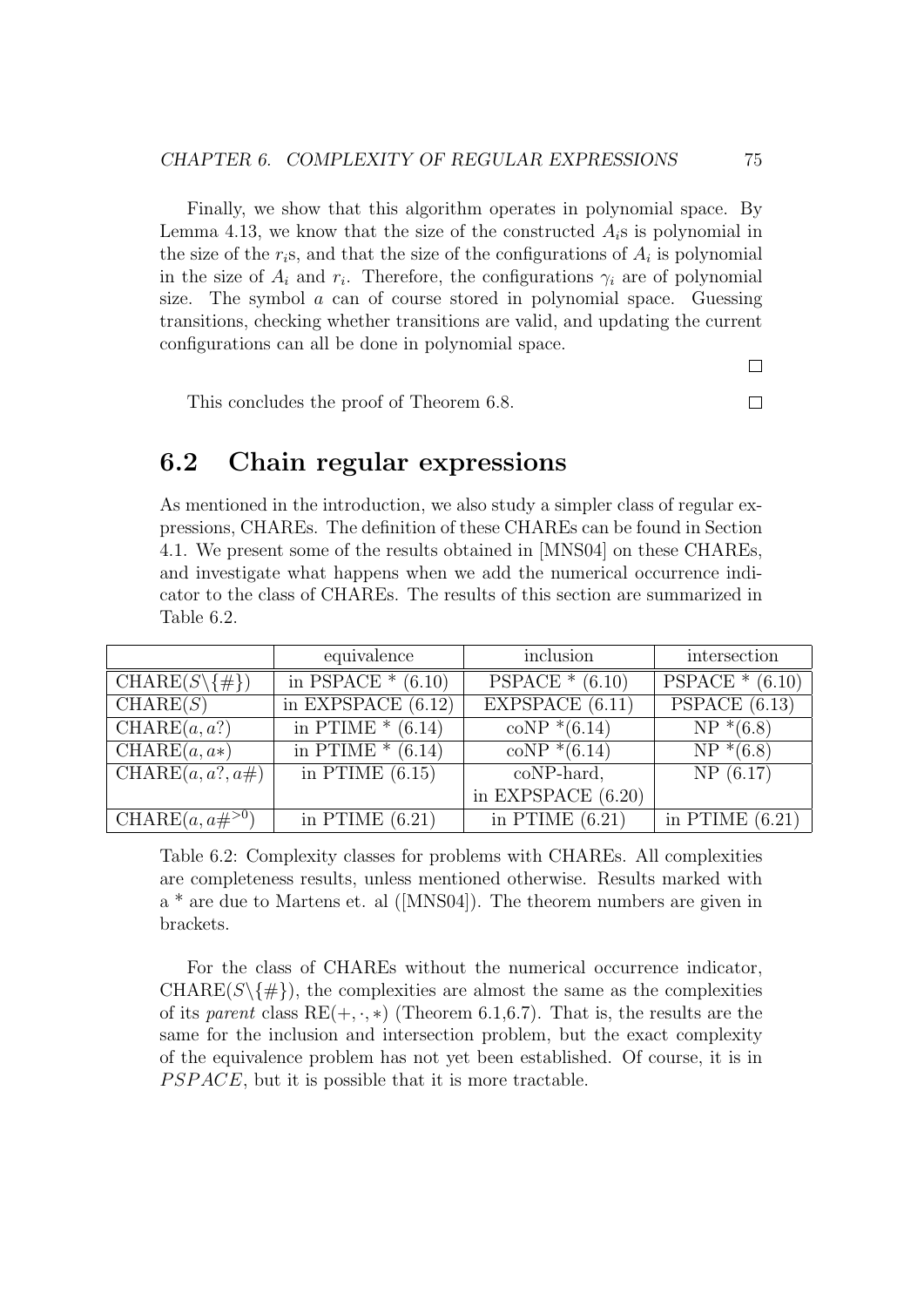Finally, we show that this algorithm operates in polynomial space. By Lemma 4.13, we know that the size of the constructed $A_i$s is polynomial in the size of the $r_i$s, and that the size of the configurations of $A_i$ is polynomial in the size of $A_i$ and $r_i$. Therefore, the configurations $\gamma_i$ are of polynomial size. The symbol $a$ can of course stored in polynomial space. Guessing transitions, checking whether transitions are valid, and updating the current configurations can all be done in polynomial space.

□

This concludes the proof of Theorem 6.8. □

## 6.2 Chain regular expressions

As mentioned in the introduction, we also study a simpler class of regular expressions, CHAREs. The definition of these CHAREs can be found in Section 4.1. We present some of the results obtained in [MNS04] on these CHAREs, and investigate what happens when we add the numerical occurrence indicator to the class of CHAREs. The results of this section are summarized in Table 6.2.

| | equivalence | inclusion | intersection |
|---|---|---|---|
| CHARE($S\backslash\{\#\}$) | in PSPACE * (6.10) | PSPACE * (6.10) | PSPACE * (6.10) |
| CHARE($S$) | in EXPSPACE (6.12) | EXPSPACE (6.11) | PSPACE (6.13) |
| CHARE($a, a?$) | in PTIME * (6.14) | coNP *(6.14) | NP *(6.8) |
| CHARE($a, a*$) | in PTIME * (6.14) | coNP *(6.14) | NP *(6.8) |
| CHARE($a, a?, a\#$) | in PTIME (6.15) | coNP-hard, in EXPSPACE (6.20) | NP (6.17) |
| CHARE($a, a\#^{>0}$) | in PTIME (6.21) | in PTIME (6.21) | in PTIME (6.21) |

Table 6.2: Complexity classes for problems with CHAREs. All complexities are completeness results, unless mentioned otherwise. Results marked with a * are due to Martens et. al ([MNS04]). The theorem numbers are given in brackets.

For the class of CHAREs without the numerical occurrence indicator, CHARE($S\backslash\{\#\}$), the complexities are almost the same as the complexities of its *parent* class RE($+, \cdot, *$) (Theorem 6.1,6.7). That is, the results are the same for the inclusion and intersection problem, but the exact complexity of the equivalence problem has not yet been established. Of course, it is in $PSPACE$, but it is possible that it is more tractable.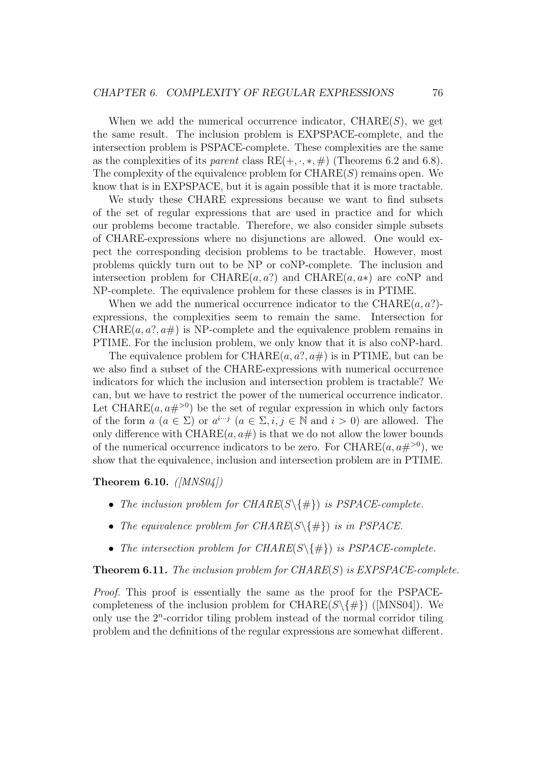When we add the numerical occurrence indicator, CHARE($S$), we get the same result. The inclusion problem is EXPSPACE-complete, and the intersection problem is PSPACE-complete. These complexities are the same as the complexities of its *parent* class RE($+, \cdot, *, \#$) (Theorems 6.2 and 6.8). The complexity of the equivalence problem for CHARE($S$) remains open. We know that is in EXPSPACE, but it is again possible that it is more tractable.

We study these CHARE expressions because we want to find subsets of the set of regular expressions that are used in practice and for which our problems become tractable. Therefore, we also consider simple subsets of CHARE-expressions where no disjunctions are allowed. One would expect the corresponding decision problems to be tractable. However, most problems quickly turn out to be NP or coNP-complete. The inclusion and intersection problem for CHARE($a, a?$) and CHARE($a, a*$) are coNP and NP-complete. The equivalence problem for these classes is in PTIME.

When we add the numerical occurrence indicator to the CHARE($a, a?$)-expressions, the complexities seem to remain the same. Intersection for CHARE($a, a?, a\#$) is NP-complete and the equivalence problem remains in PTIME. For the inclusion problem, we only know that it is also coNP-hard.

The equivalence problem for CHARE($a, a?, a\#$) is in PTIME, but can be we also find a subset of the CHARE-expressions with numerical occurrence indicators for which the inclusion and intersection problem is tractable? We can, but we have to restrict the power of the numerical occurrence indicator. Let CHARE($a, a\#^{>0}$) be the set of regular expression in which only factors of the form $a$ ($a \in \Sigma$) or $a^{i..j}$ ($a \in \Sigma, i, j \in \mathbb{N}$ and $i > 0$) are allowed. The only difference with CHARE($a, a\#$) is that we do not allow the lower bounds of the numerical occurrence indicators to be zero. For CHARE($a, a\#^{>0}$), we show that the equivalence, inclusion and intersection problem are in PTIME.

**Theorem 6.10.** *([MNS04])*

- *The inclusion problem for CHARE($S \backslash \{\#\}$) is PSPACE-complete.*
- *The equivalence problem for CHARE($S \backslash \{\#\}$) is in PSPACE.*
- *The intersection problem for CHARE($S \backslash \{\#\}$) is PSPACE-complete.*

**Theorem 6.11.** *The inclusion problem for CHARE($S$) is EXPSPACE-complete.*

*Proof.* This proof is essentially the same as the proof for the PSPACE-completeness of the inclusion problem for CHARE($S \backslash \{\#\}$) ([MNS04]). We only use the $2^n$-corridor tiling problem instead of the normal corridor tiling problem and the definitions of the regular expressions are somewhat different.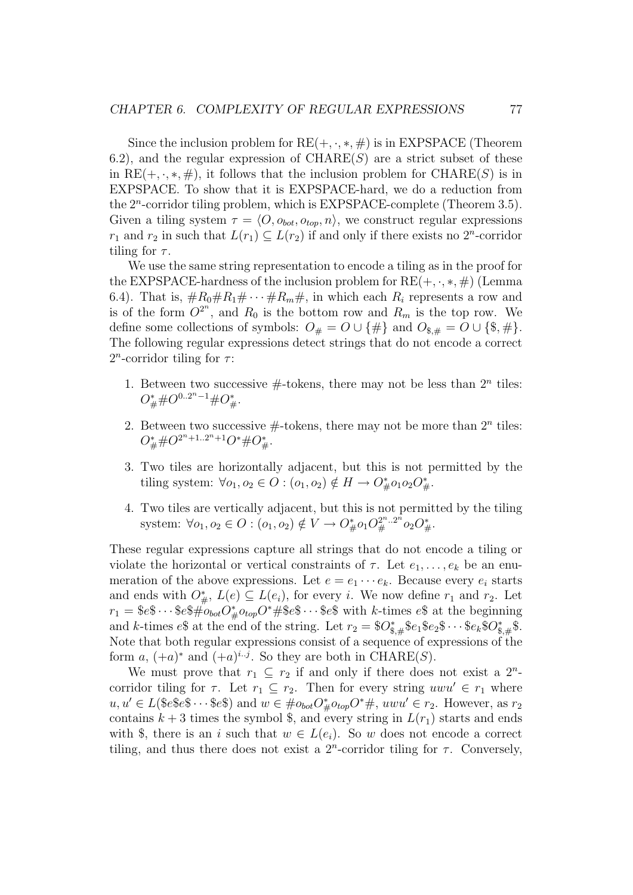Since the inclusion problem for $\text{RE}(+, \cdot, *, \#)$ is in EXPSPACE (Theorem 6.2), and the regular expression of $\text{CHARE}(S)$ are a strict subset of these in $\text{RE}(+, \cdot, *, \#)$, it follows that the inclusion problem for $\text{CHARE}(S)$ is in EXPSPACE. To show that it is EXPSPACE-hard, we do a reduction from the $2^n$-corridor tiling problem, which is EXPSPACE-complete (Theorem 3.5). Given a tiling system $\tau = \langle O, o_{bot}, o_{top}, n \rangle$, we construct regular expressions $r_1$ and $r_2$ in such that $L(r_1) \subseteq L(r_2)$ if and only if there exists no $2^n$-corridor tiling for $\tau$.

We use the same string representation to encode a tiling as in the proof for the EXPSPACE-hardness of the inclusion problem for $\text{RE}(+, \cdot, *, \#)$ (Lemma 6.4). That is, $\#R_0\#R_1\# \cdots \#R_m\#$, in which each $R_i$ represents a row and is of the form $O^{2^n}$, and $R_0$ is the bottom row and $R_m$ is the top row. We define some collections of symbols: $O_\# = O \cup \{\#\}$ and $O_{\$,\#} = O \cup \{\$, \#\}$. The following regular expressions detect strings that do not encode a correct $2^n$-corridor tiling for $\tau$:

1. Between two successive $\#$-tokens, there may not be less than $2^n$ tiles: $O_\#^* \# O^{0..2^n-1} \# O_\#^*$.

2. Between two successive $\#$-tokens, there may not be more than $2^n$ tiles: $O_\#^* \# O^{2^n+1..2^n+1} O^* \# O_\#^*$.

3. Two tiles are horizontally adjacent, but this is not permitted by the tiling system: $\forall o_1, o_2 \in O : (o_1, o_2) \notin H \to O_\#^* o_1 o_2 O_\#^*$.

4. Two tiles are vertically adjacent, but this is not permitted by the tiling system: $\forall o_1, o_2 \in O : (o_1, o_2) \notin V \to O_\#^* o_1 O_\#^{2^n..2^n} o_2 O_\#^*$.

These regular expressions capture all strings that do not encode a tiling or violate the horizontal or vertical constraints of $\tau$. Let $e_1, \ldots, e_k$ be an enumeration of the above expressions. Let $e = e_1 \cdots e_k$. Because every $e_i$ starts and ends with $O_\#^*$, $L(e) \subseteq L(e_i)$, for every $i$. We now define $r_1$ and $r_2$. Let $r_1 = \$e\$ \cdots \$e\$\#o_{bot}O_\#^* o_{top} O^* \#\$e\$ \cdots \$e\$$ with $k$-times $e\$$ at the beginning and $k$-times $e\$$ at the end of the string. Let $r_2 = \$O_{\$,\#}^* \$e_1\$e_2\$ \cdots \$e_k\$O_{\$,\#}^*\$$. Note that both regular expressions consist of a sequence of expressions of the form $a$, $(+a)^*$ and $(+a)^{i..j}$. So they are both in $\text{CHARE}(S)$.

We must prove that $r_1 \subseteq r_2$ if and only if there does not exist a $2^n$-corridor tiling for $\tau$. Let $r_1 \subseteq r_2$. Then for every string $uwu' \in r_1$ where $u, u' \in L(\$e\$e\$ \cdots \$e\$)$ and $w \in \#o_{bot}O_\#^* o_{top}O^*\#$, $uwu' \in r_2$. However, as $r_2$ contains $k+3$ times the symbol $\$$, and every string in $L(r_1)$ starts and ends with $\$$, there is an $i$ such that $w \in L(e_i)$. So $w$ does not encode a correct tiling, and thus there does not exist a $2^n$-corridor tiling for $\tau$. Conversely,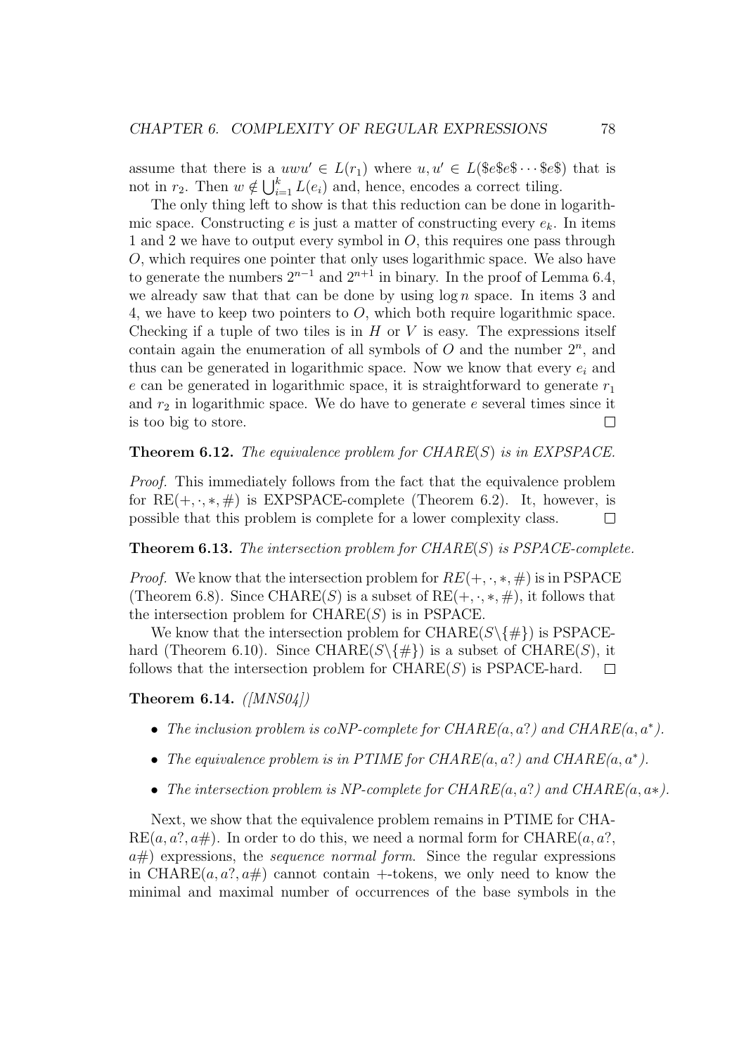assume that there is a $uwu' \in L(r_1)$ where $u, u' \in L(\$e\$e\$ \cdots \$e\$)$ that is not in $r_2$. Then $w \notin \bigcup_{i=1}^{k} L(e_i)$ and, hence, encodes a correct tiling.

The only thing left to show is that this reduction can be done in logarithmic space. Constructing $e$ is just a matter of constructing every $e_k$. In items 1 and 2 we have to output every symbol in $O$, this requires one pass through $O$, which requires one pointer that only uses logarithmic space. We also have to generate the numbers $2^{n-1}$ and $2^{n+1}$ in binary. In the proof of Lemma 6.4, we already saw that that can be done by using $\log n$ space. In items 3 and 4, we have to keep two pointers to $O$, which both require logarithmic space. Checking if a tuple of two tiles is in $H$ or $V$ is easy. The expressions itself contain again the enumeration of all symbols of $O$ and the number $2^n$, and thus can be generated in logarithmic space. Now we know that every $e_i$ and $e$ can be generated in logarithmic space, it is straightforward to generate $r_1$ and $r_2$ in logarithmic space. We do have to generate $e$ several times since it is too big to store. □

**Theorem 6.12.** *The equivalence problem for CHARE($S$) is in EXPSPACE.*

*Proof.* This immediately follows from the fact that the equivalence problem for RE$(+, \cdot, *, \#)$ is EXPSPACE-complete (Theorem 6.2). It, however, is possible that this problem is complete for a lower complexity class. □

**Theorem 6.13.** *The intersection problem for CHARE($S$) is PSPACE-complete.*

*Proof.* We know that the intersection problem for $RE(+, \cdot, *, \#)$ is in PSPACE (Theorem 6.8). Since CHARE($S$) is a subset of RE$(+, \cdot, *, \#)$, it follows that the intersection problem for CHARE($S$) is in PSPACE.

We know that the intersection problem for CHARE($S \backslash \{\#\}$) is PSPACE-hard (Theorem 6.10). Since CHARE($S \backslash \{\#\}$) is a subset of CHARE($S$), it follows that the intersection problem for CHARE($S$) is PSPACE-hard. □

**Theorem 6.14.** *([MNS04])*

- *The inclusion problem is coNP-complete for CHARE($a, a?$) and CHARE($a, a^*$).*
- *The equivalence problem is in PTIME for CHARE($a, a?$) and CHARE($a, a^*$).*
- *The intersection problem is NP-complete for CHARE($a, a?$) and CHARE($a, a*$).*

Next, we show that the equivalence problem remains in PTIME for CHARE($a, a?, a\#$). In order to do this, we need a normal form for CHARE($a, a?$, $a\#$) expressions, the *sequence normal form*. Since the regular expressions in CHARE($a, a?, a\#$) cannot contain +-tokens, we only need to know the minimal and maximal number of occurrences of the base symbols in the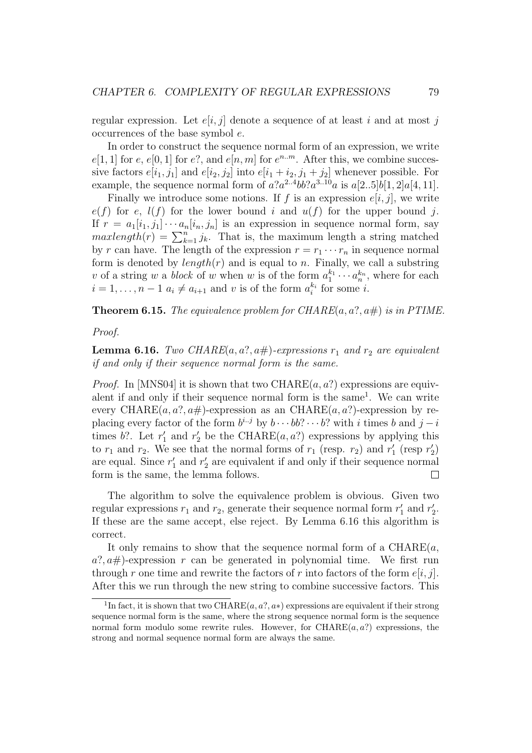regular expression. Let $e[i, j]$ denote a sequence of at least $i$ and at most $j$ occurrences of the base symbol $e$.

In order to construct the sequence normal form of an expression, we write $e[1, 1]$ for $e$, $e[0, 1]$ for $e?$, and $e[n, m]$ for $e^{n..m}$. After this, we combine successive factors $e[i_1, j_1]$ and $e[i_2, j_2]$ into $e[i_1 + i_2, j_1 + j_2]$ whenever possible. For example, the sequence normal form of $a?a^{2..4}bb?a^{3..10}a$ is $a[2..5]b[1, 2]a[4, 11]$.

Finally we introduce some notions. If $f$ is an expression $e[i, j]$, we write $e(f)$ for $e$, $l(f)$ for the lower bound $i$ and $u(f)$ for the upper bound $j$. If $r = a_1[i_1, j_1] \cdots a_n[i_n, j_n]$ is an expression in sequence normal form, say $maxlength(r) = \sum_{k=1}^{n} j_k$. That is, the maximum length a string matched by $r$ can have. The length of the expression $r = r_1 \cdots r_n$ in sequence normal form is denoted by $length(r)$ and is equal to $n$. Finally, we call a substring $v$ of a string $w$ a *block* of $w$ when $w$ is of the form $a_1^{k_1} \cdots a_n^{k_n}$, where for each $i = 1, \ldots, n-1$ $a_i \neq a_{i+1}$ and $v$ is of the form $a_i^{k_i}$ for some $i$.

**Theorem 6.15.** *The equivalence problem for CHARE$(a, a?, a\#)$ is in PTIME.*

*Proof.*

**Lemma 6.16.** *Two CHARE$(a, a?, a\#)$-expressions $r_1$ and $r_2$ are equivalent if and only if their sequence normal form is the same.*

*Proof.* In [MNS04] it is shown that two CHARE$(a, a?)$ expressions are equivalent if and only if their sequence normal form is the same[1]. We can write every CHARE$(a, a?, a\#)$-expression as an CHARE$(a, a?)$-expression by replacing every factor of the form $b^{i..j}$ by $b \cdots bb? \cdots b?$ with $i$ times $b$ and $j - i$ times $b?$. Let $r_1'$ and $r_2'$ be the CHARE$(a, a?)$ expressions by applying this to $r_1$ and $r_2$. We see that the normal forms of $r_1$ (resp. $r_2$) and $r_1'$ (resp $r_2'$) are equal. Since $r_1'$ and $r_2'$ are equivalent if and only if their sequence normal form is the same, the lemma follows. $\square$

The algorithm to solve the equivalence problem is obvious. Given two regular expressions $r_1$ and $r_2$, generate their sequence normal form $r_1'$ and $r_2'$. If these are the same accept, else reject. By Lemma 6.16 this algorithm is correct.

It only remains to show that the sequence normal form of a CHARE$(a, a?, a\#)$-expression $r$ can be generated in polynomial time. We first run through $r$ one time and rewrite the factors of $r$ into factors of the form $e[i, j]$. After this we run through the new string to combine successive factors. This

[1] In fact, it is shown that two CHARE$(a, a?, a*)$ expressions are equivalent if their strong sequence normal form is the same, where the strong sequence normal form is the sequence normal form modulo some rewrite rules. However, for CHARE$(a, a?)$ expressions, the strong and normal sequence normal form are always the same.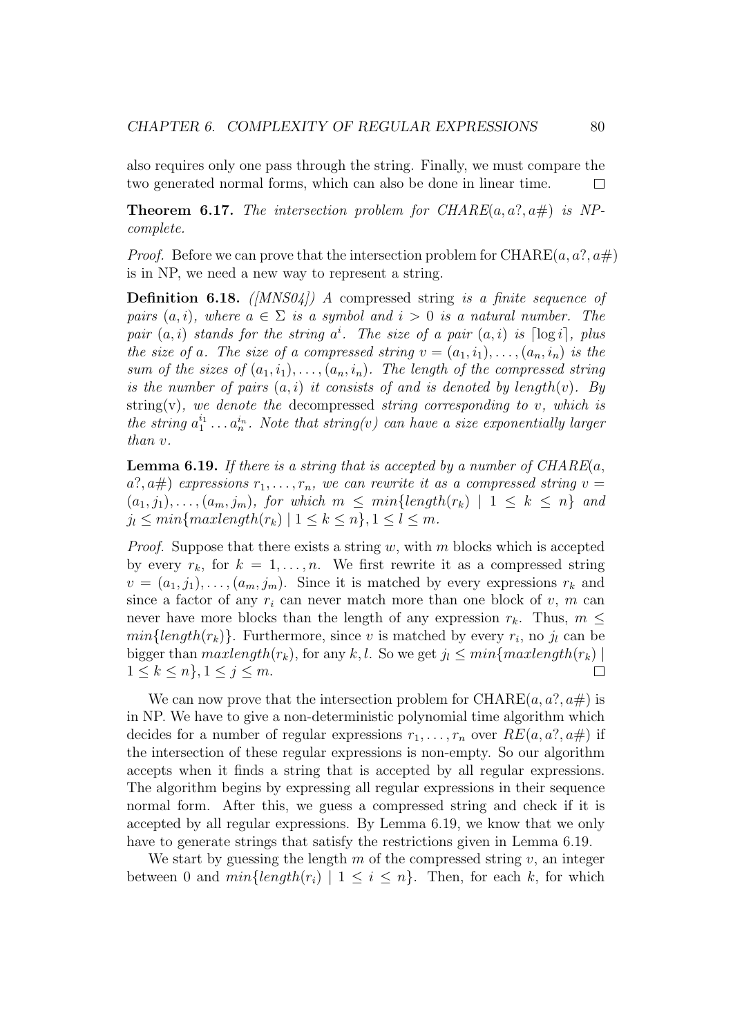also requires only one pass through the string. Finally, we must compare the two generated normal forms, which can also be done in linear time. □

**Theorem 6.17.** *The intersection problem for CHARE($a, a?, a\#$) is NP-complete.*

*Proof.* Before we can prove that the intersection problem for CHARE($a, a?, a\#$) is in NP, we need a new way to represent a string.

**Definition 6.18.** *([MNS04]) A* compressed string *is a finite sequence of pairs $(a, i)$, where $a \in \Sigma$ is a symbol and $i > 0$ is a natural number. The pair $(a, i)$ stands for the string $a^i$. The size of a pair $(a, i)$ is $\lceil \log i \rceil$, plus the size of $a$. The size of a compressed string $v = (a_1, i_1), \ldots, (a_n, i_n)$ is the sum of the sizes of $(a_1, i_1), \ldots, (a_n, i_n)$. The length of the compressed string is the number of pairs $(a, i)$ it consists of and is denoted by length($v$). By* string(v)*, we denote the* decompressed *string corresponding to $v$, which is the string $a_1^{i_1} \ldots a_n^{i_n}$. Note that string($v$) can have a size exponentially larger than $v$.*

**Lemma 6.19.** *If there is a string that is accepted by a number of CHARE($a, a?, a\#$) expressions $r_1, \ldots, r_n$, we can rewrite it as a compressed string $v = (a_1, j_1), \ldots, (a_m, j_m)$, for which $m \leq min\{length(r_k) \mid 1 \leq k \leq n\}$ and $j_l \leq min\{maxlength(r_k) \mid 1 \leq k \leq n\}, 1 \leq l \leq m$.*

*Proof.* Suppose that there exists a string $w$, with $m$ blocks which is accepted by every $r_k$, for $k = 1, \ldots, n$. We first rewrite it as a compressed string $v = (a_1, j_1), \ldots, (a_m, j_m)$. Since it is matched by every expressions $r_k$ and since a factor of any $r_i$ can never match more than one block of $v$, $m$ can never have more blocks than the length of any expression $r_k$. Thus, $m \leq min\{length(r_k)\}$. Furthermore, since $v$ is matched by every $r_i$, no $j_l$ can be bigger than $maxlength(r_k)$, for any $k, l$. So we get $j_l \leq min\{maxlength(r_k) \mid 1 \leq k \leq n\}, 1 \leq j \leq m$. □

We can now prove that the intersection problem for CHARE($a, a?, a\#$) is in NP. We have to give a non-deterministic polynomial time algorithm which decides for a number of regular expressions $r_1, \ldots, r_n$ over $RE(a, a?, a\#)$ if the intersection of these regular expressions is non-empty. So our algorithm accepts when it finds a string that is accepted by all regular expressions. The algorithm begins by expressing all regular expressions in their sequence normal form. After this, we guess a compressed string and check if it is accepted by all regular expressions. By Lemma 6.19, we know that we only have to generate strings that satisfy the restrictions given in Lemma 6.19.

We start by guessing the length $m$ of the compressed string $v$, an integer between 0 and $min\{length(r_i) \mid 1 \leq i \leq n\}$. Then, for each $k$, for which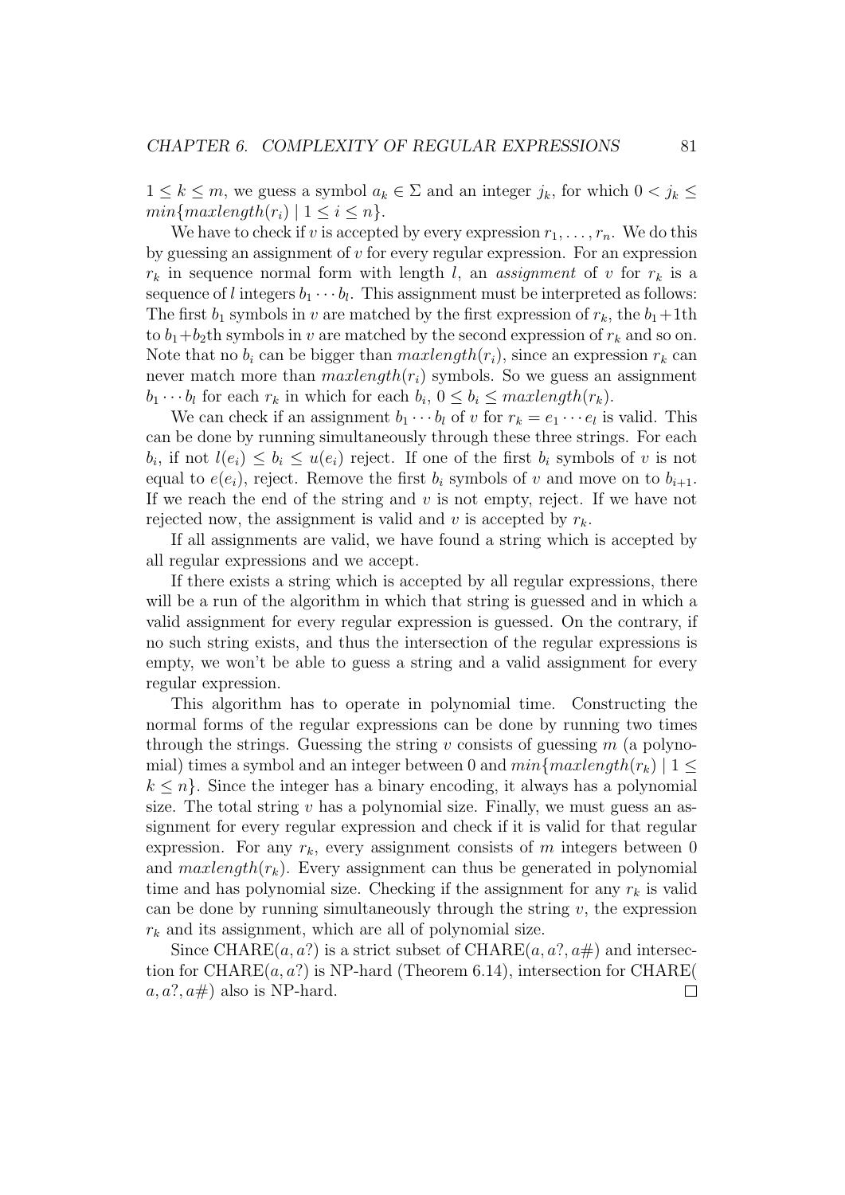$1 \leq k \leq m$, we guess a symbol $a_k \in \Sigma$ and an integer $j_k$, for which $0 < j_k \leq min\{maxlength(r_i) \mid 1 \leq i \leq n\}$.

We have to check if $v$ is accepted by every expression $r_1, \ldots, r_n$. We do this by guessing an assignment of $v$ for every regular expression. For an expression $r_k$ in sequence normal form with length $l$, an *assignment* of $v$ for $r_k$ is a sequence of $l$ integers $b_1 \cdots b_l$. This assignment must be interpreted as follows: The first $b_1$ symbols in $v$ are matched by the first expression of $r_k$, the $b_1+1$th to $b_1+b_2$th symbols in $v$ are matched by the second expression of $r_k$ and so on. Note that no $b_i$ can be bigger than $maxlength(r_i)$, since an expression $r_k$ can never match more than $maxlength(r_i)$ symbols. So we guess an assignment $b_1 \cdots b_l$ for each $r_k$ in which for each $b_i$, $0 \leq b_i \leq maxlength(r_k)$.

We can check if an assignment $b_1 \cdots b_l$ of $v$ for $r_k = e_1 \cdots e_l$ is valid. This can be done by running simultaneously through these three strings. For each $b_i$, if not $l(e_i) \leq b_i \leq u(e_i)$ reject. If one of the first $b_i$ symbols of $v$ is not equal to $e(e_i)$, reject. Remove the first $b_i$ symbols of $v$ and move on to $b_{i+1}$. If we reach the end of the string and $v$ is not empty, reject. If we have not rejected now, the assignment is valid and $v$ is accepted by $r_k$.

If all assignments are valid, we have found a string which is accepted by all regular expressions and we accept.

If there exists a string which is accepted by all regular expressions, there will be a run of the algorithm in which that string is guessed and in which a valid assignment for every regular expression is guessed. On the contrary, if no such string exists, and thus the intersection of the regular expressions is empty, we won't be able to guess a string and a valid assignment for every regular expression.

This algorithm has to operate in polynomial time. Constructing the normal forms of the regular expressions can be done by running two times through the strings. Guessing the string $v$ consists of guessing $m$ (a polynomial) times a symbol and an integer between 0 and $min\{maxlength(r_k) \mid 1 \leq k \leq n\}$. Since the integer has a binary encoding, it always has a polynomial size. The total string $v$ has a polynomial size. Finally, we must guess an assignment for every regular expression and check if it is valid for that regular expression. For any $r_k$, every assignment consists of $m$ integers between 0 and $maxlength(r_k)$. Every assignment can thus be generated in polynomial time and has polynomial size. Checking if the assignment for any $r_k$ is valid can be done by running simultaneously through the string $v$, the expression $r_k$ and its assignment, which are all of polynomial size.

Since CHARE($a, a?$) is a strict subset of CHARE($a, a?, a\#$) and intersection for CHARE($a, a?$) is NP-hard (Theorem 6.14), intersection for CHARE( $a, a?, a\#$) also is NP-hard. □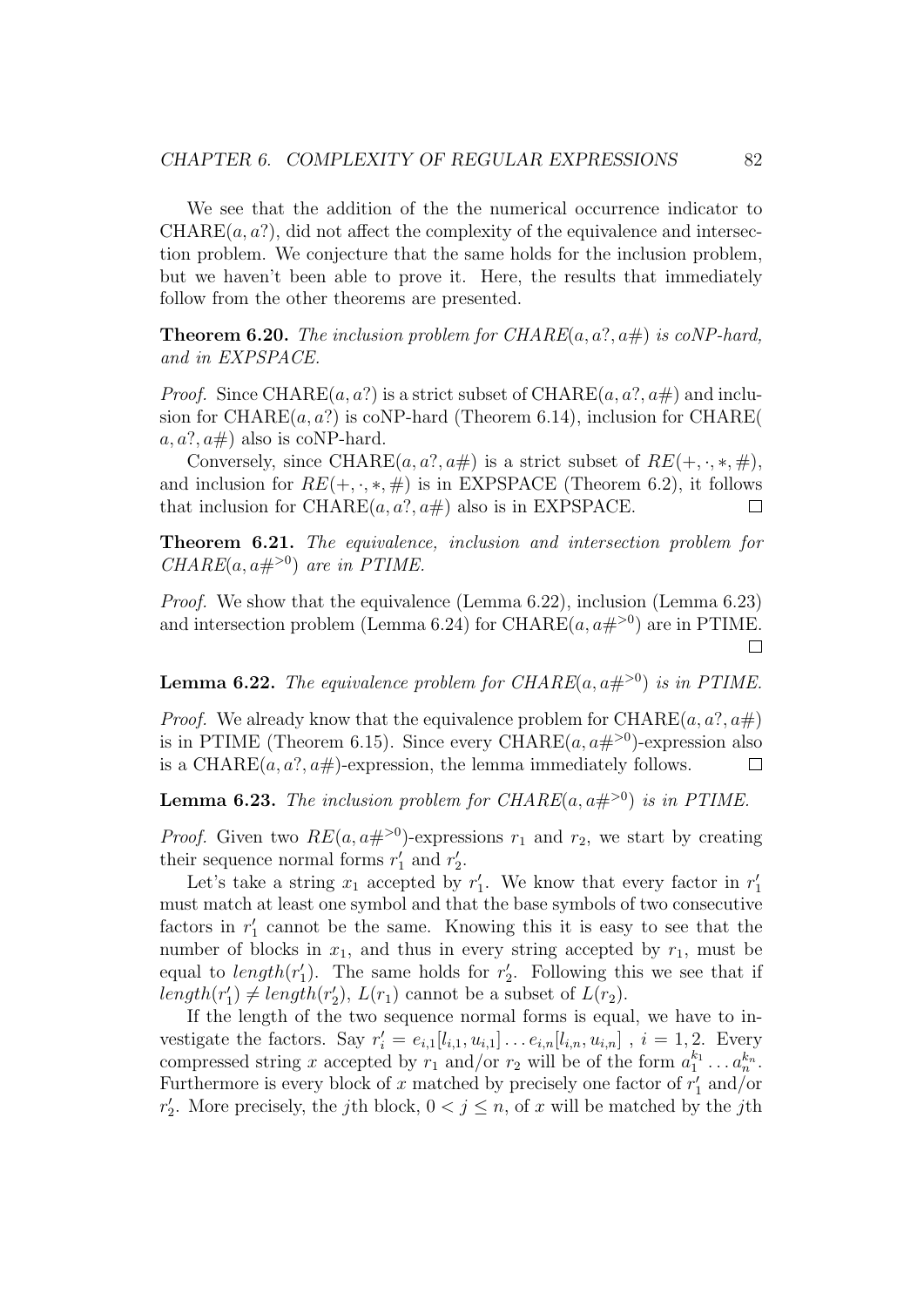We see that the addition of the the numerical occurrence indicator to CHARE($a, a?$), did not affect the complexity of the equivalence and intersection problem. We conjecture that the same holds for the inclusion problem, but we haven't been able to prove it. Here, the results that immediately follow from the other theorems are presented.

**Theorem 6.20.** *The inclusion problem for CHARE($a, a?, a\#$) is coNP-hard, and in EXPSPACE.*

*Proof.* Since CHARE($a, a?$) is a strict subset of CHARE($a, a?, a\#$) and inclusion for CHARE($a, a?$) is coNP-hard (Theorem 6.14), inclusion for CHARE( $a, a?, a\#$) also is coNP-hard.

Conversely, since CHARE($a, a?, a\#$) is a strict subset of $RE(+, \cdot, *, \#)$, and inclusion for $RE(+, \cdot, *, \#)$ is in EXPSPACE (Theorem 6.2), it follows that inclusion for CHARE($a, a?, a\#$) also is in EXPSPACE. □

**Theorem 6.21.** *The equivalence, inclusion and intersection problem for CHARE($a, a\#^{>0}$) are in PTIME.*

*Proof.* We show that the equivalence (Lemma 6.22), inclusion (Lemma 6.23) and intersection problem (Lemma 6.24) for CHARE($a, a\#^{>0}$) are in PTIME. □

**Lemma 6.22.** *The equivalence problem for CHARE($a, a\#^{>0}$) is in PTIME.*

*Proof.* We already know that the equivalence problem for CHARE($a, a?, a\#$) is in PTIME (Theorem 6.15). Since every CHARE($a, a\#^{>0}$)-expression also is a CHARE($a, a?, a\#$)-expression, the lemma immediately follows. □

**Lemma 6.23.** *The inclusion problem for CHARE($a, a\#^{>0}$) is in PTIME.*

*Proof.* Given two $RE(a, a\#^{>0})$-expressions $r_1$ and $r_2$, we start by creating their sequence normal forms $r'_1$ and $r'_2$.

Let's take a string $x_1$ accepted by $r'_1$. We know that every factor in $r'_1$ must match at least one symbol and that the base symbols of two consecutive factors in $r'_1$ cannot be the same. Knowing this it is easy to see that the number of blocks in $x_1$, and thus in every string accepted by $r_1$, must be equal to $length(r'_1)$. The same holds for $r'_2$. Following this we see that if $length(r'_1) \neq length(r'_2)$, $L(r_1)$ cannot be a subset of $L(r_2)$.

If the length of the two sequence normal forms is equal, we have to investigate the factors. Say $r'_i = e_{i,1}[l_{i,1}, u_{i,1}] \dots e_{i,n}[l_{i,n}, u_{i,n}]$ , $i = 1, 2$. Every compressed string $x$ accepted by $r_1$ and/or $r_2$ will be of the form $a_1^{k_1} \dots a_n^{k_n}$. Furthermore is every block of $x$ matched by precisely one factor of $r'_1$ and/or $r'_2$. More precisely, the $j$th block, $0 < j \leq n$, of $x$ will be matched by the $j$th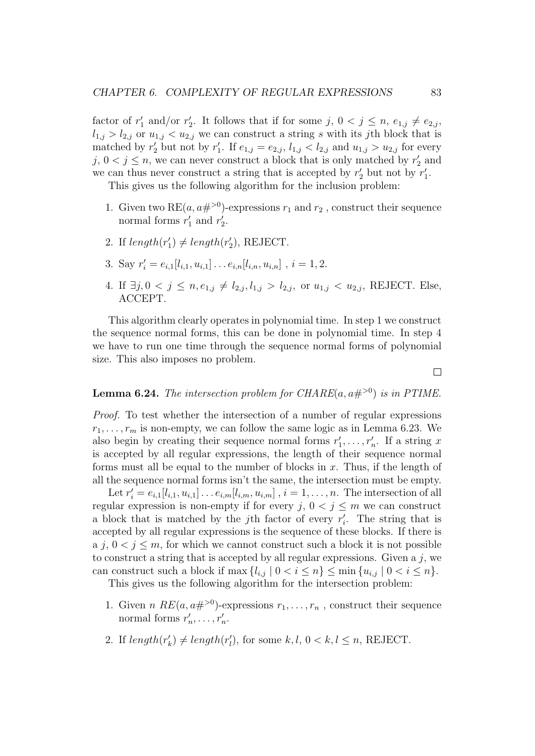factor of $r'_1$ and/or $r'_2$. It follows that if for some $j$, $0 < j \leq n$, $e_{1,j} \neq e_{2,j}$, $l_{1,j} > l_{2,j}$ or $u_{1,j} < u_{2,j}$ we can construct a string $s$ with its $j$th block that is matched by $r'_2$ but not by $r'_1$. If $e_{1,j} = e_{2,j}$, $l_{1,j} < l_{2,j}$ and $u_{1,j} > u_{2,j}$ for every $j$, $0 < j \leq n$, we can never construct a block that is only matched by $r'_2$ and we can thus never construct a string that is accepted by $r'_2$ but not by $r'_1$.

This gives us the following algorithm for the inclusion problem:

1. Given two $\mathrm{RE}(a, a\#^{>0})$-expressions $r_1$ and $r_2$ , construct their sequence normal forms $r'_1$ and $r'_2$.
2. If $length(r'_1) \neq length(r'_2)$, REJECT.
3. Say $r'_i = e_{i,1}[l_{i,1}, u_{i,1}] \ldots e_{i,n}[l_{i,n}, u_{i,n}]$ , $i = 1, 2$.
4. If $\exists j, 0 < j \leq n, e_{1,j} \neq l_{2,j}, l_{1,j} > l_{2,j}$, or $u_{1,j} < u_{2,j}$, REJECT. Else, ACCEPT.

This algorithm clearly operates in polynomial time. In step 1 we construct the sequence normal forms, this can be done in polynomial time. In step 4 we have to run one time through the sequence normal forms of polynomial size. This also imposes no problem.

□

**Lemma 6.24.** *The intersection problem for CHARE$(a, a\#^{>0})$ is in PTIME.*

*Proof.* To test whether the intersection of a number of regular expressions $r_1, \ldots, r_m$ is non-empty, we can follow the same logic as in Lemma 6.23. We also begin by creating their sequence normal forms $r'_1, \ldots, r'_n$. If a string $x$ is accepted by all regular expressions, the length of their sequence normal forms must all be equal to the number of blocks in $x$. Thus, if the length of all the sequence normal forms isn't the same, the intersection must be empty.

Let $r'_i = e_{i,1}[l_{i,1}, u_{i,1}] \ldots e_{i,m}[l_{i,m}, u_{i,m}]$ , $i = 1, \ldots, n$. The intersection of all regular expression is non-empty if for every $j$, $0 < j \leq m$ we can construct a block that is matched by the $j$th factor of every $r'_i$. The string that is accepted by all regular expressions is the sequence of these blocks. If there is a $j$, $0 < j \leq m$, for which we cannot construct such a block it is not possible to construct a string that is accepted by all regular expressions. Given a $j$, we can construct such a block if $\max \{l_{i,j} \mid 0 < i \leq n\} \leq \min \{u_{i,j} \mid 0 < i \leq n\}$.

This gives us the following algorithm for the intersection problem:

1. Given $n$ $RE(a, a\#^{>0})$-expressions $r_1, \ldots, r_n$ , construct their sequence normal forms $r'_n, \ldots, r'_n$.
2. If $length(r'_k) \neq length(r'_l)$, for some $k, l$, $0 < k, l \leq n$, REJECT.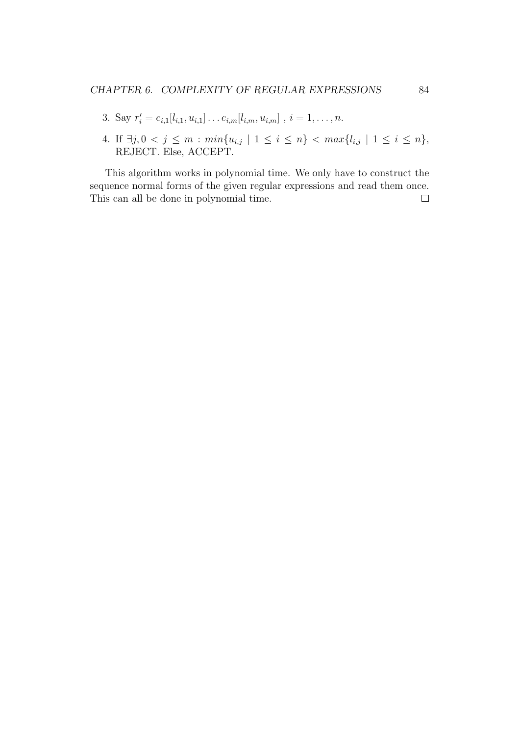3. Say $r'_i = e_{i,1}[l_{i,1}, u_{i,1}] \ldots e_{i,m}[l_{i,m}, u_{i,m}]$ , $i = 1, \ldots, n$.

4. If $\exists j, 0 < j \leq m : min\{u_{i,j} \mid 1 \leq i \leq n\} < max\{l_{i,j} \mid 1 \leq i \leq n\}$, REJECT. Else, ACCEPT.

This algorithm works in polynomial time. We only have to construct the sequence normal forms of the given regular expressions and read them once. This can all be done in polynomial time. □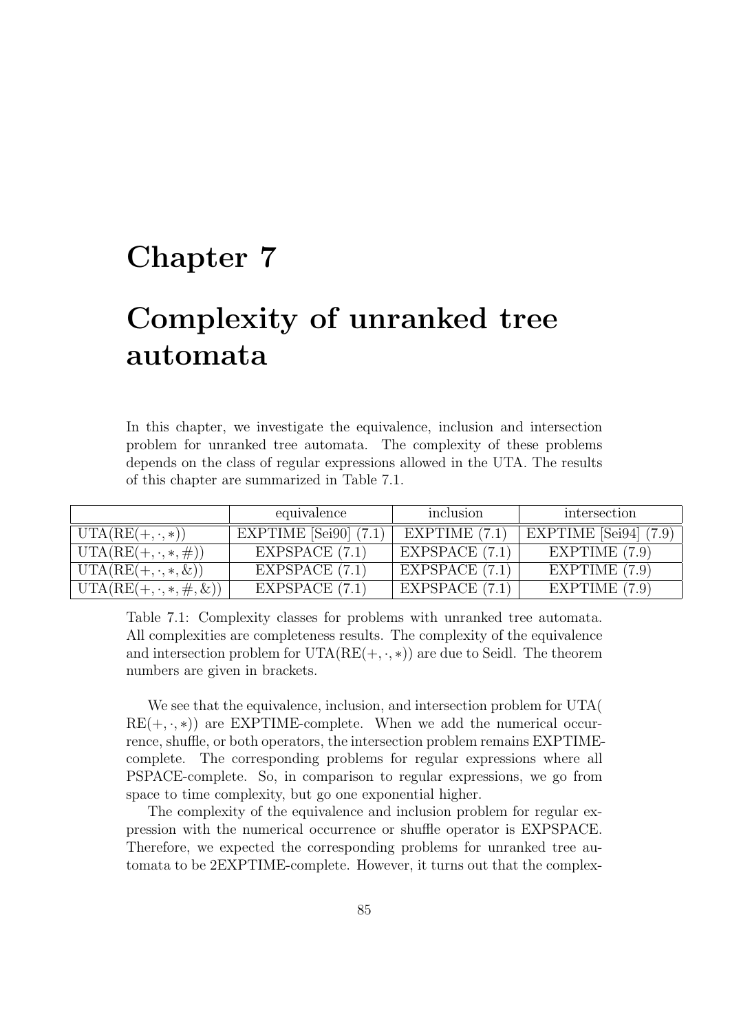# Chapter 7

# Complexity of unranked tree automata

In this chapter, we investigate the equivalence, inclusion and intersection problem for unranked tree automata. The complexity of these problems depends on the class of regular expressions allowed in the UTA. The results of this chapter are summarized in Table 7.1.

| | equivalence | inclusion | intersection |
|---|---|---|---|
| $\text{UTA}(\text{RE}(+,\cdot,*))$ | EXPTIME [Sei90] (7.1) | EXPTIME (7.1) | EXPTIME [Sei94] (7.9) |
| $\text{UTA}(\text{RE}(+,\cdot,*,\#))$ | EXPSPACE (7.1) | EXPSPACE (7.1) | EXPTIME (7.9) |
| $\text{UTA}(\text{RE}(+,\cdot,*,\&))$ | EXPSPACE (7.1) | EXPSPACE (7.1) | EXPTIME (7.9) |
| $\text{UTA}(\text{RE}(+,\cdot,*,\#,\&))$ | EXPSPACE (7.1) | EXPSPACE (7.1) | EXPTIME (7.9) |

Table 7.1: Complexity classes for problems with unranked tree automata. All complexities are completeness results. The complexity of the equivalence and intersection problem for $\text{UTA}(\text{RE}(+,\cdot,*))$ are due to Seidl. The theorem numbers are given in brackets.

We see that the equivalence, inclusion, and intersection problem for UTA( $\text{RE}(+,\cdot,*)$) are EXPTIME-complete. When we add the numerical occurrence, shuffle, or both operators, the intersection problem remains EXPTIME-complete. The corresponding problems for regular expressions where all PSPACE-complete. So, in comparison to regular expressions, we go from space to time complexity, but go one exponential higher.

The complexity of the equivalence and inclusion problem for regular expression with the numerical occurrence or shuffle operator is EXPSPACE. Therefore, we expected the corresponding problems for unranked tree automata to be 2EXPTIME-complete. However, it turns out that the complex-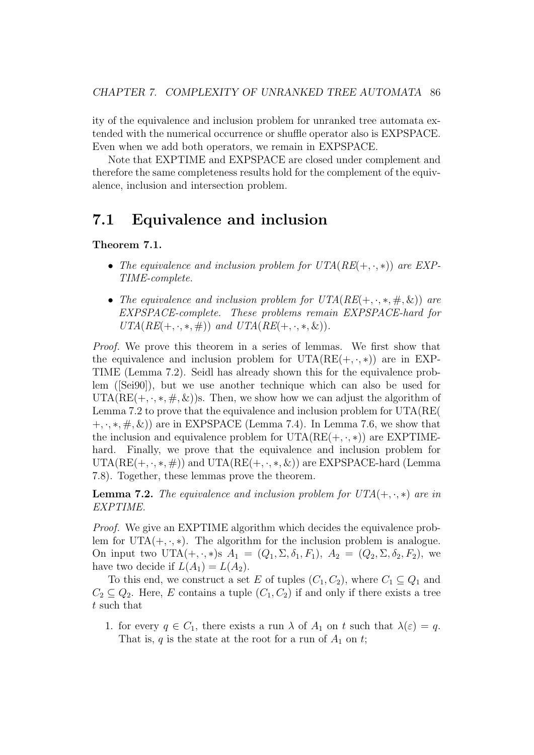ity of the equivalence and inclusion problem for unranked tree automata extended with the numerical occurrence or shuffle operator also is EXPSPACE. Even when we add both operators, we remain in EXPSPACE.

Note that EXPTIME and EXPSPACE are closed under complement and therefore the same completeness results hold for the complement of the equivalence, inclusion and intersection problem.

## 7.1 Equivalence and inclusion

**Theorem 7.1.**

- *The equivalence and inclusion problem for UTA(RE$(+, \cdot, *)$) are EXPTIME-complete.*
- *The equivalence and inclusion problem for UTA(RE$(+, \cdot, *, \#, \&)$) are EXPSPACE-complete. These problems remain EXPSPACE-hard for UTA(RE$(+, \cdot, *, \#)$) and UTA(RE$(+, \cdot, *, \&)$).*

*Proof.* We prove this theorem in a series of lemmas. We first show that the equivalence and inclusion problem for UTA(RE$(+, \cdot, *)$) are in EXPTIME (Lemma 7.2). Seidl has already shown this for the equivalence problem ([Sei90]), but we use another technique which can also be used for UTA(RE$(+, \cdot, *, \#, \&)$)s. Then, we show how we can adjust the algorithm of Lemma 7.2 to prove that the equivalence and inclusion problem for UTA(RE$(+, \cdot, *, \#, \&)$) are in EXPSPACE (Lemma 7.4). In Lemma 7.6, we show that the inclusion and equivalence problem for UTA(RE$(+, \cdot, *)$) are EXPTIME-hard. Finally, we prove that the equivalence and inclusion problem for UTA(RE$(+, \cdot, *, \#)$) and UTA(RE$(+, \cdot, *, \&)$) are EXPSPACE-hard (Lemma 7.8). Together, these lemmas prove the theorem.

**Lemma 7.2.** *The equivalence and inclusion problem for UTA$(+, \cdot, *)$ are in EXPTIME.*

*Proof.* We give an EXPTIME algorithm which decides the equivalence problem for UTA$(+, \cdot, *)$. The algorithm for the inclusion problem is analogue. On input two UTA$(+, \cdot, *)$s $A_1 = (Q_1, \Sigma, \delta_1, F_1)$, $A_2 = (Q_2, \Sigma, \delta_2, F_2)$, we have two decide if $L(A_1) = L(A_2)$.

To this end, we construct a set $E$ of tuples $(C_1, C_2)$, where $C_1 \subseteq Q_1$ and $C_2 \subseteq Q_2$. Here, $E$ contains a tuple $(C_1, C_2)$ if and only if there exists a tree $t$ such that

1. for every $q \in C_1$, there exists a run $\lambda$ of $A_1$ on $t$ such that $\lambda(\varepsilon) = q$. That is, $q$ is the state at the root for a run of $A_1$ on $t$;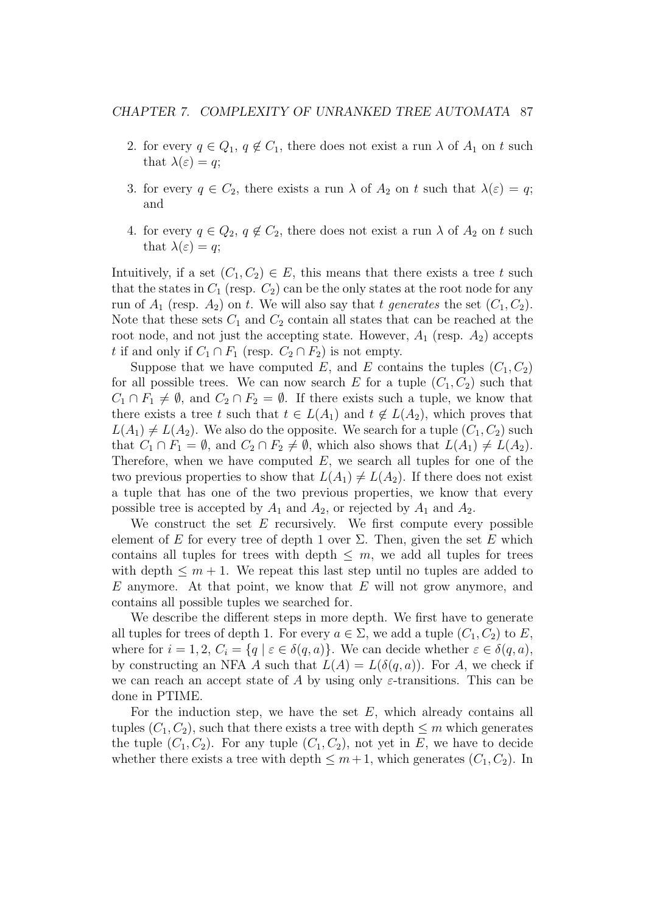2. for every $q \in Q_1$, $q \notin C_1$, there does not exist a run $\lambda$ of $A_1$ on $t$ such that $\lambda(\varepsilon) = q$;

3. for every $q \in C_2$, there exists a run $\lambda$ of $A_2$ on $t$ such that $\lambda(\varepsilon) = q$; and

4. for every $q \in Q_2$, $q \notin C_2$, there does not exist a run $\lambda$ of $A_2$ on $t$ such that $\lambda(\varepsilon) = q$;

Intuitively, if a set $(C_1, C_2) \in E$, this means that there exists a tree $t$ such that the states in $C_1$ (resp. $C_2$) can be the only states at the root node for any run of $A_1$ (resp. $A_2$) on $t$. We will also say that $t$ *generates* the set $(C_1, C_2)$. Note that these sets $C_1$ and $C_2$ contain all states that can be reached at the root node, and not just the accepting state. However, $A_1$ (resp. $A_2$) accepts $t$ if and only if $C_1 \cap F_1$ (resp. $C_2 \cap F_2$) is not empty.

Suppose that we have computed $E$, and $E$ contains the tuples $(C_1, C_2)$ for all possible trees. We can now search $E$ for a tuple $(C_1, C_2)$ such that $C_1 \cap F_1 \neq \emptyset$, and $C_2 \cap F_2 = \emptyset$. If there exists such a tuple, we know that there exists a tree $t$ such that $t \in L(A_1)$ and $t \notin L(A_2)$, which proves that $L(A_1) \neq L(A_2)$. We also do the opposite. We search for a tuple $(C_1, C_2)$ such that $C_1 \cap F_1 = \emptyset$, and $C_2 \cap F_2 \neq \emptyset$, which also shows that $L(A_1) \neq L(A_2)$. Therefore, when we have computed $E$, we search all tuples for one of the two previous properties to show that $L(A_1) \neq L(A_2)$. If there does not exist a tuple that has one of the two previous properties, we know that every possible tree is accepted by $A_1$ and $A_2$, or rejected by $A_1$ and $A_2$.

We construct the set $E$ recursively. We first compute every possible element of $E$ for every tree of depth 1 over $\Sigma$. Then, given the set $E$ which contains all tuples for trees with depth $\leq m$, we add all tuples for trees with depth $\leq m + 1$. We repeat this last step until no tuples are added to $E$ anymore. At that point, we know that $E$ will not grow anymore, and contains all possible tuples we searched for.

We describe the different steps in more depth. We first have to generate all tuples for trees of depth 1. For every $a \in \Sigma$, we add a tuple $(C_1, C_2)$ to $E$, where for $i = 1, 2$, $C_i = \{q \mid \varepsilon \in \delta(q, a)\}$. We can decide whether $\varepsilon \in \delta(q, a)$, by constructing an NFA $A$ such that $L(A) = L(\delta(q, a))$. For $A$, we check if we can reach an accept state of $A$ by using only $\varepsilon$-transitions. This can be done in PTIME.

For the induction step, we have the set $E$, which already contains all tuples $(C_1, C_2)$, such that there exists a tree with depth $\leq m$ which generates the tuple $(C_1, C_2)$. For any tuple $(C_1, C_2)$, not yet in $E$, we have to decide whether there exists a tree with depth $\leq m+1$, which generates $(C_1, C_2)$. In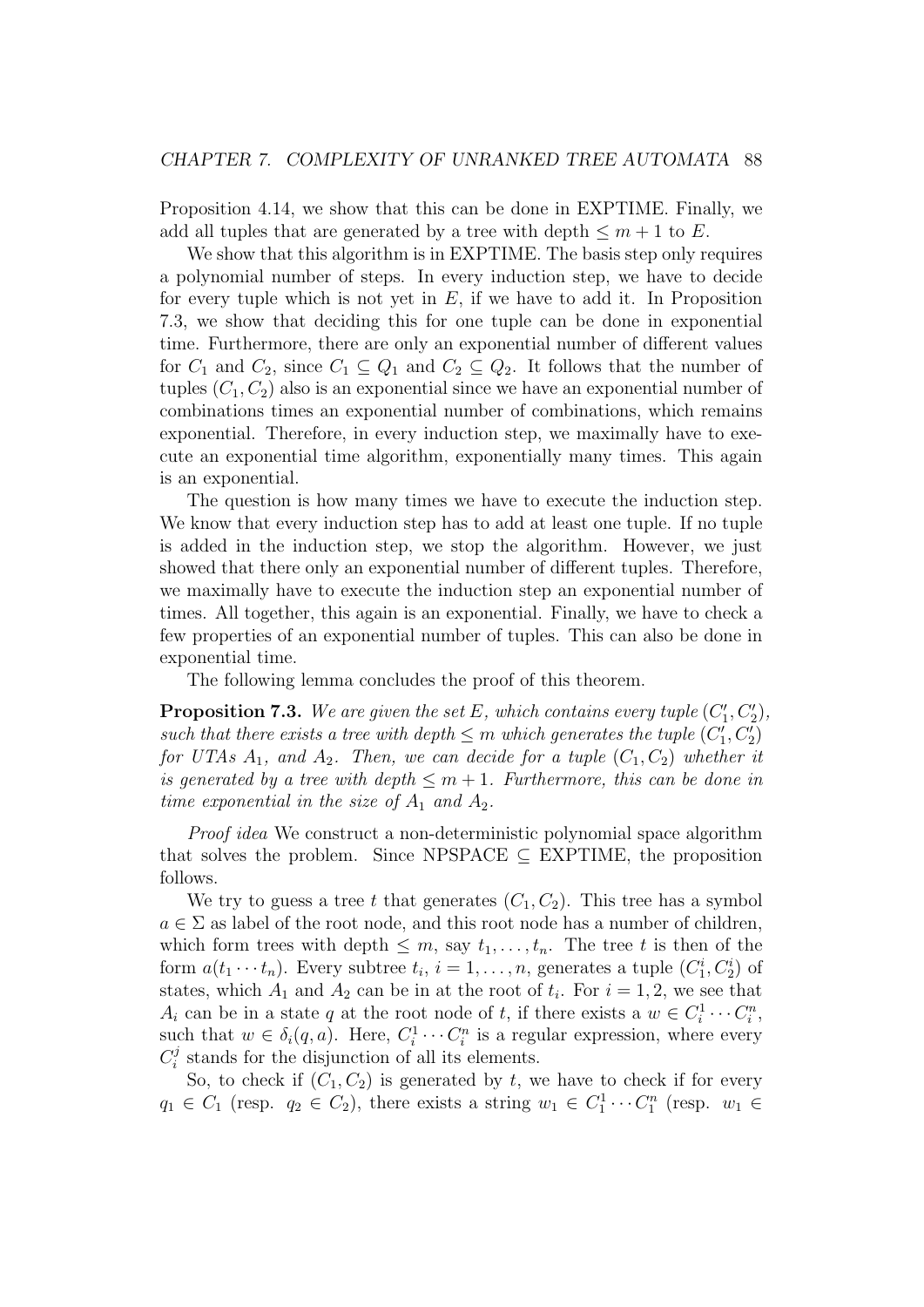Proposition 4.14, we show that this can be done in EXPTIME. Finally, we add all tuples that are generated by a tree with depth $\leq m+1$ to $E$.

We show that this algorithm is in EXPTIME. The basis step only requires a polynomial number of steps. In every induction step, we have to decide for every tuple which is not yet in $E$, if we have to add it. In Proposition 7.3, we show that deciding this for one tuple can be done in exponential time. Furthermore, there are only an exponential number of different values for $C_1$ and $C_2$, since $C_1 \subseteq Q_1$ and $C_2 \subseteq Q_2$. It follows that the number of tuples $(C_1, C_2)$ also is an exponential since we have an exponential number of combinations times an exponential number of combinations, which remains exponential. Therefore, in every induction step, we maximally have to execute an exponential time algorithm, exponentially many times. This again is an exponential.

The question is how many times we have to execute the induction step. We know that every induction step has to add at least one tuple. If no tuple is added in the induction step, we stop the algorithm. However, we just showed that there only an exponential number of different tuples. Therefore, we maximally have to execute the induction step an exponential number of times. All together, this again is an exponential. Finally, we have to check a few properties of an exponential number of tuples. This can also be done in exponential time.

The following lemma concludes the proof of this theorem.

**Proposition 7.3.** *We are given the set $E$, which contains every tuple $(C_1', C_2')$, such that there exists a tree with depth $\leq m$ which generates the tuple $(C_1', C_2')$ for UTAs $A_1$, and $A_2$. Then, we can decide for a tuple $(C_1, C_2)$ whether it is generated by a tree with depth $\leq m+1$. Furthermore, this can be done in time exponential in the size of $A_1$ and $A_2$.*

*Proof idea* We construct a non-deterministic polynomial space algorithm that solves the problem. Since NPSPACE $\subseteq$ EXPTIME, the proposition follows.

We try to guess a tree $t$ that generates $(C_1, C_2)$. This tree has a symbol $a \in \Sigma$ as label of the root node, and this root node has a number of children, which form trees with depth $\leq m$, say $t_1, \ldots, t_n$. The tree $t$ is then of the form $a(t_1 \cdots t_n)$. Every subtree $t_i$, $i = 1, \ldots, n$, generates a tuple $(C_1^i, C_2^i)$ of states, which $A_1$ and $A_2$ can be in at the root of $t_i$. For $i = 1, 2$, we see that $A_i$ can be in a state $q$ at the root node of $t$, if there exists a $w \in C_i^1 \cdots C_i^n$, such that $w \in \delta_i(q, a)$. Here, $C_i^1 \cdots C_i^n$ is a regular expression, where every $C_i^j$ stands for the disjunction of all its elements.

So, to check if $(C_1, C_2)$ is generated by $t$, we have to check if for every $q_1 \in C_1$ (resp. $q_2 \in C_2$), there exists a string $w_1 \in C_1^1 \cdots C_1^n$ (resp. $w_1 \in$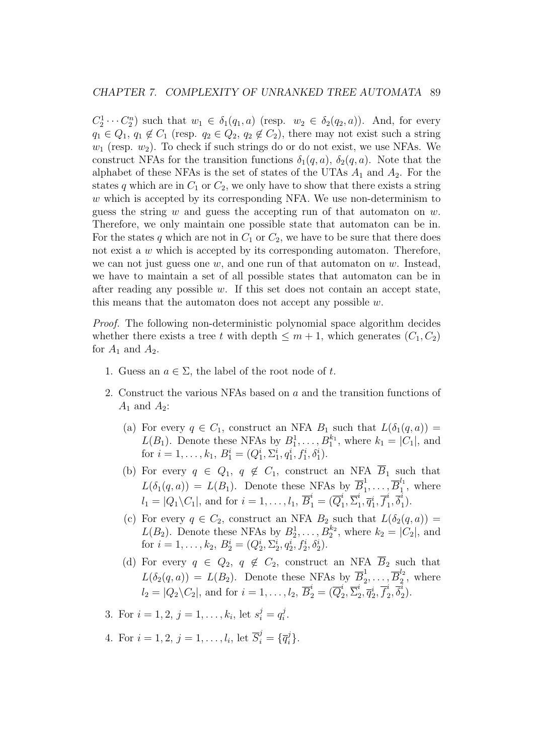$C_2^1 \cdots C_2^n$) such that $w_1 \in \delta_1(q_1, a)$ (resp. $w_2 \in \delta_2(q_2, a)$). And, for every $q_1 \in Q_1$, $q_1 \notin C_1$ (resp. $q_2 \in Q_2$, $q_2 \notin C_2$), there may not exist such a string $w_1$ (resp. $w_2$). To check if such strings do or do not exist, we use NFAs. We construct NFAs for the transition functions $\delta_1(q, a)$, $\delta_2(q, a)$. Note that the alphabet of these NFAs is the set of states of the UTAs $A_1$ and $A_2$. For the states $q$ which are in $C_1$ or $C_2$, we only have to show that there exists a string $w$ which is accepted by its corresponding NFA. We use non-determinism to guess the string $w$ and guess the accepting run of that automaton on $w$. Therefore, we only maintain one possible state that automaton can be in. For the states $q$ which are not in $C_1$ or $C_2$, we have to be sure that there does not exist a $w$ which is accepted by its corresponding automaton. Therefore, we can not just guess one $w$, and one run of that automaton on $w$. Instead, we have to maintain a set of all possible states that automaton can be in after reading any possible $w$. If this set does not contain an accept state, this means that the automaton does not accept any possible $w$.

*Proof.* The following non-deterministic polynomial space algorithm decides whether there exists a tree $t$ with depth $\leq m + 1$, which generates $(C_1, C_2)$ for $A_1$ and $A_2$.

1. Guess an $a \in \Sigma$, the label of the root node of $t$.
2. Construct the various NFAs based on $a$ and the transition functions of $A_1$ and $A_2$:
   (a) For every $q \in C_1$, construct an NFA $B_1$ such that $L(\delta_1(q, a)) = L(B_1)$. Denote these NFAs by $B_1^1, \ldots, B_1^{k_1}$, where $k_1 = |C_1|$, and for $i = 1, \ldots, k_1$, $B_1^i = (Q_1^i, \Sigma_1^i, q_1^i, f_1^i, \delta_1^i)$.
   (b) For every $q \in Q_1$, $q \notin C_1$, construct an NFA $\overline{B}_1$ such that $L(\delta_1(q, a)) = L(B_1)$. Denote these NFAs by $\overline{B}_1^1, \ldots, \overline{B}_1^{l_1}$, where $l_1 = |Q_1 \backslash C_1|$, and for $i = 1, \ldots, l_1$, $\overline{B}_1^i = (\overline{Q}_1^i, \overline{\Sigma}_1^i, \overline{q}_1^i, \overline{f}_1^i, \overline{\delta}_1^i)$.
   (c) For every $q \in C_2$, construct an NFA $B_2$ such that $L(\delta_2(q, a)) = L(B_2)$. Denote these NFAs by $B_2^1, \ldots, B_2^{k_2}$, where $k_2 = |C_2|$, and for $i = 1, \ldots, k_2$, $B_2^i = (Q_2^i, \Sigma_2^i, q_2^i, f_2^i, \delta_2^i)$.
   (d) For every $q \in Q_2$, $q \notin C_2$, construct an NFA $\overline{B}_2$ such that $L(\delta_2(q, a)) = L(B_2)$. Denote these NFAs by $\overline{B}_2^1, \ldots, \overline{B}_2^{l_2}$, where $l_2 = |Q_2 \backslash C_2|$, and for $i = 1, \ldots, l_2$, $\overline{B}_2^i = (\overline{Q}_2^i, \overline{\Sigma}_2^i, \overline{q}_2^i, \overline{f}_2^i, \overline{\delta}_2^i)$.
3. For $i = 1, 2$, $j = 1, \ldots, k_i$, let $s_i^j = q_i^j$.
4. For $i = 1, 2$, $j = 1, \ldots, l_i$, let $\overline{S}_i^j = \{\overline{q}_i^j\}$.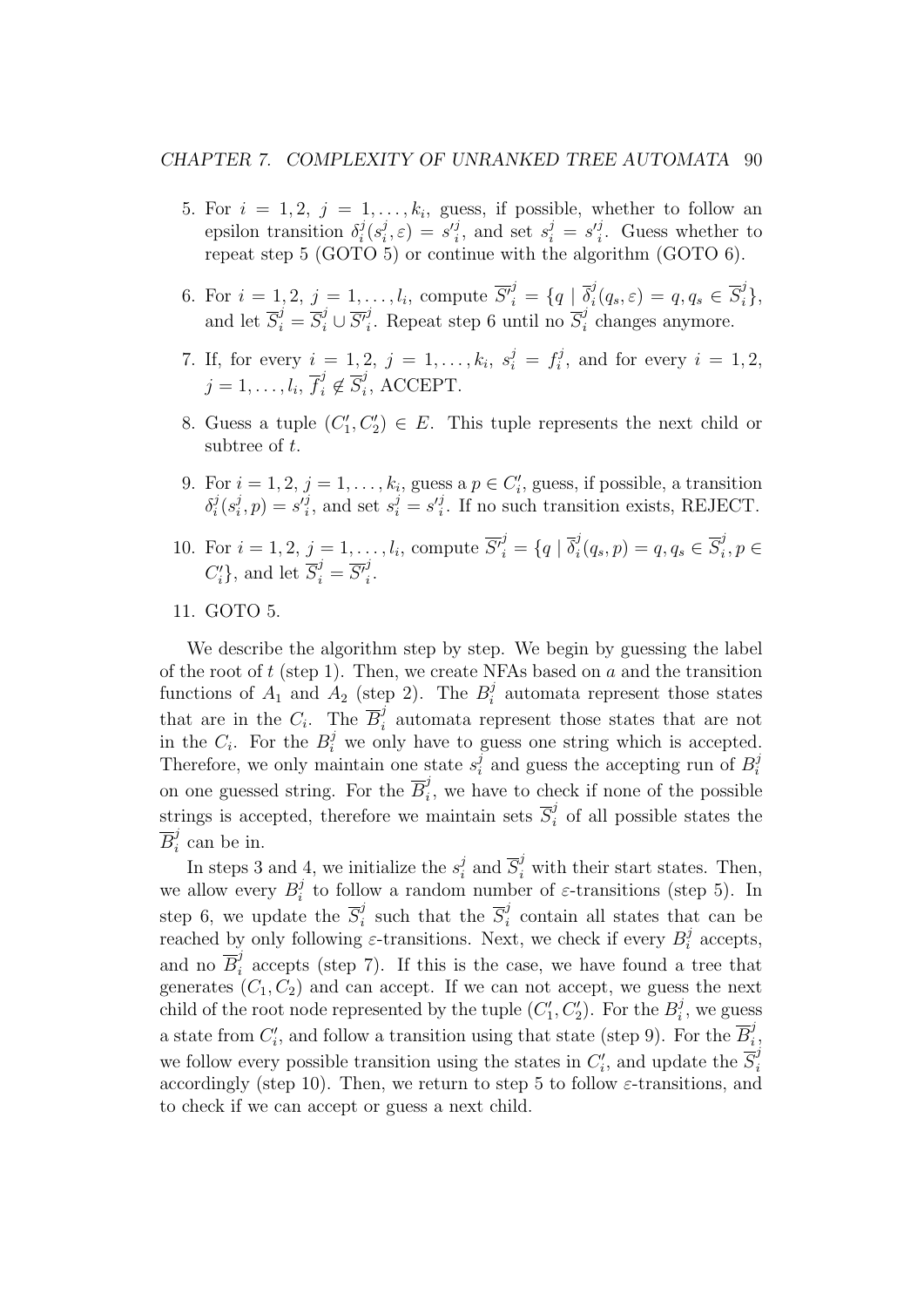5. For $i = 1, 2$, $j = 1, \ldots, k_i$, guess, if possible, whether to follow an epsilon transition $\delta_i^j(s_i^j, \varepsilon) = s_i'^j$, and set $s_i^j = s_i'^j$. Guess whether to repeat step 5 (GOTO 5) or continue with the algorithm (GOTO 6).

6. For $i = 1, 2$, $j = 1, \ldots, l_i$, compute $\overline{S'}_i^j = \{q \mid \overline{\delta}_i^j(q_s, \varepsilon) = q, q_s \in \overline{S}_i^j\}$, and let $\overline{S}_i^j = \overline{S}_i^j \cup \overline{S'}_i^j$. Repeat step 6 until no $\overline{S}_i^j$ changes anymore.

7. If, for every $i = 1, 2$, $j = 1, \ldots, k_i$, $s_i^j = f_i^j$, and for every $i = 1, 2$, $j = 1, \ldots, l_i$, $\overline{f}_i^j \notin \overline{S}_i^j$, ACCEPT.

8. Guess a tuple $(C_1', C_2') \in E$. This tuple represents the next child or subtree of $t$.

9. For $i = 1, 2$, $j = 1, \ldots, k_i$, guess a $p \in C_i'$, guess, if possible, a transition $\delta_i^j(s_i^j, p) = s_i'^j$, and set $s_i^j = s_i'^j$. If no such transition exists, REJECT.

10. For $i = 1, 2$, $j = 1, \ldots, l_i$, compute $\overline{S'}_i^j = \{q \mid \overline{\delta}_i^j(q_s, p) = q, q_s \in \overline{S}_i^j, p \in C_i'\}$, and let $\overline{S}_i^j = \overline{S'}_i^j$.

11. GOTO 5.

We describe the algorithm step by step. We begin by guessing the label of the root of $t$ (step 1). Then, we create NFAs based on $a$ and the transition functions of $A_1$ and $A_2$ (step 2). The $B_i^j$ automata represent those states that are in the $C_i$. The $\overline{B}_i^j$ automata represent those states that are not in the $C_i$. For the $B_i^j$ we only have to guess one string which is accepted. Therefore, we only maintain one state $s_i^j$ and guess the accepting run of $B_i^j$ on one guessed string. For the $\overline{B}_i^j$, we have to check if none of the possible strings is accepted, therefore we maintain sets $\overline{S}_i^j$ of all possible states the $\overline{B}_i^j$ can be in.

In steps 3 and 4, we initialize the $s_i^j$ and $\overline{S}_i^j$ with their start states. Then, we allow every $B_i^j$ to follow a random number of $\varepsilon$-transitions (step 5). In step 6, we update the $\overline{S}_i^j$ such that the $\overline{S}_i^j$ contain all states that can be reached by only following $\varepsilon$-transitions. Next, we check if every $B_i^j$ accepts, and no $\overline{B}_i^j$ accepts (step 7). If this is the case, we have found a tree that generates $(C_1, C_2)$ and can accept. If we can not accept, we guess the next child of the root node represented by the tuple $(C_1', C_2')$. For the $B_i^j$, we guess a state from $C_i'$, and follow a transition using that state (step 9). For the $\overline{B}_i^j$, we follow every possible transition using the states in $C_i'$, and update the $\overline{S}_i^j$ accordingly (step 10). Then, we return to step 5 to follow $\varepsilon$-transitions, and to check if we can accept or guess a next child.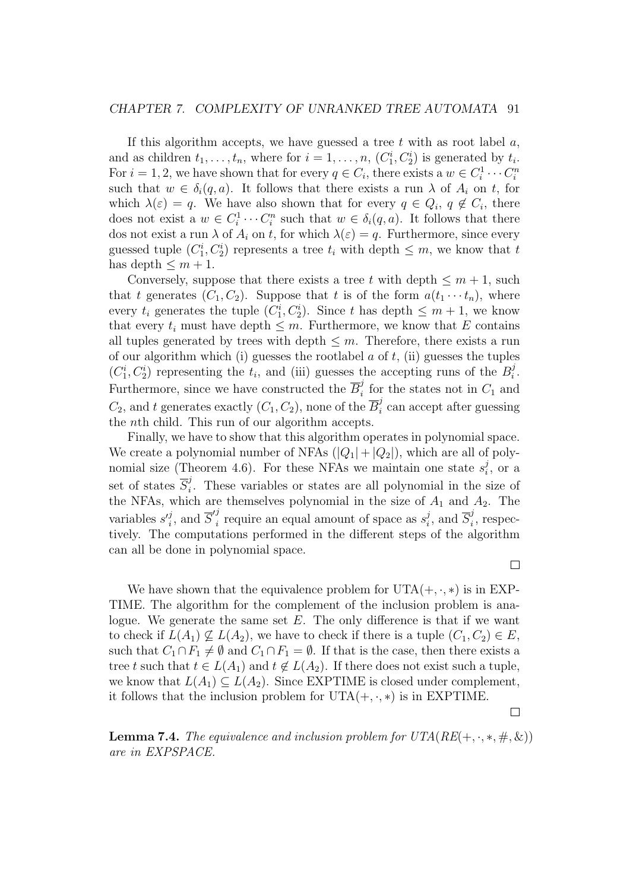If this algorithm accepts, we have guessed a tree $t$ with as root label $a$, and as children $t_1, \ldots, t_n$, where for $i = 1, \ldots, n$, $(C_1^i, C_2^i)$ is generated by $t_i$. For $i = 1, 2$, we have shown that for every $q \in C_i$, there exists a $w \in C_i^1 \cdots C_i^n$ such that $w \in \delta_i(q, a)$. It follows that there exists a run $\lambda$ of $A_i$ on $t$, for which $\lambda(\varepsilon) = q$. We have also shown that for every $q \in Q_i$, $q \notin C_i$, there does not exist a $w \in C_i^1 \cdots C_i^n$ such that $w \in \delta_i(q, a)$. It follows that there dos not exist a run $\lambda$ of $A_i$ on $t$, for which $\lambda(\varepsilon) = q$. Furthermore, since every guessed tuple $(C_1^i, C_2^i)$ represents a tree $t_i$ with depth $\leq m$, we know that $t$ has depth $\leq m + 1$.

Conversely, suppose that there exists a tree $t$ with depth $\leq m + 1$, such that $t$ generates $(C_1, C_2)$. Suppose that $t$ is of the form $a(t_1 \cdots t_n)$, where every $t_i$ generates the tuple $(C_1^i, C_2^i)$. Since $t$ has depth $\leq m + 1$, we know that every $t_i$ must have depth $\leq m$. Furthermore, we know that $E$ contains all tuples generated by trees with depth $\leq m$. Therefore, there exists a run of our algorithm which (i) guesses the rootlabel $a$ of $t$, (ii) guesses the tuples $(C_1^i, C_2^i)$ representing the $t_i$, and (iii) guesses the accepting runs of the $B_i^j$. Furthermore, since we have constructed the $\overline{B}_i^j$ for the states not in $C_1$ and $C_2$, and $t$ generates exactly $(C_1, C_2)$, none of the $\overline{B}_i^j$ can accept after guessing the $n$th child. This run of our algorithm accepts.

Finally, we have to show that this algorithm operates in polynomial space. We create a polynomial number of NFAs ($|Q_1| + |Q_2|$), which are all of polynomial size (Theorem 4.6). For these NFAs we maintain one state $s_i^j$, or a set of states $\overline{S}_i^j$. These variables or states are all polynomial in the size of the NFAs, which are themselves polynomial in the size of $A_1$ and $A_2$. The variables $s'^j_i$, and $\overline{S}'^j_i$ require an equal amount of space as $s_i^j$, and $\overline{S}_i^j$, respectively. The computations performed in the different steps of the algorithm can all be done in polynomial space.

□

We have shown that the equivalence problem for UTA$(+, \cdot, *)$ is in EXPTIME. The algorithm for the complement of the inclusion problem is analogue. We generate the same set $E$. The only difference is that if we want to check if $L(A_1) \not\subseteq L(A_2)$, we have to check if there is a tuple $(C_1, C_2) \in E$, such that $C_1 \cap F_1 \neq \emptyset$ and $C_1 \cap F_1 = \emptyset$. If that is the case, then there exists a tree $t$ such that $t \in L(A_1)$ and $t \notin L(A_2)$. If there does not exist such a tuple, we know that $L(A_1) \subseteq L(A_2)$. Since EXPTIME is closed under complement, it follows that the inclusion problem for UTA$(+, \cdot, *)$ is in EXPTIME.

□

**Lemma 7.4.** *The equivalence and inclusion problem for UTA(RE$(+, \cdot, *, \#, \&)$) are in EXPSPACE.*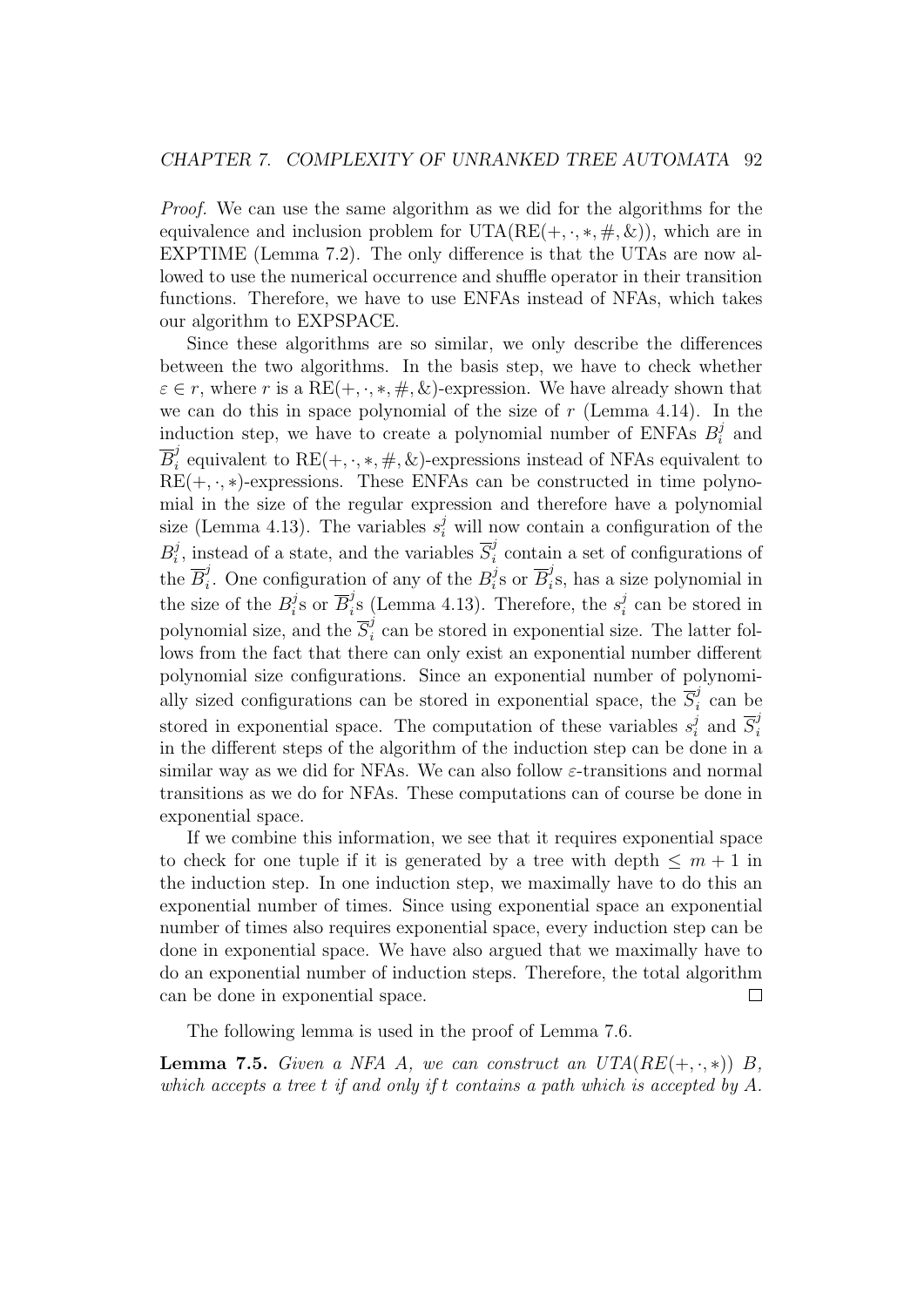*Proof.* We can use the same algorithm as we did for the algorithms for the equivalence and inclusion problem for UTA(RE($+, \cdot, *, \#, \&$)), which are in EXPTIME (Lemma 7.2). The only difference is that the UTAs are now allowed to use the numerical occurrence and shuffle operator in their transition functions. Therefore, we have to use ENFAs instead of NFAs, which takes our algorithm to EXPSPACE.

Since these algorithms are so similar, we only describe the differences between the two algorithms. In the basis step, we have to check whether $\varepsilon \in r$, where $r$ is a RE($+, \cdot, *, \#, \&$)-expression. We have already shown that we can do this in space polynomial of the size of $r$ (Lemma 4.14). In the induction step, we have to create a polynomial number of ENFAs $B_i^j$ and $\overline{B}_i^j$ equivalent to RE($+, \cdot, *, \#, \&$)-expressions instead of NFAs equivalent to RE($+, \cdot, *$)-expressions. These ENFAs can be constructed in time polynomial in the size of the regular expression and therefore have a polynomial size (Lemma 4.13). The variables $s_i^j$ will now contain a configuration of the $B_i^j$, instead of a state, and the variables $\overline{S}_i^j$ contain a set of configurations of the $\overline{B}_i^j$. One configuration of any of the $B_i^j$s or $\overline{B}_i^j$s, has a size polynomial in the size of the $B_i^j$s or $\overline{B}_i^j$s (Lemma 4.13). Therefore, the $s_i^j$ can be stored in polynomial size, and the $\overline{S}_i^j$ can be stored in exponential size. The latter follows from the fact that there can only exist an exponential number different polynomial size configurations. Since an exponential number of polynomially sized configurations can be stored in exponential space, the $\overline{S}_i^j$ can be stored in exponential space. The computation of these variables $s_i^j$ and $\overline{S}_i^j$ in the different steps of the algorithm of the induction step can be done in a similar way as we did for NFAs. We can also follow $\varepsilon$-transitions and normal transitions as we do for NFAs. These computations can of course be done in exponential space.

If we combine this information, we see that it requires exponential space to check for one tuple if it is generated by a tree with depth $\leq m + 1$ in the induction step. In one induction step, we maximally have to do this an exponential number of times. Since using exponential space an exponential number of times also requires exponential space, every induction step can be done in exponential space. We have also argued that we maximally have to do an exponential number of induction steps. Therefore, the total algorithm can be done in exponential space. $\square$

The following lemma is used in the proof of Lemma 7.6.

**Lemma 7.5.** *Given a NFA $A$, we can construct an UTA(RE($+, \cdot, *$)) $B$, which accepts a tree $t$ if and only if $t$ contains a path which is accepted by $A$.*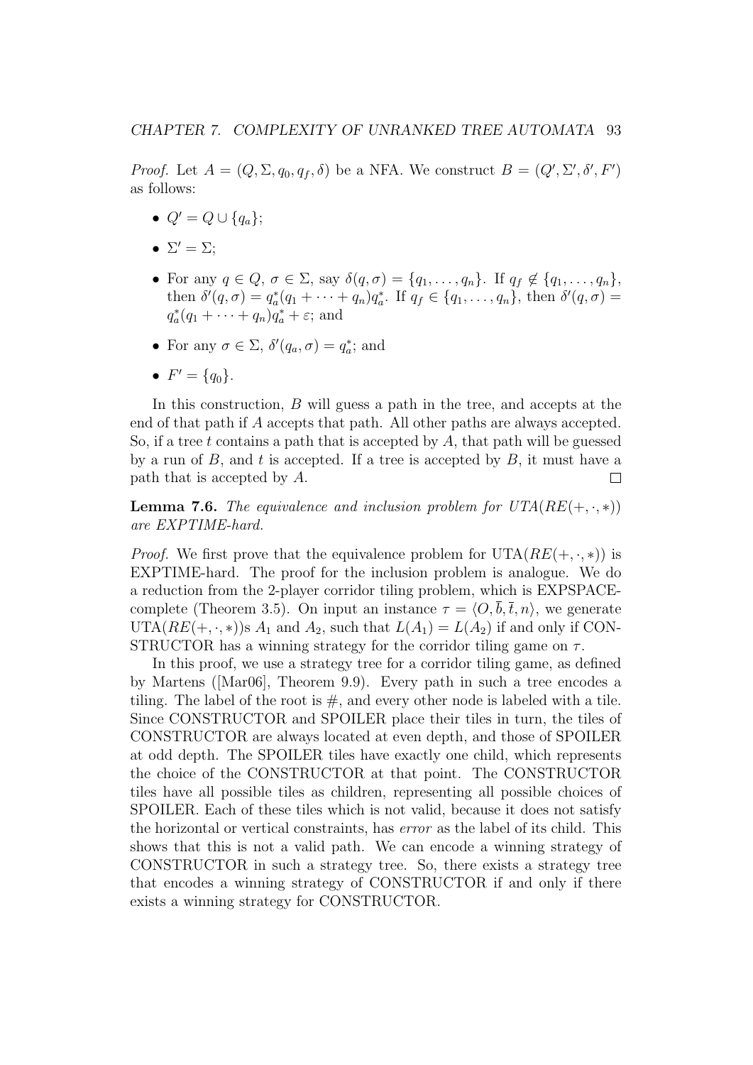*Proof.* Let $A = (Q, \Sigma, q_0, q_f, \delta)$ be a NFA. We construct $B = (Q', \Sigma', \delta', F')$ as follows:

- $Q' = Q \cup \{q_a\}$;
- $\Sigma' = \Sigma$;
- For any $q \in Q$, $\sigma \in \Sigma$, say $\delta(q, \sigma) = \{q_1, \dots, q_n\}$. If $q_f \notin \{q_1, \dots, q_n\}$, then $\delta'(q, \sigma) = q_a^*(q_1 + \dots + q_n)q_a^*$. If $q_f \in \{q_1, \dots, q_n\}$, then $\delta'(q, \sigma) = q_a^*(q_1 + \dots + q_n)q_a^* + \varepsilon$; and
- For any $\sigma \in \Sigma$, $\delta'(q_a, \sigma) = q_a^*$; and
- $F' = \{q_0\}$.

In this construction, $B$ will guess a path in the tree, and accepts at the end of that path if $A$ accepts that path. All other paths are always accepted. So, if a tree $t$ contains a path that is accepted by $A$, that path will be guessed by a run of $B$, and $t$ is accepted. If a tree is accepted by $B$, it must have a path that is accepted by $A$. □

**Lemma 7.6.** *The equivalence and inclusion problem for UTA($RE(+, \cdot, *)$) are EXPTIME-hard.*

*Proof.* We first prove that the equivalence problem for UTA($RE(+, \cdot, *)$) is EXPTIME-hard. The proof for the inclusion problem is analogue. We do a reduction from the 2-player corridor tiling problem, which is EXPSPACE-complete (Theorem 3.5). On input an instance $\tau = \langle O, \overline{b}, \overline{t}, n \rangle$, we generate UTA($RE(+, \cdot, *)$)s $A_1$ and $A_2$, such that $L(A_1) = L(A_2)$ if and only if CONSTRUCTOR has a winning strategy for the corridor tiling game on $\tau$.

In this proof, we use a strategy tree for a corridor tiling game, as defined by Martens ([Mar06], Theorem 9.9). Every path in such a tree encodes a tiling. The label of the root is #, and every other node is labeled with a tile. Since CONSTRUCTOR and SPOILER place their tiles in turn, the tiles of CONSTRUCTOR are always located at even depth, and those of SPOILER at odd depth. The SPOILER tiles have exactly one child, which represents the choice of the CONSTRUCTOR at that point. The CONSTRUCTOR tiles have all possible tiles as children, representing all possible choices of SPOILER. Each of these tiles which is not valid, because it does not satisfy the horizontal or vertical constraints, has *error* as the label of its child. This shows that this is not a valid path. We can encode a winning strategy of CONSTRUCTOR in such a strategy tree. So, there exists a strategy tree that encodes a winning strategy of CONSTRUCTOR if and only if there exists a winning strategy for CONSTRUCTOR.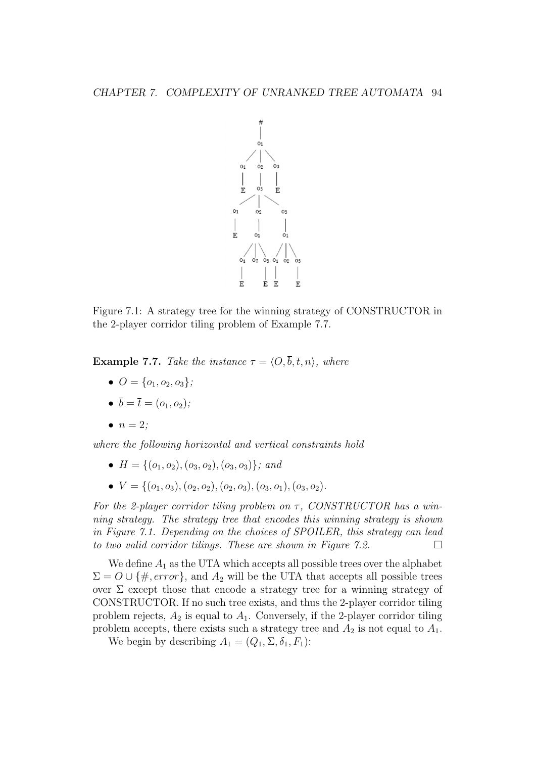Figure 7.1: A strategy tree for the winning strategy of CONSTRUCTOR in the 2-player corridor tiling problem of Example 7.7.

**Example 7.7.** *Take the instance $\tau = \langle O, \overline{b}, \overline{t}, n \rangle$, where*

- $O = \{o_1, o_2, o_3\}$;
- $\overline{b} = \overline{t} = (o_1, o_2)$;
- $n = 2$;

*where the following horizontal and vertical constraints hold*

- $H = \{(o_1, o_2), (o_3, o_2), (o_3, o_3)\}$; *and*
- $V = \{(o_1, o_3), (o_2, o_2), (o_2, o_3), (o_3, o_1), (o_3, o_2)$.

*For the 2-player corridor tiling problem on $\tau$, CONSTRUCTOR has a winning strategy. The strategy tree that encodes this winning strategy is shown in Figure 7.1. Depending on the choices of SPOILER, this strategy can lead to two valid corridor tilings. These are shown in Figure 7.2.* □

We define $A_1$ as the UTA which accepts all possible trees over the alphabet $\Sigma = O \cup \{\#, error\}$, and $A_2$ will be the UTA that accepts all possible trees over $\Sigma$ except those that encode a strategy tree for a winning strategy of CONSTRUCTOR. If no such tree exists, and thus the 2-player corridor tiling problem rejects, $A_2$ is equal to $A_1$. Conversely, if the 2-player corridor tiling problem accepts, there exists such a strategy tree and $A_2$ is not equal to $A_1$.

We begin by describing $A_1 = (Q_1, \Sigma, \delta_1, F_1)$: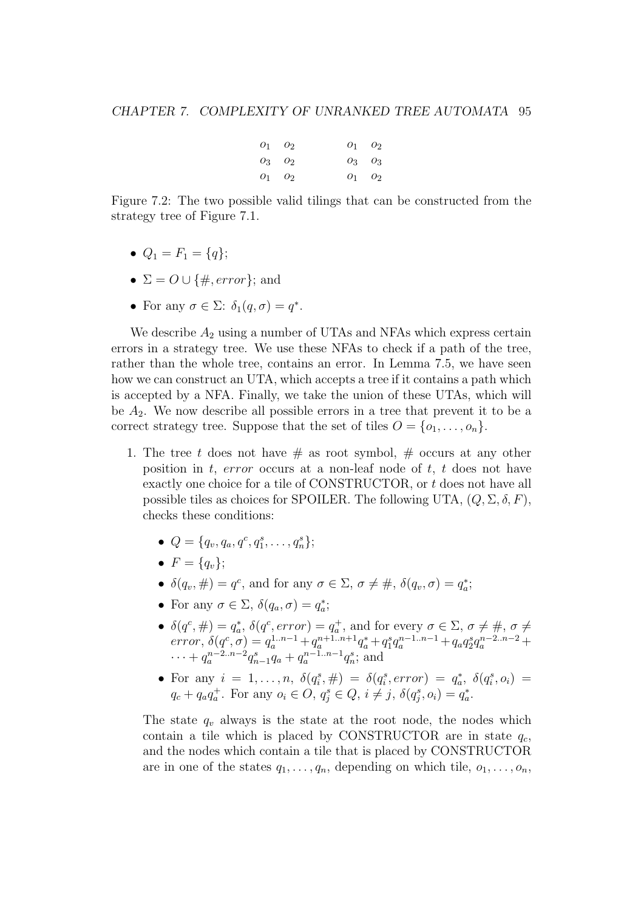| $o_1$ | $o_2$ | | $o_1$ | $o_2$ |
|---|---|---|---|---|
| $o_3$ | $o_2$ | | $o_3$ | $o_3$ |
| $o_1$ | $o_2$ | | $o_1$ | $o_2$ |

Figure 7.2: The two possible valid tilings that can be constructed from the strategy tree of Figure 7.1.

- $Q_1 = F_1 = \{q\}$;
- $\Sigma = O \cup \{\#, error\}$; and
- For any $\sigma \in \Sigma$: $\delta_1(q, \sigma) = q^*$.

We describe $A_2$ using a number of UTAs and NFAs which express certain errors in a strategy tree. We use these NFAs to check if a path of the tree, rather than the whole tree, contains an error. In Lemma 7.5, we have seen how we can construct an UTA, which accepts a tree if it contains a path which is accepted by a NFA. Finally, we take the union of these UTAs, which will be $A_2$. We now describe all possible errors in a tree that prevent it to be a correct strategy tree. Suppose that the set of tiles $O = \{o_1, \ldots, o_n\}$.

1. The tree $t$ does not have # as root symbol, # occurs at any other position in $t$, *error* occurs at a non-leaf node of $t$, $t$ does not have exactly one choice for a tile of CONSTRUCTOR, or $t$ does not have all possible tiles as choices for SPOILER. The following UTA, $(Q, \Sigma, \delta, F)$, checks these conditions:

   - $Q = \{q_v, q_a, q^c, q_1^s, \ldots, q_n^s\}$;
   - $F = \{q_v\}$;
   - $\delta(q_v, \#) = q^c$, and for any $\sigma \in \Sigma$, $\sigma \neq \#$, $\delta(q_v, \sigma) = q_a^*$;
   - For any $\sigma \in \Sigma$, $\delta(q_a, \sigma) = q_a^*$;
   - $\delta(q^c, \#) = q_a^*$, $\delta(q^c, error) = q_a^+$, and for every $\sigma \in \Sigma$, $\sigma \neq \#$, $\sigma \neq error$, $\delta(q^c, \sigma) = q_a^{1..n-1} + q_a^{n+1..n+1} q_a^* + q_1^s q_a^{n-1..n-1} + q_a q_2^s q_a^{n-2..n-2} + \cdots + q_a^{n-2..n-2} q_{n-1}^s q_a + q_a^{n-1..n-1} q_n^s$; and
   - For any $i = 1, \ldots, n$, $\delta(q_i^s, \#) = \delta(q_i^s, error) = q_a^*$, $\delta(q_i^s, o_i) = q_c + q_a q_a^+$. For any $o_i \in O$, $q_j^s \in Q$, $i \neq j$, $\delta(q_j^s, o_i) = q_a^*$.

   The state $q_v$ always is the state at the root node, the nodes which contain a tile which is placed by CONSTRUCTOR are in state $q_c$, and the nodes which contain a tile that is placed by CONSTRUCTOR are in one of the states $q_1, \ldots, q_n$, depending on which tile, $o_1, \ldots, o_n$,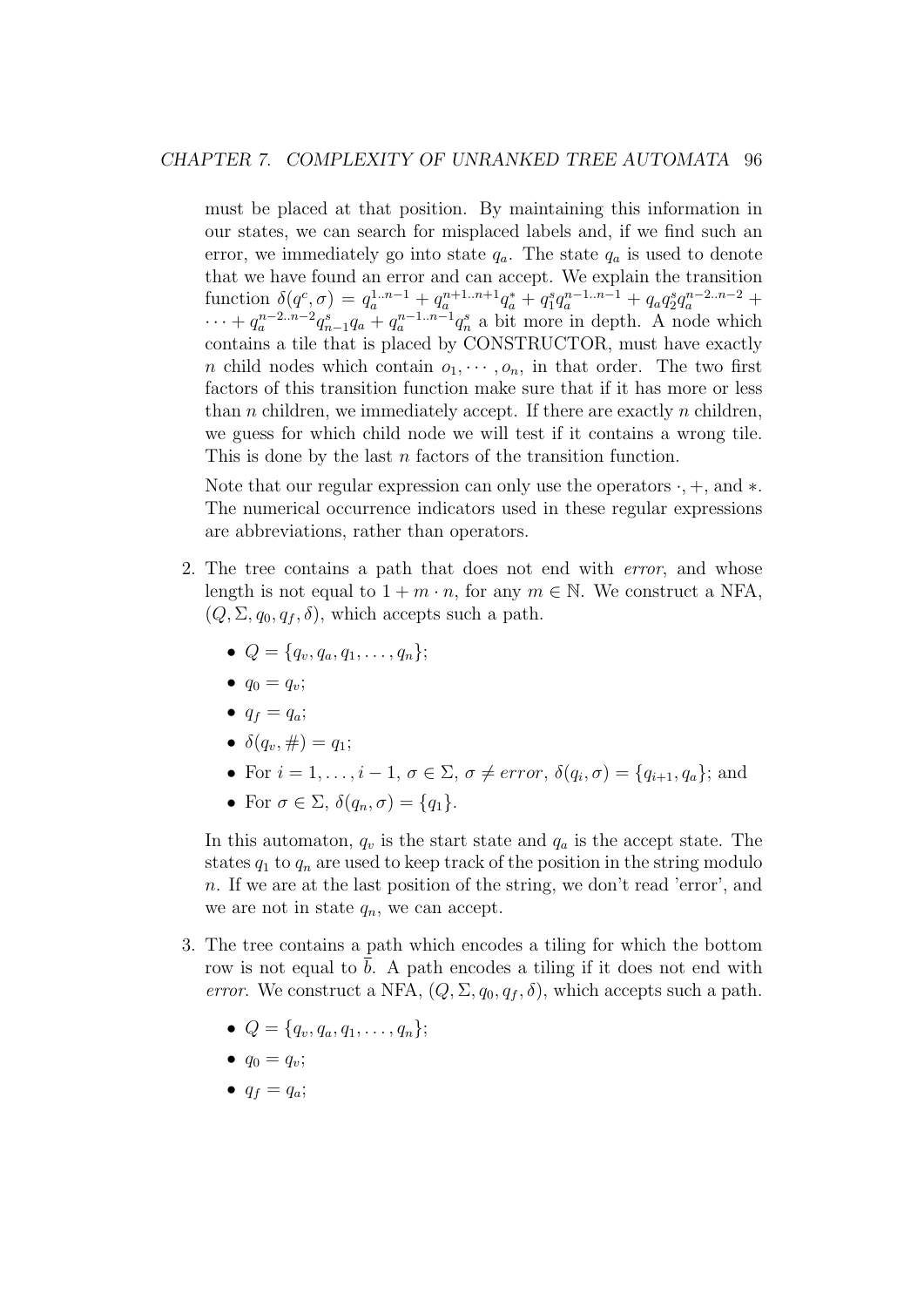must be placed at that position. By maintaining this information in our states, we can search for misplaced labels and, if we find such an error, we immediately go into state $q_a$. The state $q_a$ is used to denote that we have found an error and can accept. We explain the transition function $\delta(q^c, \sigma) = q_a^{1..n-1} + q_a^{n+1..n+1} q_a^* + q_1^s q_a^{n-1..n-1} + q_a q_2^s q_a^{n-2..n-2} + \cdots + q_a^{n-2..n-2} q_{n-1}^s q_a + q_a^{n-1..n-1} q_n^s$ a bit more in depth. A node which contains a tile that is placed by CONSTRUCTOR, must have exactly $n$ child nodes which contain $o_1, \cdots, o_n$, in that order. The two first factors of this transition function make sure that if it has more or less than $n$ children, we immediately accept. If there are exactly $n$ children, we guess for which child node we will test if it contains a wrong tile. This is done by the last $n$ factors of the transition function.

Note that our regular expression can only use the operators $\cdot, +$, and $*$. The numerical occurrence indicators used in these regular expressions are abbreviations, rather than operators.

2. The tree contains a path that does not end with *error*, and whose length is not equal to $1 + m \cdot n$, for any $m \in \mathbb{N}$. We construct a NFA, $(Q, \Sigma, q_0, q_f, \delta)$, which accepts such a path.

   - $Q = \{q_v, q_a, q_1, \ldots, q_n\}$;
   - $q_0 = q_v$;
   - $q_f = q_a$;
   - $\delta(q_v, \#) = q_1$;
   - For $i = 1, \ldots, i-1$, $\sigma \in \Sigma$, $\sigma \neq error$, $\delta(q_i, \sigma) = \{q_{i+1}, q_a\}$; and
   - For $\sigma \in \Sigma$, $\delta(q_n, \sigma) = \{q_1\}$.

   In this automaton, $q_v$ is the start state and $q_a$ is the accept state. The states $q_1$ to $q_n$ are used to keep track of the position in the string modulo $n$. If we are at the last position of the string, we don't read 'error', and we are not in state $q_n$, we can accept.

3. The tree contains a path which encodes a tiling for which the bottom row is not equal to $\bar{b}$. A path encodes a tiling if it does not end with *error*. We construct a NFA, $(Q, \Sigma, q_0, q_f, \delta)$, which accepts such a path.

   - $Q = \{q_v, q_a, q_1, \ldots, q_n\}$;
   - $q_0 = q_v$;
   - $q_f = q_a$;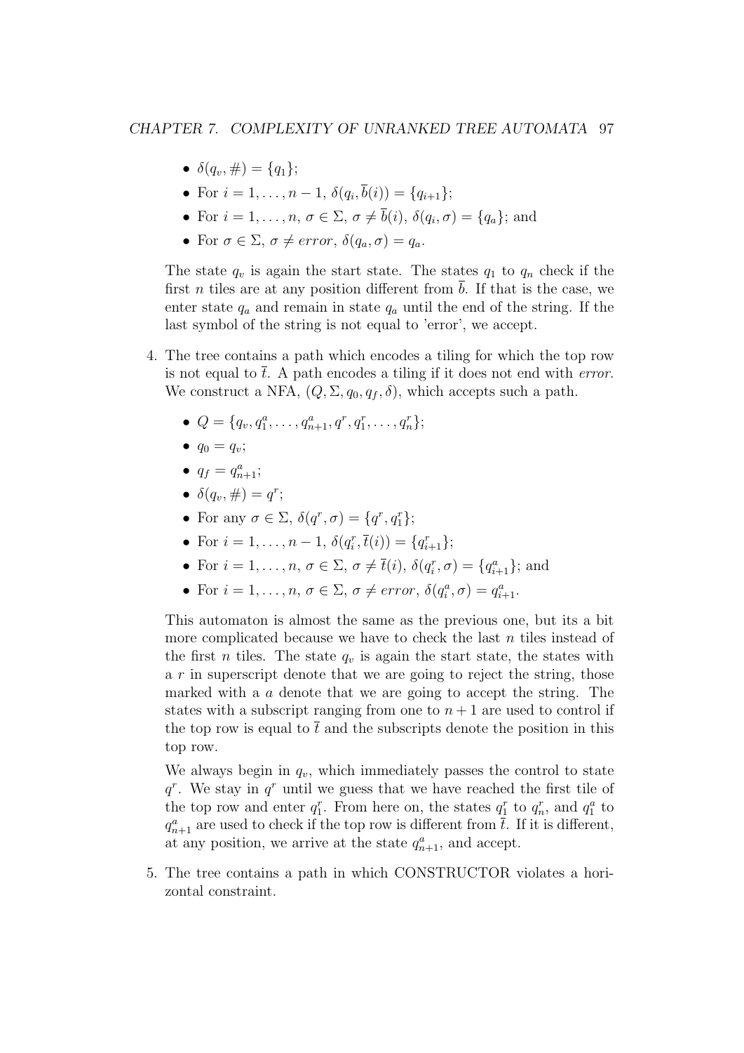- $\delta(q_v, \#) = \{q_1\}$;
- For $i = 1, \ldots, n-1$, $\delta(q_i, \overline{b}(i)) = \{q_{i+1}\}$;
- For $i = 1, \ldots, n$, $\sigma \in \Sigma$, $\sigma \neq \overline{b}(i)$, $\delta(q_i, \sigma) = \{q_a\}$; and
- For $\sigma \in \Sigma$, $\sigma \neq error$, $\delta(q_a, \sigma) = q_a$.

The state $q_v$ is again the start state. The states $q_1$ to $q_n$ check if the first $n$ tiles are at any position different from $\overline{b}$. If that is the case, we enter state $q_a$ and remain in state $q_a$ until the end of the string. If the last symbol of the string is not equal to 'error', we accept.

4. The tree contains a path which encodes a tiling for which the top row is not equal to $\overline{t}$. A path encodes a tiling if it does not end with *error*. We construct a NFA, $(Q, \Sigma, q_0, q_f, \delta)$, which accepts such a path.

   - $Q = \{q_v, q_1^a, \ldots, q_{n+1}^a, q^r, q_1^r, \ldots, q_n^r\}$;
   - $q_0 = q_v$;
   - $q_f = q_{n+1}^a$;
   - $\delta(q_v, \#) = q^r$;
   - For any $\sigma \in \Sigma$, $\delta(q^r, \sigma) = \{q^r, q_1^r\}$;
   - For $i = 1, \ldots, n-1$, $\delta(q_i^r, \overline{t}(i)) = \{q_{i+1}^r\}$;
   - For $i = 1, \ldots, n$, $\sigma \in \Sigma$, $\sigma \neq \overline{t}(i)$, $\delta(q_i^r, \sigma) = \{q_{i+1}^a\}$; and
   - For $i = 1, \ldots, n$, $\sigma \in \Sigma$, $\sigma \neq error$, $\delta(q_i^a, \sigma) = q_{i+1}^a$.

   This automaton is almost the same as the previous one, but its a bit more complicated because we have to check the last $n$ tiles instead of the first $n$ tiles. The state $q_v$ is again the start state, the states with a $r$ in superscript denote that we are going to reject the string, those marked with a $a$ denote that we are going to accept the string. The states with a subscript ranging from one to $n+1$ are used to control if the top row is equal to $\overline{t}$ and the subscripts denote the position in this top row.

   We always begin in $q_v$, which immediately passes the control to state $q^r$. We stay in $q^r$ until we guess that we have reached the first tile of the top row and enter $q_1^r$. From here on, the states $q_1^r$ to $q_n^r$, and $q_1^a$ to $q_{n+1}^a$ are used to check if the top row is different from $\overline{t}$. If it is different, at any position, we arrive at the state $q_{n+1}^a$, and accept.

5. The tree contains a path in which CONSTRUCTOR violates a horizontal constraint.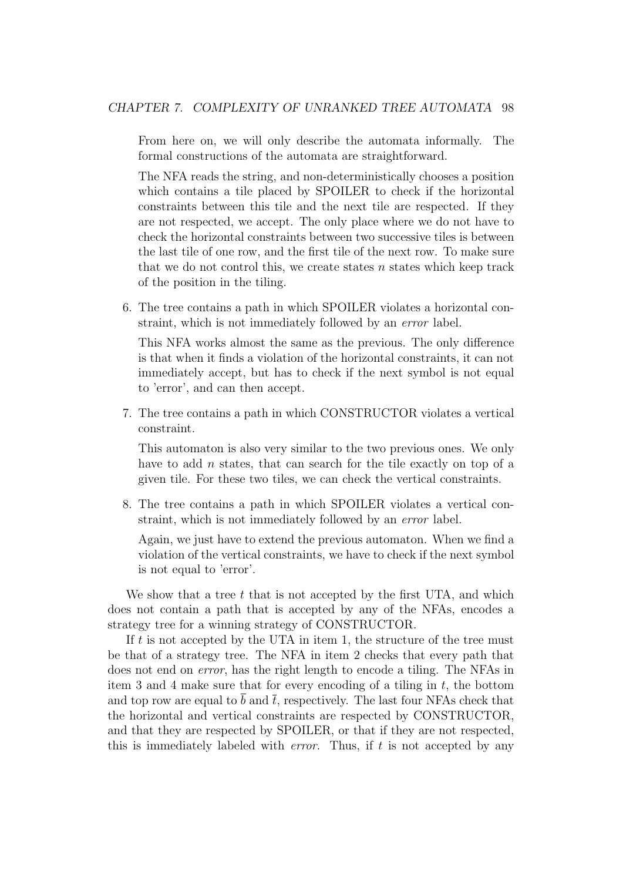From here on, we will only describe the automata informally. The formal constructions of the automata are straightforward.

The NFA reads the string, and non-deterministically chooses a position which contains a tile placed by SPOILER to check if the horizontal constraints between this tile and the next tile are respected. If they are not respected, we accept. The only place where we do not have to check the horizontal constraints between two successive tiles is between the last tile of one row, and the first tile of the next row. To make sure that we do not control this, we create states $n$ states which keep track of the position in the tiling.

6. The tree contains a path in which SPOILER violates a horizontal constraint, which is not immediately followed by an *error* label.

   This NFA works almost the same as the previous. The only difference is that when it finds a violation of the horizontal constraints, it can not immediately accept, but has to check if the next symbol is not equal to 'error', and can then accept.

7. The tree contains a path in which CONSTRUCTOR violates a vertical constraint.

   This automaton is also very similar to the two previous ones. We only have to add $n$ states, that can search for the tile exactly on top of a given tile. For these two tiles, we can check the vertical constraints.

8. The tree contains a path in which SPOILER violates a vertical constraint, which is not immediately followed by an *error* label.

   Again, we just have to extend the previous automaton. When we find a violation of the vertical constraints, we have to check if the next symbol is not equal to 'error'.

We show that a tree $t$ that is not accepted by the first UTA, and which does not contain a path that is accepted by any of the NFAs, encodes a strategy tree for a winning strategy of CONSTRUCTOR.

If $t$ is not accepted by the UTA in item 1, the structure of the tree must be that of a strategy tree. The NFA in item 2 checks that every path that does not end on *error*, has the right length to encode a tiling. The NFAs in item 3 and 4 make sure that for every encoding of a tiling in $t$, the bottom and top row are equal to $\bar{b}$ and $\bar{t}$, respectively. The last four NFAs check that the horizontal and vertical constraints are respected by CONSTRUCTOR, and that they are respected by SPOILER, or that if they are not respected, this is immediately labeled with *error*. Thus, if $t$ is not accepted by any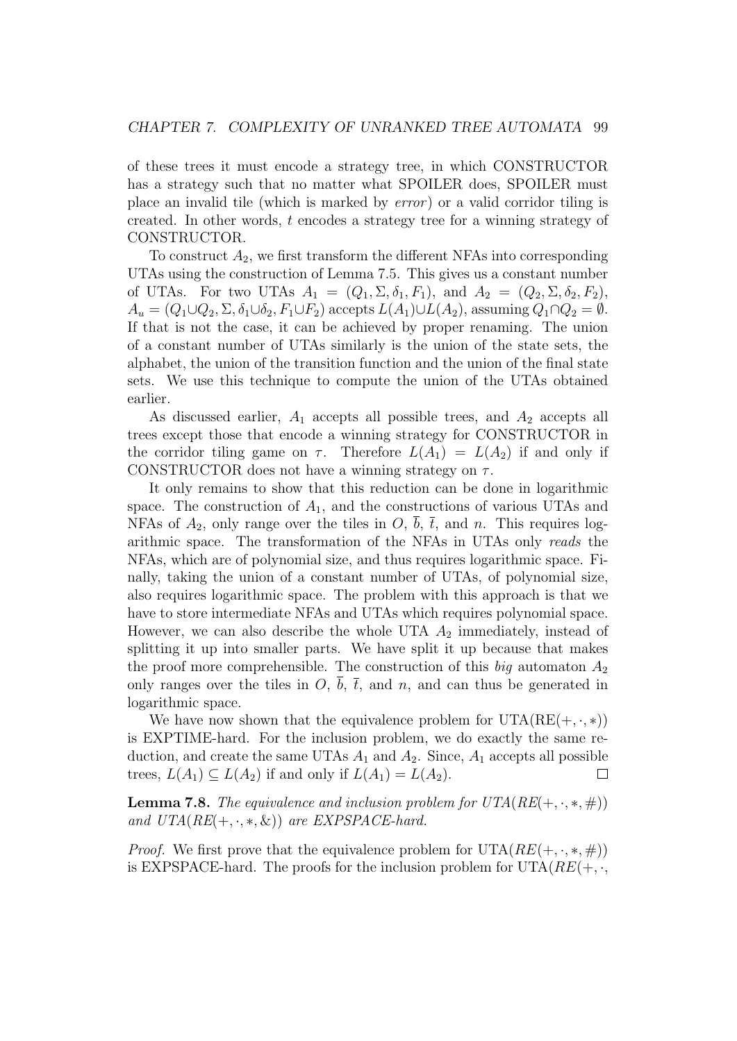of these trees it must encode a strategy tree, in which CONSTRUCTOR has a strategy such that no matter what SPOILER does, SPOILER must place an invalid tile (which is marked by *error*) or a valid corridor tiling is created. In other words, $t$ encodes a strategy tree for a winning strategy of CONSTRUCTOR.

To construct $A_2$, we first transform the different NFAs into corresponding UTAs using the construction of Lemma 7.5. This gives us a constant number of UTAs. For two UTAs $A_1 = (Q_1, \Sigma, \delta_1, F_1)$, and $A_2 = (Q_2, \Sigma, \delta_2, F_2)$, $A_u = (Q_1 \cup Q_2, \Sigma, \delta_1 \cup \delta_2, F_1 \cup F_2)$ accepts $L(A_1) \cup L(A_2)$, assuming $Q_1 \cap Q_2 = \emptyset$. If that is not the case, it can be achieved by proper renaming. The union of a constant number of UTAs similarly is the union of the state sets, the alphabet, the union of the transition function and the union of the final state sets. We use this technique to compute the union of the UTAs obtained earlier.

As discussed earlier, $A_1$ accepts all possible trees, and $A_2$ accepts all trees except those that encode a winning strategy for CONSTRUCTOR in the corridor tiling game on $\tau$. Therefore $L(A_1) = L(A_2)$ if and only if CONSTRUCTOR does not have a winning strategy on $\tau$.

It only remains to show that this reduction can be done in logarithmic space. The construction of $A_1$, and the constructions of various UTAs and NFAs of $A_2$, only range over the tiles in $O$, $\overline{b}$, $\overline{t}$, and $n$. This requires logarithmic space. The transformation of the NFAs in UTAs only *reads* the NFAs, which are of polynomial size, and thus requires logarithmic space. Finally, taking the union of a constant number of UTAs, of polynomial size, also requires logarithmic space. The problem with this approach is that we have to store intermediate NFAs and UTAs which requires polynomial space. However, we can also describe the whole UTA $A_2$ immediately, instead of splitting it up into smaller parts. We have split it up because that makes the proof more comprehensible. The construction of this *big* automaton $A_2$ only ranges over the tiles in $O$, $\overline{b}$, $\overline{t}$, and $n$, and can thus be generated in logarithmic space.

We have now shown that the equivalence problem for UTA(RE$(+, \cdot, *)$) is EXPTIME-hard. For the inclusion problem, we do exactly the same reduction, and create the same UTAs $A_1$ and $A_2$. Since, $A_1$ accepts all possible trees, $L(A_1) \subseteq L(A_2)$ if and only if $L(A_1) = L(A_2)$. $\square$

**Lemma 7.8.** *The equivalence and inclusion problem for UTA(RE$(+, \cdot, *, \#)$) and UTA(RE$(+, \cdot, *, \&)$) are EXPSPACE-hard.*

*Proof.* We first prove that the equivalence problem for UTA($RE(+, \cdot, *, \#)$) is EXPSPACE-hard. The proofs for the inclusion problem for UTA($RE(+, \cdot,$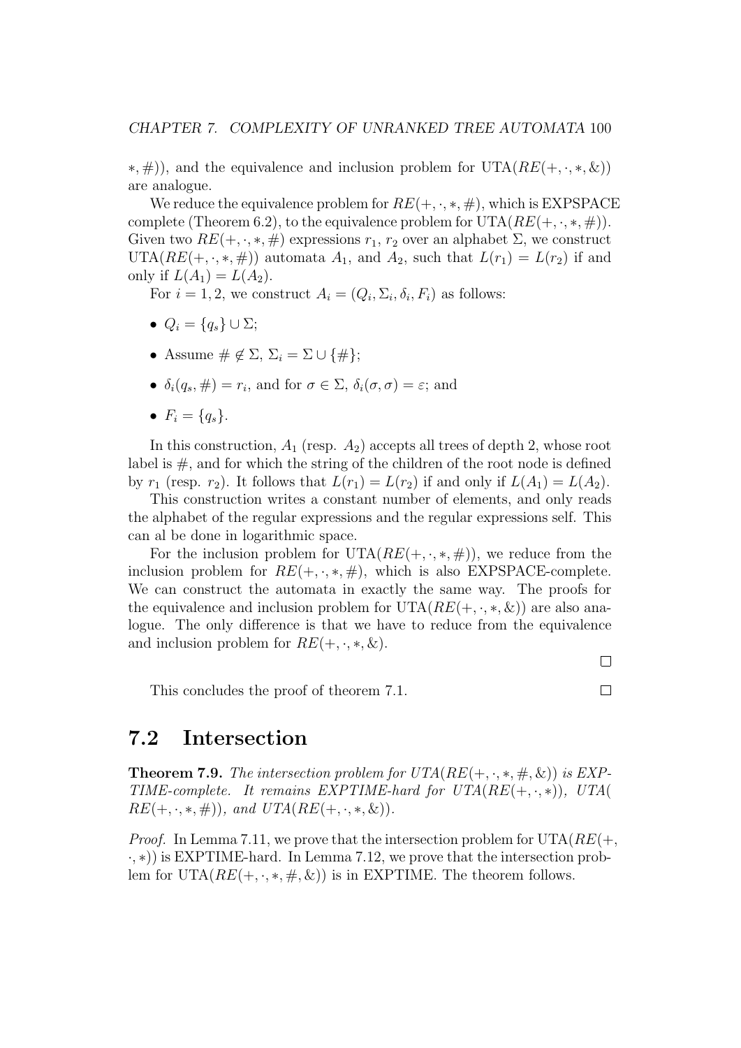$*, \#)$), and the equivalence and inclusion problem for UTA($RE(+, \cdot, *, \&)$) are analogue.

We reduce the equivalence problem for $RE(+, \cdot, *, \#)$, which is EXPSPACE complete (Theorem 6.2), to the equivalence problem for UTA($RE(+, \cdot, *, \#)$). Given two $RE(+, \cdot, *, \#)$ expressions $r_1$, $r_2$ over an alphabet $\Sigma$, we construct UTA($RE(+, \cdot, *, \#)$) automata $A_1$, and $A_2$, such that $L(r_1) = L(r_2)$ if and only if $L(A_1) = L(A_2)$.

For $i = 1, 2$, we construct $A_i = (Q_i, \Sigma_i, \delta_i, F_i)$ as follows:

- $Q_i = \{q_s\} \cup \Sigma$;
- Assume $\# \notin \Sigma$, $\Sigma_i = \Sigma \cup \{\#\}$;
- $\delta_i(q_s, \#) = r_i$, and for $\sigma \in \Sigma$, $\delta_i(\sigma, \sigma) = \varepsilon$; and
- $F_i = \{q_s\}$.

In this construction, $A_1$ (resp. $A_2$) accepts all trees of depth 2, whose root label is $\#$, and for which the string of the children of the root node is defined by $r_1$ (resp. $r_2$). It follows that $L(r_1) = L(r_2)$ if and only if $L(A_1) = L(A_2)$.

This construction writes a constant number of elements, and only reads the alphabet of the regular expressions and the regular expressions self. This can al be done in logarithmic space.

For the inclusion problem for UTA($RE(+, \cdot, *, \#)$), we reduce from the inclusion problem for $RE(+, \cdot, *, \#)$, which is also EXPSPACE-complete. We can construct the automata in exactly the same way. The proofs for the equivalence and inclusion problem for UTA($RE(+, \cdot, *, \&)$) are also analogue. The only difference is that we have to reduce from the equivalence and inclusion problem for $RE(+, \cdot, *, \&)$.

□

This concludes the proof of theorem 7.1. □

## 7.2 Intersection

**Theorem 7.9.** *The intersection problem for UTA($RE(+, \cdot, *, \#, \&)$) is EXPTIME-complete. It remains EXPTIME-hard for UTA($RE(+, \cdot, *)$), UTA($RE(+, \cdot, *, \#)$), and UTA($RE(+, \cdot, *, \&)$).*

*Proof.* In Lemma 7.11, we prove that the intersection problem for UTA($RE(+, \cdot, *)$) is EXPTIME-hard. In Lemma 7.12, we prove that the intersection problem for UTA($RE(+, \cdot, *, \#, \&)$) is in EXPTIME. The theorem follows.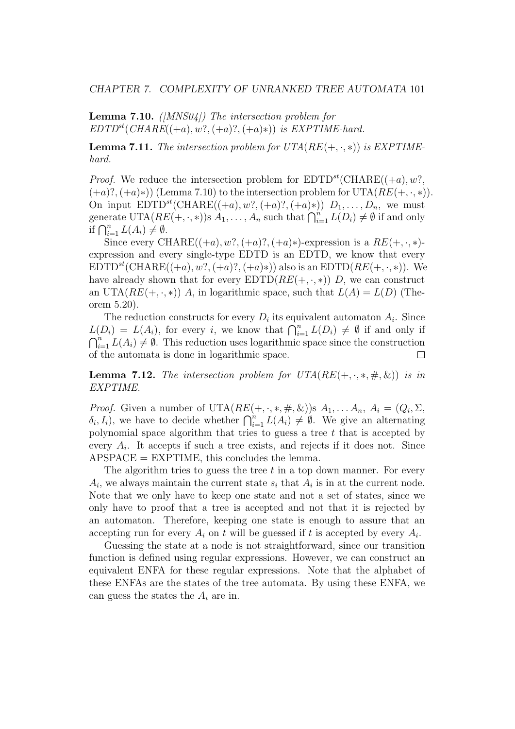**Lemma 7.10.** *([MNS04]) The intersection problem for* $EDTD^{st}(CHARE((+a), w?, (+a)?, (+a)*))$ *is EXPTIME-hard.*

**Lemma 7.11.** *The intersection problem for* $UTA(RE(+, \cdot, *))$ *is EXPTIME-hard.*

*Proof.* We reduce the intersection problem for $\text{EDTD}^{st}(\text{CHARE}((+a), w?, (+a)?, (+a)*))$ (Lemma 7.10) to the intersection problem for $\text{UTA}(RE(+, \cdot, *))$. On input $\text{EDTD}^{st}(\text{CHARE}((+a), w?, (+a)?, (+a)*))$ $D_1, \dots, D_n$, we must generate $\text{UTA}(RE(+, \cdot, *))$s $A_1, \dots, A_n$ such that $\bigcap_{i=1}^{n} L(D_i) \neq \emptyset$ if and only if $\bigcap_{i=1}^{n} L(A_i) \neq \emptyset$.

Since every $\text{CHARE}((+a), w?, (+a)?, (+a)*)$-expression is a $RE(+, \cdot, *)$-expression and every single-type EDTD is an EDTD, we know that every $\text{EDTD}^{st}(\text{CHARE}((+a), w?, (+a)?, (+a)*))$ also is an $\text{EDTD}(RE(+, \cdot, *))$. We have already shown that for every $\text{EDTD}(RE(+, \cdot, *))$ $D$, we can construct an $\text{UTA}(RE(+, \cdot, *))$ $A$, in logarithmic space, such that $L(A) = L(D)$ (Theorem 5.20).

The reduction constructs for every $D_i$ its equivalent automaton $A_i$. Since $L(D_i) = L(A_i)$, for every $i$, we know that $\bigcap_{i=1}^{n} L(D_i) \neq \emptyset$ if and only if $\bigcap_{i=1}^{n} L(A_i) \neq \emptyset$. This reduction uses logarithmic space since the construction of the automata is done in logarithmic space. □

**Lemma 7.12.** *The intersection problem for* $UTA(RE(+, \cdot, *, \#, \&))$ *is in EXPTIME.*

*Proof.* Given a number of $\text{UTA}(RE(+, \cdot, *, \#, \&))$s $A_1, \dots A_n$, $A_i = (Q_i, \Sigma, \delta_i, I_i)$, we have to decide whether $\bigcap_{i=1}^{n} L(A_i) \neq \emptyset$. We give an alternating polynomial space algorithm that tries to guess a tree $t$ that is accepted by every $A_i$. It accepts if such a tree exists, and rejects if it does not. Since APSPACE = EXPTIME, this concludes the lemma.

The algorithm tries to guess the tree $t$ in a top down manner. For every $A_i$, we always maintain the current state $s_i$ that $A_i$ is in at the current node. Note that we only have to keep one state and not a set of states, since we only have to proof that a tree is accepted and not that it is rejected by an automaton. Therefore, keeping one state is enough to assure that an accepting run for every $A_i$ on $t$ will be guessed if $t$ is accepted by every $A_i$.

Guessing the state at a node is not straightforward, since our transition function is defined using regular expressions. However, we can construct an equivalent ENFA for these regular expressions. Note that the alphabet of these ENFAs are the states of the tree automata. By using these ENFA, we can guess the states the $A_i$ are in.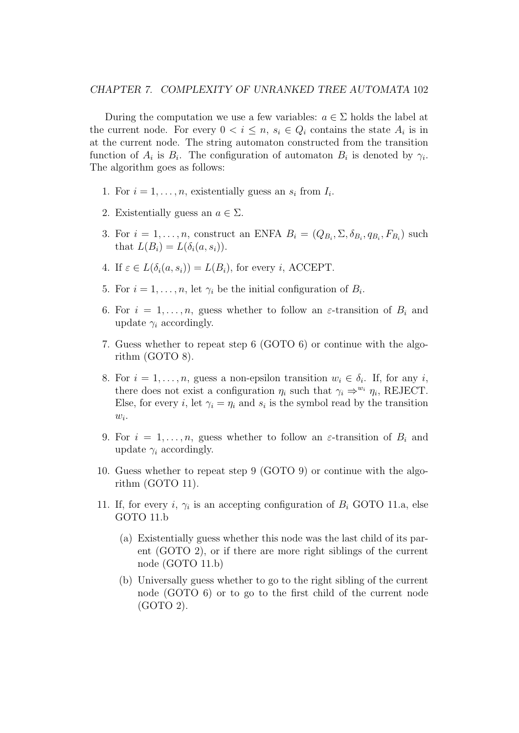During the computation we use a few variables: $a \in \Sigma$ holds the label at the current node. For every $0 < i \leq n$, $s_i \in Q_i$ contains the state $A_i$ is in at the current node. The string automaton constructed from the transition function of $A_i$ is $B_i$. The configuration of automaton $B_i$ is denoted by $\gamma_i$. The algorithm goes as follows:

1. For $i = 1, \ldots, n$, existentially guess an $s_i$ from $I_i$.
2. Existentially guess an $a \in \Sigma$.
3. For $i = 1, \ldots, n$, construct an ENFA $B_i = (Q_{B_i}, \Sigma, \delta_{B_i}, q_{B_i}, F_{B_i})$ such that $L(B_i) = L(\delta_i(a, s_i))$.
4. If $\varepsilon \in L(\delta_i(a, s_i)) = L(B_i)$, for every $i$, ACCEPT.
5. For $i = 1, \ldots, n$, let $\gamma_i$ be the initial configuration of $B_i$.
6. For $i = 1, \ldots, n$, guess whether to follow an $\varepsilon$-transition of $B_i$ and update $\gamma_i$ accordingly.
7. Guess whether to repeat step 6 (GOTO 6) or continue with the algorithm (GOTO 8).
8. For $i = 1, \ldots, n$, guess a non-epsilon transition $w_i \in \delta_i$. If, for any $i$, there does not exist a configuration $\eta_i$ such that $\gamma_i \Rightarrow^{w_i} \eta_i$, REJECT. Else, for every $i$, let $\gamma_i = \eta_i$ and $s_i$ is the symbol read by the transition $w_i$.
9. For $i = 1, \ldots, n$, guess whether to follow an $\varepsilon$-transition of $B_i$ and update $\gamma_i$ accordingly.
10. Guess whether to repeat step 9 (GOTO 9) or continue with the algorithm (GOTO 11).
11. If, for every $i$, $\gamma_i$ is an accepting configuration of $B_i$ GOTO 11.a, else GOTO 11.b
    (a) Existentially guess whether this node was the last child of its parent (GOTO 2), or if there are more right siblings of the current node (GOTO 11.b)
    (b) Universally guess whether to go to the right sibling of the current node (GOTO 6) or to go to the first child of the current node (GOTO 2).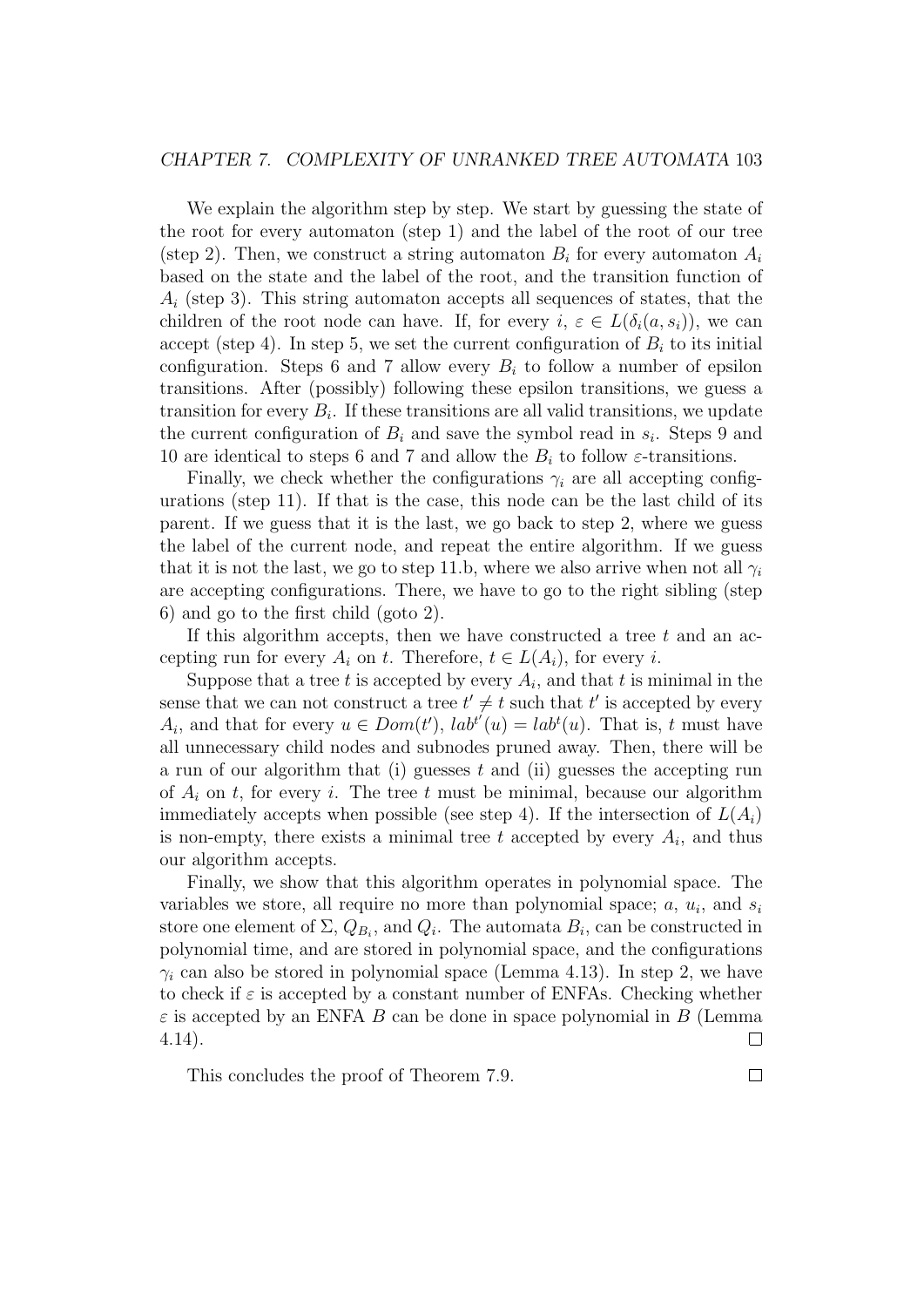We explain the algorithm step by step. We start by guessing the state of the root for every automaton (step 1) and the label of the root of our tree (step 2). Then, we construct a string automaton $B_i$ for every automaton $A_i$ based on the state and the label of the root, and the transition function of $A_i$ (step 3). This string automaton accepts all sequences of states, that the children of the root node can have. If, for every $i$, $\varepsilon \in L(\delta_i(a, s_i))$, we can accept (step 4). In step 5, we set the current configuration of $B_i$ to its initial configuration. Steps 6 and 7 allow every $B_i$ to follow a number of epsilon transitions. After (possibly) following these epsilon transitions, we guess a transition for every $B_i$. If these transitions are all valid transitions, we update the current configuration of $B_i$ and save the symbol read in $s_i$. Steps 9 and 10 are identical to steps 6 and 7 and allow the $B_i$ to follow $\varepsilon$-transitions.

Finally, we check whether the configurations $\gamma_i$ are all accepting configurations (step 11). If that is the case, this node can be the last child of its parent. If we guess that it is the last, we go back to step 2, where we guess the label of the current node, and repeat the entire algorithm. If we guess that it is not the last, we go to step 11.b, where we also arrive when not all $\gamma_i$ are accepting configurations. There, we have to go to the right sibling (step 6) and go to the first child (goto 2).

If this algorithm accepts, then we have constructed a tree $t$ and an accepting run for every $A_i$ on $t$. Therefore, $t \in L(A_i)$, for every $i$.

Suppose that a tree $t$ is accepted by every $A_i$, and that $t$ is minimal in the sense that we can not construct a tree $t' \neq t$ such that $t'$ is accepted by every $A_i$, and that for every $u \in Dom(t')$, $lab^{t'}(u) = lab^{t}(u)$. That is, $t$ must have all unnecessary child nodes and subnodes pruned away. Then, there will be a run of our algorithm that (i) guesses $t$ and (ii) guesses the accepting run of $A_i$ on $t$, for every $i$. The tree $t$ must be minimal, because our algorithm immediately accepts when possible (see step 4). If the intersection of $L(A_i)$ is non-empty, there exists a minimal tree $t$ accepted by every $A_i$, and thus our algorithm accepts.

Finally, we show that this algorithm operates in polynomial space. The variables we store, all require no more than polynomial space; $a$, $u_i$, and $s_i$ store one element of $\Sigma$, $Q_{B_i}$, and $Q_i$. The automata $B_i$, can be constructed in polynomial time, and are stored in polynomial space, and the configurations $\gamma_i$ can also be stored in polynomial space (Lemma 4.13). In step 2, we have to check if $\varepsilon$ is accepted by a constant number of ENFAs. Checking whether $\varepsilon$ is accepted by an ENFA $B$ can be done in space polynomial in $B$ (Lemma 4.14). □

This concludes the proof of Theorem 7.9. □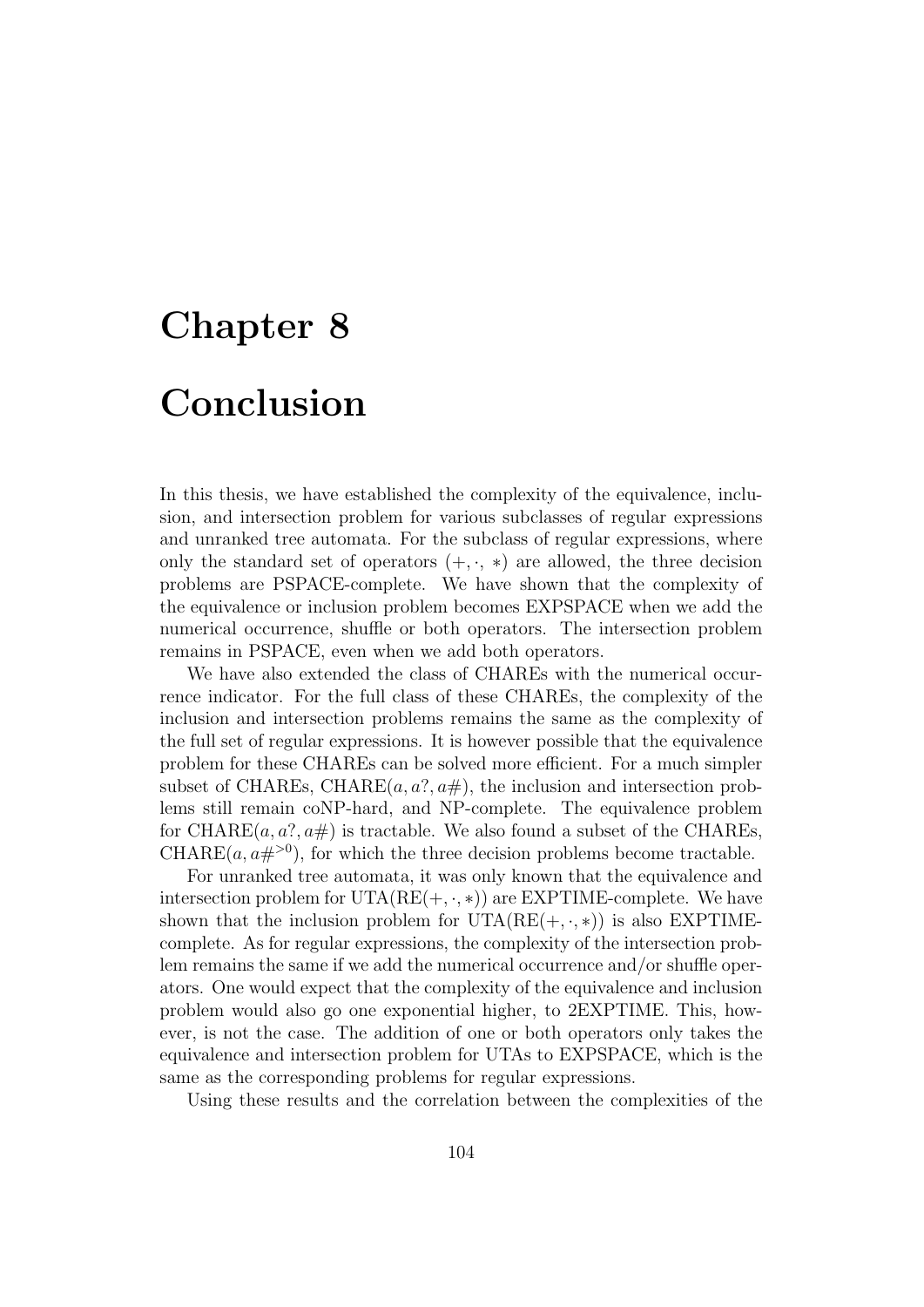# Chapter 8

# Conclusion

In this thesis, we have established the complexity of the equivalence, inclusion, and intersection problem for various subclasses of regular expressions and unranked tree automata. For the subclass of regular expressions, where only the standard set of operators $(+, \cdot, *)$ are allowed, the three decision problems are PSPACE-complete. We have shown that the complexity of the equivalence or inclusion problem becomes EXPSPACE when we add the numerical occurrence, shuffle or both operators. The intersection problem remains in PSPACE, even when we add both operators.

We have also extended the class of CHAREs with the numerical occurrence indicator. For the full class of these CHAREs, the complexity of the inclusion and intersection problems remains the same as the complexity of the full set of regular expressions. It is however possible that the equivalence problem for these CHAREs can be solved more efficient. For a much simpler subset of CHAREs, CHARE$(a, a?, a\#)$, the inclusion and intersection problems still remain coNP-hard, and NP-complete. The equivalence problem for CHARE$(a, a?, a\#)$ is tractable. We also found a subset of the CHAREs, CHARE$(a, a\#^{>0})$, for which the three decision problems become tractable.

For unranked tree automata, it was only known that the equivalence and intersection problem for UTA(RE$(+, \cdot, *)$) are EXPTIME-complete. We have shown that the inclusion problem for UTA(RE$(+, \cdot, *)$) is also EXPTIME-complete. As for regular expressions, the complexity of the intersection problem remains the same if we add the numerical occurrence and/or shuffle operators. One would expect that the complexity of the equivalence and inclusion problem would also go one exponential higher, to 2EXPTIME. This, however, is not the case. The addition of one or both operators only takes the equivalence and intersection problem for UTAs to EXPSPACE, which is the same as the corresponding problems for regular expressions.

Using these results and the correlation between the complexities of the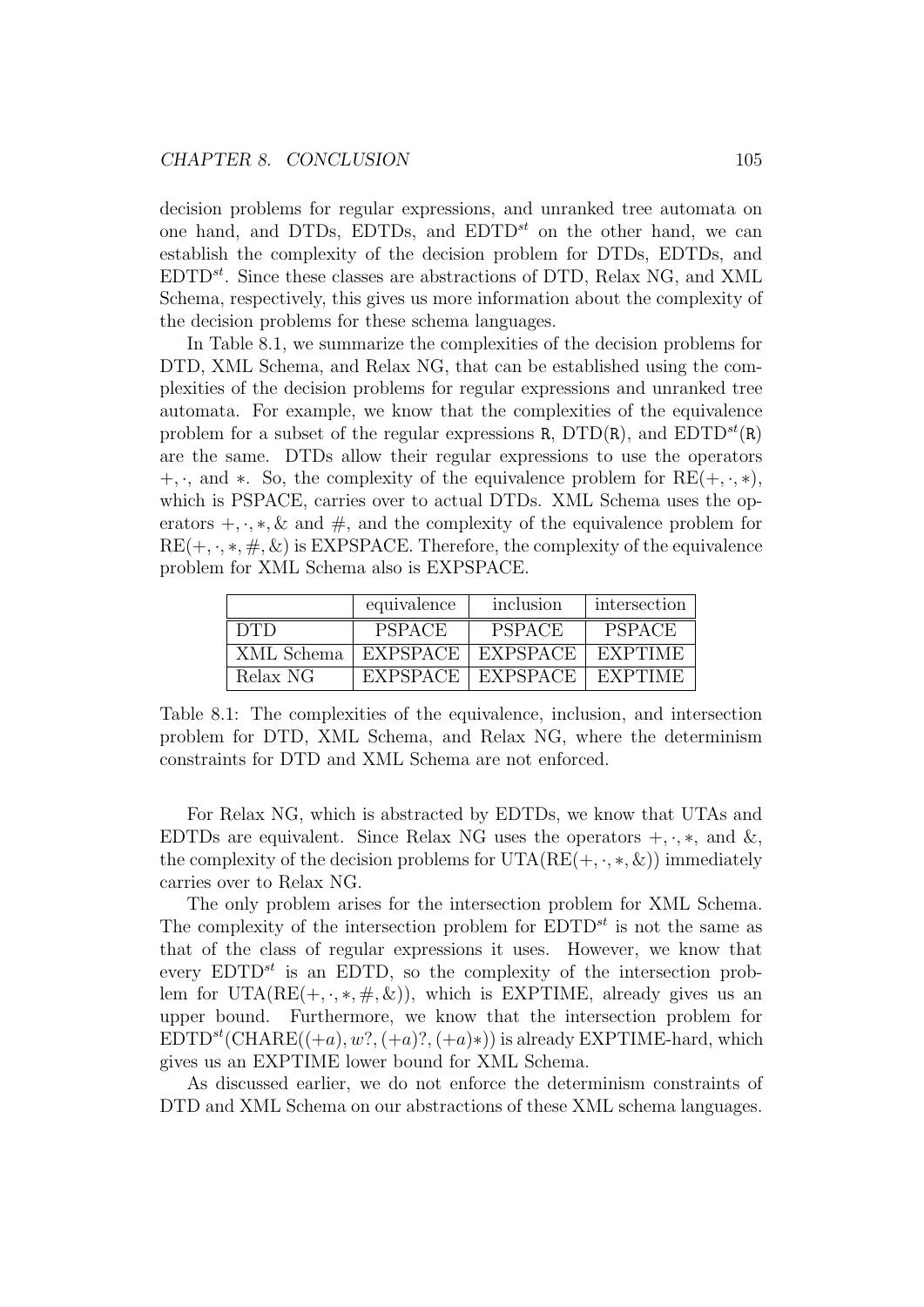decision problems for regular expressions, and unranked tree automata on one hand, and DTDs, EDTDs, and $\mathrm{EDTD}^{st}$ on the other hand, we can establish the complexity of the decision problem for DTDs, EDTDs, and $\mathrm{EDTD}^{st}$. Since these classes are abstractions of DTD, Relax NG, and XML Schema, respectively, this gives us more information about the complexity of the decision problems for these schema languages.

In Table 8.1, we summarize the complexities of the decision problems for DTD, XML Schema, and Relax NG, that can be established using the complexities of the decision problems for regular expressions and unranked tree automata. For example, we know that the complexities of the equivalence problem for a subset of the regular expressions $\mathtt{R}$, $\mathrm{DTD}(\mathtt{R})$, and $\mathrm{EDTD}^{st}(\mathtt{R})$ are the same. DTDs allow their regular expressions to use the operators $+, \cdot$, and $*$. So, the complexity of the equivalence problem for $\mathrm{RE}(+, \cdot, *)$, which is PSPACE, carries over to actual DTDs. XML Schema uses the operators $+, \cdot, *, \&$ and $\#$, and the complexity of the equivalence problem for $\mathrm{RE}(+, \cdot, *, \#, \&)$ is EXPSPACE. Therefore, the complexity of the equivalence problem for XML Schema also is EXPSPACE.

| | equivalence | inclusion | intersection |
|---|---|---|---|
| DTD | PSPACE | PSPACE | PSPACE |
| XML Schema | EXPSPACE | EXPSPACE | EXPTIME |
| Relax NG | EXPSPACE | EXPSPACE | EXPTIME |

Table 8.1: The complexities of the equivalence, inclusion, and intersection problem for DTD, XML Schema, and Relax NG, where the determinism constraints for DTD and XML Schema are not enforced.

For Relax NG, which is abstracted by EDTDs, we know that UTAs and EDTDs are equivalent. Since Relax NG uses the operators $+, \cdot, *$, and $\&$, the complexity of the decision problems for $\mathrm{UTA}(\mathrm{RE}(+, \cdot, *, \&))$ immediately carries over to Relax NG.

The only problem arises for the intersection problem for XML Schema. The complexity of the intersection problem for $\mathrm{EDTD}^{st}$ is not the same as that of the class of regular expressions it uses. However, we know that every $\mathrm{EDTD}^{st}$ is an EDTD, so the complexity of the intersection problem for $\mathrm{UTA}(\mathrm{RE}(+, \cdot, *, \#, \&))$, which is EXPTIME, already gives us an upper bound. Furthermore, we know that the intersection problem for $\mathrm{EDTD}^{st}(\mathrm{CHARE}((+a), w?, (+a)?, (+a)*))$ is already EXPTIME-hard, which gives us an EXPTIME lower bound for XML Schema.

As discussed earlier, we do not enforce the determinism constraints of DTD and XML Schema on our abstractions of these XML schema languages.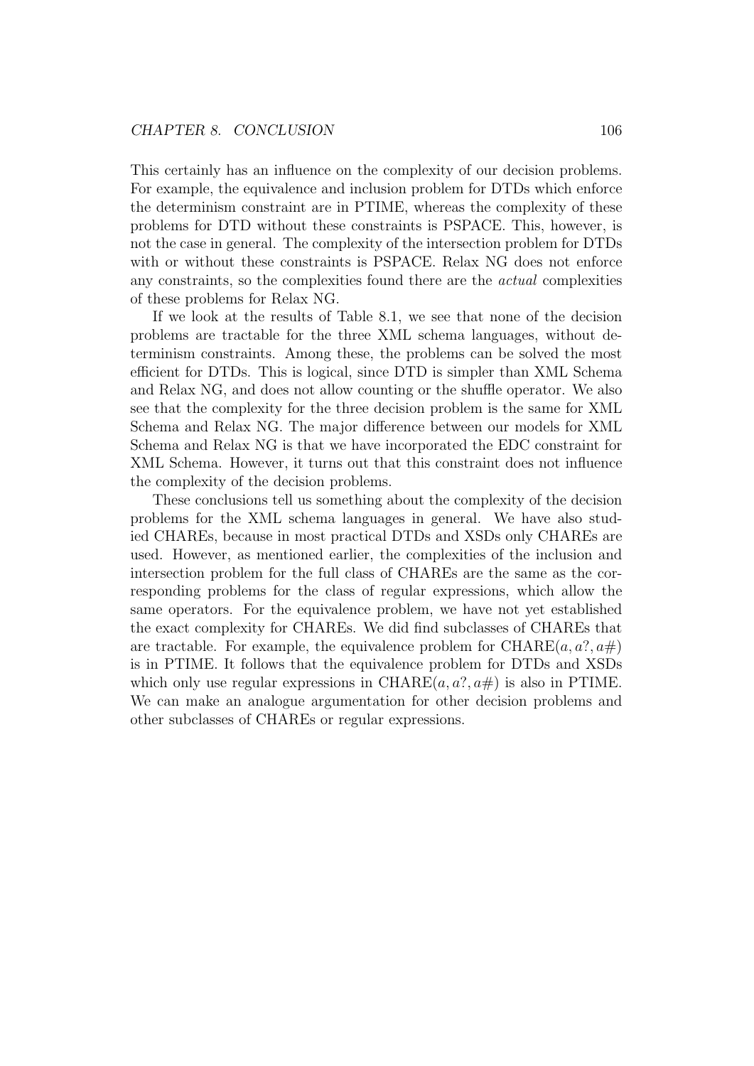This certainly has an influence on the complexity of our decision problems. For example, the equivalence and inclusion problem for DTDs which enforce the determinism constraint are in PTIME, whereas the complexity of these problems for DTD without these constraints is PSPACE. This, however, is not the case in general. The complexity of the intersection problem for DTDs with or without these constraints is PSPACE. Relax NG does not enforce any constraints, so the complexities found there are the *actual* complexities of these problems for Relax NG.

If we look at the results of Table 8.1, we see that none of the decision problems are tractable for the three XML schema languages, without determinism constraints. Among these, the problems can be solved the most efficient for DTDs. This is logical, since DTD is simpler than XML Schema and Relax NG, and does not allow counting or the shuffle operator. We also see that the complexity for the three decision problem is the same for XML Schema and Relax NG. The major difference between our models for XML Schema and Relax NG is that we have incorporated the EDC constraint for XML Schema. However, it turns out that this constraint does not influence the complexity of the decision problems.

These conclusions tell us something about the complexity of the decision problems for the XML schema languages in general. We have also studied CHAREs, because in most practical DTDs and XSDs only CHAREs are used. However, as mentioned earlier, the complexities of the inclusion and intersection problem for the full class of CHAREs are the same as the corresponding problems for the class of regular expressions, which allow the same operators. For the equivalence problem, we have not yet established the exact complexity for CHAREs. We did find subclasses of CHAREs that are tractable. For example, the equivalence problem for CHARE$(a, a?, a\#)$ is in PTIME. It follows that the equivalence problem for DTDs and XSDs which only use regular expressions in CHARE$(a, a?, a\#)$ is also in PTIME. We can make an analogue argumentation for other decision problems and other subclasses of CHAREs or regular expressions.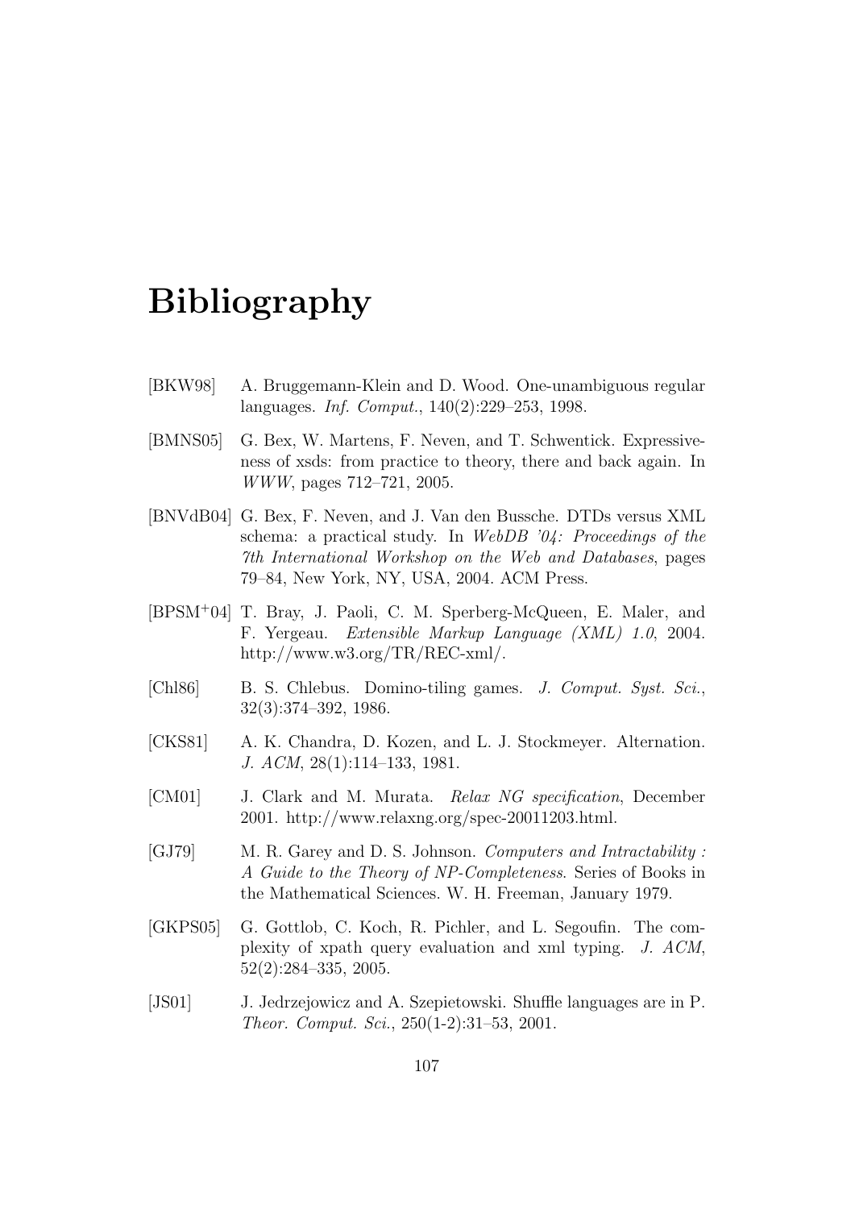# Bibliography

[BKW98] A. Bruggemann-Klein and D. Wood. One-unambiguous regular languages. *Inf. Comput.*, 140(2):229–253, 1998.

[BMNS05] G. Bex, W. Martens, F. Neven, and T. Schwentick. Expressiveness of xsds: from practice to theory, there and back again. In *WWW*, pages 712–721, 2005.

[BNVdB04] G. Bex, F. Neven, and J. Van den Bussche. DTDs versus XML schema: a practical study. In *WebDB '04: Proceedings of the 7th International Workshop on the Web and Databases*, pages 79–84, New York, NY, USA, 2004. ACM Press.

[BPSM+04] T. Bray, J. Paoli, C. M. Sperberg-McQueen, E. Maler, and F. Yergeau. *Extensible Markup Language (XML) 1.0*, 2004. http://www.w3.org/TR/REC-xml/.

[Chl86] B. S. Chlebus. Domino-tiling games. *J. Comput. Syst. Sci.*, 32(3):374–392, 1986.

[CKS81] A. K. Chandra, D. Kozen, and L. J. Stockmeyer. Alternation. *J. ACM*, 28(1):114–133, 1981.

[CM01] J. Clark and M. Murata. *Relax NG specification*, December 2001. http://www.relaxng.org/spec-20011203.html.

[GJ79] M. R. Garey and D. S. Johnson. *Computers and Intractability : A Guide to the Theory of NP-Completeness*. Series of Books in the Mathematical Sciences. W. H. Freeman, January 1979.

[GKPS05] G. Gottlob, C. Koch, R. Pichler, and L. Segoufin. The complexity of xpath query evaluation and xml typing. *J. ACM*, 52(2):284–335, 2005.

[JS01] J. Jedrzejowicz and A. Szepietowski. Shuffle languages are in P. *Theor. Comput. Sci.*, 250(1-2):31–53, 2001.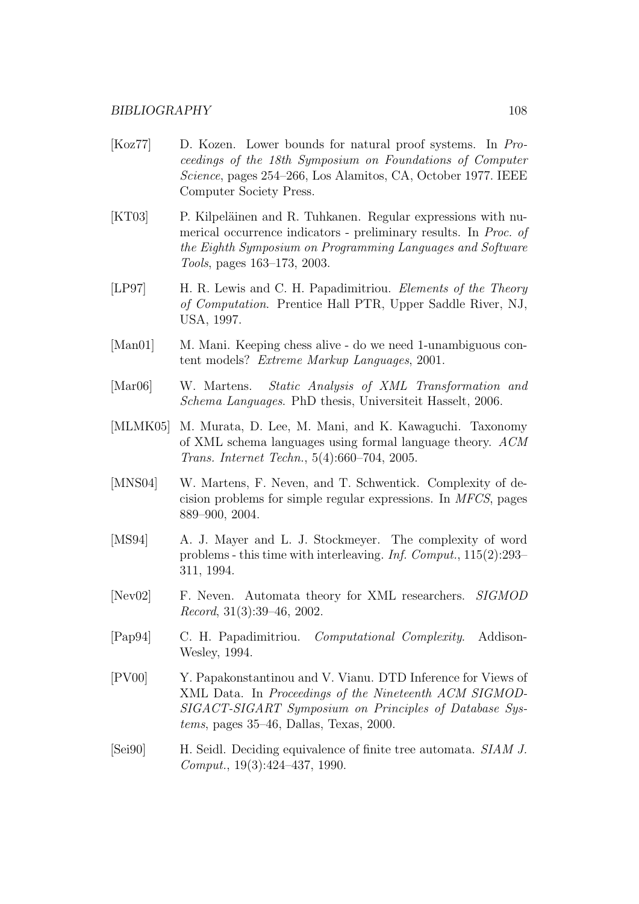[Koz77] D. Kozen. Lower bounds for natural proof systems. In *Proceedings of the 18th Symposium on Foundations of Computer Science*, pages 254–266, Los Alamitos, CA, October 1977. IEEE Computer Society Press.

[KT03] P. Kilpeläinen and R. Tuhkanen. Regular expressions with numerical occurrence indicators - preliminary results. In *Proc. of the Eighth Symposium on Programming Languages and Software Tools*, pages 163–173, 2003.

[LP97] H. R. Lewis and C. H. Papadimitriou. *Elements of the Theory of Computation*. Prentice Hall PTR, Upper Saddle River, NJ, USA, 1997.

[Man01] M. Mani. Keeping chess alive - do we need 1-unambiguous content models? *Extreme Markup Languages*, 2001.

[Mar06] W. Martens. *Static Analysis of XML Transformation and Schema Languages*. PhD thesis, Universiteit Hasselt, 2006.

[MLMK05] M. Murata, D. Lee, M. Mani, and K. Kawaguchi. Taxonomy of XML schema languages using formal language theory. *ACM Trans. Internet Techn.*, 5(4):660–704, 2005.

[MNS04] W. Martens, F. Neven, and T. Schwentick. Complexity of decision problems for simple regular expressions. In *MFCS*, pages 889–900, 2004.

[MS94] A. J. Mayer and L. J. Stockmeyer. The complexity of word problems - this time with interleaving. *Inf. Comput.*, 115(2):293–311, 1994.

[Nev02] F. Neven. Automata theory for XML researchers. *SIGMOD Record*, 31(3):39–46, 2002.

[Pap94] C. H. Papadimitriou. *Computational Complexity*. Addison-Wesley, 1994.

[PV00] Y. Papakonstantinou and V. Vianu. DTD Inference for Views of XML Data. In *Proceedings of the Nineteenth ACM SIGMOD-SIGACT-SIGART Symposium on Principles of Database Systems*, pages 35–46, Dallas, Texas, 2000.

[Sei90] H. Seidl. Deciding equivalence of finite tree automata. *SIAM J. Comput.*, 19(3):424–437, 1990.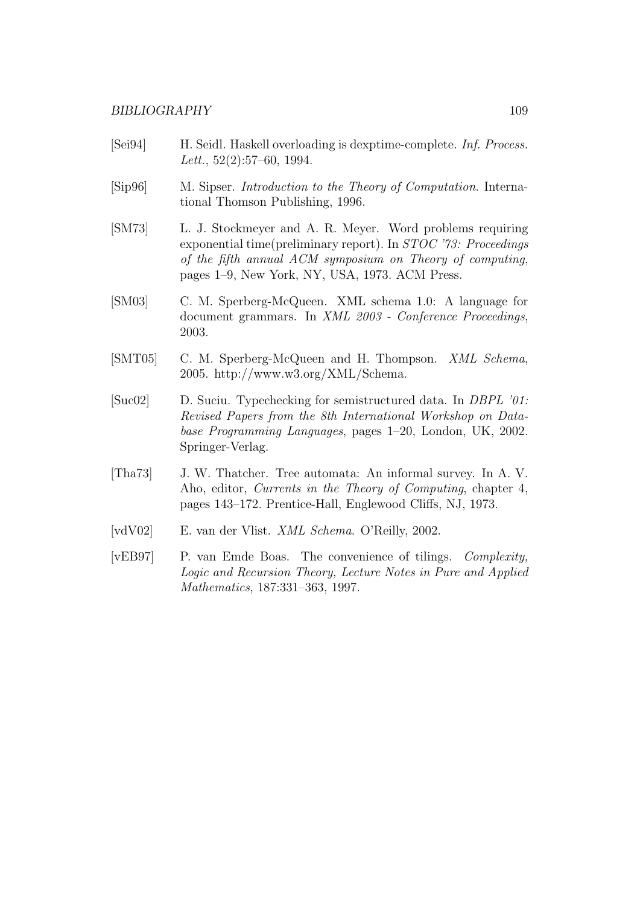[Sei94] H. Seidl. Haskell overloading is dexptime-complete. *Inf. Process. Lett.*, 52(2):57–60, 1994.

[Sip96] M. Sipser. *Introduction to the Theory of Computation*. International Thomson Publishing, 1996.

[SM73] L. J. Stockmeyer and A. R. Meyer. Word problems requiring exponential time(preliminary report). In *STOC '73: Proceedings of the fifth annual ACM symposium on Theory of computing*, pages 1–9, New York, NY, USA, 1973. ACM Press.

[SM03] C. M. Sperberg-McQueen. XML schema 1.0: A language for document grammars. In *XML 2003 - Conference Proceedings*, 2003.

[SMT05] C. M. Sperberg-McQueen and H. Thompson. *XML Schema*, 2005. http://www.w3.org/XML/Schema.

[Suc02] D. Suciu. Typechecking for semistructured data. In *DBPL '01: Revised Papers from the 8th International Workshop on Database Programming Languages*, pages 1–20, London, UK, 2002. Springer-Verlag.

[Tha73] J. W. Thatcher. Tree automata: An informal survey. In A. V. Aho, editor, *Currents in the Theory of Computing*, chapter 4, pages 143–172. Prentice-Hall, Englewood Cliffs, NJ, 1973.

[vdV02] E. van der Vlist. *XML Schema*. O'Reilly, 2002.

[vEB97] P. van Emde Boas. The convenience of tilings. *Complexity, Logic and Recursion Theory, Lecture Notes in Pure and Applied Mathematics*, 187:331–363, 1997.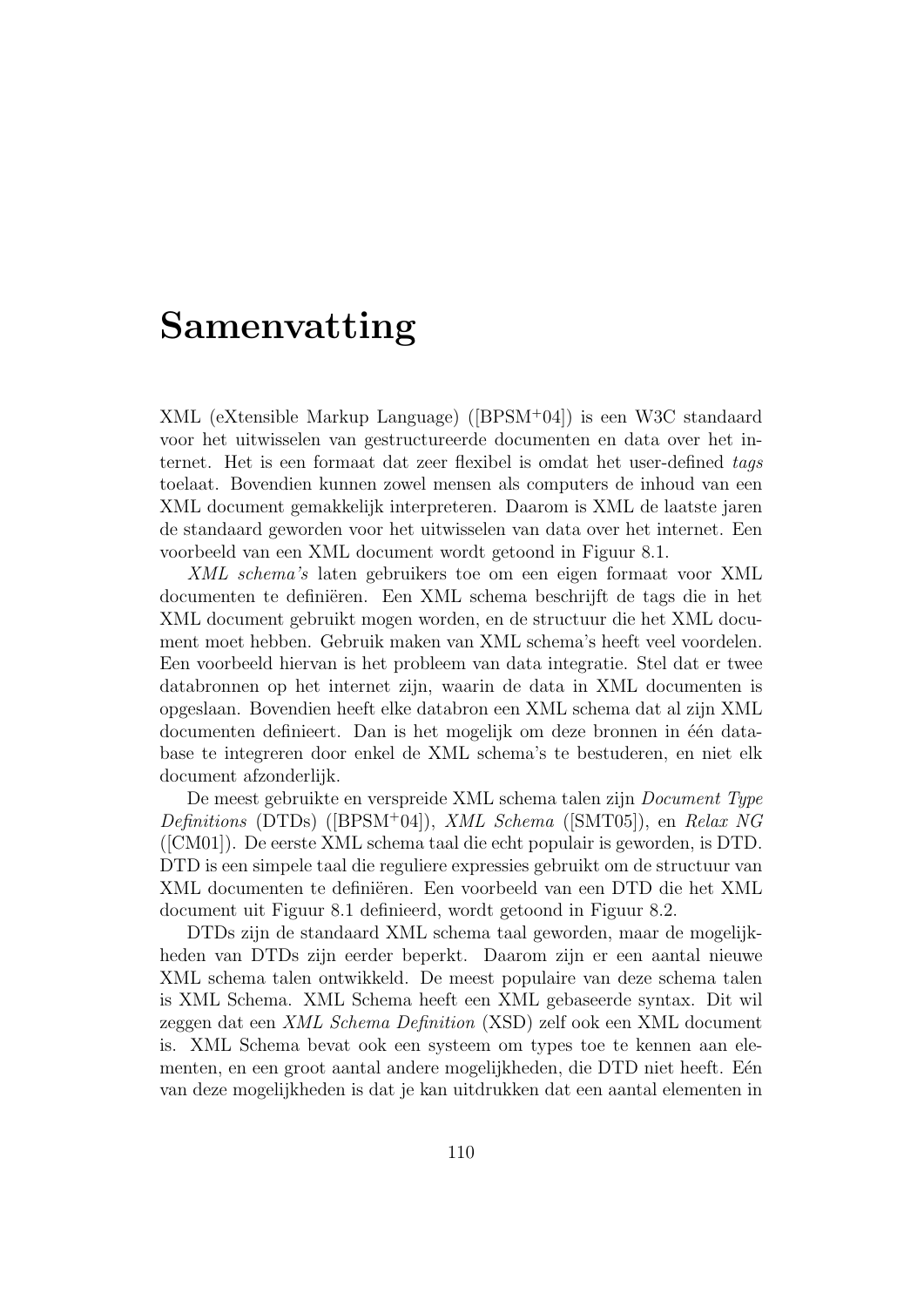# Samenvatting

XML (eXtensible Markup Language) ([BPSM+04]) is een W3C standaard voor het uitwisselen van gestructureerde documenten en data over het internet. Het is een formaat dat zeer flexibel is omdat het user-defined *tags* toelaat. Bovendien kunnen zowel mensen als computers de inhoud van een XML document gemakkelijk interpreteren. Daarom is XML de laatste jaren de standaard geworden voor het uitwisselen van data over het internet. Een voorbeeld van een XML document wordt getoond in Figuur 8.1.

*XML schema's* laten gebruikers toe om een eigen formaat voor XML documenten te definiëren. Een XML schema beschrijft de tags die in het XML document gebruikt mogen worden, en de structuur die het XML document moet hebben. Gebruik maken van XML schema's heeft veel voordelen. Een voorbeeld hiervan is het probleem van data integratie. Stel dat er twee databronnen op het internet zijn, waarin de data in XML documenten is opgeslaan. Bovendien heeft elke databron een XML schema dat al zijn XML documenten definieert. Dan is het mogelijk om deze bronnen in één database te integreren door enkel de XML schema's te bestuderen, en niet elk document afzonderlijk.

De meest gebruikte en verspreide XML schema talen zijn *Document Type Definitions* (DTDs) ([BPSM+04]), *XML Schema* ([SMT05]), en *Relax NG* ([CM01]). De eerste XML schema taal die echt populair is geworden, is DTD. DTD is een simpele taal die reguliere expressies gebruikt om de structuur van XML documenten te definiëren. Een voorbeeld van een DTD die het XML document uit Figuur 8.1 definieerd, wordt getoond in Figuur 8.2.

DTDs zijn de standaard XML schema taal geworden, maar de mogelijkheden van DTDs zijn eerder beperkt. Daarom zijn er een aantal nieuwe XML schema talen ontwikkeld. De meest populaire van deze schema talen is XML Schema. XML Schema heeft een XML gebaseerde syntax. Dit wil zeggen dat een *XML Schema Definition* (XSD) zelf ook een XML document is. XML Schema bevat ook een systeem om types toe te kennen aan elementen, en een groot aantal andere mogelijkheden, die DTD niet heeft. Eén van deze mogelijkheden is dat je kan uitdrukken dat een aantal elementen in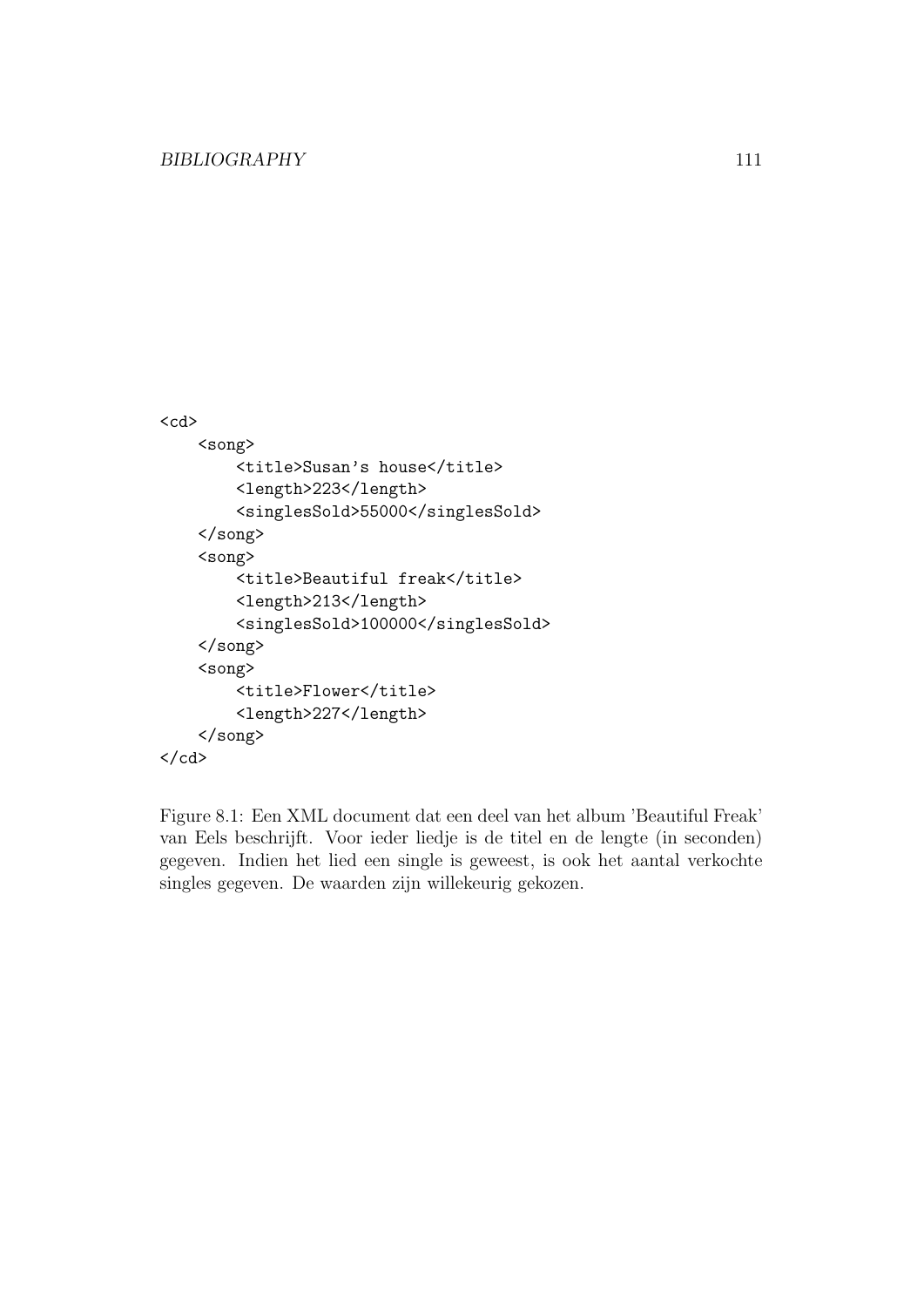```xml
<cd>
    <song>
        <title>Susan's house</title>
        <length>223</length>
        <singlesSold>55000</singlesSold>
    </song>
    <song>
        <title>Beautiful freak</title>
        <length>213</length>
        <singlesSold>100000</singlesSold>
    </song>
    <song>
        <title>Flower</title>
        <length>227</length>
    </song>
</cd>
```

Figure 8.1: Een XML document dat een deel van het album 'Beautiful Freak' van Eels beschrijft. Voor ieder liedje is de titel en de lengte (in seconden) gegeven. Indien het lied een single is geweest, is ook het aantal verkochte singles gegeven. De waarden zijn willekeurig gekozen.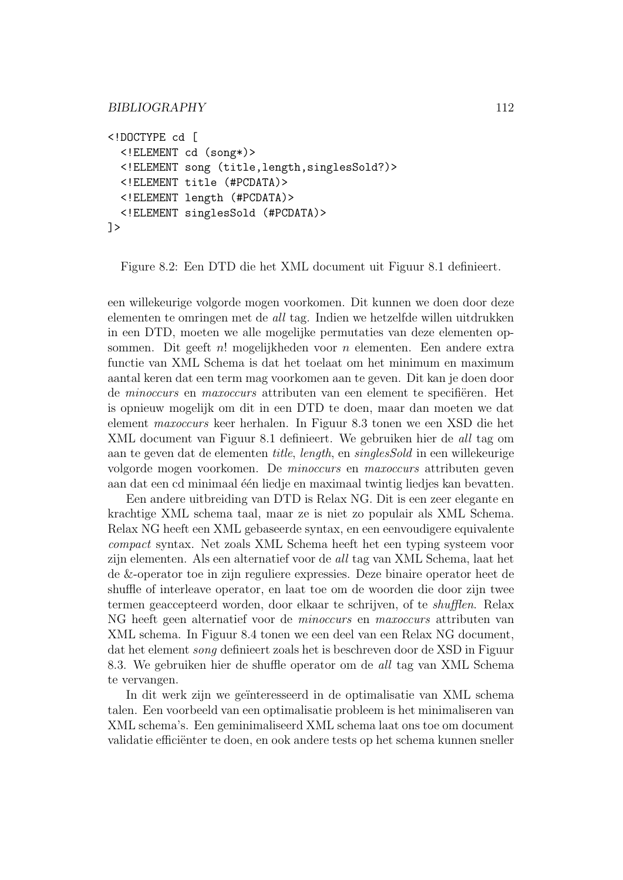```
<!DOCTYPE cd [
  <!ELEMENT cd (song*)>
  <!ELEMENT song (title,length,singlesSold?)>
  <!ELEMENT title (#PCDATA)>
  <!ELEMENT length (#PCDATA)>
  <!ELEMENT singlesSold (#PCDATA)>
]>
```

Figure 8.2: Een DTD die het XML document uit Figuur 8.1 definieert.

een willekeurige volgorde mogen voorkomen. Dit kunnen we doen door deze elementen te omringen met de *all* tag. Indien we hetzelfde willen uitdrukken in een DTD, moeten we alle mogelijke permutaties van deze elementen opsommen. Dit geeft $n!$ mogelijkheden voor $n$ elementen. Een andere extra functie van XML Schema is dat het toelaat om het minimum en maximum aantal keren dat een term mag voorkomen aan te geven. Dit kan je doen door de *minoccurs* en *maxoccurs* attributen van een element te specifiëren. Het is opnieuw mogelijk om dit in een DTD te doen, maar dan moeten we dat element *maxoccurs* keer herhalen. In Figuur 8.3 tonen we een XSD die het XML document van Figuur 8.1 definieert. We gebruiken hier de *all* tag om aan te geven dat de elementen *title*, *length*, en *singlesSold* in een willekeurige volgorde mogen voorkomen. De *minoccurs* en *maxoccurs* attributen geven aan dat een cd minimaal één liedje en maximaal twintig liedjes kan bevatten.

Een andere uitbreiding van DTD is Relax NG. Dit is een zeer elegante en krachtige XML schema taal, maar ze is niet zo populair als XML Schema. Relax NG heeft een XML gebaseerde syntax, en een eenvoudigere equivalente *compact* syntax. Net zoals XML Schema heeft het een typing systeem voor zijn elementen. Als een alternatief voor de *all* tag van XML Schema, laat het de &-operator toe in zijn reguliere expressies. Deze binaire operator heet de shuffle of interleave operator, en laat toe om de woorden die door zijn twee termen geaccepteerd worden, door elkaar te schrijven, of te *shufflen*. Relax NG heeft geen alternatief voor de *minoccurs* en *maxoccurs* attributen van XML schema. In Figuur 8.4 tonen we een deel van een Relax NG document, dat het element *song* definieert zoals het is beschreven door de XSD in Figuur 8.3. We gebruiken hier de shuffle operator om de *all* tag van XML Schema te vervangen.

In dit werk zijn we geïnteresseerd in de optimalisatie van XML schema talen. Een voorbeeld van een optimalisatie probleem is het minimaliseren van XML schema's. Een geminimaliseerd XML schema laat ons toe om document validatie efficiënter te doen, en ook andere tests op het schema kunnen sneller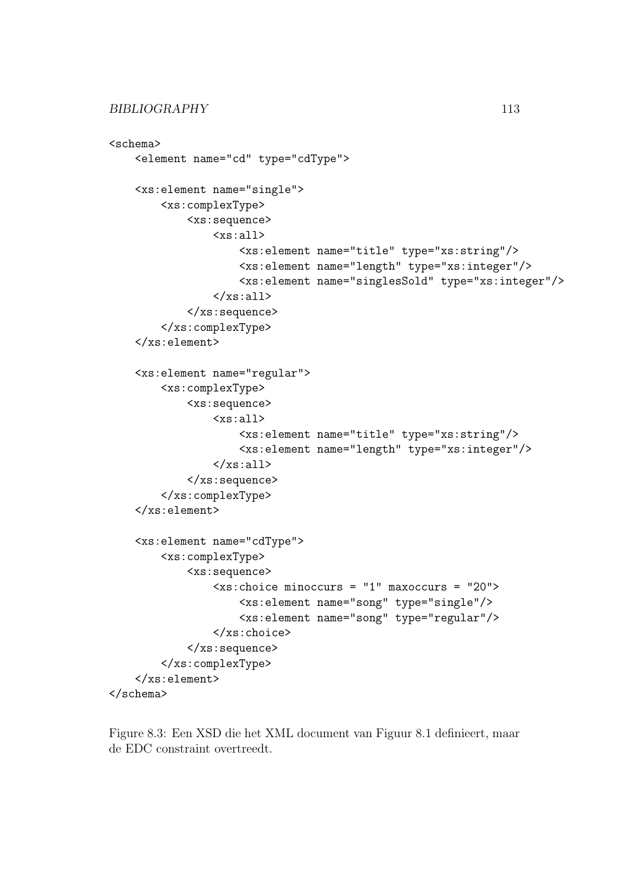```
<schema>
    <element name="cd" type="cdType">

    <xs:element name="single">
        <xs:complexType>
            <xs:sequence>
                <xs:all>
                    <xs:element name="title" type="xs:string"/>
                    <xs:element name="length" type="xs:integer"/>
                    <xs:element name="singlesSold" type="xs:integer"/>
                </xs:all>
            </xs:sequence>
        </xs:complexType>
    </xs:element>

    <xs:element name="regular">
        <xs:complexType>
            <xs:sequence>
                <xs:all>
                    <xs:element name="title" type="xs:string"/>
                    <xs:element name="length" type="xs:integer"/>
                </xs:all>
            </xs:sequence>
        </xs:complexType>
    </xs:element>

    <xs:element name="cdType">
        <xs:complexType>
            <xs:sequence>
                <xs:choice minoccurs = "1" maxoccurs = "20">
                    <xs:element name="song" type="single"/>
                    <xs:element name="song" type="regular"/>
                </xs:choice>
            </xs:sequence>
        </xs:complexType>
    </xs:element>
</schema>
```

Figure 8.3: Een XSD die het XML document van Figuur 8.1 definieert, maar de EDC constraint overtreedt.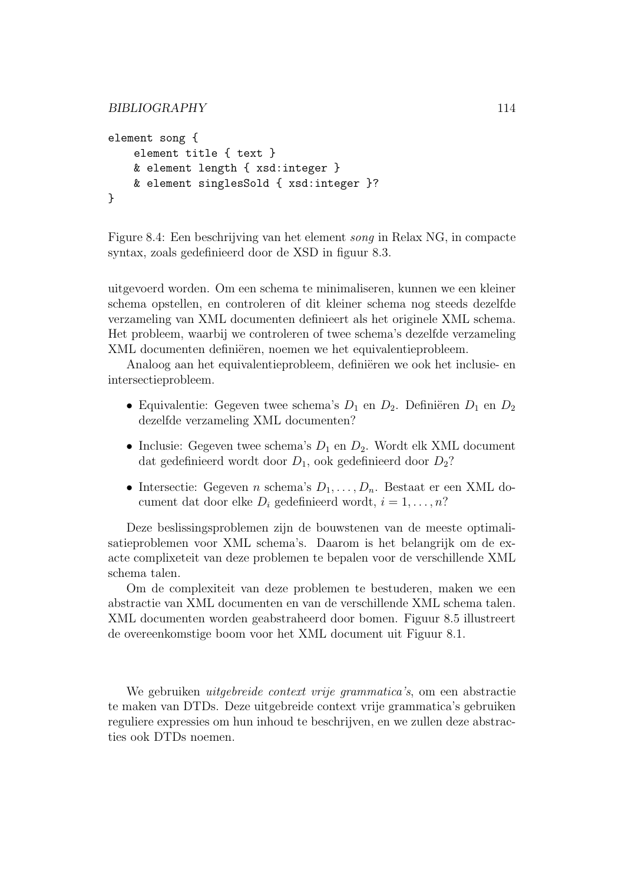```
element song {
    element title { text }
    & element length { xsd:integer }
    & element singlesSold { xsd:integer }?
}
```

Figure 8.4: Een beschrijving van het element *song* in Relax NG, in compacte syntax, zoals gedefinieerd door de XSD in figuur 8.3.

uitgevoerd worden. Om een schema te minimaliseren, kunnen we een kleiner schema opstellen, en controleren of dit kleiner schema nog steeds dezelfde verzameling van XML documenten definieert als het originele XML schema. Het probleem, waarbij we controleren of twee schema's dezelfde verzameling XML documenten definiëren, noemen we het equivalentieprobleem.

Analoog aan het equivalentieprobleem, definiëren we ook het inclusie- en intersectieprobleem.

- Equivalentie: Gegeven twee schema's $D_1$ en $D_2$. Definiëren $D_1$ en $D_2$ dezelfde verzameling XML documenten?
- Inclusie: Gegeven twee schema's $D_1$ en $D_2$. Wordt elk XML document dat gedefinieerd wordt door $D_1$, ook gedefinieerd door $D_2$?
- Intersectie: Gegeven $n$ schema's $D_1, \ldots, D_n$. Bestaat er een XML document dat door elke $D_i$ gedefinieerd wordt, $i = 1, \ldots, n$?

Deze beslissingsproblemen zijn de bouwstenen van de meeste optimalisatieproblemen voor XML schema's. Daarom is het belangrijk om de exacte complixeteit van deze problemen te bepalen voor de verschillende XML schema talen.

Om de complexiteit van deze problemen te bestuderen, maken we een abstractie van XML documenten en van de verschillende XML schema talen. XML documenten worden geabstraheerd door bomen. Figuur 8.5 illustreert de overeenkomstige boom voor het XML document uit Figuur 8.1.

We gebruiken *uitgebreide context vrije grammatica's*, om een abstractie te maken van DTDs. Deze uitgebreide context vrije grammatica's gebruiken reguliere expressies om hun inhoud te beschrijven, en we zullen deze abstracties ook DTDs noemen.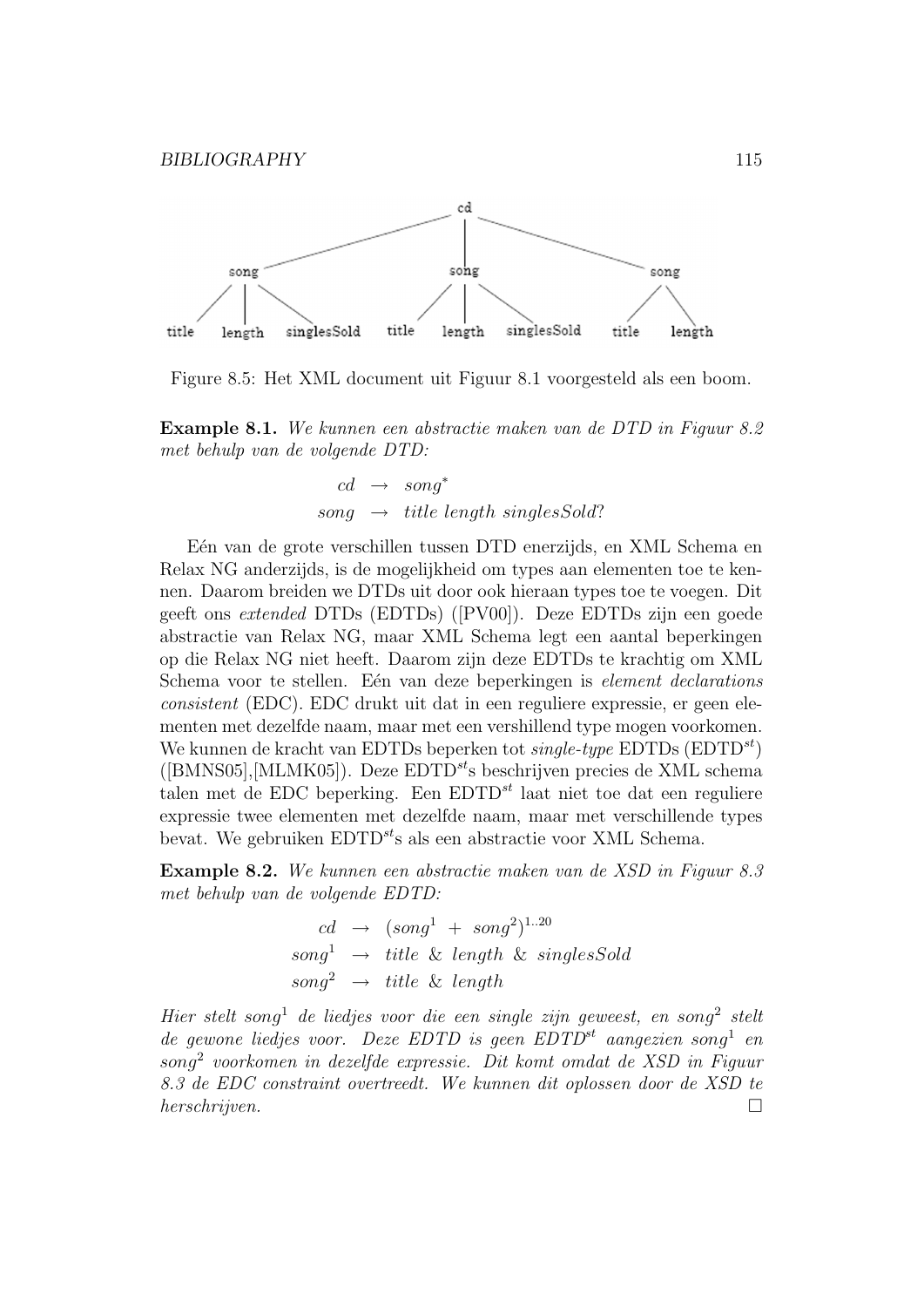Figure 8.5: Het XML document uit Figuur 8.1 voorgesteld als een boom.

**Example 8.1.** *We kunnen een abstractie maken van de DTD in Figuur 8.2 met behulp van de volgende DTD:*

$$
\begin{aligned}
cd &\rightarrow song^* \\
song &\rightarrow title\ length\ singlesSold?
\end{aligned}
$$

Eén van de grote verschillen tussen DTD enerzijds, en XML Schema en Relax NG anderzijds, is de mogelijkheid om types aan elementen toe te kennen. Daarom breiden we DTDs uit door ook hieraan types toe te voegen. Dit geeft ons *extended* DTDs (EDTDs) ([PV00]). Deze EDTDs zijn een goede abstractie van Relax NG, maar XML Schema legt een aantal beperkingen op die Relax NG niet heeft. Daarom zijn deze EDTDs te krachtig om XML Schema voor te stellen. Eén van deze beperkingen is *element declarations consistent* (EDC). EDC drukt uit dat in een reguliere expressie, er geen elementen met dezelfde naam, maar met een vershillend type mogen voorkomen. We kunnen de kracht van EDTDs beperken tot *single-type* EDTDs ($\text{EDTD}^{st}$) ([BMNS05],[MLMK05]). Deze $\text{EDTD}^{st}$s beschrijven precies de XML schema talen met de EDC beperking. Een $\text{EDTD}^{st}$ laat niet toe dat een reguliere expressie twee elementen met dezelfde naam, maar met verschillende types bevat. We gebruiken $\text{EDTD}^{st}$s als een abstractie voor XML Schema.

**Example 8.2.** *We kunnen een abstractie maken van de XSD in Figuur 8.3 met behulp van de volgende EDTD:*

$$
\begin{aligned}
cd &\rightarrow (song^1\ +\ song^2)^{1..20} \\
song^1 &\rightarrow title\ \&\ length\ \&\ singlesSold \\
song^2 &\rightarrow title\ \&\ length
\end{aligned}
$$

*Hier stelt $song^1$ de liedjes voor die een single zijn geweest, en $song^2$ stelt de gewone liedjes voor. Deze EDTD is geen $EDTD^{st}$ aangezien $song^1$ en $song^2$ voorkomen in dezelfde expressie. Dit komt omdat de XSD in Figuur 8.3 de EDC constraint overtreedt. We kunnen dit oplossen door de XSD te herschrijven.* □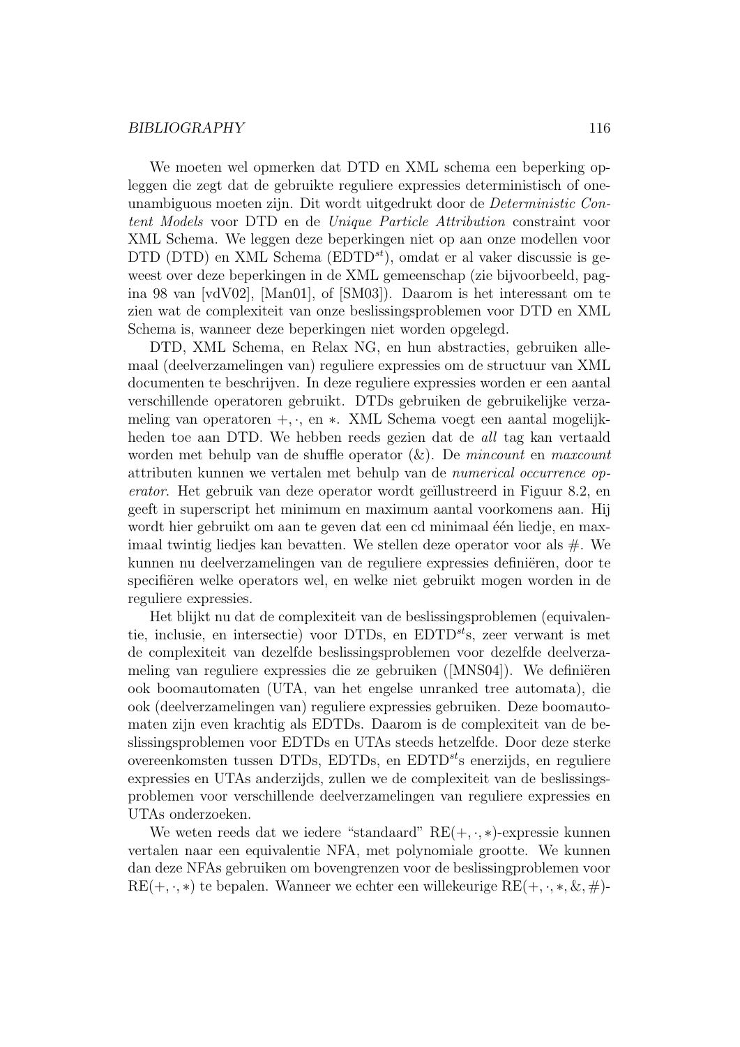We moeten wel opmerken dat DTD en XML schema een beperking opleggen die zegt dat de gebruikte reguliere expressies deterministisch of one-unambiguous moeten zijn. Dit wordt uitgedrukt door de *Deterministic Content Models* voor DTD en de *Unique Particle Attribution* constraint voor XML Schema. We leggen deze beperkingen niet op aan onze modellen voor DTD (DTD) en XML Schema (EDTD$^{st}$), omdat er al vaker discussie is geweest over deze beperkingen in de XML gemeenschap (zie bijvoorbeeld, pagina 98 van [vdV02], [Man01], of [SM03]). Daarom is het interessant om te zien wat de complexiteit van onze beslissingsproblemen voor DTD en XML Schema is, wanneer deze beperkingen niet worden opgelegd.

DTD, XML Schema, en Relax NG, en hun abstracties, gebruiken allemaal (deelverzamelingen van) reguliere expressies om de structuur van XML documenten te beschrijven. In deze reguliere expressies worden er een aantal verschillende operatoren gebruikt. DTDs gebruiken de gebruikelijke verzameling van operatoren $+, \cdot,$ en $*$. XML Schema voegt een aantal mogelijkheden toe aan DTD. We hebben reeds gezien dat de *all* tag kan vertaald worden met behulp van de shuffle operator (&). De *mincount* en *maxcount* attributen kunnen we vertalen met behulp van de *numerical occurrence operator*. Het gebruik van deze operator wordt geïllustreerd in Figuur 8.2, en geeft in superscript het minimum en maximum aantal voorkomens aan. Hij wordt hier gebruikt om aan te geven dat een cd minimaal één liedje, en maximaal twintig liedjes kan bevatten. We stellen deze operator voor als #. We kunnen nu deelverzamelingen van de reguliere expressies definiëren, door te specifiëren welke operators wel, en welke niet gebruikt mogen worden in de reguliere expressies.

Het blijkt nu dat de complexiteit van de beslissingsproblemen (equivalentie, inclusie, en intersectie) voor DTDs, en EDTD$^{st}$s, zeer verwant is met de complexiteit van dezelfde beslissingsproblemen voor dezelfde deelverzameling van reguliere expressies die ze gebruiken ([MNS04]). We definiëren ook boomautomaten (UTA, van het engelse unranked tree automata), die ook (deelverzamelingen van) reguliere expressies gebruiken. Deze boomautomaten zijn even krachtig als EDTDs. Daarom is de complexiteit van de beslissingsproblemen voor EDTDs en UTAs steeds hetzelfde. Door deze sterke overeenkomsten tussen DTDs, EDTDs, en EDTD$^{st}$s enerzijds, en reguliere expressies en UTAs anderzijds, zullen we de complexiteit van de beslissingsproblemen voor verschillende deelverzamelingen van reguliere expressies en UTAs onderzoeken.

We weten reeds dat we iedere "standaard" RE$(+, \cdot, *)$-expressie kunnen vertalen naar een equivalentie NFA, met polynomiale grootte. We kunnen dan deze NFAs gebruiken om bovengrenzen voor de beslissingproblemen voor RE$(+, \cdot, *)$ te bepalen. Wanneer we echter een willekeurige RE$(+, \cdot, *, \&, \#)$-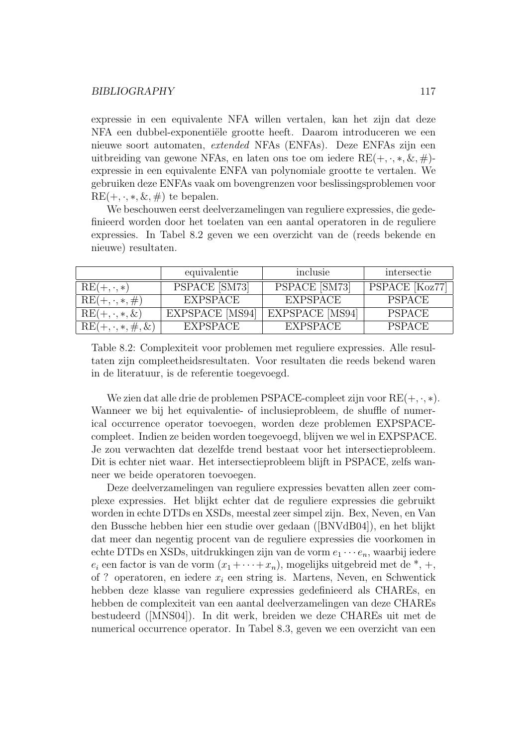expressie in een equivalente NFA willen vertalen, kan het zijn dat deze NFA een dubbel-exponentiële grootte heeft. Daarom introduceren we een nieuwe soort automaten, *extended* NFAs (ENFAs). Deze ENFAs zijn een uitbreiding van gewone NFAs, en laten ons toe om iedere $\text{RE}(+, \cdot, *, \&, \#)$-expressie in een equivalente ENFA van polynomiale grootte te vertalen. We gebruiken deze ENFAs vaak om bovengrenzen voor beslissingsproblemen voor $\text{RE}(+, \cdot, *, \&, \#)$ te bepalen.

We beschouwen eerst deelverzamelingen van reguliere expressies, die gedefinieerd worden door het toelaten van een aantal operatoren in de reguliere expressies. In Tabel 8.2 geven we een overzicht van de (reeds bekende en nieuwe) resultaten.

| | equivalentie | inclusie | intersectie |
|---|---|---|---|
| $\text{RE}(+, \cdot, *)$ | PSPACE [SM73] | PSPACE [SM73] | PSPACE [Koz77] |
| $\text{RE}(+, \cdot, *, \#)$ | EXPSPACE | EXPSPACE | PSPACE |
| $\text{RE}(+, \cdot, *, \&)$ | EXPSPACE [MS94] | EXPSPACE [MS94] | PSPACE |
| $\text{RE}(+, \cdot, *, \#, \&)$ | EXPSPACE | EXPSPACE | PSPACE |

Table 8.2: Complexiteit voor problemen met reguliere expressies. Alle resultaten zijn compleetheidsresultaten. Voor resultaten die reeds bekend waren in de literatuur, is de referentie toegevoegd.

We zien dat alle drie de problemen PSPACE-compleet zijn voor $\text{RE}(+, \cdot, *)$. Wanneer we bij het equivalentie- of inclusieprobleem, de shuffle of numerical occurrence operator toevoegen, worden deze problemen EXPSPACE-compleet. Indien ze beiden worden toegevoegd, blijven we wel in EXPSPACE. Je zou verwachten dat dezelfde trend bestaat voor het intersectieprobleem. Dit is echter niet waar. Het intersectieprobleem blijft in PSPACE, zelfs wanneer we beide operatoren toevoegen.

Deze deelverzamelingen van reguliere expressies bevatten allen zeer complexe expressies. Het blijkt echter dat de reguliere expressies die gebruikt worden in echte DTDs en XSDs, meestal zeer simpel zijn. Bex, Neven, en Van den Bussche hebben hier een studie over gedaan ([BNVdB04]), en het blijkt dat meer dan negentig procent van de reguliere expressies die voorkomen in echte DTDs en XSDs, uitdrukkingen zijn van de vorm $e_1 \cdots e_n$, waarbij iedere $e_i$ een factor is van de vorm $(x_1 + \cdots + x_n)$, mogelijks uitgebreid met de *, +, of ? operatoren, en iedere $x_i$ een string is. Martens, Neven, en Schwentick hebben deze klasse van reguliere expressies gedefinieerd als CHAREs, en hebben de complexiteit van een aantal deelverzamelingen van deze CHAREs bestudeerd ([MNS04]). In dit werk, breiden we deze CHAREs uit met de numerical occurrence operator. In Tabel 8.3, geven we een overzicht van een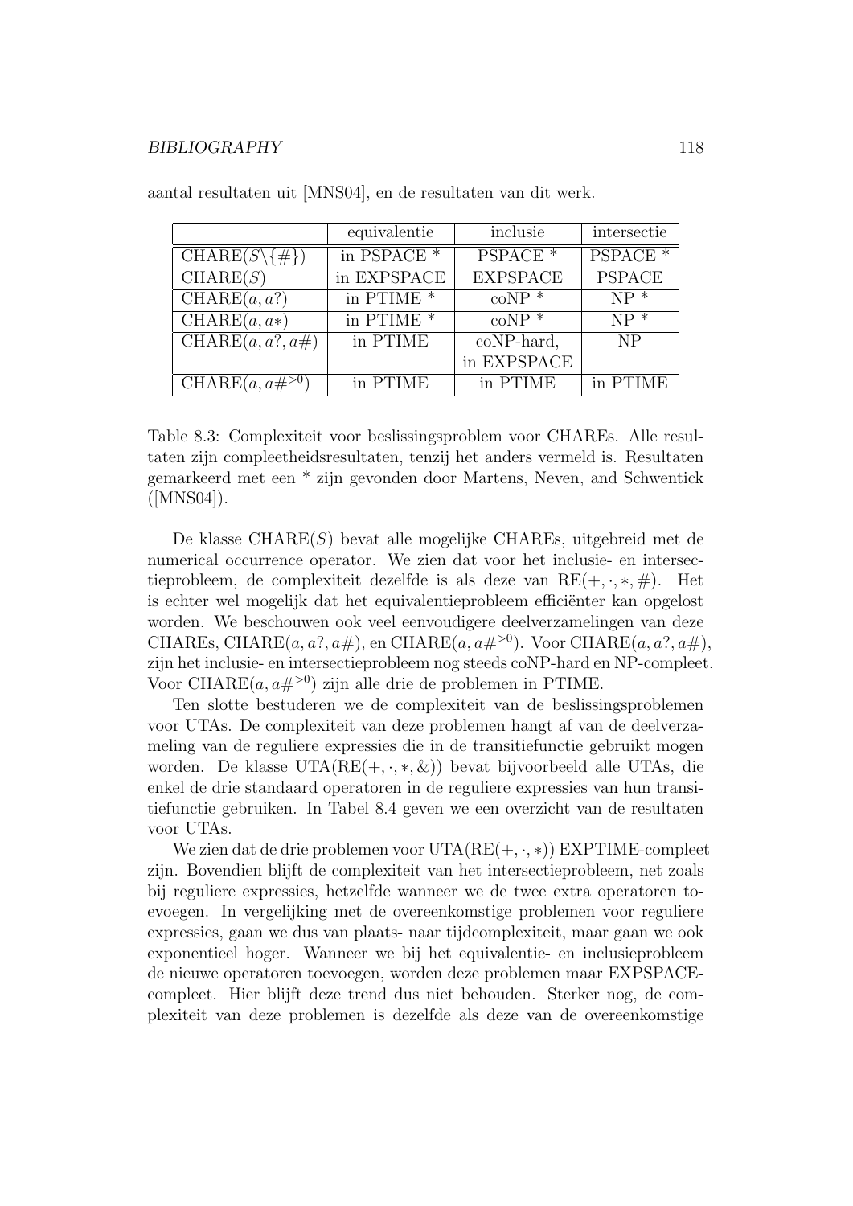aantal resultaten uit [MNS04], en de resultaten van dit werk.

| | equivalentie | inclusie | intersectie |
|---|---|---|---|
| $\text{CHARE}(S \backslash \{\#\})$ | in PSPACE * | PSPACE * | PSPACE * |
| $\text{CHARE}(S)$ | in EXPSPACE | EXPSPACE | PSPACE |
| $\text{CHARE}(a, a?)$ | in PTIME * | coNP * | NP * |
| $\text{CHARE}(a, a*)$ | in PTIME * | coNP * | NP * |
| $\text{CHARE}(a, a?, a\#)$ | in PTIME | coNP-hard, in EXPSPACE | NP |
| $\text{CHARE}(a, a\#^{>0})$ | in PTIME | in PTIME | in PTIME |

Table 8.3: Complexiteit voor beslissingsproblem voor CHAREs. Alle resultaten zijn compleetheidsresultaten, tenzij het anders vermeld is. Resultaten gemarkeerd met een * zijn gevonden door Martens, Neven, and Schwentick ([MNS04]).

De klasse $\text{CHARE}(S)$ bevat alle mogelijke CHAREs, uitgebreid met de numerical occurrence operator. We zien dat voor het inclusie- en intersectieprobleem, de complexiteit dezelfde is als deze van $\text{RE}(+, \cdot, *, \#)$. Het is echter wel mogelijk dat het equivalentieprobleem efficiënter kan opgelost worden. We beschouwen ook veel eenvoudigere deelverzamelingen van deze CHAREs, $\text{CHARE}(a, a?, a\#)$, en $\text{CHARE}(a, a\#^{>0})$. Voor $\text{CHARE}(a, a?, a\#)$, zijn het inclusie- en intersectieprobleem nog steeds coNP-hard en NP-compleet. Voor $\text{CHARE}(a, a\#^{>0})$ zijn alle drie de problemen in PTIME.

Ten slotte bestuderen we de complexiteit van de beslissingsproblemen voor UTAs. De complexiteit van deze problemen hangt af van de deelverzameling van de reguliere expressies die in de transitiefunctie gebruikt mogen worden. De klasse $\text{UTA}(\text{RE}(+, \cdot, *, \&))$ bevat bijvoorbeeld alle UTAs, die enkel de drie standaard operatoren in de reguliere expressies van hun transitiefunctie gebruiken. In Tabel 8.4 geven we een overzicht van de resultaten voor UTAs.

We zien dat de drie problemen voor $\text{UTA}(\text{RE}(+, \cdot, *))$ EXPTIME-compleet zijn. Bovendien blijft de complexiteit van het intersectieprobleem, net zoals bij reguliere expressies, hetzelfde wanneer we de twee extra operatoren toevoegen. In vergelijking met de overeenkomstige problemen voor reguliere expressies, gaan we dus van plaats- naar tijdcomplexiteit, maar gaan we ook exponentieel hoger. Wanneer we bij het equivalentie- en inclusieprobleem de nieuwe operatoren toevoegen, worden deze problemen maar EXPSPACE-compleet. Hier blijft deze trend dus niet behouden. Sterker nog, de complexiteit van deze problemen is dezelfde als deze van de overeenkomstige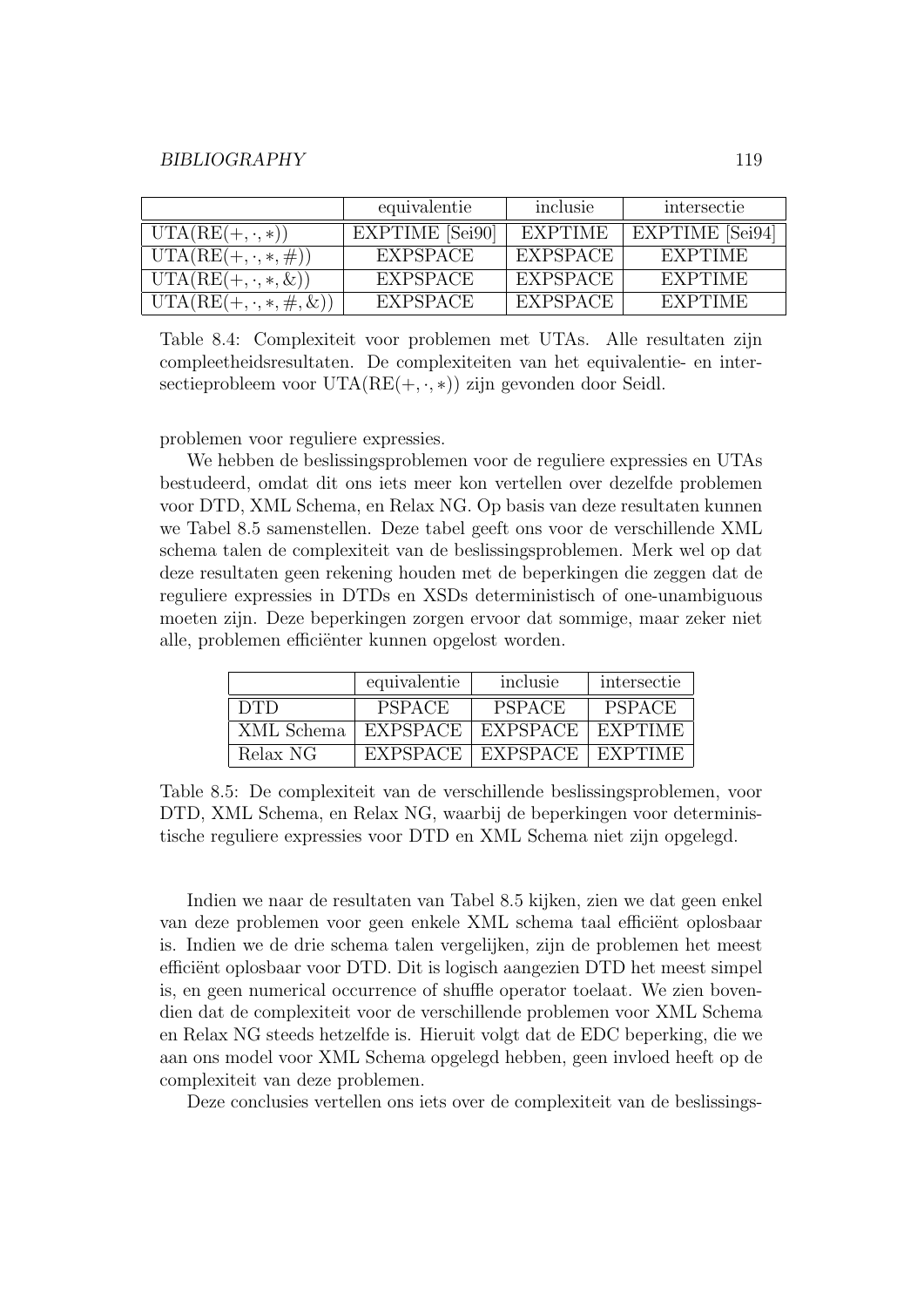|  | equivalentie | inclusie | intersectie |
| --- | --- | --- | --- |
| $\text{UTA}(\text{RE}(+, \cdot, *))$ | EXPTIME [Sei90] | EXPTIME | EXPTIME [Sei94] |
| $\text{UTA}(\text{RE}(+, \cdot, *, \#))$ | EXPSPACE | EXPSPACE | EXPTIME |
| $\text{UTA}(\text{RE}(+, \cdot, *, \&))$ | EXPSPACE | EXPSPACE | EXPTIME |
| $\text{UTA}(\text{RE}(+, \cdot, *, \#, \&))$ | EXPSPACE | EXPSPACE | EXPTIME |

Table 8.4: Complexiteit voor problemen met UTAs. Alle resultaten zijn compleetheidsresultaten. De complexiteiten van het equivalentie- en intersectieprobleem voor $\text{UTA}(\text{RE}(+, \cdot, *))$ zijn gevonden door Seidl.

problemen voor reguliere expressies.

We hebben de beslissingsproblemen voor de reguliere expressies en UTAs bestudeerd, omdat dit ons iets meer kon vertellen over dezelfde problemen voor DTD, XML Schema, en Relax NG. Op basis van deze resultaten kunnen we Tabel 8.5 samenstellen. Deze tabel geeft ons voor de verschillende XML schema talen de complexiteit van de beslissingsproblemen. Merk wel op dat deze resultaten geen rekening houden met de beperkingen die zeggen dat de reguliere expressies in DTDs en XSDs deterministisch of one-unambiguous moeten zijn. Deze beperkingen zorgen ervoor dat sommige, maar zeker niet alle, problemen efficiënter kunnen opgelost worden.

|  | equivalentie | inclusie | intersectie |
| --- | --- | --- | --- |
| DTD | PSPACE | PSPACE | PSPACE |
| XML Schema | EXPSPACE | EXPSPACE | EXPTIME |
| Relax NG | EXPSPACE | EXPSPACE | EXPTIME |

Table 8.5: De complexiteit van de verschillende beslissingsproblemen, voor DTD, XML Schema, en Relax NG, waarbij de beperkingen voor deterministische reguliere expressies voor DTD en XML Schema niet zijn opgelegd.

Indien we naar de resultaten van Tabel 8.5 kijken, zien we dat geen enkel van deze problemen voor geen enkele XML schema taal efficiënt oplosbaar is. Indien we de drie schema talen vergelijken, zijn de problemen het meest efficiënt oplosbaar voor DTD. Dit is logisch aangezien DTD het meest simpel is, en geen numerical occurrence of shuffle operator toelaat. We zien bovendien dat de complexiteit voor de verschillende problemen voor XML Schema en Relax NG steeds hetzelfde is. Hieruit volgt dat de EDC beperking, die we aan ons model voor XML Schema opgelegd hebben, geen invloed heeft op de complexiteit van deze problemen.

Deze conclusies vertellen ons iets over de complexiteit van de beslissings-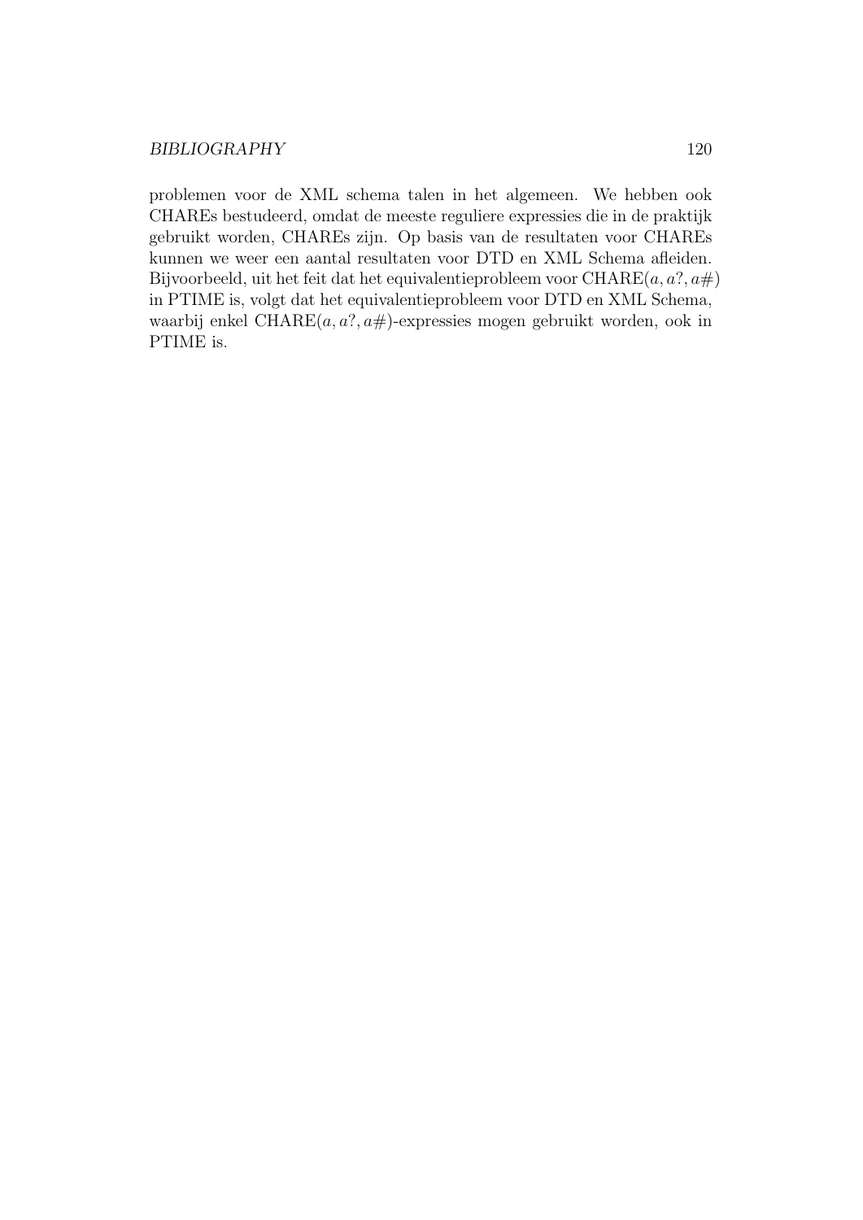problemen voor de XML schema talen in het algemeen. We hebben ook CHAREs bestudeerd, omdat de meeste reguliere expressies die in de praktijk gebruikt worden, CHAREs zijn. Op basis van de resultaten voor CHAREs kunnen we weer een aantal resultaten voor DTD en XML Schema afleiden. Bijvoorbeeld, uit het feit dat het equivalentieprobleem voor CHARE($a, a?, a\#$) in PTIME is, volgt dat het equivalentieprobleem voor DTD en XML Schema, waarbij enkel CHARE($a, a?, a\#$)-expressies mogen gebruikt worden, ook in PTIME is.